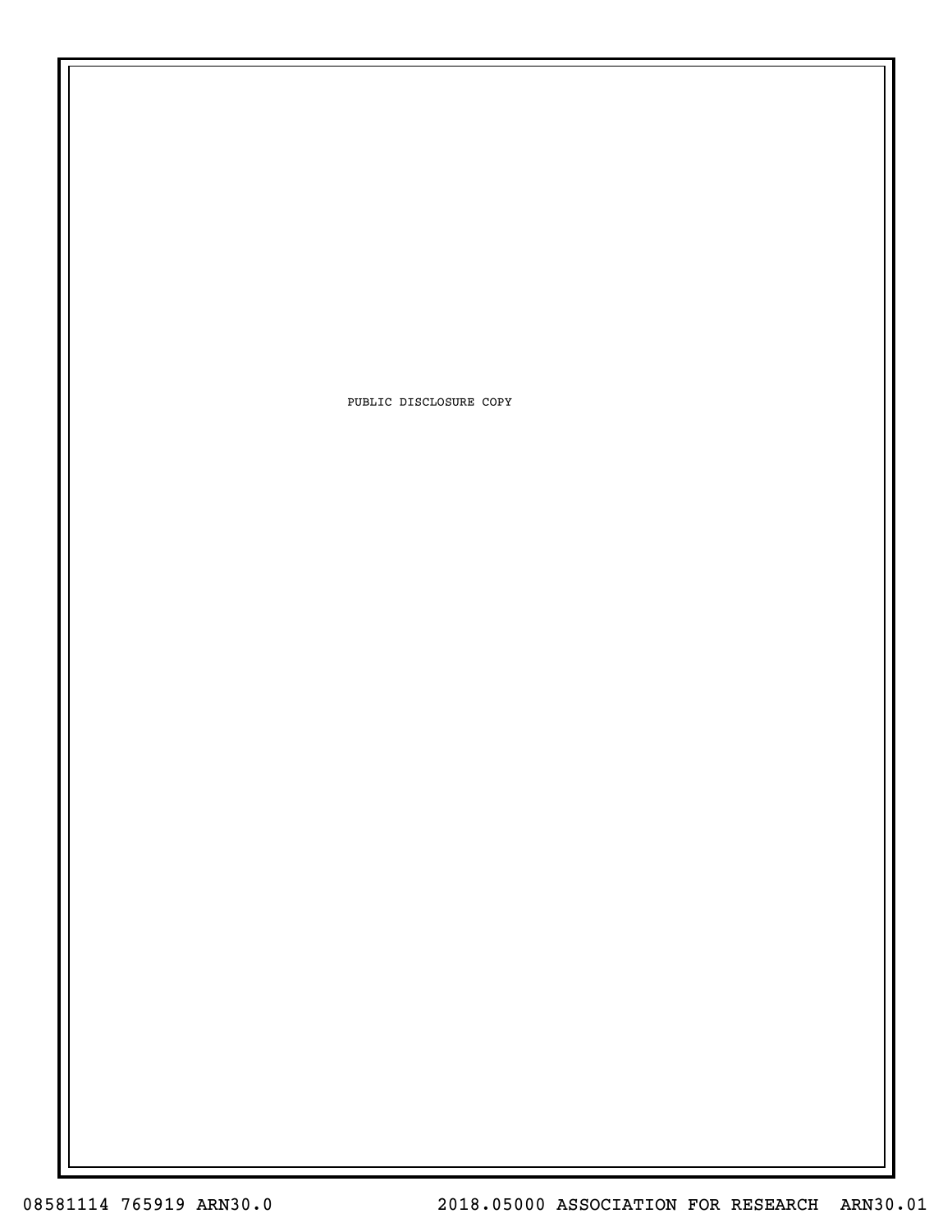PUBLIC DISCLOSURE COPY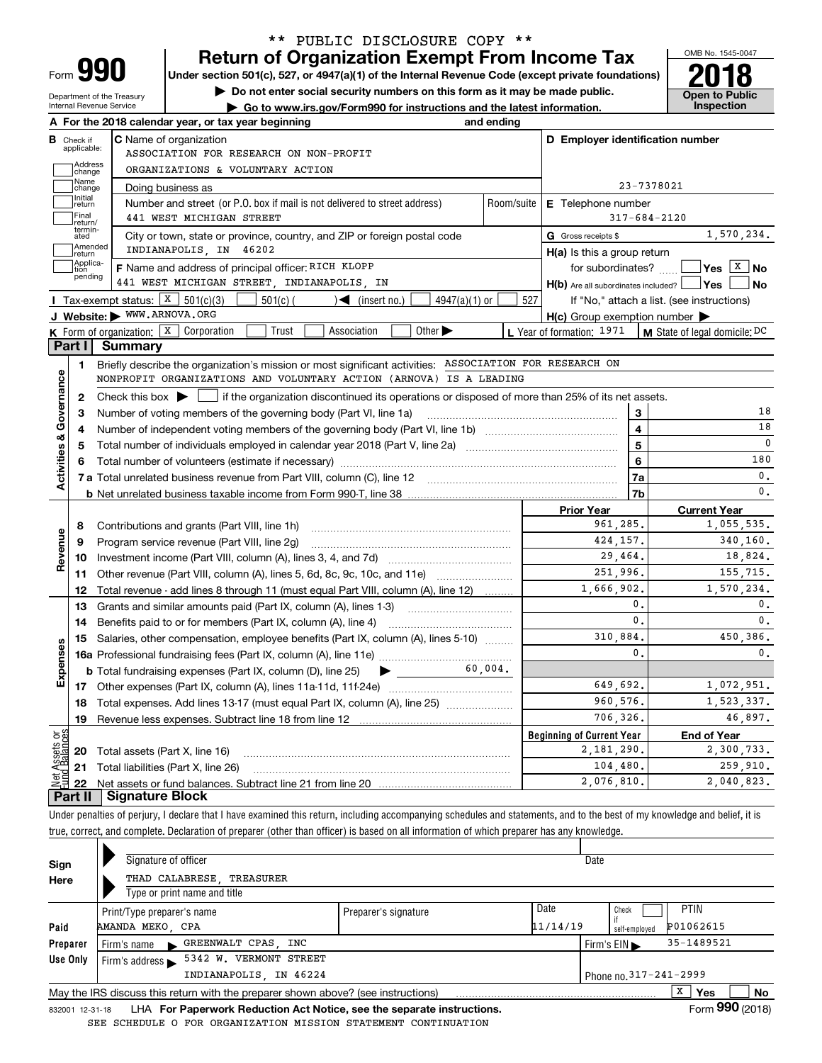\*\* PUBLIC DISCLOSURE COPY \*\*

# Form 990 — Return of Organization Exempt From Income Tax

Under section 501(c), 527, or 4947(a)(1) of the Internal Revenue Code (except private foundations)

▶ Do not enter social security numbers on this form as it may be made public.

▶ Go to www.irs.gov/Form990 for instructions and the latest information.

Department of the Treasury
Internal Revenue Service

OMB No. 1545-0047

**2018**

**Open to Public Inspection**

**A** For the 2018 calendar year, or tax year beginning and ending

**B** Check if applicable: Address change, Name change, Initial return, Final return/terminated, Amended return, Application pending

**C** Name of organization
ASSOCIATION FOR RESEARCH ON NON-PROFIT
ORGANIZATIONS & VOLUNTARY ACTION

Doing business as

Number and street (or P.O. box if mail is not delivered to street address): 441 WEST MICHIGAN STREET — Room/suite

City or town, state or province, country, and ZIP or foreign postal code: INDIANAPOLIS, IN 46202

**D** Employer identification number: 23-7378021

**E** Telephone number: 317-684-2120

**G** Gross receipts $ 1,570,234.

**F** Name and address of principal officer: RICH KLOPP
441 WEST MICHIGAN STREET, INDIANAPOLIS, IN

**H(a)** Is this a group return for subordinates? Yes [ ] No [X]

**H(b)** Are all subordinates included? Yes [ ] No [ ]
If "No," attach a list. (see instructions)

**H(c)** Group exemption number ▶

**I** Tax-exempt status: [X] 501(c)(3) [ ] 501(c) ( ) ◀ (insert no.) [ ] 4947(a)(1) or [ ] 527

**J** Website: ▶ WWW.ARNOVA.ORG

**K** Form of organization: [X] Corporation [ ] Trust [ ] Association [ ] Other ▶

**L** Year of formation: 1971

**M** State of legal domicile: DC

## Part I Summary

**Activities & Governance**

1. Briefly describe the organization's mission or most significant activities: ASSOCIATION FOR RESEARCH ON NONPROFIT ORGANIZATIONS AND VOLUNTARY ACTION (ARNOVA) IS A LEADING
2. Check this box ▶ [ ] if the organization discontinued its operations or disposed of more than 25% of its net assets.

| | | | |
|---|---|---|---|
| 3 | Number of voting members of the governing body (Part VI, line 1a) | 3 | 18 |
| 4 | Number of independent voting members of the governing body (Part VI, line 1b) | 4 | 18 |
| 5 | Total number of individuals employed in calendar year 2018 (Part V, line 2a) | 5 | 0 |
| 6 | Total number of volunteers (estimate if necessary) | 6 | 180 |
| 7a | Total unrelated business revenue from Part VIII, column (C), line 12 | 7a | 0. |
| b | Net unrelated business taxable income from Form 990-T, line 38 | 7b | 0. |

| | | | Prior Year | Current Year |
|---|---|---|---|---|
| **Revenue** | 8 | Contributions and grants (Part VIII, line 1h) | 961,285. | 1,055,535. |
| | 9 | Program service revenue (Part VIII, line 2g) | 424,157. | 340,160. |
| | 10 | Investment income (Part VIII, column (A), lines 3, 4, and 7d) | 29,464. | 18,824. |
| | 11 | Other revenue (Part VIII, column (A), lines 5, 6d, 8c, 9c, 10c, and 11e) | 251,996. | 155,715. |
| | 12 | Total revenue - add lines 8 through 11 (must equal Part VIII, column (A), line 12) | 1,666,902. | 1,570,234. |
| **Expenses** | 13 | Grants and similar amounts paid (Part IX, column (A), lines 1-3) | 0. | 0. |
| | 14 | Benefits paid to or for members (Part IX, column (A), line 4) | 0. | 0. |
| | 15 | Salaries, other compensation, employee benefits (Part IX, column (A), lines 5-10) | 310,884. | 450,386. |
| | 16a | Professional fundraising fees (Part IX, column (A), line 11e) | 0. | 0. |
| | b | Total fundraising expenses (Part IX, column (D), line 25) ▶ 60,004. | | |
| | 17 | Other expenses (Part IX, column (A), lines 11a-11d, 11f-24e) | 649,692. | 1,072,951. |
| | 18 | Total expenses. Add lines 13-17 (must equal Part IX, column (A), line 25) | 960,576. | 1,523,337. |
| | 19 | Revenue less expenses. Subtract line 18 from line 12 | 706,326. | 46,897. |
| | | | **Beginning of Current Year** | **End of Year** |
| **Net Assets or Fund Balances** | 20 | Total assets (Part X, line 16) | 2,181,290. | 2,300,733. |
| | 21 | Total liabilities (Part X, line 26) | 104,480. | 259,910. |
| | 22 | Net assets or fund balances. Subtract line 21 from line 20 | 2,076,810. | 2,040,823. |

## Part II Signature Block

Under penalties of perjury, I declare that I have examined this return, including accompanying schedules and statements, and to the best of my knowledge and belief, it is true, correct, and complete. Declaration of preparer (other than officer) is based on all information of which preparer has any knowledge.

**Sign Here**

Signature of officer — Date

THAD CALABRESE, TREASURER
Type or print name and title

| **Paid Preparer Use Only** | | | | |
|---|---|---|---|---|
| Print/Type preparer's name | Preparer's signature | Date | Check [ ] if self-employed | PTIN |
| AMANDA MEKO, CPA | | 11/14/19 | | P01062615 |
| Firm's name ▶ GREENWALT CPAS, INC | | | Firm's EIN ▶ | 35-1489521 |
| Firm's address ▶ 5342 W. VERMONT STREET, INDIANAPOLIS, IN 46224 | | | Phone no. | 317-241-2999 |

May the IRS discuss this return with the preparer shown above? (see instructions) [X] Yes [ ] No

832001 12-31-18 LHA For Paperwork Reduction Act Notice, see the separate instructions. Form **990** (2018)

SEE SCHEDULE O FOR ORGANIZATION MISSION STATEMENT CONTINUATION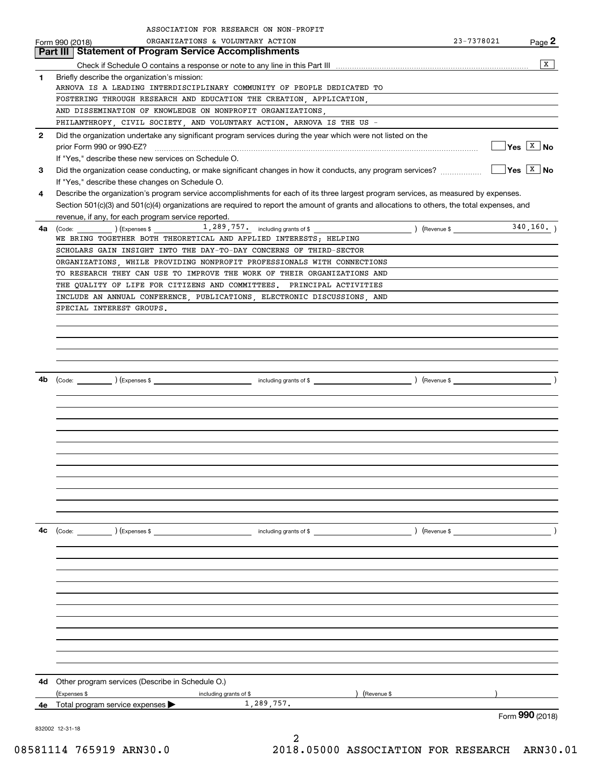ASSOCIATION FOR RESEARCH ON NON-PROFIT ORGANIZATIONS & VOLUNTARY ACTION 23-7378021

Form 990 (2018) Page 2

## Part III Statement of Program Service Accomplishments

Check if Schedule O contains a response or note to any line in this Part III [X]

**1** Briefly describe the organization's mission:

ARNOVA IS A LEADING INTERDISCIPLINARY COMMUNITY OF PEOPLE DEDICATED TO FOSTERING THROUGH RESEARCH AND EDUCATION THE CREATION, APPLICATION, AND DISSEMINATION OF KNOWLEDGE ON NONPROFIT ORGANIZATIONS, PHILANTHROPY, CIVIL SOCIETY, AND VOLUNTARY ACTION. ARNOVA IS THE US -

**2** Did the organization undertake any significant program services during the year which were not listed on the prior Form 990 or 990-EZ? [ ] Yes [X] No

If "Yes," describe these new services on Schedule O.

**3** Did the organization cease conducting, or make significant changes in how it conducts, any program services? [ ] Yes [X] No

If "Yes," describe these changes on Schedule O.

**4** Describe the organization's program service accomplishments for each of its three largest program services, as measured by expenses. Section 501(c)(3) and 501(c)(4) organizations are required to report the amount of grants and allocations to others, the total expenses, and revenue, if any, for each program service reported.

**4a** (Code: ) (Expenses $ 1,289,757. including grants of $ ) (Revenue $ 340,160. )

WE BRING TOGETHER BOTH THEORETICAL AND APPLIED INTERESTS; HELPING SCHOLARS GAIN INSIGHT INTO THE DAY-TO-DAY CONCERNS OF THIRD-SECTOR ORGANIZATIONS, WHILE PROVIDING NONPROFIT PROFESSIONALS WITH CONNECTIONS TO RESEARCH THEY CAN USE TO IMPROVE THE WORK OF THEIR ORGANIZATIONS AND THE QUALITY OF LIFE FOR CITIZENS AND COMMITTEES. PRINCIPAL ACTIVITIES INCLUDE AN ANNUAL CONFERENCE, PUBLICATIONS, ELECTRONIC DISCUSSIONS, AND SPECIAL INTEREST GROUPS.

**4b** (Code: ) (Expenses $ including grants of $ ) (Revenue $ )

**4c** (Code: ) (Expenses $ including grants of $ ) (Revenue $ )

**4d** Other program services (Describe in Schedule O.)

(Expenses $ including grants of $ ) (Revenue $ )

**4e** Total program service expenses ▶ 1,289,757.

Form 990 (2018)

832002 12-31-18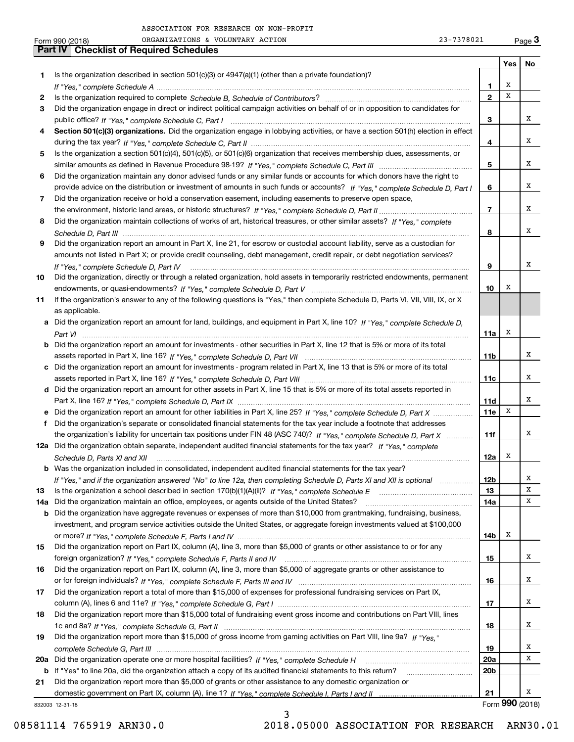ASSOCIATION FOR RESEARCH ON NON-PROFIT ORGANIZATIONS & VOLUNTARY ACTION 23-7378021

Form 990 (2018)

## Part IV Checklist of Required Schedules

| | | | Yes | No |
|---|---|---|---|---|
| **1** | Is the organization described in section 501(c)(3) or 4947(a)(1) (other than a private foundation)? *If "Yes," complete Schedule A* | **1** | X | |
| **2** | Is the organization required to complete *Schedule B, Schedule of Contributors*? | **2** | X | |
| **3** | Did the organization engage in direct or indirect political campaign activities on behalf of or in opposition to candidates for public office? *If "Yes," complete Schedule C, Part I* | **3** | | X |
| **4** | **Section 501(c)(3) organizations.** Did the organization engage in lobbying activities, or have a section 501(h) election in effect during the tax year? *If "Yes," complete Schedule C, Part II* | **4** | | X |
| **5** | Is the organization a section 501(c)(4), 501(c)(5), or 501(c)(6) organization that receives membership dues, assessments, or similar amounts as defined in Revenue Procedure 98-19? *If "Yes," complete Schedule C, Part III* | **5** | | X |
| **6** | Did the organization maintain any donor advised funds or any similar funds or accounts for which donors have the right to provide advice on the distribution or investment of amounts in such funds or accounts? *If "Yes," complete Schedule D, Part I* | **6** | | X |
| **7** | Did the organization receive or hold a conservation easement, including easements to preserve open space, the environment, historic land areas, or historic structures? *If "Yes," complete Schedule D, Part II* | **7** | | X |
| **8** | Did the organization maintain collections of works of art, historical treasures, or other similar assets? *If "Yes," complete Schedule D, Part III* | **8** | | X |
| **9** | Did the organization report an amount in Part X, line 21, for escrow or custodial account liability, serve as a custodian for amounts not listed in Part X; or provide credit counseling, debt management, credit repair, or debt negotiation services? *If "Yes," complete Schedule D, Part IV* | **9** | | X |
| **10** | Did the organization, directly or through a related organization, hold assets in temporarily restricted endowments, permanent endowments, or quasi-endowments? *If "Yes," complete Schedule D, Part V* | **10** | X | |
| **11** | If the organization's answer to any of the following questions is "Yes," then complete Schedule D, Parts VI, VII, VIII, IX, or X as applicable. | | | |
| **a** | Did the organization report an amount for land, buildings, and equipment in Part X, line 10? *If "Yes," complete Schedule D, Part VI* | **11a** | X | |
| **b** | Did the organization report an amount for investments - other securities in Part X, line 12 that is 5% or more of its total assets reported in Part X, line 16? *If "Yes," complete Schedule D, Part VII* | **11b** | | X |
| **c** | Did the organization report an amount for investments - program related in Part X, line 13 that is 5% or more of its total assets reported in Part X, line 16? *If "Yes," complete Schedule D, Part VIII* | **11c** | | X |
| **d** | Did the organization report an amount for other assets in Part X, line 15 that is 5% or more of its total assets reported in Part X, line 16? *If "Yes," complete Schedule D, Part IX* | **11d** | | X |
| **e** | Did the organization report an amount for other liabilities in Part X, line 25? *If "Yes," complete Schedule D, Part X* | **11e** | X | |
| **f** | Did the organization's separate or consolidated financial statements for the tax year include a footnote that addresses the organization's liability for uncertain tax positions under FIN 48 (ASC 740)? *If "Yes," complete Schedule D, Part X* | **11f** | | X |
| **12a** | Did the organization obtain separate, independent audited financial statements for the tax year? *If "Yes," complete Schedule D, Parts XI and XII* | **12a** | X | |
| **b** | Was the organization included in consolidated, independent audited financial statements for the tax year? *If "Yes," and if the organization answered "No" to line 12a, then completing Schedule D, Parts XI and XII is optional* | **12b** | | X |
| **13** | Is the organization a school described in section 170(b)(1)(A)(ii)? *If "Yes," complete Schedule E* | **13** | | X |
| **14a** | Did the organization maintain an office, employees, or agents outside of the United States? | **14a** | | X |
| **b** | Did the organization have aggregate revenues or expenses of more than $10,000 from grantmaking, fundraising, business, investment, and program service activities outside the United States, or aggregate foreign investments valued at $100,000 or more? *If "Yes," complete Schedule F, Parts I and IV* | **14b** | X | |
| **15** | Did the organization report on Part IX, column (A), line 3, more than $5,000 of grants or other assistance to or for any foreign organization? *If "Yes," complete Schedule F, Parts II and IV* | **15** | | X |
| **16** | Did the organization report on Part IX, column (A), line 3, more than $5,000 of aggregate grants or other assistance to or for foreign individuals? *If "Yes," complete Schedule F, Parts III and IV* | **16** | | X |
| **17** | Did the organization report a total of more than $15,000 of expenses for professional fundraising services on Part IX, column (A), lines 6 and 11e? *If "Yes," complete Schedule G, Part I* | **17** | | X |
| **18** | Did the organization report more than $15,000 total of fundraising event gross income and contributions on Part VIII, lines 1c and 8a? *If "Yes," complete Schedule G, Part II* | **18** | | X |
| **19** | Did the organization report more than $15,000 of gross income from gaming activities on Part VIII, line 9a? *If "Yes," complete Schedule G, Part III* | **19** | | X |
| **20a** | Did the organization operate one or more hospital facilities? *If "Yes," complete Schedule H* | **20a** | | X |
| **b** | If "Yes" to line 20a, did the organization attach a copy of its audited financial statements to this return? | **20b** | | |
| **21** | Did the organization report more than $5,000 of grants or other assistance to any domestic organization or domestic government on Part IX, column (A), line 1? *If "Yes," complete Schedule I, Parts I and II* | **21** | | X |

832003 12-31-18 Form **990** (2018)

08581114 765919 ARN30.0 2018.05000 ASSOCIATION FOR RESEARCH ARN30.01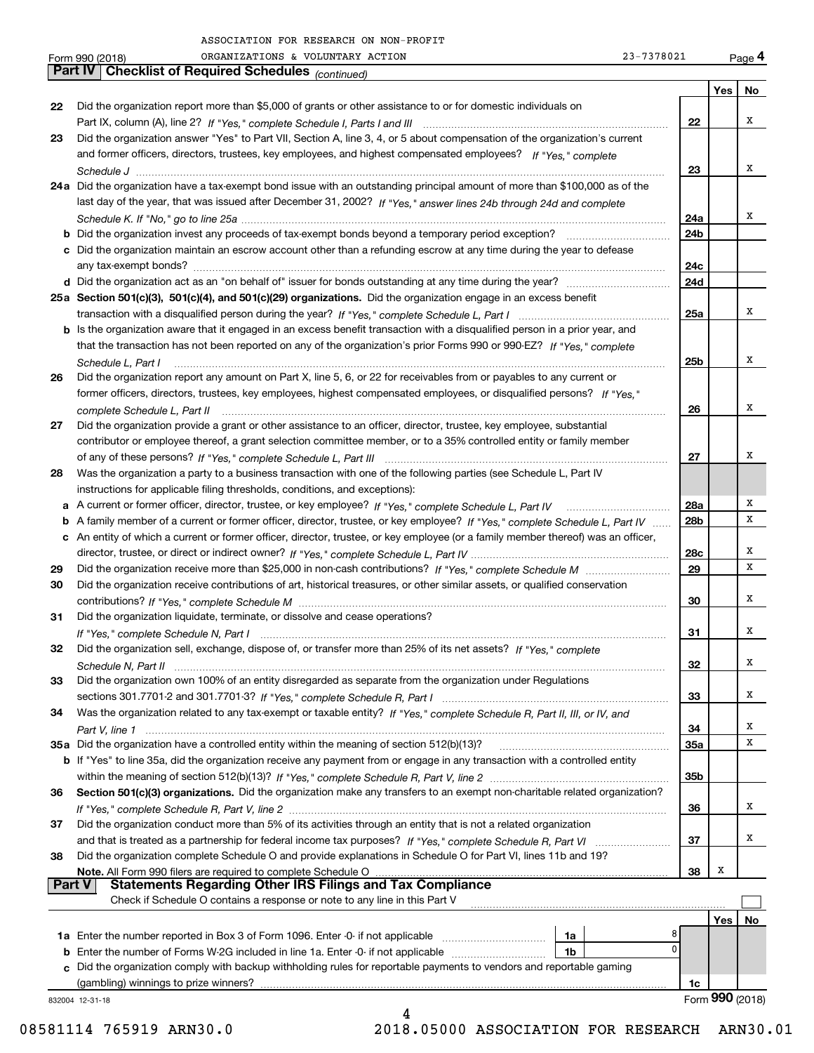ASSOCIATION FOR RESEARCH ON NON-PROFIT ORGANIZATIONS & VOLUNTARY ACTION 23-7378021

Form 990 (2018) Page 4

## Part IV Checklist of Required Schedules *(continued)*

| | | | Yes | No |
|---|---|---|---|---|
| 22 | Did the organization report more than $5,000 of grants or other assistance to or for domestic individuals on Part IX, column (A), line 2? *If "Yes," complete Schedule I, Parts I and III* | 22 | | X |
| 23 | Did the organization answer "Yes" to Part VII, Section A, line 3, 4, or 5 about compensation of the organization's current and former officers, directors, trustees, key employees, and highest compensated employees? *If "Yes," complete Schedule J* | 23 | | X |
| 24a | Did the organization have a tax-exempt bond issue with an outstanding principal amount of more than $100,000 as of the last day of the year, that was issued after December 31, 2002? *If "Yes," answer lines 24b through 24d and complete Schedule K. If "No," go to line 25a* | 24a | | X |
| b | Did the organization invest any proceeds of tax-exempt bonds beyond a temporary period exception? | 24b | | |
| c | Did the organization maintain an escrow account other than a refunding escrow at any time during the year to defease any tax-exempt bonds? | 24c | | |
| d | Did the organization act as an "on behalf of" issuer for bonds outstanding at any time during the year? | 24d | | |
| 25a | **Section 501(c)(3), 501(c)(4), and 501(c)(29) organizations.** Did the organization engage in an excess benefit transaction with a disqualified person during the year? *If "Yes," complete Schedule L, Part I* | 25a | | X |
| b | Is the organization aware that it engaged in an excess benefit transaction with a disqualified person in a prior year, and that the transaction has not been reported on any of the organization's prior Forms 990 or 990-EZ? *If "Yes," complete Schedule L, Part I* | 25b | | X |
| 26 | Did the organization report any amount on Part X, line 5, 6, or 22 for receivables from or payables to any current or former officers, directors, trustees, key employees, highest compensated employees, or disqualified persons? *If "Yes," complete Schedule L, Part II* | 26 | | X |
| 27 | Did the organization provide a grant or other assistance to an officer, director, trustee, key employee, substantial contributor or employee thereof, a grant selection committee member, or to a 35% controlled entity or family member of any of these persons? *If "Yes," complete Schedule L, Part III* | 27 | | X |
| 28 | Was the organization a party to a business transaction with one of the following parties (see Schedule L, Part IV instructions for applicable filing thresholds, conditions, and exceptions): | | | |
| a | A current or former officer, director, trustee, or key employee? *If "Yes," complete Schedule L, Part IV* | 28a | | X |
| b | A family member of a current or former officer, director, trustee, or key employee? *If "Yes," complete Schedule L, Part IV* | 28b | | X |
| c | An entity of which a current or former officer, director, trustee, or key employee (or a family member thereof) was an officer, director, trustee, or direct or indirect owner? *If "Yes," complete Schedule L, Part IV* | 28c | | X |
| 29 | Did the organization receive more than $25,000 in non-cash contributions? *If "Yes," complete Schedule M* | 29 | | X |
| 30 | Did the organization receive contributions of art, historical treasures, or other similar assets, or qualified conservation contributions? *If "Yes," complete Schedule M* | 30 | | X |
| 31 | Did the organization liquidate, terminate, or dissolve and cease operations? *If "Yes," complete Schedule N, Part I* | 31 | | X |
| 32 | Did the organization sell, exchange, dispose of, or transfer more than 25% of its net assets? *If "Yes," complete Schedule N, Part II* | 32 | | X |
| 33 | Did the organization own 100% of an entity disregarded as separate from the organization under Regulations sections 301.7701-2 and 301.7701-3? *If "Yes," complete Schedule R, Part I* | 33 | | X |
| 34 | Was the organization related to any tax-exempt or taxable entity? *If "Yes," complete Schedule R, Part II, III, or IV, and Part V, line 1* | 34 | | X |
| 35a | Did the organization have a controlled entity within the meaning of section 512(b)(13)? | 35a | | X |
| b | If "Yes" to line 35a, did the organization receive any payment from or engage in any transaction with a controlled entity within the meaning of section 512(b)(13)? *If "Yes," complete Schedule R, Part V, line 2* | 35b | | |
| 36 | **Section 501(c)(3) organizations.** Did the organization make any transfers to an exempt non-charitable related organization? *If "Yes," complete Schedule R, Part V, line 2* | 36 | | X |
| 37 | Did the organization conduct more than 5% of its activities through an entity that is not a related organization and that is treated as a partnership for federal income tax purposes? *If "Yes," complete Schedule R, Part VI* | 37 | | X |
| 38 | Did the organization complete Schedule O and provide explanations in Schedule O for Part VI, lines 11b and 19? **Note.** All Form 990 filers are required to complete Schedule O | 38 | X | |

## Part V Statements Regarding Other IRS Filings and Tax Compliance

Check if Schedule O contains a response or note to any line in this Part V ☐

| | | | | | Yes | No |
|---|---|---|---|---|---|---|
| 1a | Enter the number reported in Box 3 of Form 1096. Enter -0- if not applicable | 1a | 8 | | | |
| b | Enter the number of Forms W-2G included in line 1a. Enter -0- if not applicable | 1b | 0 | | | |
| c | Did the organization comply with backup withholding rules for reportable payments to vendors and reportable gaming (gambling) winnings to prize winners? | | | 1c | | |

832004 12-31-18 Form **990** (2018)

08581114 765919 ARN30.0 2018.05000 ASSOCIATION FOR RESEARCH ARN30.01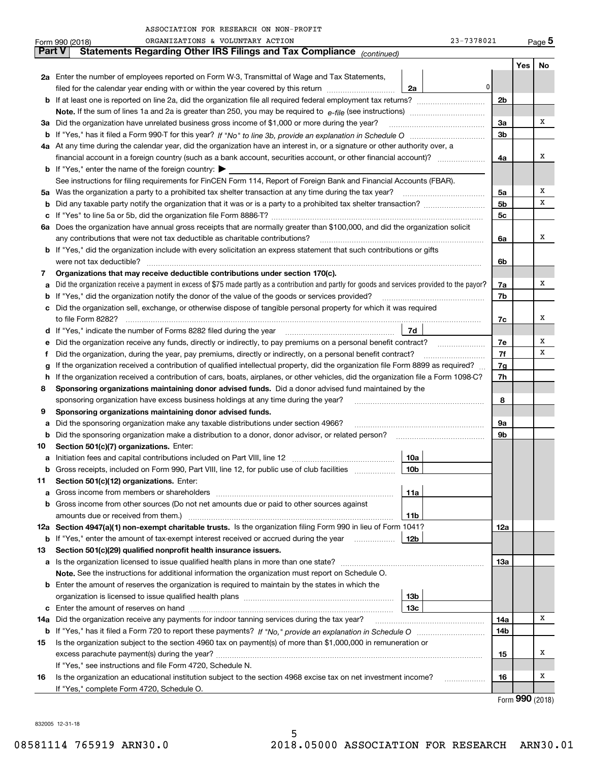ASSOCIATION FOR RESEARCH ON NON-PROFIT ORGANIZATIONS & VOLUNTARY ACTION

Form 990 (2018) 23-7378021 Page 5

## Part V Statements Regarding Other IRS Filings and Tax Compliance *(continued)*

| | | | | Yes | No |
|---|---|---|---|---|---|
| **2a** | Enter the number of employees reported on Form W-3, Transmittal of Wage and Tax Statements, filed for the calendar year ending with or within the year covered by this return | 2a | 0 | | |
| **b** | If at least one is reported on line 2a, did the organization file all required federal employment tax returns? | | 2b | | |
| | **Note.** If the sum of lines 1a and 2a is greater than 250, you may be required to *e-file* (see instructions) | | | | |
| **3a** | Did the organization have unrelated business gross income of $1,000 or more during the year? | | 3a | | X |
| **b** | If "Yes," has it filed a Form 990-T for this year? *If "No" to line 3b, provide an explanation in Schedule O* | | 3b | | |
| **4a** | At any time during the calendar year, did the organization have an interest in, or a signature or other authority over, a financial account in a foreign country (such as a bank account, securities account, or other financial account)? | | 4a | | X |
| **b** | If "Yes," enter the name of the foreign country: ▶ | | | | |
| | See instructions for filing requirements for FinCEN Form 114, Report of Foreign Bank and Financial Accounts (FBAR). | | | | |
| **5a** | Was the organization a party to a prohibited tax shelter transaction at any time during the tax year? | | 5a | | X |
| **b** | Did any taxable party notify the organization that it was or is a party to a prohibited tax shelter transaction? | | 5b | | X |
| **c** | If "Yes" to line 5a or 5b, did the organization file Form 8886-T? | | 5c | | |
| **6a** | Does the organization have annual gross receipts that are normally greater than $100,000, and did the organization solicit any contributions that were not tax deductible as charitable contributions? | | 6a | | X |
| **b** | If "Yes," did the organization include with every solicitation an express statement that such contributions or gifts were not tax deductible? | | 6b | | |
| **7** | **Organizations that may receive deductible contributions under section 170(c).** | | | | |
| **a** | Did the organization receive a payment in excess of $75 made partly as a contribution and partly for goods and services provided to the payor? | | 7a | | X |
| **b** | If "Yes," did the organization notify the donor of the value of the goods or services provided? | | 7b | | |
| **c** | Did the organization sell, exchange, or otherwise dispose of tangible personal property for which it was required to file Form 8282? | | 7c | | X |
| **d** | If "Yes," indicate the number of Forms 8282 filed during the year | 7d | | | |
| **e** | Did the organization receive any funds, directly or indirectly, to pay premiums on a personal benefit contract? | | 7e | | X |
| **f** | Did the organization, during the year, pay premiums, directly or indirectly, on a personal benefit contract? | | 7f | | X |
| **g** | If the organization received a contribution of qualified intellectual property, did the organization file Form 8899 as required? | | 7g | | |
| **h** | If the organization received a contribution of cars, boats, airplanes, or other vehicles, did the organization file a Form 1098-C? | | 7h | | |
| **8** | **Sponsoring organizations maintaining donor advised funds.** Did a donor advised fund maintained by the sponsoring organization have excess business holdings at any time during the year? | | 8 | | |
| **9** | **Sponsoring organizations maintaining donor advised funds.** | | | | |
| **a** | Did the sponsoring organization make any taxable distributions under section 4966? | | 9a | | |
| **b** | Did the sponsoring organization make a distribution to a donor, donor advisor, or related person? | | 9b | | |
| **10** | **Section 501(c)(7) organizations.** Enter: | | | | |
| **a** | Initiation fees and capital contributions included on Part VIII, line 12 | 10a | | | |
| **b** | Gross receipts, included on Form 990, Part VIII, line 12, for public use of club facilities | 10b | | | |
| **11** | **Section 501(c)(12) organizations.** Enter: | | | | |
| **a** | Gross income from members or shareholders | 11a | | | |
| **b** | Gross income from other sources (Do not net amounts due or paid to other sources against amounts due or received from them.) | 11b | | | |
| **12a** | **Section 4947(a)(1) non-exempt charitable trusts.** Is the organization filing Form 990 in lieu of Form 1041? | | 12a | | |
| **b** | If "Yes," enter the amount of tax-exempt interest received or accrued during the year | 12b | | | |
| **13** | **Section 501(c)(29) qualified nonprofit health insurance issuers.** | | | | |
| **a** | Is the organization licensed to issue qualified health plans in more than one state? | | 13a | | |
| | **Note.** See the instructions for additional information the organization must report on Schedule O. | | | | |
| **b** | Enter the amount of reserves the organization is required to maintain by the states in which the organization is licensed to issue qualified health plans | 13b | | | |
| **c** | Enter the amount of reserves on hand | 13c | | | |
| **14a** | Did the organization receive any payments for indoor tanning services during the tax year? | | 14a | | X |
| **b** | If "Yes," has it filed a Form 720 to report these payments? *If "No," provide an explanation in Schedule O* | | 14b | | |
| **15** | Is the organization subject to the section 4960 tax on payment(s) of more than $1,000,000 in remuneration or excess parachute payment(s) during the year? | | 15 | | X |
| | If "Yes," see instructions and file Form 4720, Schedule N. | | | | |
| **16** | Is the organization an educational institution subject to the section 4968 excise tax on net investment income? | | 16 | | X |
| | If "Yes," complete Form 4720, Schedule O. | | | | |

Form **990** (2018)

832005 12-31-18

08581114 765919 ARN30.0 2018.05000 ASSOCIATION FOR RESEARCH ARN30.01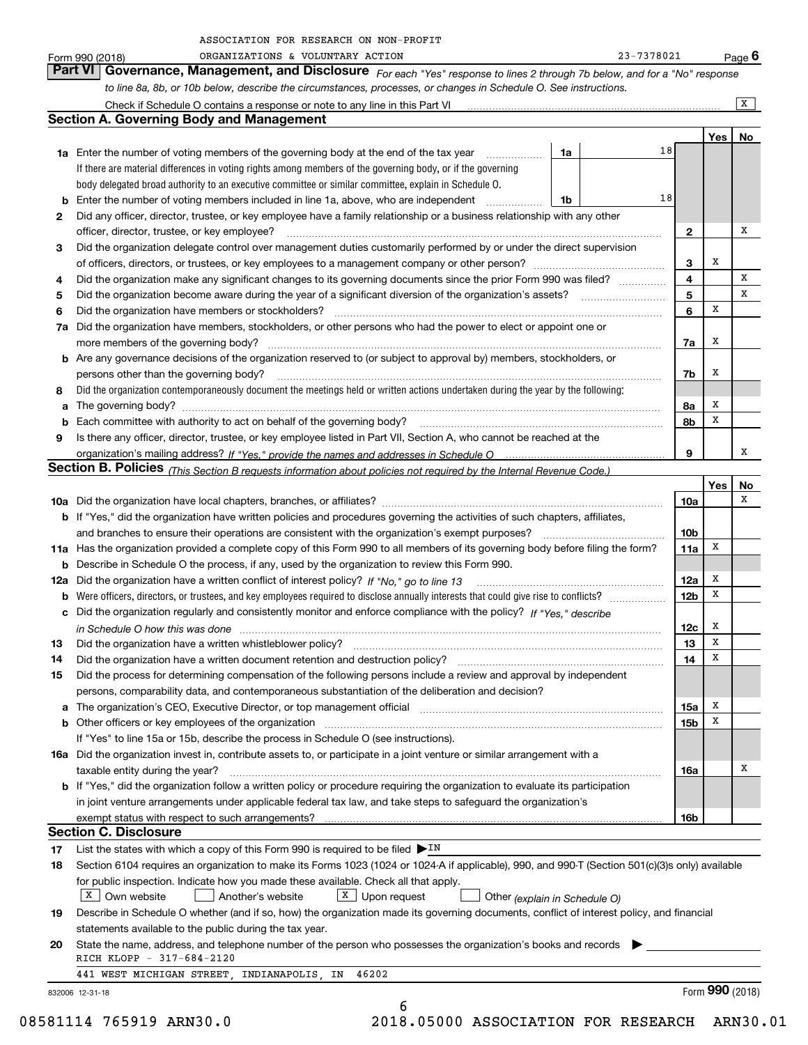ASSOCIATION FOR RESEARCH ON NON-PROFIT ORGANIZATIONS & VOLUNTARY ACTION

Form 990 (2018) 23-7378021 Page **6**

## Part VI Governance, Management, and Disclosure

*For each "Yes" response to lines 2 through 7b below, and for a "No" response to line 8a, 8b, or 10b below, describe the circumstances, processes, or changes in Schedule O. See instructions.*

Check if Schedule O contains a response or note to any line in this Part VI ..... [X]

### Section A. Governing Body and Management

| | | | | | Yes | No |
|---|---|---|---|---|---|---|
| **1a** | Enter the number of voting members of the governing body at the end of the tax year | 1a | 18 | | | |
| | If there are material differences in voting rights among members of the governing body, or if the governing body delegated broad authority to an executive committee or similar committee, explain in Schedule O. | | | | | |
| **b** | Enter the number of voting members included in line 1a, above, who are independent | 1b | 18 | | | |
| **2** | Did any officer, director, trustee, or key employee have a family relationship or a business relationship with any other officer, director, trustee, or key employee? | | | 2 | | X |
| **3** | Did the organization delegate control over management duties customarily performed by or under the direct supervision of officers, directors, or trustees, or key employees to a management company or other person? | | | 3 | X | |
| **4** | Did the organization make any significant changes to its governing documents since the prior Form 990 was filed? | | | 4 | | X |
| **5** | Did the organization become aware during the year of a significant diversion of the organization's assets? | | | 5 | | X |
| **6** | Did the organization have members or stockholders? | | | 6 | X | |
| **7a** | Did the organization have members, stockholders, or other persons who had the power to elect or appoint one or more members of the governing body? | | | 7a | X | |
| **b** | Are any governance decisions of the organization reserved to (or subject to approval by) members, stockholders, or persons other than the governing body? | | | 7b | X | |
| **8** | Did the organization contemporaneously document the meetings held or written actions undertaken during the year by the following: | | | | | |
| **a** | The governing body? | | | 8a | X | |
| **b** | Each committee with authority to act on behalf of the governing body? | | | 8b | X | |
| **9** | Is there any officer, director, trustee, or key employee listed in Part VII, Section A, who cannot be reached at the organization's mailing address? *If "Yes," provide the names and addresses in Schedule O* | | | 9 | | X |

### Section B. Policies *(This Section B requests information about policies not required by the Internal Revenue Code.)*

| | | | Yes | No |
|---|---|---|---|---|
| **10a** | Did the organization have local chapters, branches, or affiliates? | 10a | | X |
| **b** | If "Yes," did the organization have written policies and procedures governing the activities of such chapters, affiliates, and branches to ensure their operations are consistent with the organization's exempt purposes? | 10b | | |
| **11a** | Has the organization provided a complete copy of this Form 990 to all members of its governing body before filing the form? | 11a | X | |
| **b** | Describe in Schedule O the process, if any, used by the organization to review this Form 990. | | | |
| **12a** | Did the organization have a written conflict of interest policy? *If "No," go to line 13* | 12a | X | |
| **b** | Were officers, directors, or trustees, and key employees required to disclose annually interests that could give rise to conflicts? | 12b | X | |
| **c** | Did the organization regularly and consistently monitor and enforce compliance with the policy? *If "Yes," describe in Schedule O how this was done* | 12c | X | |
| **13** | Did the organization have a written whistleblower policy? | 13 | X | |
| **14** | Did the organization have a written document retention and destruction policy? | 14 | X | |
| **15** | Did the process for determining compensation of the following persons include a review and approval by independent persons, comparability data, and contemporaneous substantiation of the deliberation and decision? | | | |
| **a** | The organization's CEO, Executive Director, or top management official | 15a | X | |
| **b** | Other officers or key employees of the organization | 15b | X | |
| | If "Yes" to line 15a or 15b, describe the process in Schedule O (see instructions). | | | |
| **16a** | Did the organization invest in, contribute assets to, or participate in a joint venture or similar arrangement with a taxable entity during the year? | 16a | | X |
| **b** | If "Yes," did the organization follow a written policy or procedure requiring the organization to evaluate its participation in joint venture arrangements under applicable federal tax law, and take steps to safeguard the organization's exempt status with respect to such arrangements? | 16b | | |

### Section C. Disclosure

**17** List the states with which a copy of this Form 990 is required to be filed ▶ IN

**18** Section 6104 requires an organization to make its Forms 1023 (1024 or 1024-A if applicable), 990, and 990-T (Section 501(c)(3)s only) available for public inspection. Indicate how you made these available. Check all that apply.

[X] Own website [ ] Another's website [X] Upon request [ ] Other *(explain in Schedule O)*

**19** Describe in Schedule O whether (and if so, how) the organization made its governing documents, conflict of interest policy, and financial statements available to the public during the tax year.

**20** State the name, address, and telephone number of the person who possesses the organization's books and records ▶

RICH KLOPP - 317-684-2120

441 WEST MICHIGAN STREET, INDIANAPOLIS, IN 46202

832006 12-31-18 Form **990** (2018)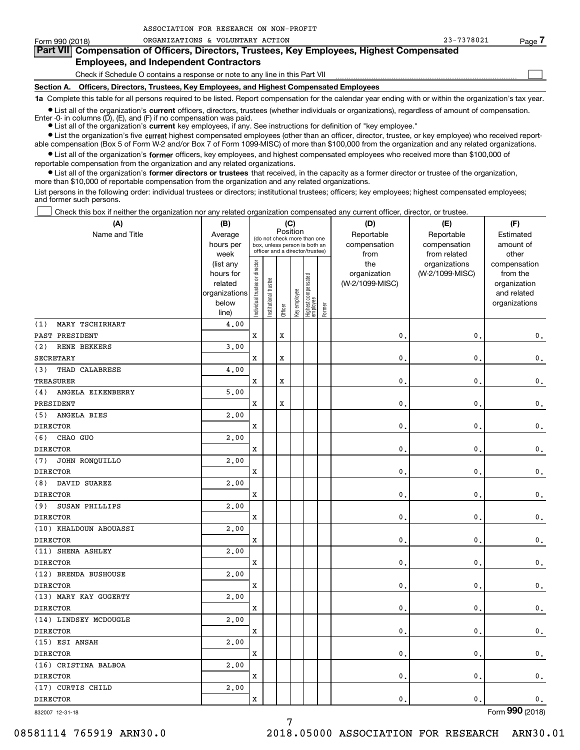ASSOCIATION FOR RESEARCH ON NON-PROFIT ORGANIZATIONS & VOLUNTARY ACTION 23-7378021

Form 990 (2018) Page 7

## Part VII Compensation of Officers, Directors, Trustees, Key Employees, Highest Compensated Employees, and Independent Contractors

Check if Schedule O contains a response or note to any line in this Part VII ☐

### Section A. Officers, Directors, Trustees, Key Employees, and Highest Compensated Employees

**1a** Complete this table for all persons required to be listed. Report compensation for the calendar year ending with or within the organization's tax year.

- List all of the organization's **current** officers, directors, trustees (whether individuals or organizations), regardless of amount of compensation. Enter -0- in columns (D), (E), and (F) if no compensation was paid.
- List all of the organization's **current** key employees, if any. See instructions for definition of "key employee."
- List the organization's five **current** highest compensated employees (other than an officer, director, trustee, or key employee) who received reportable compensation (Box 5 of Form W-2 and/or Box 7 of Form 1099-MISC) of more than $100,000 from the organization and any related organizations.
- List all of the organization's **former** officers, key employees, and highest compensated employees who received more than $100,000 of reportable compensation from the organization and any related organizations.
- List all of the organization's **former directors or trustees** that received, in the capacity as a former director or trustee of the organization, more than $10,000 of reportable compensation from the organization and any related organizations.

List persons in the following order: individual trustees or directors; institutional trustees; officers; key employees; highest compensated employees; and former such persons.

☐ Check this box if neither the organization nor any related organization compensated any current officer, director, or trustee.

| (A) Name and Title | (B) Average hours per week (list any hours for related organizations below line) | (C) Position: Individual trustee or director | Institutional trustee | Officer | Key employee | Highest compensated employee | Former | (D) Reportable compensation from the organization (W-2/1099-MISC) | (E) Reportable compensation from related organizations (W-2/1099-MISC) | (F) Estimated amount of other compensation from the organization and related organizations |
|---|---|---|---|---|---|---|---|---|---|---|
| (1) MARY TSCHIRHART<br>PAST PRESIDENT | 4.00 | X | | X | | | | 0. | 0. | 0. |
| (2) RENE BEKKERS<br>SECRETARY | 3.00 | X | | X | | | | 0. | 0. | 0. |
| (3) THAD CALABRESE<br>TREASURER | 4.00 | X | | X | | | | 0. | 0. | 0. |
| (4) ANGELA EIKENBERRY<br>PRESIDENT | 5.00 | X | | X | | | | 0. | 0. | 0. |
| (5) ANGELA BIES<br>DIRECTOR | 2.00 | X | | | | | | 0. | 0. | 0. |
| (6) CHAO GUO<br>DIRECTOR | 2.00 | X | | | | | | 0. | 0. | 0. |
| (7) JOHN RONQUILLO<br>DIRECTOR | 2.00 | X | | | | | | 0. | 0. | 0. |
| (8) DAVID SUAREZ<br>DIRECTOR | 2.00 | X | | | | | | 0. | 0. | 0. |
| (9) SUSAN PHILLIPS<br>DIRECTOR | 2.00 | X | | | | | | 0. | 0. | 0. |
| (10) KHALDOUN ABOUASSI<br>DIRECTOR | 2.00 | X | | | | | | 0. | 0. | 0. |
| (11) SHENA ASHLEY<br>DIRECTOR | 2.00 | X | | | | | | 0. | 0. | 0. |
| (12) BRENDA BUSHOUSE<br>DIRECTOR | 2.00 | X | | | | | | 0. | 0. | 0. |
| (13) MARY KAY GUGERTY<br>DIRECTOR | 2.00 | X | | | | | | 0. | 0. | 0. |
| (14) LINDSEY MCDOUGLE<br>DIRECTOR | 2.00 | X | | | | | | 0. | 0. | 0. |
| (15) ESI ANSAH<br>DIRECTOR | 2.00 | X | | | | | | 0. | 0. | 0. |
| (16) CRISTINA BALBOA<br>DIRECTOR | 2.00 | X | | | | | | 0. | 0. | 0. |
| (17) CURTIS CHILD<br>DIRECTOR | 2.00 | X | | | | | | 0. | 0. | 0. |

832007 12-31-18 Form 990 (2018)

08581114 765919 ARN30.0 2018.05000 ASSOCIATION FOR RESEARCH ARN30.01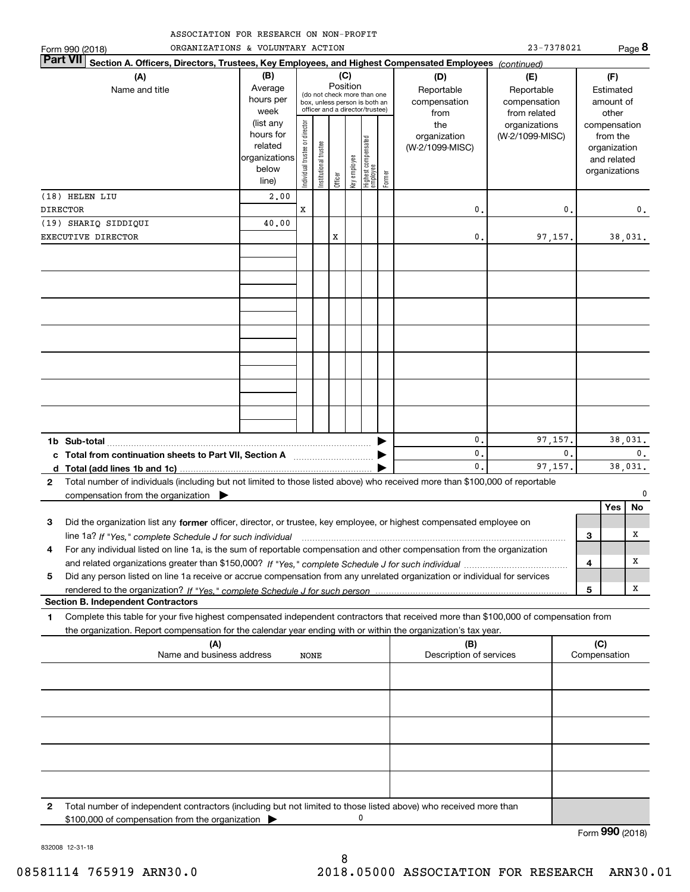ASSOCIATION FOR RESEARCH ON NON-PROFIT ORGANIZATIONS & VOLUNTARY ACTION 23-7378021

## Part VII Section A. Officers, Directors, Trustees, Key Employees, and Highest Compensated Employees *(continued)*

| (A) Name and title | (B) Average hours per week (list any hours for related organizations below line) | (C) Position: Individual trustee or director | Institutional trustee | Officer | Key employee | Highest compensated employee | Former | (D) Reportable compensation from the organization (W-2/1099-MISC) | (E) Reportable compensation from related organizations (W-2/1099-MISC) | (F) Estimated amount of other compensation from the organization and related organizations |
|---|---|---|---|---|---|---|---|---|---|---|
| (18) HELEN LIU<br>DIRECTOR | 2.00 | X | | | | | | 0. | 0. | 0. |
| (19) SHARIQ SIDDIQUI<br>EXECUTIVE DIRECTOR | 40.00 | | | X | | | | 0. | 97,157. | 38,031. |
| | | | | | | | | | | |
| | | | | | | | | | | |
| | | | | | | | | | | |
| | | | | | | | | | | |
| | | | | | | | | | | |
| | | | | | | | | | | |
| | | | | | | | | | | |
| **1b Sub-total** | | | | | | | | 0. | 97,157. | 38,031. |
| **c Total from continuation sheets to Part VII, Section A** | | | | | | | | 0. | 0. | 0. |
| **d Total (add lines 1b and 1c)** | | | | | | | | 0. | 97,157. | 38,031. |

**2** Total number of individuals (including but not limited to those listed above) who received more than $100,000 of reportable compensation from the organization ▶ 0

| | | | Yes | No |
|---|---|---|---|---|
| **3** | Did the organization list any **former** officer, director, or trustee, key employee, or highest compensated employee on line 1a? *If "Yes," complete Schedule J for such individual* | 3 | | X |
| **4** | For any individual listed on line 1a, is the sum of reportable compensation and other compensation from the organization and related organizations greater than $150,000? *If "Yes," complete Schedule J for such individual* | 4 | | X |
| **5** | Did any person listed on line 1a receive or accrue compensation from any unrelated organization or individual for services rendered to the organization? *If "Yes," complete Schedule J for such person* | 5 | | X |

### Section B. Independent Contractors

**1** Complete this table for your five highest compensated independent contractors that received more than $100,000 of compensation from the organization. Report compensation for the calendar year ending with or within the organization's tax year.

| (A) Name and business address | (B) Description of services | (C) Compensation |
|---|---|---|
| NONE | | |
| | | |
| | | |
| | | |
| | | |

**2** Total number of independent contractors (including but not limited to those listed above) who received more than $100,000 of compensation from the organization ▶ 0

Form **990** (2018)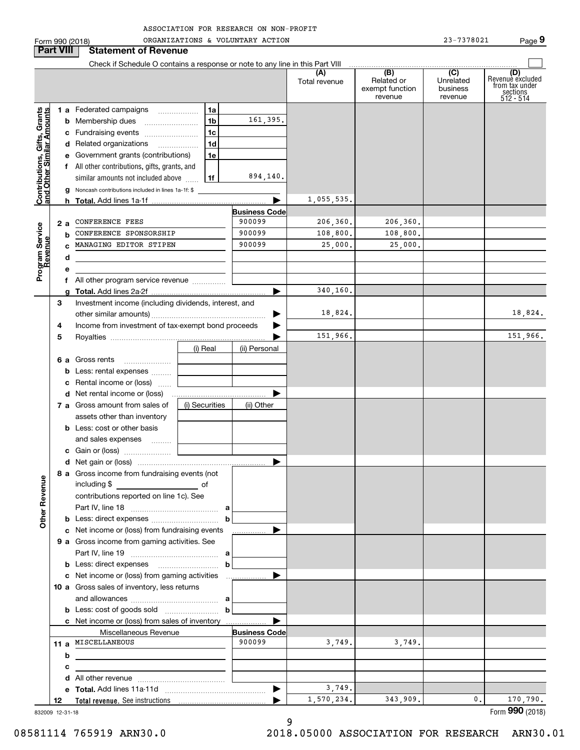ASSOCIATION FOR RESEARCH ON NON-PROFIT ORGANIZATIONS & VOLUNTARY ACTION

Form 990 (2018) 23-7378021 Page **9**

## Part VIII Statement of Revenue

Check if Schedule O contains a response or note to any line in this Part VIII

| | | | | (A) Total revenue | (B) Related or exempt function revenue | (C) Unrelated business revenue | (D) Revenue excluded from tax under sections 512 - 514 |
|---|---|---|---|---|---|---|---|
| **Contributions, Gifts, Grants and Other Similar Amounts** | 1 a Federated campaigns | 1a | | | | | |
| | b Membership dues | 1b | 161,395. | | | | |
| | c Fundraising events | 1c | | | | | |
| | d Related organizations | 1d | | | | | |
| | e Government grants (contributions) | 1e | | | | | |
| | f All other contributions, gifts, grants, and similar amounts not included above | 1f | 894,140. | | | | |
| | g Noncash contributions included in lines 1a-1f: $ | | | | | | |
| | h **Total.** Add lines 1a-1f | | ▶ | 1,055,535. | | | |
| **Program Service Revenue** | | | **Business Code** | | | | |
| | 2 a CONFERENCE FEES | | 900099 | 206,360. | 206,360. | | |
| | b CONFERENCE SPONSORSHIP | | 900099 | 108,800. | 108,800. | | |
| | c MANAGING EDITOR STIPEN | | 900099 | 25,000. | 25,000. | | |
| | d | | | | | | |
| | e | | | | | | |
| | f All other program service revenue | | | | | | |
| | g **Total.** Add lines 2a-2f | | ▶ | 340,160. | | | |
| | 3 Investment income (including dividends, interest, and other similar amounts) | | ▶ | 18,824. | | | 18,824. |
| | 4 Income from investment of tax-exempt bond proceeds | | ▶ | | | | |
| | 5 Royalties | | ▶ | 151,966. | | | 151,966. |
| | | (i) Real | (ii) Personal | | | | |
| | 6 a Gross rents | | | | | | |
| | b Less: rental expenses | | | | | | |
| | c Rental income or (loss) | | | | | | |
| | d Net rental income or (loss) | | ▶ | | | | |
| | 7 a Gross amount from sales of assets other than inventory | (i) Securities | (ii) Other | | | | |
| | b Less: cost or other basis and sales expenses | | | | | | |
| | c Gain or (loss) | | | | | | |
| | d Net gain or (loss) | | ▶ | | | | |
| **Other Revenue** | 8 a Gross income from fundraising events (not including $ ______ of contributions reported on line 1c). See Part IV, line 18 | a | | | | | |
| | b Less: direct expenses | b | | | | | |
| | c Net income or (loss) from fundraising events | | ▶ | | | | |
| | 9 a Gross income from gaming activities. See Part IV, line 19 | a | | | | | |
| | b Less: direct expenses | b | | | | | |
| | c Net income or (loss) from gaming activities | | ▶ | | | | |
| | 10 a Gross sales of inventory, less returns and allowances | a | | | | | |
| | b Less: cost of goods sold | b | | | | | |
| | c Net income or (loss) from sales of inventory | | ▶ | | | | |
| | Miscellaneous Revenue | | **Business Code** | | | | |
| | 11 a MISCELLANEOUS | | 900099 | 3,749. | 3,749. | | |
| | b | | | | | | |
| | c | | | | | | |
| | d All other revenue | | | | | | |
| | e **Total.** Add lines 11a-11d | | ▶ | 3,749. | | | |
| | 12 **Total revenue.** See instructions | | ▶ | 1,570,234. | 343,909. | 0. | 170,790. |

832009 12-31-18

Form **990** (2018)

08581114 765919 ARN30.0 2018.05000 ASSOCIATION FOR RESEARCH ARN30.01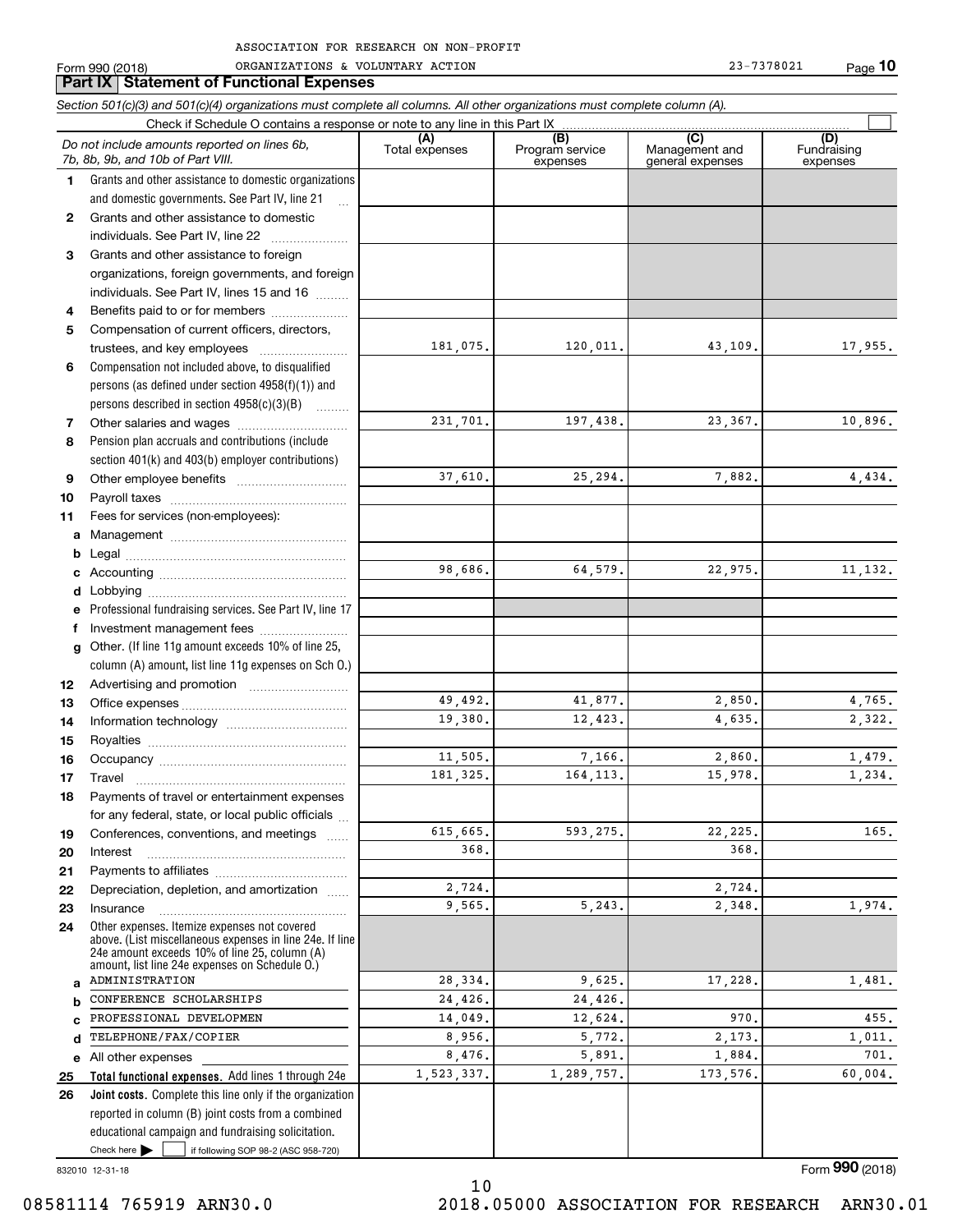ASSOCIATION FOR RESEARCH ON NON-PROFIT ORGANIZATIONS & VOLUNTARY ACTION 23-7378021

Form 990 (2018)

## Part IX Statement of Functional Expenses

*Section 501(c)(3) and 501(c)(4) organizations must complete all columns. All other organizations must complete column (A).*

Check if Schedule O contains a response or note to any line in this Part IX

| Do not include amounts reported on lines 6b, 7b, 8b, 9b, and 10b of Part VIII. | (A) Total expenses | (B) Program service expenses | (C) Management and general expenses | (D) Fundraising expenses |
|---|---|---|---|---|
| **1** Grants and other assistance to domestic organizations and domestic governments. See Part IV, line 21 | | | | |
| **2** Grants and other assistance to domestic individuals. See Part IV, line 22 | | | | |
| **3** Grants and other assistance to foreign organizations, foreign governments, and foreign individuals. See Part IV, lines 15 and 16 | | | | |
| **4** Benefits paid to or for members | | | | |
| **5** Compensation of current officers, directors, trustees, and key employees | 181,075. | 120,011. | 43,109. | 17,955. |
| **6** Compensation not included above, to disqualified persons (as defined under section 4958(f)(1)) and persons described in section 4958(c)(3)(B) | | | | |
| **7** Other salaries and wages | 231,701. | 197,438. | 23,367. | 10,896. |
| **8** Pension plan accruals and contributions (include section 401(k) and 403(b) employer contributions) | | | | |
| **9** Other employee benefits | 37,610. | 25,294. | 7,882. | 4,434. |
| **10** Payroll taxes | | | | |
| **11** Fees for services (non-employees): | | | | |
| **a** Management | | | | |
| **b** Legal | | | | |
| **c** Accounting | 98,686. | 64,579. | 22,975. | 11,132. |
| **d** Lobbying | | | | |
| **e** Professional fundraising services. See Part IV, line 17 | | | | |
| **f** Investment management fees | | | | |
| **g** Other. (If line 11g amount exceeds 10% of line 25, column (A) amount, list line 11g expenses on Sch O.) | | | | |
| **12** Advertising and promotion | | | | |
| **13** Office expenses | 49,492. | 41,877. | 2,850. | 4,765. |
| **14** Information technology | 19,380. | 12,423. | 4,635. | 2,322. |
| **15** Royalties | | | | |
| **16** Occupancy | 11,505. | 7,166. | 2,860. | 1,479. |
| **17** Travel | 181,325. | 164,113. | 15,978. | 1,234. |
| **18** Payments of travel or entertainment expenses for any federal, state, or local public officials | | | | |
| **19** Conferences, conventions, and meetings | 615,665. | 593,275. | 22,225. | 165. |
| **20** Interest | 368. | | 368. | |
| **21** Payments to affiliates | | | | |
| **22** Depreciation, depletion, and amortization | 2,724. | | 2,724. | |
| **23** Insurance | 9,565. | 5,243. | 2,348. | 1,974. |
| **24** Other expenses. Itemize expenses not covered above. (List miscellaneous expenses in line 24e. If line 24e amount exceeds 10% of line 25, column (A) amount, list line 24e expenses on Schedule O.) | | | | |
| **a** ADMINISTRATION | 28,334. | 9,625. | 17,228. | 1,481. |
| **b** CONFERENCE SCHOLARSHIPS | 24,426. | 24,426. | | |
| **c** PROFESSIONAL DEVELOPMEN | 14,049. | 12,624. | 970. | 455. |
| **d** TELEPHONE/FAX/COPIER | 8,956. | 5,772. | 2,173. | 1,011. |
| **e** All other expenses | 8,476. | 5,891. | 1,884. | 701. |
| **25 Total functional expenses.** Add lines 1 through 24e | 1,523,337. | 1,289,757. | 173,576. | 60,004. |
| **26 Joint costs.** Complete this line only if the organization reported in column (B) joint costs from a combined educational campaign and fundraising solicitation. Check here ☐ if following SOP 98-2 (ASC 958-720) | | | | |

832010 12-31-18

Form **990** (2018)

08581114 765919 ARN30.0 2018.05000 ASSOCIATION FOR RESEARCH ARN30.01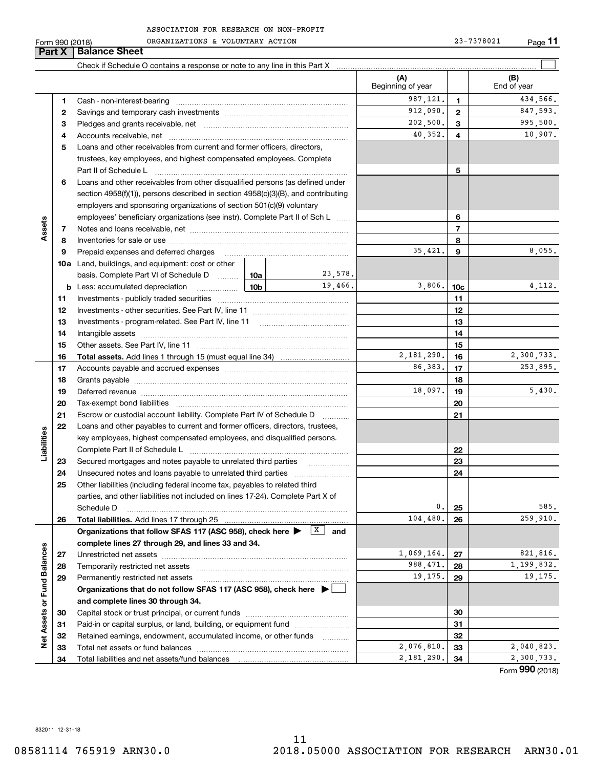ASSOCIATION FOR RESEARCH ON NON-PROFIT ORGANIZATIONS & VOLUNTARY ACTION

Form 990 (2018) 23-7378021 Page **11**

## Part X Balance Sheet

Check if Schedule O contains a response or note to any line in this Part X ☐

| | | | | (A) Beginning of year | | (B) End of year |
|---|---|---|---|---|---|---|
| **Assets** | 1 | Cash - non-interest-bearing | | 987,121. | 1 | 434,566. |
| | 2 | Savings and temporary cash investments | | 912,090. | 2 | 847,593. |
| | 3 | Pledges and grants receivable, net | | 202,500. | 3 | 995,500. |
| | 4 | Accounts receivable, net | | 40,352. | 4 | 10,907. |
| | 5 | Loans and other receivables from current and former officers, directors, trustees, key employees, and highest compensated employees. Complete Part II of Schedule L | | | 5 | |
| | 6 | Loans and other receivables from other disqualified persons (as defined under section 4958(f)(1)), persons described in section 4958(c)(3)(B), and contributing employers and sponsoring organizations of section 501(c)(9) voluntary employees' beneficiary organizations (see instr). Complete Part II of Sch L | | | 6 | |
| | 7 | Notes and loans receivable, net | | | 7 | |
| | 8 | Inventories for sale or use | | | 8 | |
| | 9 | Prepaid expenses and deferred charges | | 35,421. | 9 | 8,055. |
| | 10a | Land, buildings, and equipment: cost or other basis. Complete Part VI of Schedule D | 10a 23,578. | | | |
| | b | Less: accumulated depreciation | 10b 19,466. | 3,806. | 10c | 4,112. |
| | 11 | Investments - publicly traded securities | | | 11 | |
| | 12 | Investments - other securities. See Part IV, line 11 | | | 12 | |
| | 13 | Investments - program-related. See Part IV, line 11 | | | 13 | |
| | 14 | Intangible assets | | | 14 | |
| | 15 | Other assets. See Part IV, line 11 | | | 15 | |
| | 16 | **Total assets.** Add lines 1 through 15 (must equal line 34) | | 2,181,290. | 16 | 2,300,733. |
| **Liabilities** | 17 | Accounts payable and accrued expenses | | 86,383. | 17 | 253,895. |
| | 18 | Grants payable | | | 18 | |
| | 19 | Deferred revenue | | 18,097. | 19 | 5,430. |
| | 20 | Tax-exempt bond liabilities | | | 20 | |
| | 21 | Escrow or custodial account liability. Complete Part IV of Schedule D | | | 21 | |
| | 22 | Loans and other payables to current and former officers, directors, trustees, key employees, highest compensated employees, and disqualified persons. Complete Part II of Schedule L | | | 22 | |
| | 23 | Secured mortgages and notes payable to unrelated third parties | | | 23 | |
| | 24 | Unsecured notes and loans payable to unrelated third parties | | | 24 | |
| | 25 | Other liabilities (including federal income tax, payables to related third parties, and other liabilities not included on lines 17-24). Complete Part X of Schedule D | | 0. | 25 | 585. |
| | 26 | **Total liabilities.** Add lines 17 through 25 | | 104,480. | 26 | 259,910. |
| **Net Assets or Fund Balances** | | **Organizations that follow SFAS 117 (ASC 958), check here ▶ [X] and complete lines 27 through 29, and lines 33 and 34.** | | | | |
| | 27 | Unrestricted net assets | | 1,069,164. | 27 | 821,816. |
| | 28 | Temporarily restricted net assets | | 988,471. | 28 | 1,199,832. |
| | 29 | Permanently restricted net assets | | 19,175. | 29 | 19,175. |
| | | **Organizations that do not follow SFAS 117 (ASC 958), check here ▶ ☐ and complete lines 30 through 34.** | | | | |
| | 30 | Capital stock or trust principal, or current funds | | | 30 | |
| | 31 | Paid-in or capital surplus, or land, building, or equipment fund | | | 31 | |
| | 32 | Retained earnings, endowment, accumulated income, or other funds | | | 32 | |
| | 33 | Total net assets or fund balances | | 2,076,810. | 33 | 2,040,823. |
| | 34 | Total liabilities and net assets/fund balances | | 2,181,290. | 34 | 2,300,733. |

Form **990** (2018)

832011 12-31-18

08581114 765919 ARN30.0 2018.05000 ASSOCIATION FOR RESEARCH ARN30.01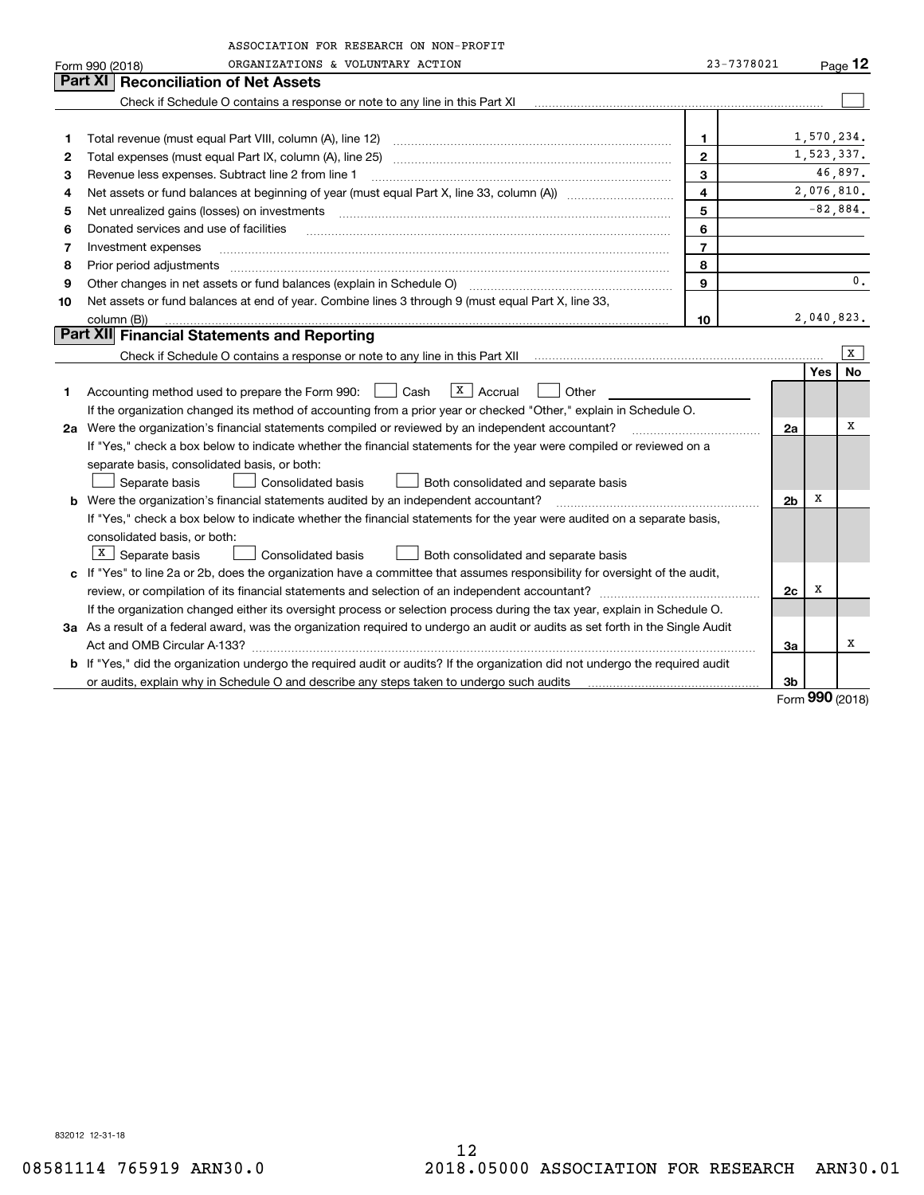ASSOCIATION FOR RESEARCH ON NON-PROFIT ORGANIZATIONS & VOLUNTARY ACTION 23-7378021

Form 990 (2018)

## Part XI Reconciliation of Net Assets

Check if Schedule O contains a response or note to any line in this Part XI [ ]

| | | | |
|---|---|---|---|
| 1 | Total revenue (must equal Part VIII, column (A), line 12) | 1 | 1,570,234. |
| 2 | Total expenses (must equal Part IX, column (A), line 25) | 2 | 1,523,337. |
| 3 | Revenue less expenses. Subtract line 2 from line 1 | 3 | 46,897. |
| 4 | Net assets or fund balances at beginning of year (must equal Part X, line 33, column (A)) | 4 | 2,076,810. |
| 5 | Net unrealized gains (losses) on investments | 5 | -82,884. |
| 6 | Donated services and use of facilities | 6 | |
| 7 | Investment expenses | 7 | |
| 8 | Prior period adjustments | 8 | |
| 9 | Other changes in net assets or fund balances (explain in Schedule O) | 9 | 0. |
| 10 | Net assets or fund balances at end of year. Combine lines 3 through 9 (must equal Part X, line 33, column (B)) | 10 | 2,040,823. |

## Part XII Financial Statements and Reporting

Check if Schedule O contains a response or note to any line in this Part XII [X]

| | | | Yes | No |
|---|---|---|---|---|
| 1 | Accounting method used to prepare the Form 990: [ ] Cash [X] Accrual [ ] Other<br>If the organization changed its method of accounting from a prior year or checked "Other," explain in Schedule O. | | | |
| 2a | Were the organization's financial statements compiled or reviewed by an independent accountant?<br>If "Yes," check a box below to indicate whether the financial statements for the year were compiled or reviewed on a separate basis, consolidated basis, or both:<br>[ ] Separate basis [ ] Consolidated basis [ ] Both consolidated and separate basis | 2a | | X |
| b | Were the organization's financial statements audited by an independent accountant?<br>If "Yes," check a box below to indicate whether the financial statements for the year were audited on a separate basis, consolidated basis, or both:<br>[X] Separate basis [ ] Consolidated basis [ ] Both consolidated and separate basis | 2b | X | |
| c | If "Yes" to line 2a or 2b, does the organization have a committee that assumes responsibility for oversight of the audit, review, or compilation of its financial statements and selection of an independent accountant?<br>If the organization changed either its oversight process or selection process during the tax year, explain in Schedule O. | 2c | X | |
| 3a | As a result of a federal award, was the organization required to undergo an audit or audits as set forth in the Single Audit Act and OMB Circular A-133? | 3a | | X |
| b | If "Yes," did the organization undergo the required audit or audits? If the organization did not undergo the required audit or audits, explain why in Schedule O and describe any steps taken to undergo such audits | 3b | | |

Form 990 (2018)

832012 12-31-18

08581114 765919 ARN30.0 2018.05000 ASSOCIATION FOR RESEARCH ARN30.01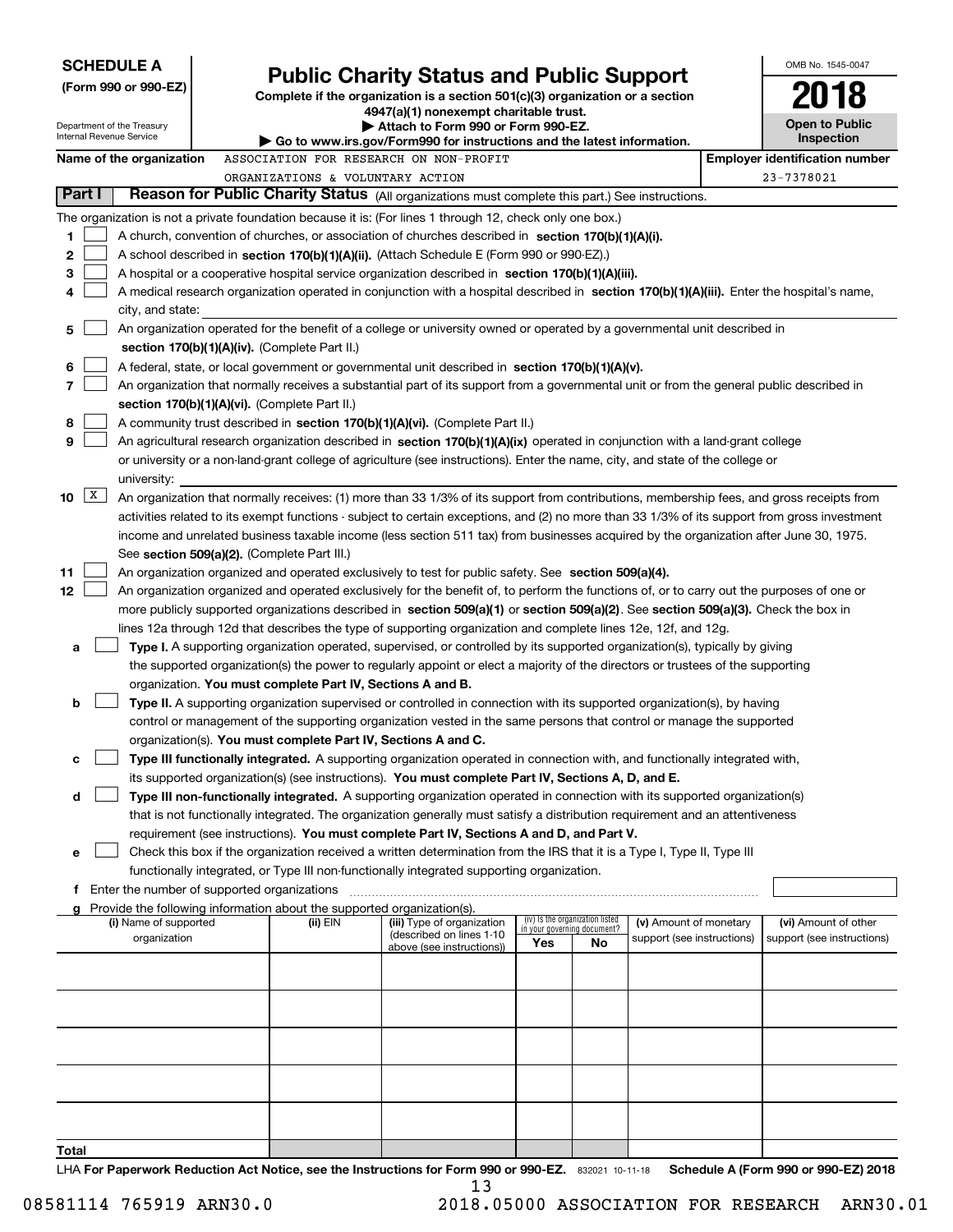**SCHEDULE A**
**(Form 990 or 990-EZ)**

Department of the Treasury
Internal Revenue Service

# Public Charity Status and Public Support

**Complete if the organization is a section 501(c)(3) organization or a section 4947(a)(1) nonexempt charitable trust.**
**▶ Attach to Form 990 or Form 990-EZ.**
**▶ Go to www.irs.gov/Form990 for instructions and the latest information.**

OMB No. 1545-0047
**2018**
**Open to Public Inspection**

**Name of the organization:** ASSOCIATION FOR RESEARCH ON NON-PROFIT ORGANIZATIONS & VOLUNTARY ACTION

**Employer identification number:** 23-7378021

## Part I Reason for Public Charity Status (All organizations must complete this part.) See instructions.

The organization is not a private foundation because it is: (For lines 1 through 12, check only one box.)

1. [ ] A church, convention of churches, or association of churches described in **section 170(b)(1)(A)(i).**
2. [ ] A school described in **section 170(b)(1)(A)(ii).** (Attach Schedule E (Form 990 or 990-EZ).)
3. [ ] A hospital or a cooperative hospital service organization described in **section 170(b)(1)(A)(iii).**
4. [ ] A medical research organization operated in conjunction with a hospital described in **section 170(b)(1)(A)(iii).** Enter the hospital's name, city, and state:
5. [ ] An organization operated for the benefit of a college or university owned or operated by a governmental unit described in **section 170(b)(1)(A)(iv).** (Complete Part II.)
6. [ ] A federal, state, or local government or governmental unit described in **section 170(b)(1)(A)(v).**
7. [ ] An organization that normally receives a substantial part of its support from a governmental unit or from the general public described in **section 170(b)(1)(A)(vi).** (Complete Part II.)
8. [ ] A community trust described in **section 170(b)(1)(A)(vi).** (Complete Part II.)
9. [ ] An agricultural research organization described in **section 170(b)(1)(A)(ix)** operated in conjunction with a land-grant college or university or a non-land-grant college of agriculture (see instructions). Enter the name, city, and state of the college or university:
10. [X] An organization that normally receives: (1) more than 33 1/3% of its support from contributions, membership fees, and gross receipts from activities related to its exempt functions - subject to certain exceptions, and (2) no more than 33 1/3% of its support from gross investment income and unrelated business taxable income (less section 511 tax) from businesses acquired by the organization after June 30, 1975. See **section 509(a)(2).** (Complete Part III.)
11. [ ] An organization organized and operated exclusively to test for public safety. See **section 509(a)(4).**
12. [ ] An organization organized and operated exclusively for the benefit of, to perform the functions of, or to carry out the purposes of one or more publicly supported organizations described in **section 509(a)(1)** or **section 509(a)(2).** See **section 509(a)(3).** Check the box in lines 12a through 12d that describes the type of supporting organization and complete lines 12e, 12f, and 12g.
   - **a** [ ] **Type I.** A supporting organization operated, supervised, or controlled by its supported organization(s), typically by giving the supported organization(s) the power to regularly appoint or elect a majority of the directors or trustees of the supporting organization. **You must complete Part IV, Sections A and B.**
   - **b** [ ] **Type II.** A supporting organization supervised or controlled in connection with its supported organization(s), by having control or management of the supporting organization vested in the same persons that control or manage the supported organization(s). **You must complete Part IV, Sections A and C.**
   - **c** [ ] **Type III functionally integrated.** A supporting organization operated in connection with, and functionally integrated with, its supported organization(s) (see instructions). **You must complete Part IV, Sections A, D, and E.**
   - **d** [ ] **Type III non-functionally integrated.** A supporting organization operated in connection with its supported organization(s) that is not functionally integrated. The organization generally must satisfy a distribution requirement and an attentiveness requirement (see instructions). **You must complete Part IV, Sections A and D, and Part V.**
   - **e** [ ] Check this box if the organization received a written determination from the IRS that it is a Type I, Type II, Type III functionally integrated, or Type III non-functionally integrated supporting organization.
   - **f** Enter the number of supported organizations
   - **g** Provide the following information about the supported organization(s).

| (i) Name of supported organization | (ii) EIN | (iii) Type of organization (described on lines 1-10 above (see instructions)) | (iv) Is the organization listed in your governing document? Yes | No | (v) Amount of monetary support (see instructions) | (vi) Amount of other support (see instructions) |
|---|---|---|---|---|---|---|
| | | | | | | |
| | | | | | | |
| | | | | | | |
| | | | | | | |
| | | | | | | |
| **Total** | | | | | | |

LHA **For Paperwork Reduction Act Notice, see the Instructions for Form 990 or 990-EZ.** 832021 10-11-18 **Schedule A (Form 990 or 990-EZ) 2018**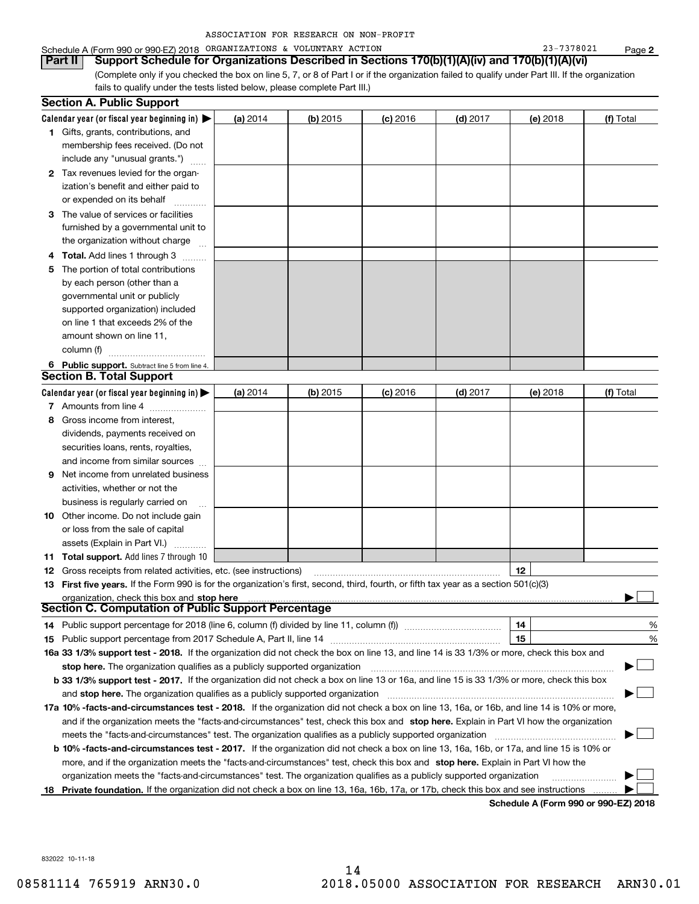ASSOCIATION FOR RESEARCH ON NON-PROFIT

Schedule A (Form 990 or 990-EZ) 2018 ORGANIZATIONS & VOLUNTARY ACTION 23-7378021

## Part II Support Schedule for Organizations Described in Sections 170(b)(1)(A)(iv) and 170(b)(1)(A)(vi)

(Complete only if you checked the box on line 5, 7, or 8 of Part I or if the organization failed to qualify under Part III. If the organization fails to qualify under the tests listed below, please complete Part III.)

### Section A. Public Support

| Calendar year (or fiscal year beginning in) ▶ | (a) 2014 | (b) 2015 | (c) 2016 | (d) 2017 | (e) 2018 | (f) Total |
|---|---|---|---|---|---|---|
| **1** Gifts, grants, contributions, and membership fees received. (Do not include any "unusual grants.") | | | | | | |
| **2** Tax revenues levied for the organization's benefit and either paid to or expended on its behalf | | | | | | |
| **3** The value of services or facilities furnished by a governmental unit to the organization without charge | | | | | | |
| **4** **Total.** Add lines 1 through 3 | | | | | | |
| **5** The portion of total contributions by each person (other than a governmental unit or publicly supported organization) included on line 1 that exceeds 2% of the amount shown on line 11, column (f) | | | | | | |
| **6** **Public support.** Subtract line 5 from line 4. | | | | | | |

### Section B. Total Support

| Calendar year (or fiscal year beginning in) ▶ | (a) 2014 | (b) 2015 | (c) 2016 | (d) 2017 | (e) 2018 | (f) Total |
|---|---|---|---|---|---|---|
| **7** Amounts from line 4 | | | | | | |
| **8** Gross income from interest, dividends, payments received on securities loans, rents, royalties, and income from similar sources | | | | | | |
| **9** Net income from unrelated business activities, whether or not the business is regularly carried on | | | | | | |
| **10** Other income. Do not include gain or loss from the sale of capital assets (Explain in Part VI.) | | | | | | |
| **11** **Total support.** Add lines 7 through 10 | | | | | | |

**12** Gross receipts from related activities, etc. (see instructions) **12**

**13** **First five years.** If the Form 990 is for the organization's first, second, third, fourth, or fifth tax year as a section 501(c)(3) organization, check this box and **stop here** ▶ ☐

### Section C. Computation of Public Support Percentage

**14** Public support percentage for 2018 (line 6, column (f) divided by line 11, column (f)) **14** %

**15** Public support percentage from 2017 Schedule A, Part II, line 14 **15** %

**16a 33 1/3% support test - 2018.** If the organization did not check the box on line 13, and line 14 is 33 1/3% or more, check this box and **stop here.** The organization qualifies as a publicly supported organization ▶ ☐

**b 33 1/3% support test - 2017.** If the organization did not check a box on line 13 or 16a, and line 15 is 33 1/3% or more, check this box and **stop here.** The organization qualifies as a publicly supported organization ▶ ☐

**17a 10% -facts-and-circumstances test - 2018.** If the organization did not check a box on line 13, 16a, or 16b, and line 14 is 10% or more, and if the organization meets the "facts-and-circumstances" test, check this box and **stop here.** Explain in Part VI how the organization meets the "facts-and-circumstances" test. The organization qualifies as a publicly supported organization ▶ ☐

**b 10% -facts-and-circumstances test - 2017.** If the organization did not check a box on line 13, 16a, 16b, or 17a, and line 15 is 10% or more, and if the organization meets the "facts-and-circumstances" test, check this box and **stop here.** Explain in Part VI how the organization meets the "facts-and-circumstances" test. The organization qualifies as a publicly supported organization ▶ ☐

**18** **Private foundation.** If the organization did not check a box on line 13, 16a, 16b, 17a, or 17b, check this box and see instructions ▶ ☐

**Schedule A (Form 990 or 990-EZ) 2018**

832022 10-11-18

08581114 765919 ARN30.0 2018.05000 ASSOCIATION FOR RESEARCH ARN30.01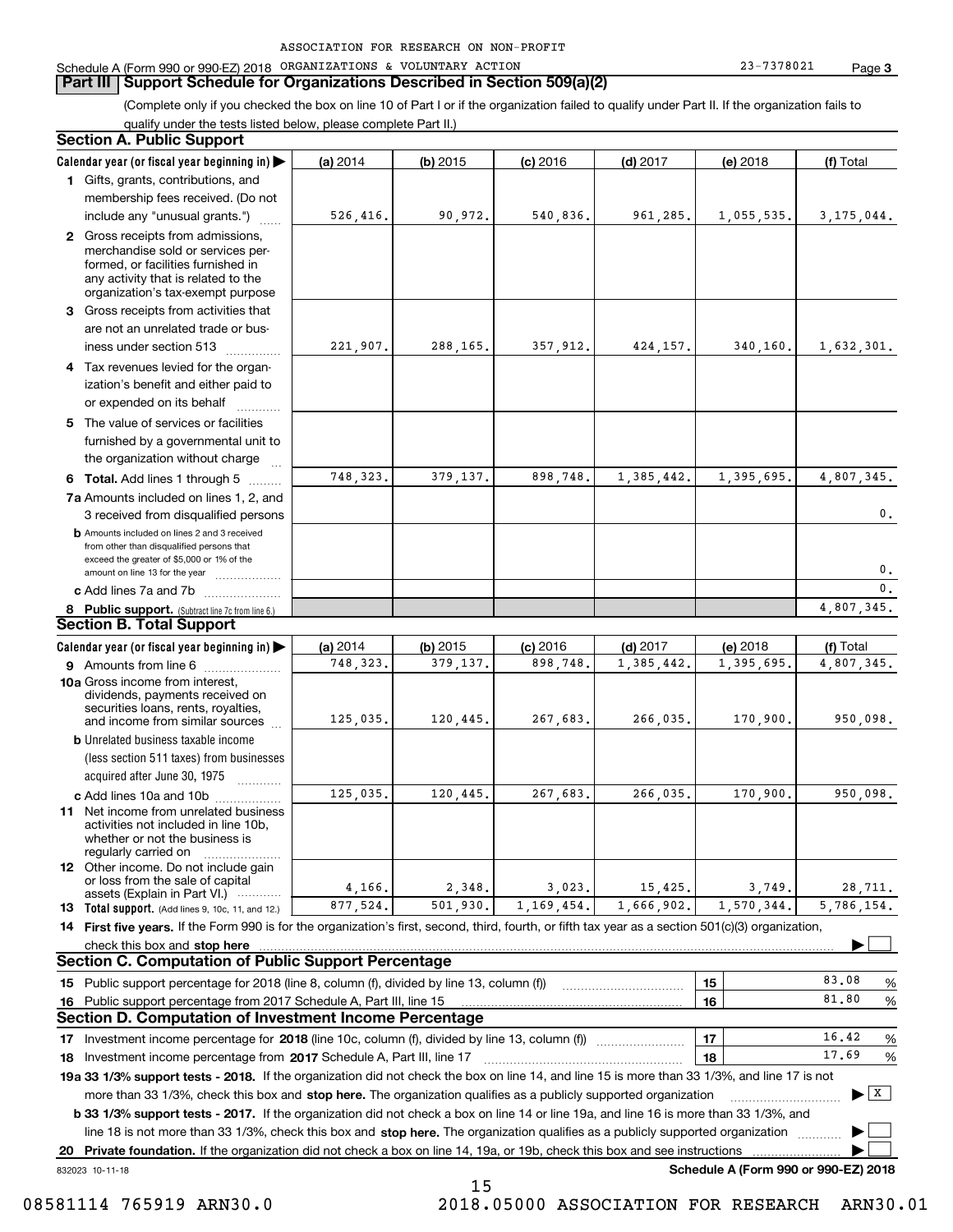ASSOCIATION FOR RESEARCH ON NON-PROFIT

Schedule A (Form 990 or 990-EZ) 2018 ORGANIZATIONS & VOLUNTARY ACTION 23-7378021 Page **3**

## Part III Support Schedule for Organizations Described in Section 509(a)(2)

(Complete only if you checked the box on line 10 of Part I or if the organization failed to qualify under Part II. If the organization fails to qualify under the tests listed below, please complete Part II.)

### Section A. Public Support

| Calendar year (or fiscal year beginning in) ▶ | (a) 2014 | (b) 2015 | (c) 2016 | (d) 2017 | (e) 2018 | (f) Total |
|---|---|---|---|---|---|---|
| **1** Gifts, grants, contributions, and membership fees received. (Do not include any "unusual grants.") | 526,416. | 90,972. | 540,836. | 961,285. | 1,055,535. | 3,175,044. |
| **2** Gross receipts from admissions, merchandise sold or services performed, or facilities furnished in any activity that is related to the organization's tax-exempt purpose | | | | | | |
| **3** Gross receipts from activities that are not an unrelated trade or business under section 513 | 221,907. | 288,165. | 357,912. | 424,157. | 340,160. | 1,632,301. |
| **4** Tax revenues levied for the organization's benefit and either paid to or expended on its behalf | | | | | | |
| **5** The value of services or facilities furnished by a governmental unit to the organization without charge | | | | | | |
| **6 Total.** Add lines 1 through 5 | 748,323. | 379,137. | 898,748. | 1,385,442. | 1,395,695. | 4,807,345. |
| **7a** Amounts included on lines 1, 2, and 3 received from disqualified persons | | | | | | 0. |
| **b** Amounts included on lines 2 and 3 received from other than disqualified persons that exceed the greater of $5,000 or 1% of the amount on line 13 for the year | | | | | | 0. |
| **c** Add lines 7a and 7b | | | | | | 0. |
| **8 Public support.** (Subtract line 7c from line 6.) | | | | | | 4,807,345. |

### Section B. Total Support

| Calendar year (or fiscal year beginning in) ▶ | (a) 2014 | (b) 2015 | (c) 2016 | (d) 2017 | (e) 2018 | (f) Total |
|---|---|---|---|---|---|---|
| **9** Amounts from line 6 | 748,323. | 379,137. | 898,748. | 1,385,442. | 1,395,695. | 4,807,345. |
| **10a** Gross income from interest, dividends, payments received on securities loans, rents, royalties, and income from similar sources | 125,035. | 120,445. | 267,683. | 266,035. | 170,900. | 950,098. |
| **b** Unrelated business taxable income (less section 511 taxes) from businesses acquired after June 30, 1975 | | | | | | |
| **c** Add lines 10a and 10b | 125,035. | 120,445. | 267,683. | 266,035. | 170,900. | 950,098. |
| **11** Net income from unrelated business activities not included in line 10b, whether or not the business is regularly carried on | | | | | | |
| **12** Other income. Do not include gain or loss from the sale of capital assets (Explain in Part VI.) | 4,166. | 2,348. | 3,023. | 15,425. | 3,749. | 28,711. |
| **13 Total support.** (Add lines 9, 10c, 11, and 12.) | 877,524. | 501,930. | 1,169,454. | 1,666,902. | 1,570,344. | 5,786,154. |

**14 First five years.** If the Form 990 is for the organization's first, second, third, fourth, or fifth tax year as a section 501(c)(3) organization, check this box and **stop here** ▶ ☐

### Section C. Computation of Public Support Percentage

| | | | |
|---|---|---|---|
| **15** Public support percentage for 2018 (line 8, column (f), divided by line 13, column (f)) | **15** | 83.08 | % |
| **16** Public support percentage from 2017 Schedule A, Part III, line 15 | **16** | 81.80 | % |

### Section D. Computation of Investment Income Percentage

| | | | |
|---|---|---|---|
| **17** Investment income percentage for **2018** (line 10c, column (f), divided by line 13, column (f)) | **17** | 16.42 | % |
| **18** Investment income percentage from **2017** Schedule A, Part III, line 17 | **18** | 17.69 | % |

**19a 33 1/3% support tests - 2018.** If the organization did not check the box on line 14, and line 15 is more than 33 1/3%, and line 17 is not more than 33 1/3%, check this box and **stop here.** The organization qualifies as a publicly supported organization ▶ ☒

**b 33 1/3% support tests - 2017.** If the organization did not check a box on line 14 or line 19a, and line 16 is more than 33 1/3%, and line 18 is not more than 33 1/3%, check this box and **stop here.** The organization qualifies as a publicly supported organization ▶ ☐

**20 Private foundation.** If the organization did not check a box on line 14, 19a, or 19b, check this box and see instructions ▶ ☐

832023 10-11-18 **Schedule A (Form 990 or 990-EZ) 2018**

08581114 765919 ARN30.0 2018.05000 ASSOCIATION FOR RESEARCH ARN30.01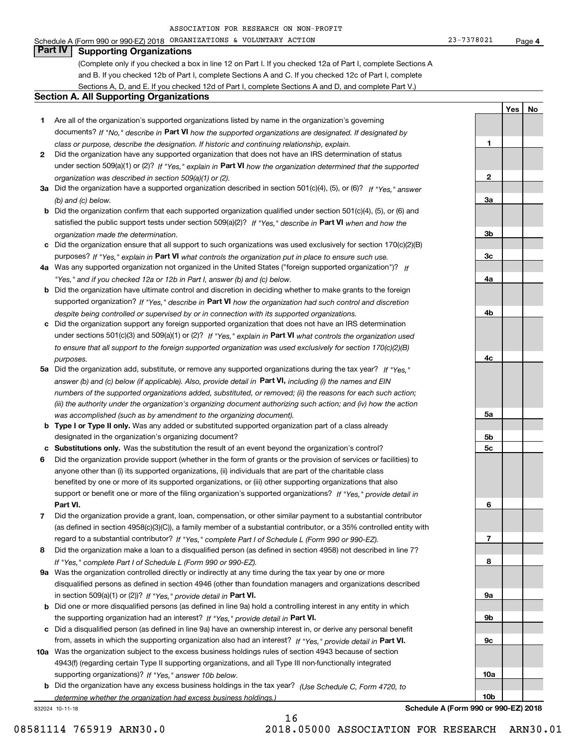ASSOCIATION FOR RESEARCH ON NON-PROFIT

Schedule A (Form 990 or 990-EZ) 2018 ORGANIZATIONS & VOLUNTARY ACTION 23-7378021 Page 4

## Part IV Supporting Organizations

(Complete only if you checked a box in line 12 on Part I. If you checked 12a of Part I, complete Sections A and B. If you checked 12b of Part I, complete Sections A and C. If you checked 12c of Part I, complete Sections A, D, and E. If you checked 12d of Part I, complete Sections A and D, and complete Part V.)

### Section A. All Supporting Organizations

| | | | Yes | No |
|---|---|---|---|---|
| 1 | Are all of the organization's supported organizations listed by name in the organization's governing documents? *If "No," describe in* **Part VI** *how the supported organizations are designated. If designated by class or purpose, describe the designation. If historic and continuing relationship, explain.* | 1 | | |
| 2 | Did the organization have any supported organization that does not have an IRS determination of status under section 509(a)(1) or (2)? *If "Yes," explain in* **Part VI** *how the organization determined that the supported organization was described in section 509(a)(1) or (2).* | 2 | | |
| 3a | Did the organization have a supported organization described in section 501(c)(4), (5), or (6)? *If "Yes," answer (b) and (c) below.* | 3a | | |
| b | Did the organization confirm that each supported organization qualified under section 501(c)(4), (5), or (6) and satisfied the public support tests under section 509(a)(2)? *If "Yes," describe in* **Part VI** *when and how the organization made the determination.* | 3b | | |
| c | Did the organization ensure that all support to such organizations was used exclusively for section 170(c)(2)(B) purposes? *If "Yes," explain in* **Part VI** *what controls the organization put in place to ensure such use.* | 3c | | |
| 4a | Was any supported organization not organized in the United States ("foreign supported organization")? *If "Yes," and if you checked 12a or 12b in Part I, answer (b) and (c) below.* | 4a | | |
| b | Did the organization have ultimate control and discretion in deciding whether to make grants to the foreign supported organization? *If "Yes," describe in* **Part VI** *how the organization had such control and discretion despite being controlled or supervised by or in connection with its supported organizations.* | 4b | | |
| c | Did the organization support any foreign supported organization that does not have an IRS determination under sections 501(c)(3) and 509(a)(1) or (2)? *If "Yes," explain in* **Part VI** *what controls the organization used to ensure that all support to the foreign supported organization was used exclusively for section 170(c)(2)(B) purposes.* | 4c | | |
| 5a | Did the organization add, substitute, or remove any supported organizations during the tax year? *If "Yes," answer (b) and (c) below (if applicable). Also, provide detail in* **Part VI,** *including (i) the names and EIN numbers of the supported organizations added, substituted, or removed; (ii) the reasons for each such action; (iii) the authority under the organization's organizing document authorizing such action; and (iv) how the action was accomplished (such as by amendment to the organizing document).* | 5a | | |
| b | **Type I or Type II only.** Was any added or substituted supported organization part of a class already designated in the organization's organizing document? | 5b | | |
| c | **Substitutions only.** Was the substitution the result of an event beyond the organization's control? | 5c | | |
| 6 | Did the organization provide support (whether in the form of grants or the provision of services or facilities) to anyone other than (i) its supported organizations, (ii) individuals that are part of the charitable class benefited by one or more of its supported organizations, or (iii) other supporting organizations that also support or benefit one or more of the filing organization's supported organizations? *If "Yes," provide detail in* **Part VI.** | 6 | | |
| 7 | Did the organization provide a grant, loan, compensation, or other similar payment to a substantial contributor (as defined in section 4958(c)(3)(C)), a family member of a substantial contributor, or a 35% controlled entity with regard to a substantial contributor? *If "Yes," complete Part I of Schedule L (Form 990 or 990-EZ).* | 7 | | |
| 8 | Did the organization make a loan to a disqualified person (as defined in section 4958) not described in line 7? *If "Yes," complete Part I of Schedule L (Form 990 or 990-EZ).* | 8 | | |
| 9a | Was the organization controlled directly or indirectly at any time during the tax year by one or more disqualified persons as defined in section 4946 (other than foundation managers and organizations described in section 509(a)(1) or (2))? *If "Yes," provide detail in* **Part VI.** | 9a | | |
| b | Did one or more disqualified persons (as defined in line 9a) hold a controlling interest in any entity in which the supporting organization had an interest? *If "Yes," provide detail in* **Part VI.** | 9b | | |
| c | Did a disqualified person (as defined in line 9a) have an ownership interest in, or derive any personal benefit from, assets in which the supporting organization also had an interest? *If "Yes," provide detail in* **Part VI.** | 9c | | |
| 10a | Was the organization subject to the excess business holdings rules of section 4943 because of section 4943(f) (regarding certain Type II supporting organizations, and all Type III non-functionally integrated supporting organizations)? *If "Yes," answer 10b below.* | 10a | | |
| b | Did the organization have any excess business holdings in the tax year? *(Use Schedule C, Form 4720, to determine whether the organization had excess business holdings.)* | 10b | | |

832024 10-11-18 **Schedule A (Form 990 or 990-EZ) 2018**

08581114 765919 ARN30.0 2018.05000 ASSOCIATION FOR RESEARCH ARN30.01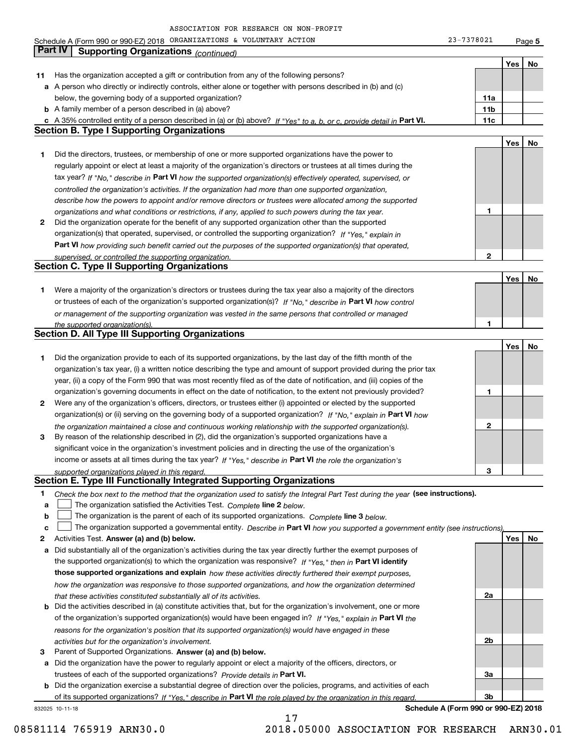ASSOCIATION FOR RESEARCH ON NON-PROFIT

Schedule A (Form 990 or 990-EZ) 2018 ORGANIZATIONS & VOLUNTARY ACTION 23-7378021 Page 5

## Part IV Supporting Organizations *(continued)*

| | | | Yes | No |
|---|---|---|---|---|
| **11** | Has the organization accepted a gift or contribution from any of the following persons? | | | |
| **a** | A person who directly or indirectly controls, either alone or together with persons described in (b) and (c) below, the governing body of a supported organization? | 11a | | |
| **b** | A family member of a person described in (a) above? | 11b | | |
| **c** | A 35% controlled entity of a person described in (a) or (b) above? *If "Yes" to a, b, or c, provide detail in* **Part VI.** | 11c | | |

### Section B. Type I Supporting Organizations

| | | | Yes | No |
|---|---|---|---|---|
| **1** | Did the directors, trustees, or membership of one or more supported organizations have the power to regularly appoint or elect at least a majority of the organization's directors or trustees at all times during the tax year? *If "No," describe in* **Part VI** *how the supported organization(s) effectively operated, supervised, or controlled the organization's activities. If the organization had more than one supported organization, describe how the powers to appoint and/or remove directors or trustees were allocated among the supported organizations and what conditions or restrictions, if any, applied to such powers during the tax year.* | 1 | | |
| **2** | Did the organization operate for the benefit of any supported organization other than the supported organization(s) that operated, supervised, or controlled the supporting organization? *If "Yes," explain in* **Part VI** *how providing such benefit carried out the purposes of the supported organization(s) that operated, supervised, or controlled the supporting organization.* | 2 | | |

### Section C. Type II Supporting Organizations

| | | | Yes | No |
|---|---|---|---|---|
| **1** | Were a majority of the organization's directors or trustees during the tax year also a majority of the directors or trustees of each of the organization's supported organization(s)? *If "No," describe in* **Part VI** *how control or management of the supporting organization was vested in the same persons that controlled or managed the supported organization(s).* | 1 | | |

### Section D. All Type III Supporting Organizations

| | | | Yes | No |
|---|---|---|---|---|
| **1** | Did the organization provide to each of its supported organizations, by the last day of the fifth month of the organization's tax year, (i) a written notice describing the type and amount of support provided during the prior tax year, (ii) a copy of the Form 990 that was most recently filed as of the date of notification, and (iii) copies of the organization's governing documents in effect on the date of notification, to the extent not previously provided? | 1 | | |
| **2** | Were any of the organization's officers, directors, or trustees either (i) appointed or elected by the supported organization(s) or (ii) serving on the governing body of a supported organization? *If "No," explain in* **Part VI** *how the organization maintained a close and continuous working relationship with the supported organization(s).* | 2 | | |
| **3** | By reason of the relationship described in (2), did the organization's supported organizations have a significant voice in the organization's investment policies and in directing the use of the organization's income or assets at all times during the tax year? *If "Yes," describe in* **Part VI** *the role the organization's supported organizations played in this regard.* | 3 | | |

### Section E. Type III Functionally Integrated Supporting Organizations

**1** *Check the box next to the method that the organization used to satisfy the Integral Part Test during the year* **(see instructions).**

- **a** ☐ The organization satisfied the Activities Test. *Complete* **line 2** *below.*
- **b** ☐ The organization is the parent of each of its supported organizations. *Complete* **line 3** *below.*
- **c** ☐ The organization supported a governmental entity. *Describe in* **Part VI** *how you supported a government entity (see instructions).*

| | | | Yes | No |
|---|---|---|---|---|
| **2** | Activities Test. **Answer (a) and (b) below.** | | | |
| **a** | Did substantially all of the organization's activities during the tax year directly further the exempt purposes of the supported organization(s) to which the organization was responsive? *If "Yes," then in* **Part VI identify those supported organizations and explain** *how these activities directly furthered their exempt purposes, how the organization was responsive to those supported organizations, and how the organization determined that these activities constituted substantially all of its activities.* | 2a | | |
| **b** | Did the activities described in (a) constitute activities that, but for the organization's involvement, one or more of the organization's supported organization(s) would have been engaged in? *If "Yes," explain in* **Part VI** *the reasons for the organization's position that its supported organization(s) would have engaged in these activities but for the organization's involvement.* | 2b | | |
| **3** | Parent of Supported Organizations. **Answer (a) and (b) below.** | | | |
| **a** | Did the organization have the power to regularly appoint or elect a majority of the officers, directors, or trustees of each of the supported organizations? *Provide details in* **Part VI.** | 3a | | |
| **b** | Did the organization exercise a substantial degree of direction over the policies, programs, and activities of each of its supported organizations? *If "Yes," describe in* **Part VI** *the role played by the organization in this regard.* | 3b | | |

832025 10-11-18 **Schedule A (Form 990 or 990-EZ) 2018**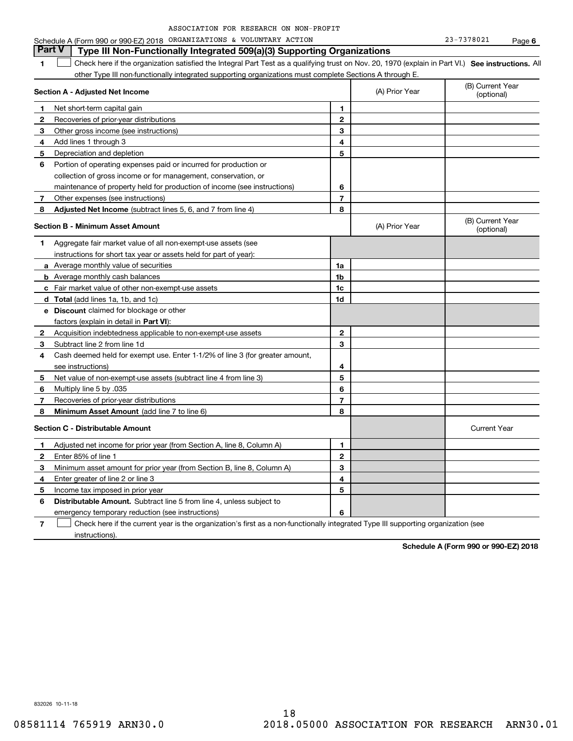ASSOCIATION FOR RESEARCH ON NON-PROFIT ORGANIZATIONS & VOLUNTARY ACTION 23-7378021

## Part V Type III Non-Functionally Integrated 509(a)(3) Supporting Organizations

**1** ☐ Check here if the organization satisfied the Integral Part Test as a qualifying trust on Nov. 20, 1970 (explain in Part VI.) **See instructions.** All other Type III non-functionally integrated supporting organizations must complete Sections A through E.

| **Section A - Adjusted Net Income** | | (A) Prior Year | (B) Current Year (optional) |
|---|---|---|---|
| **1** Net short-term capital gain | 1 | | |
| **2** Recoveries of prior-year distributions | 2 | | |
| **3** Other gross income (see instructions) | 3 | | |
| **4** Add lines 1 through 3 | 4 | | |
| **5** Depreciation and depletion | 5 | | |
| **6** Portion of operating expenses paid or incurred for production or collection of gross income or for management, conservation, or maintenance of property held for production of income (see instructions) | 6 | | |
| **7** Other expenses (see instructions) | 7 | | |
| **8** **Adjusted Net Income** (subtract lines 5, 6, and 7 from line 4) | 8 | | |

| **Section B - Minimum Asset Amount** | | (A) Prior Year | (B) Current Year (optional) |
|---|---|---|---|
| **1** Aggregate fair market value of all non-exempt-use assets (see instructions for short tax year or assets held for part of year): | | | |
| **a** Average monthly value of securities | 1a | | |
| **b** Average monthly cash balances | 1b | | |
| **c** Fair market value of other non-exempt-use assets | 1c | | |
| **d** **Total** (add lines 1a, 1b, and 1c) | 1d | | |
| **e** **Discount** claimed for blockage or other factors (explain in detail in **Part VI**): | | | |
| **2** Acquisition indebtedness applicable to non-exempt-use assets | 2 | | |
| **3** Subtract line 2 from line 1d | 3 | | |
| **4** Cash deemed held for exempt use. Enter 1-1/2% of line 3 (for greater amount, see instructions) | 4 | | |
| **5** Net value of non-exempt-use assets (subtract line 4 from line 3) | 5 | | |
| **6** Multiply line 5 by .035 | 6 | | |
| **7** Recoveries of prior-year distributions | 7 | | |
| **8** **Minimum Asset Amount** (add line 7 to line 6) | 8 | | |

| **Section C - Distributable Amount** | | | Current Year |
|---|---|---|---|
| **1** Adjusted net income for prior year (from Section A, line 8, Column A) | 1 | | |
| **2** Enter 85% of line 1 | 2 | | |
| **3** Minimum asset amount for prior year (from Section B, line 8, Column A) | 3 | | |
| **4** Enter greater of line 2 or line 3 | 4 | | |
| **5** Income tax imposed in prior year | 5 | | |
| **6** **Distributable Amount.** Subtract line 5 from line 4, unless subject to emergency temporary reduction (see instructions) | 6 | | |

**7** ☐ Check here if the current year is the organization's first as a non-functionally integrated Type III supporting organization (see instructions).

**Schedule A (Form 990 or 990-EZ) 2018**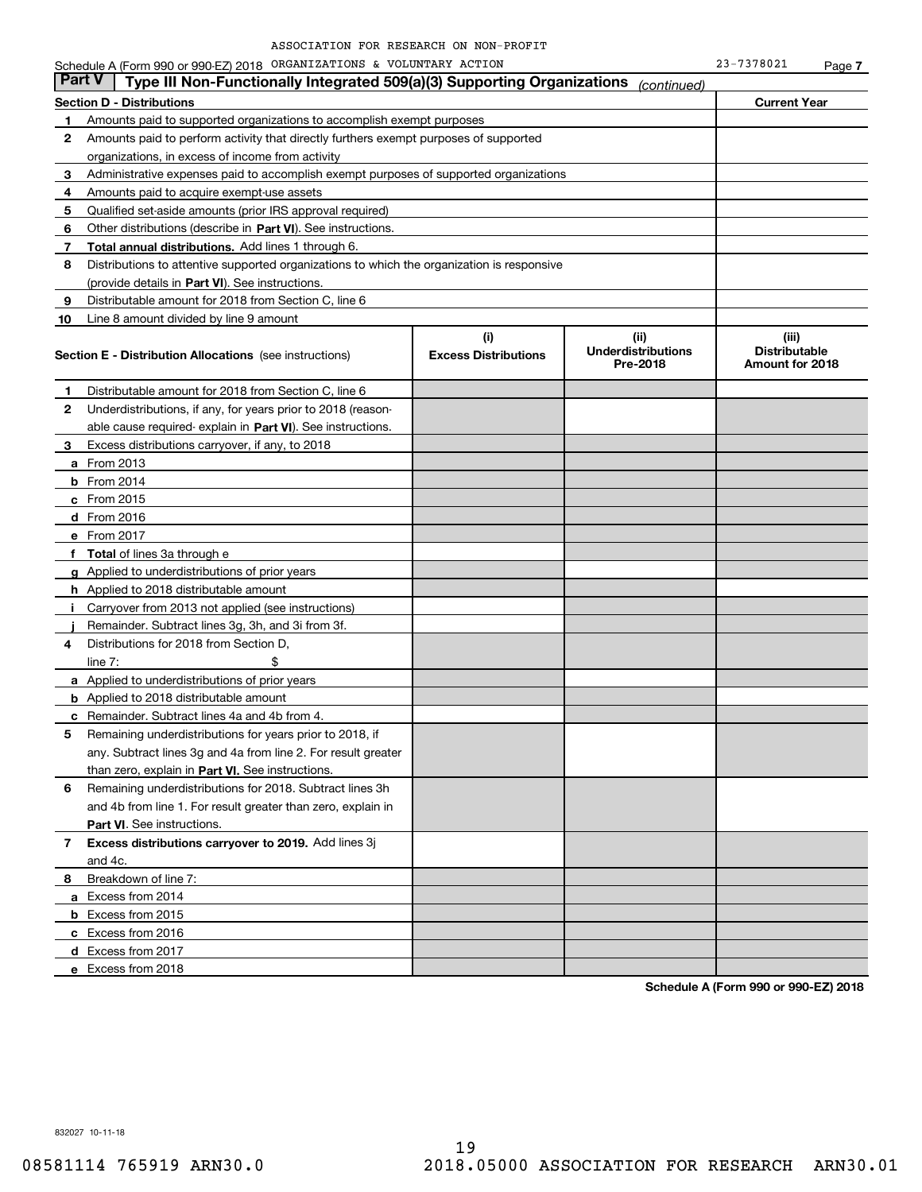ASSOCIATION FOR RESEARCH ON NON-PROFIT

Schedule A (Form 990 or 990-EZ) 2018 ORGANIZATIONS & VOLUNTARY ACTION 23-7378021 Page 7

## Part V Type III Non-Functionally Integrated 509(a)(3) Supporting Organizations *(continued)*

| Section D - Distributions | | Current Year |
|---|---|---|
| 1 | Amounts paid to supported organizations to accomplish exempt purposes | |
| 2 | Amounts paid to perform activity that directly furthers exempt purposes of supported organizations, in excess of income from activity | |
| 3 | Administrative expenses paid to accomplish exempt purposes of supported organizations | |
| 4 | Amounts paid to acquire exempt-use assets | |
| 5 | Qualified set-aside amounts (prior IRS approval required) | |
| 6 | Other distributions (describe in **Part VI**). See instructions. | |
| 7 | **Total annual distributions.** Add lines 1 through 6. | |
| 8 | Distributions to attentive supported organizations to which the organization is responsive (provide details in **Part VI**). See instructions. | |
| 9 | Distributable amount for 2018 from Section C, line 6 | |
| 10 | Line 8 amount divided by line 9 amount | |

| **Section E - Distribution Allocations** (see instructions) | (i) Excess Distributions | (ii) Underdistributions Pre-2018 | (iii) Distributable Amount for 2018 |
|---|---|---|---|
| **1** Distributable amount for 2018 from Section C, line 6 | | | |
| **2** Underdistributions, if any, for years prior to 2018 (reasonable cause required- explain in **Part VI**). See instructions. | | | |
| **3** Excess distributions carryover, if any, to 2018 | | | |
| **a** From 2013 | | | |
| **b** From 2014 | | | |
| **c** From 2015 | | | |
| **d** From 2016 | | | |
| **e** From 2017 | | | |
| **f** **Total** of lines 3a through e | | | |
| **g** Applied to underdistributions of prior years | | | |
| **h** Applied to 2018 distributable amount | | | |
| **i** Carryover from 2013 not applied (see instructions) | | | |
| **j** Remainder. Subtract lines 3g, 3h, and 3i from 3f. | | | |
| **4** Distributions for 2018 from Section D, line 7: $ | | | |
| **a** Applied to underdistributions of prior years | | | |
| **b** Applied to 2018 distributable amount | | | |
| **c** Remainder. Subtract lines 4a and 4b from 4. | | | |
| **5** Remaining underdistributions for years prior to 2018, if any. Subtract lines 3g and 4a from line 2. For result greater than zero, explain in **Part VI.** See instructions. | | | |
| **6** Remaining underdistributions for 2018. Subtract lines 3h and 4b from line 1. For result greater than zero, explain in **Part VI**. See instructions. | | | |
| **7** **Excess distributions carryover to 2019.** Add lines 3j and 4c. | | | |
| **8** Breakdown of line 7: | | | |
| **a** Excess from 2014 | | | |
| **b** Excess from 2015 | | | |
| **c** Excess from 2016 | | | |
| **d** Excess from 2017 | | | |
| **e** Excess from 2018 | | | |

**Schedule A (Form 990 or 990-EZ) 2018**

832027 10-11-18

08581114 765919 ARN30.0 2018.05000 ASSOCIATION FOR RESEARCH ARN30.01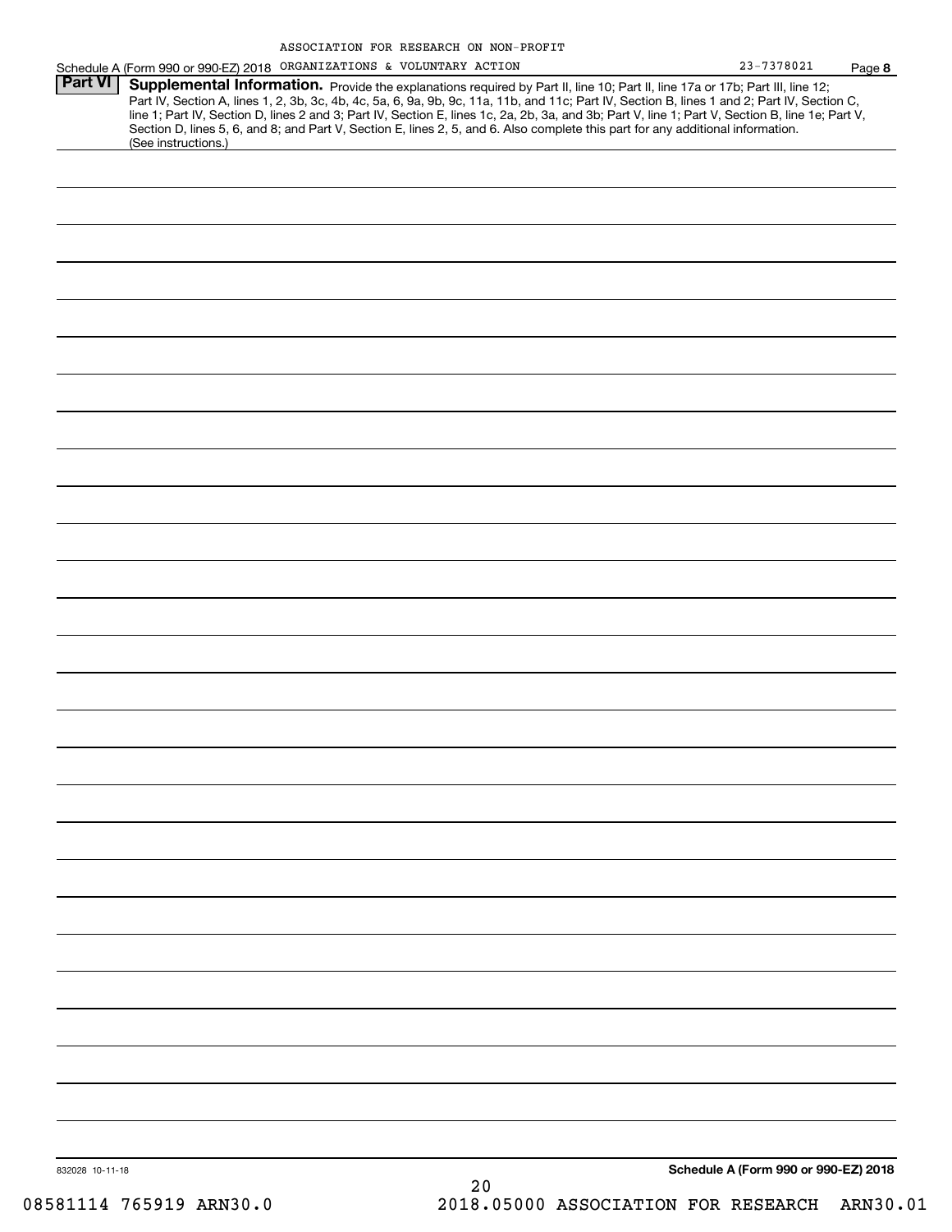ASSOCIATION FOR RESEARCH ON NON-PROFIT ORGANIZATIONS & VOLUNTARY ACTION 23-7378021

Schedule A (Form 990 or 990-EZ) 2018 Page **8**

## Part VI Supplemental Information.

Provide the explanations required by Part II, line 10; Part II, line 17a or 17b; Part III, line 12; Part IV, Section A, lines 1, 2, 3b, 3c, 4b, 4c, 5a, 6, 9a, 9b, 9c, 11a, 11b, and 11c; Part IV, Section B, lines 1 and 2; Part IV, Section C, line 1; Part IV, Section D, lines 2 and 3; Part IV, Section E, lines 1c, 2a, 2b, 3a, and 3b; Part V, line 1; Part V, Section B, line 1e; Part V, Section D, lines 5, 6, and 8; and Part V, Section E, lines 2, 5, and 6. Also complete this part for any additional information. (See instructions.)

832028 10-11-18

**Schedule A (Form 990 or 990-EZ) 2018**

08581114 765919 ARN30.0 2018.05000 ASSOCIATION FOR RESEARCH ARN30.01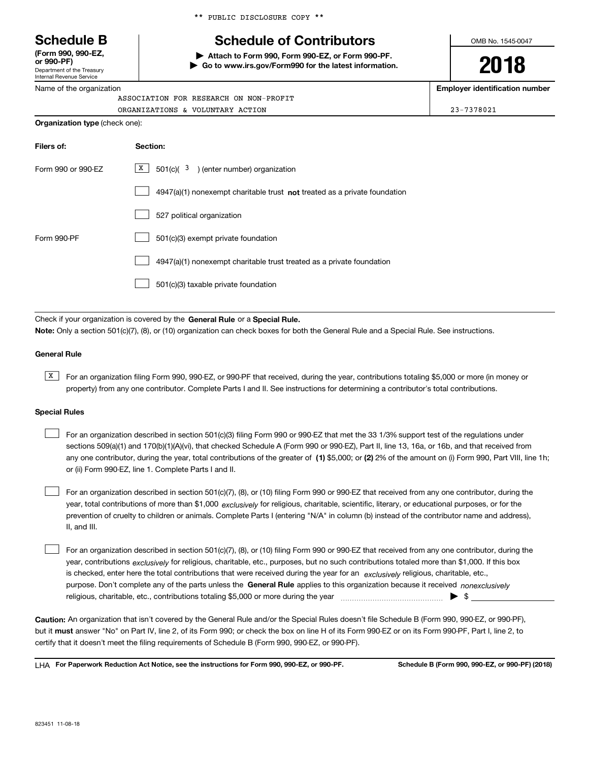** PUBLIC DISCLOSURE COPY **

# Schedule B

**(Form 990, 990-EZ, or 990-PF)**
Department of the Treasury
Internal Revenue Service

## Schedule of Contributors

▶ **Attach to Form 990, Form 990-EZ, or Form 990-PF.**
▶ **Go to www.irs.gov/Form990 for the latest information.**

OMB No. 1545-0047

**2018**

Name of the organization: ASSOCIATION FOR RESEARCH ON NON-PROFIT ORGANIZATIONS & VOLUNTARY ACTION

**Employer identification number:** 23-7378021

**Organization type** (check one):

| **Filers of:** | **Section:** |
|---|---|
| Form 990 or 990-EZ | [X] 501(c)( 3 ) (enter number) organization |
| | [ ] 4947(a)(1) nonexempt charitable trust **not** treated as a private foundation |
| | [ ] 527 political organization |
| Form 990-PF | [ ] 501(c)(3) exempt private foundation |
| | [ ] 4947(a)(1) nonexempt charitable trust treated as a private foundation |
| | [ ] 501(c)(3) taxable private foundation |

Check if your organization is covered by the **General Rule** or a **Special Rule.**

**Note:** Only a section 501(c)(7), (8), or (10) organization can check boxes for both the General Rule and a Special Rule. See instructions.

### General Rule

[X] For an organization filing Form 990, 990-EZ, or 990-PF that received, during the year, contributions totaling $5,000 or more (in money or property) from any one contributor. Complete Parts I and II. See instructions for determining a contributor's total contributions.

### Special Rules

[ ] For an organization described in section 501(c)(3) filing Form 990 or 990-EZ that met the 33 1/3% support test of the regulations under sections 509(a)(1) and 170(b)(1)(A)(vi), that checked Schedule A (Form 990 or 990-EZ), Part II, line 13, 16a, or 16b, and that received from any one contributor, during the year, total contributions of the greater of **(1)** $5,000; or **(2)** 2% of the amount on (i) Form 990, Part VIII, line 1h; or (ii) Form 990-EZ, line 1. Complete Parts I and II.

[ ] For an organization described in section 501(c)(7), (8), or (10) filing Form 990 or 990-EZ that received from any one contributor, during the year, total contributions of more than $1,000 *exclusively* for religious, charitable, scientific, literary, or educational purposes, or for the prevention of cruelty to children or animals. Complete Parts I (entering "N/A" in column (b) instead of the contributor name and address), II, and III.

[ ] For an organization described in section 501(c)(7), (8), or (10) filing Form 990 or 990-EZ that received from any one contributor, during the year, contributions *exclusively* for religious, charitable, etc., purposes, but no such contributions totaled more than $1,000. If this box is checked, enter here the total contributions that were received during the year for an *exclusively* religious, charitable, etc., purpose. Don't complete any of the parts unless the **General Rule** applies to this organization because it received *nonexclusively* religious, charitable, etc., contributions totaling $5,000 or more during the year ▶ $ ____________

**Caution:** An organization that isn't covered by the General Rule and/or the Special Rules doesn't file Schedule B (Form 990, 990-EZ, or 990-PF), but it **must** answer "No" on Part IV, line 2, of its Form 990; or check the box on line H of its Form 990-EZ or on its Form 990-PF, Part I, line 2, to certify that it doesn't meet the filing requirements of Schedule B (Form 990, 990-EZ, or 990-PF).

LHA **For Paperwork Reduction Act Notice, see the instructions for Form 990, 990-EZ, or 990-PF.** **Schedule B (Form 990, 990-EZ, or 990-PF) (2018)**

823451 11-08-18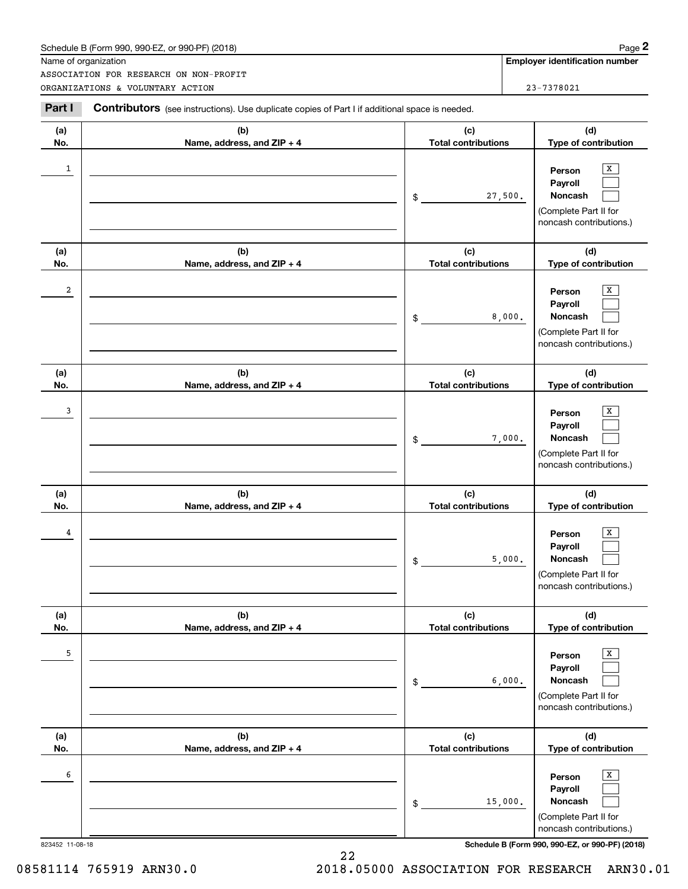Schedule B (Form 990, 990-EZ, or 990-PF) (2018)

Name of organization: ASSOCIATION FOR RESEARCH ON NON-PROFIT ORGANIZATIONS & VOLUNTARY ACTION

**Employer identification number:** 23-7378021

## Part I Contributors

(see instructions). Use duplicate copies of Part I if additional space is needed.

| (a) No. | (b) Name, address, and ZIP + 4 | (c) Total contributions | (d) Type of contribution |
|---|---|---|---|
| 1 | | $ 27,500. | Person [X] Payroll [ ] Noncash [ ] (Complete Part II for noncash contributions.) |
| 2 | | $ 8,000. | Person [X] Payroll [ ] Noncash [ ] (Complete Part II for noncash contributions.) |
| 3 | | $ 7,000. | Person [X] Payroll [ ] Noncash [ ] (Complete Part II for noncash contributions.) |
| 4 | | $ 5,000. | Person [X] Payroll [ ] Noncash [ ] (Complete Part II for noncash contributions.) |
| 5 | | $ 6,000. | Person [X] Payroll [ ] Noncash [ ] (Complete Part II for noncash contributions.) |
| 6 | | $ 15,000. | Person [X] Payroll [ ] Noncash [ ] (Complete Part II for noncash contributions.) |

823452 11-08-18

Schedule B (Form 990, 990-EZ, or 990-PF) (2018)

08581114 765919 ARN30.0 2018.05000 ASSOCIATION FOR RESEARCH ARN30.01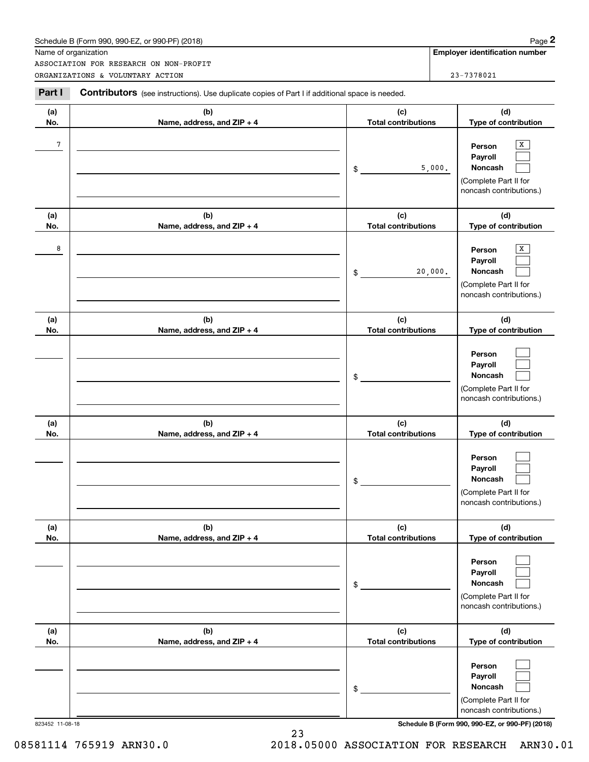Schedule B (Form 990, 990-EZ, or 990-PF) (2018)

Name of organization: ASSOCIATION FOR RESEARCH ON NON-PROFIT ORGANIZATIONS & VOLUNTARY ACTION

Employer identification number: 23-7378021

**Part I** **Contributors** (see instructions). Use duplicate copies of Part I if additional space is needed.

| (a) No. | (b) Name, address, and ZIP + 4 | (c) Total contributions | (d) Type of contribution |
|---|---|---|---|
| 7 | | $ 5,000. | Person [X] Payroll [ ] Noncash [ ] (Complete Part II for noncash contributions.) |
| 8 | | $ 20,000. | Person [X] Payroll [ ] Noncash [ ] (Complete Part II for noncash contributions.) |
| | | $ | Person [ ] Payroll [ ] Noncash [ ] (Complete Part II for noncash contributions.) |
| | | $ | Person [ ] Payroll [ ] Noncash [ ] (Complete Part II for noncash contributions.) |
| | | $ | Person [ ] Payroll [ ] Noncash [ ] (Complete Part II for noncash contributions.) |
| | | $ | Person [ ] Payroll [ ] Noncash [ ] (Complete Part II for noncash contributions.) |

823452 11-08-18

Schedule B (Form 990, 990-EZ, or 990-PF) (2018)

08581114 765919 ARN30.0 2018.05000 ASSOCIATION FOR RESEARCH ARN30.01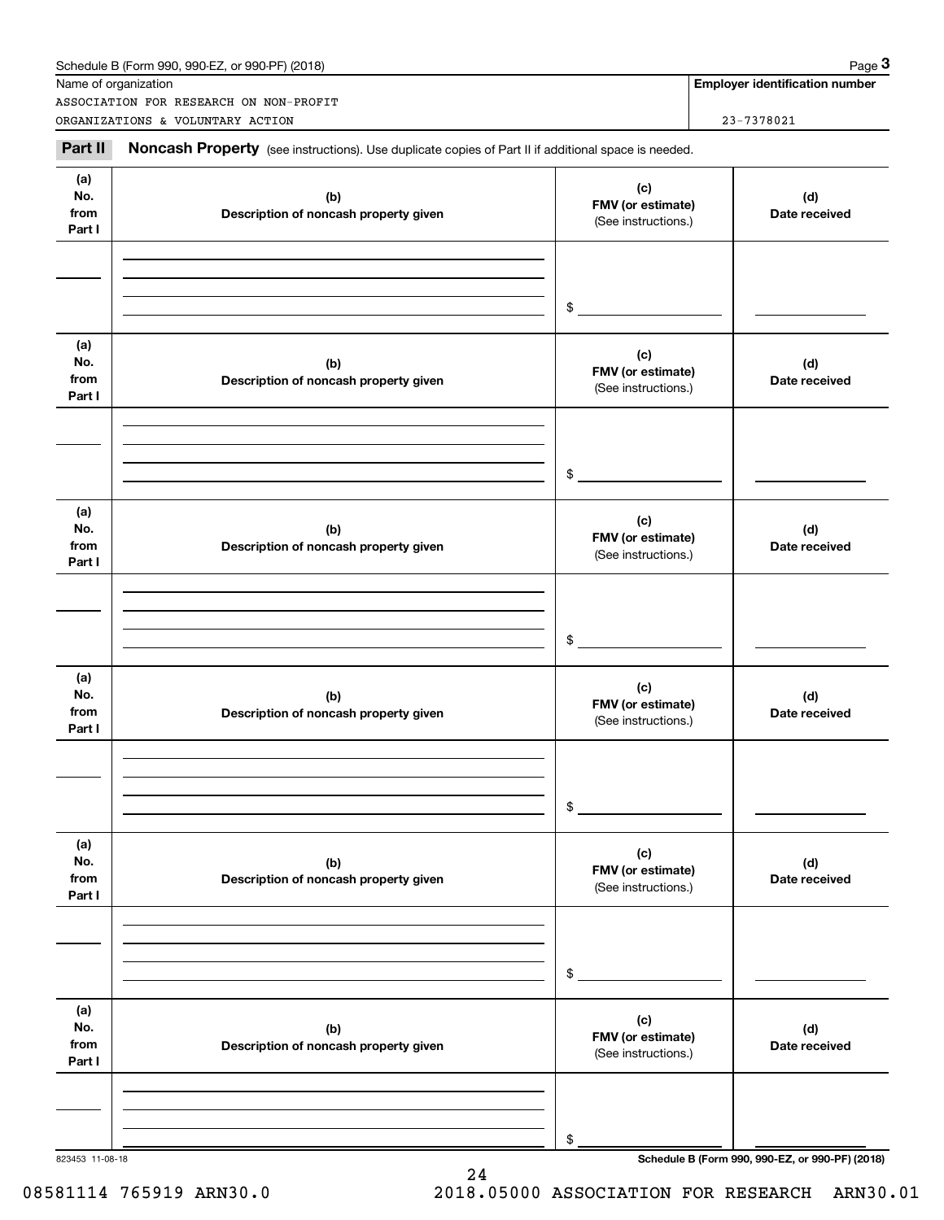Schedule B (Form 990, 990-EZ, or 990-PF) (2018)

Name of organization: ASSOCIATION FOR RESEARCH ON NON-PROFIT ORGANIZATIONS & VOLUNTARY ACTION

Employer identification number: 23-7378021

**Part II** **Noncash Property** (see instructions). Use duplicate copies of Part II if additional space is needed.

| (a) No. from Part I | (b) Description of noncash property given | (c) FMV (or estimate) (See instructions.) | (d) Date received |
|---|---|---|---|
| | | $ | |

| (a) No. from Part I | (b) Description of noncash property given | (c) FMV (or estimate) (See instructions.) | (d) Date received |
|---|---|---|---|
| | | $ | |

| (a) No. from Part I | (b) Description of noncash property given | (c) FMV (or estimate) (See instructions.) | (d) Date received |
|---|---|---|---|
| | | $ | |

| (a) No. from Part I | (b) Description of noncash property given | (c) FMV (or estimate) (See instructions.) | (d) Date received |
|---|---|---|---|
| | | $ | |

| (a) No. from Part I | (b) Description of noncash property given | (c) FMV (or estimate) (See instructions.) | (d) Date received |
|---|---|---|---|
| | | $ | |

| (a) No. from Part I | (b) Description of noncash property given | (c) FMV (or estimate) (See instructions.) | (d) Date received |
|---|---|---|---|
| | | $ | |

823453 11-08-18

08581114 765919 ARN30.0 2018.05000 ASSOCIATION FOR RESEARCH ARN30.01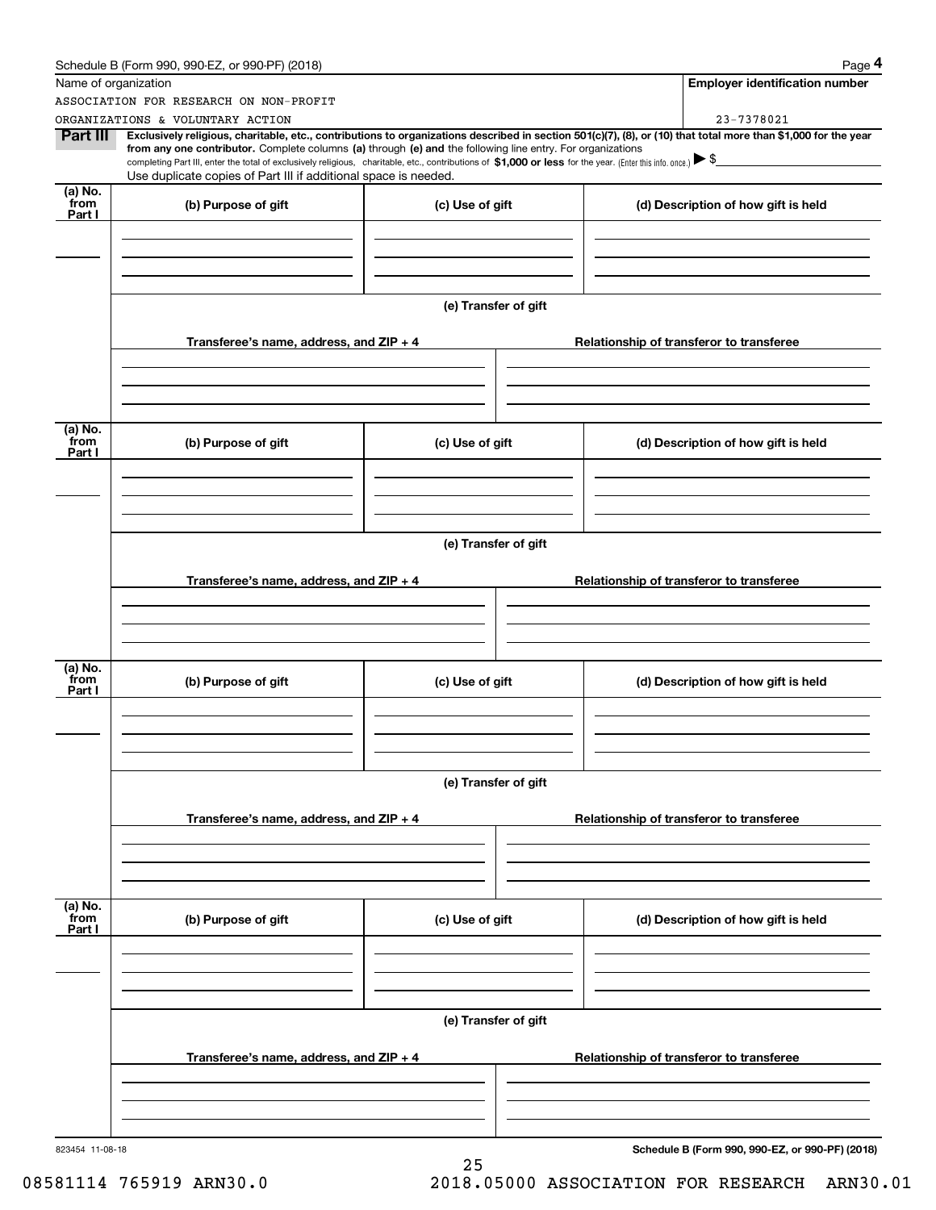Schedule B (Form 990, 990-EZ, or 990-PF) (2018)

**Name of organization**

ASSOCIATION FOR RESEARCH ON NON-PROFIT ORGANIZATIONS & VOLUNTARY ACTION

**Employer identification number**

23-7378021

**Part III** **Exclusively religious, charitable, etc., contributions to organizations described in section 501(c)(7), (8), or (10) that total more than $1,000 for the year from any one contributor.** Complete columns **(a)** through **(e)** and the following line entry. For organizations completing Part III, enter the total of exclusively religious, charitable, etc., contributions of **$1,000 or less** for the year. (Enter this info. once.) ▶ $

Use duplicate copies of Part III if additional space is needed.

| (a) No. from Part I | (b) Purpose of gift | (c) Use of gift | (d) Description of how gift is held |
|---|---|---|---|
| | | | |

(e) Transfer of gift

| Transferee's name, address, and ZIP + 4 | Relationship of transferor to transferee |
|---|---|
| | |

| (a) No. from Part I | (b) Purpose of gift | (c) Use of gift | (d) Description of how gift is held |
|---|---|---|---|
| | | | |

(e) Transfer of gift

| Transferee's name, address, and ZIP + 4 | Relationship of transferor to transferee |
|---|---|
| | |

| (a) No. from Part I | (b) Purpose of gift | (c) Use of gift | (d) Description of how gift is held |
|---|---|---|---|
| | | | |

(e) Transfer of gift

| Transferee's name, address, and ZIP + 4 | Relationship of transferor to transferee |
|---|---|
| | |

| (a) No. from Part I | (b) Purpose of gift | (c) Use of gift | (d) Description of how gift is held |
|---|---|---|---|
| | | | |

(e) Transfer of gift

| Transferee's name, address, and ZIP + 4 | Relationship of transferor to transferee |
|---|---|
| | |

823454 11-08-18

**Schedule B (Form 990, 990-EZ, or 990-PF) (2018)**

08581114 765919 ARN30.0 2018.05000 ASSOCIATION FOR RESEARCH ARN30.01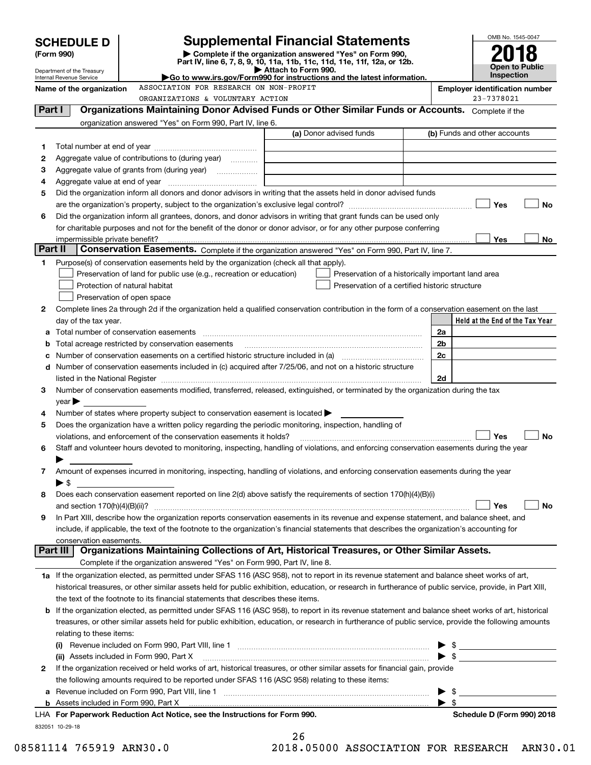**SCHEDULE D (Form 990)**

Department of the Treasury
Internal Revenue Service

# Supplemental Financial Statements

▶ Complete if the organization answered "Yes" on Form 990, Part IV, line 6, 7, 8, 9, 10, 11a, 11b, 11c, 11d, 11e, 11f, 12a, or 12b.
▶ Attach to Form 990.
▶Go to www.irs.gov/Form990 for instructions and the latest information.

OMB No. 1545-0047
**2018**
**Open to Public Inspection**

**Name of the organization** ASSOCIATION FOR RESEARCH ON NON-PROFIT ORGANIZATIONS & VOLUNTARY ACTION

**Employer identification number** 23-7378021

## Part I Organizations Maintaining Donor Advised Funds or Other Similar Funds or Accounts.

Complete if the organization answered "Yes" on Form 990, Part IV, line 6.

| | | (a) Donor advised funds | (b) Funds and other accounts |
|---|---|---|---|
| 1 | Total number at end of year | | |
| 2 | Aggregate value of contributions to (during year) | | |
| 3 | Aggregate value of grants from (during year) | | |
| 4 | Aggregate value at end of year | | |

5 Did the organization inform all donors and donor advisors in writing that the assets held in donor advised funds are the organization's property, subject to the organization's exclusive legal control? ☐ Yes ☐ No

6 Did the organization inform all grantees, donors, and donor advisors in writing that grant funds can be used only for charitable purposes and not for the benefit of the donor or donor advisor, or for any other purpose conferring impermissible private benefit? ☐ Yes ☐ No

## Part II Conservation Easements.

Complete if the organization answered "Yes" on Form 990, Part IV, line 7.

1 Purpose(s) of conservation easements held by the organization (check all that apply).

- ☐ Preservation of land for public use (e.g., recreation or education)
- ☐ Preservation of a historically important land area
- ☐ Protection of natural habitat
- ☐ Preservation of a certified historic structure
- ☐ Preservation of open space

2 Complete lines 2a through 2d if the organization held a qualified conservation contribution in the form of a conservation easement on the last day of the tax year.

| | | | Held at the End of the Tax Year |
|---|---|---|---|
| a | Total number of conservation easements | 2a | |
| b | Total acreage restricted by conservation easements | 2b | |
| c | Number of conservation easements on a certified historic structure included in (a) | 2c | |
| d | Number of conservation easements included in (c) acquired after 7/25/06, and not on a historic structure listed in the National Register | 2d | |

3 Number of conservation easements modified, transferred, released, extinguished, or terminated by the organization during the tax year ▶

4 Number of states where property subject to conservation easement is located ▶

5 Does the organization have a written policy regarding the periodic monitoring, inspection, handling of violations, and enforcement of the conservation easements it holds? ☐ Yes ☐ No

6 Staff and volunteer hours devoted to monitoring, inspecting, handling of violations, and enforcing conservation easements during the year ▶

7 Amount of expenses incurred in monitoring, inspecting, handling of violations, and enforcing conservation easements during the year ▶ $

8 Does each conservation easement reported on line 2(d) above satisfy the requirements of section 170(h)(4)(B)(i) and section 170(h)(4)(B)(ii)? ☐ Yes ☐ No

9 In Part XIII, describe how the organization reports conservation easements in its revenue and expense statement, and balance sheet, and include, if applicable, the text of the footnote to the organization's financial statements that describes the organization's accounting for conservation easements.

## Part III Organizations Maintaining Collections of Art, Historical Treasures, or Other Similar Assets.

Complete if the organization answered "Yes" on Form 990, Part IV, line 8.

1a If the organization elected, as permitted under SFAS 116 (ASC 958), not to report in its revenue statement and balance sheet works of art, historical treasures, or other similar assets held for public exhibition, education, or research in furtherance of public service, provide, in Part XIII, the text of the footnote to its financial statements that describes these items.

b If the organization elected, as permitted under SFAS 116 (ASC 958), to report in its revenue statement and balance sheet works of art, historical treasures, or other similar assets held for public exhibition, education, or research in furtherance of public service, provide the following amounts relating to these items:

(i) Revenue included on Form 990, Part VIII, line 1 ▶ $

(ii) Assets included in Form 990, Part X ▶ $

2 If the organization received or held works of art, historical treasures, or other similar assets for financial gain, provide the following amounts required to be reported under SFAS 116 (ASC 958) relating to these items:

a Revenue included on Form 990, Part VIII, line 1 ▶ $

b Assets included in Form 990, Part X ▶ $

LHA **For Paperwork Reduction Act Notice, see the Instructions for Form 990.** **Schedule D (Form 990) 2018**

832051 10-29-18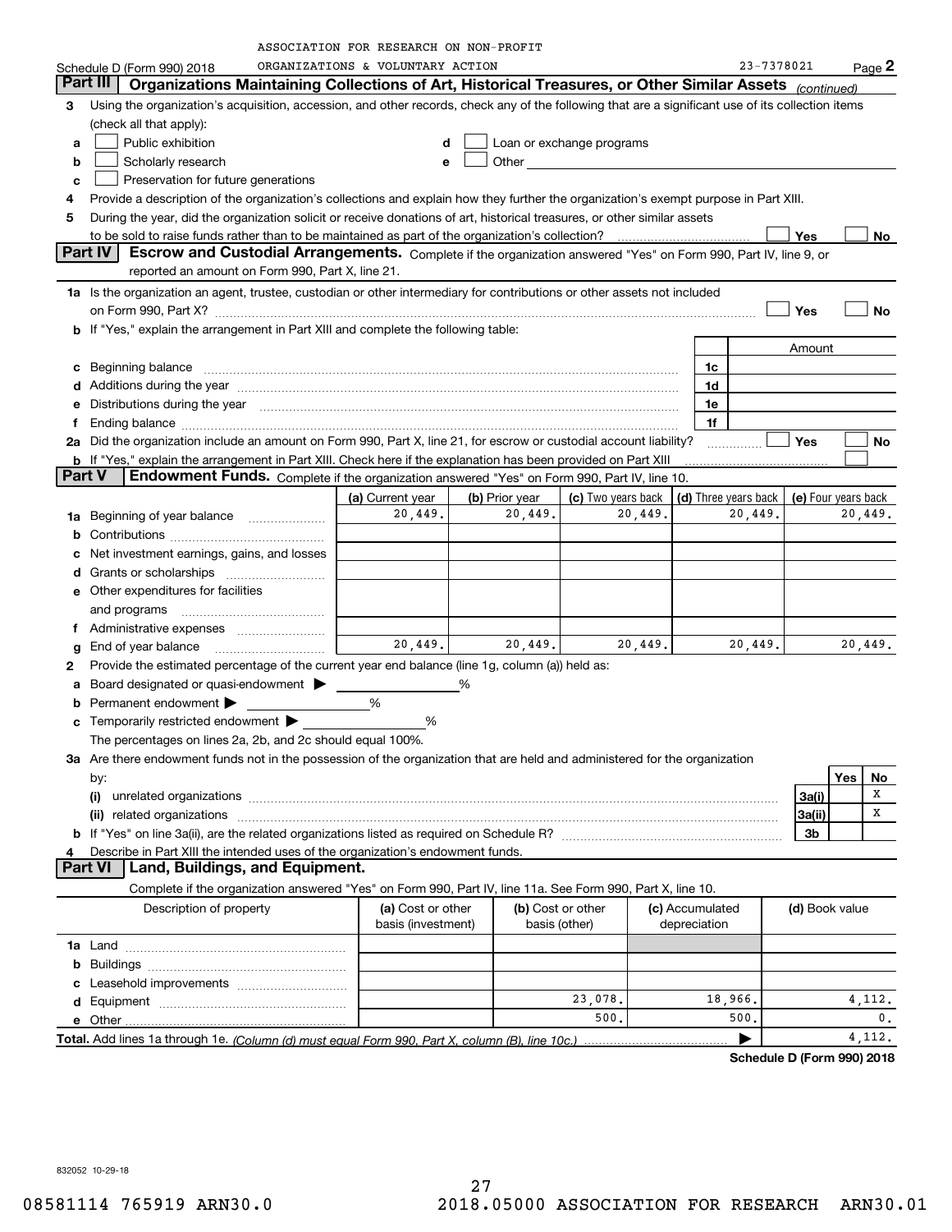ASSOCIATION FOR RESEARCH ON NON-PROFIT ORGANIZATIONS & VOLUNTARY ACTION

Schedule D (Form 990) 2018 — 23-7378021 — Page 2

## Part III Organizations Maintaining Collections of Art, Historical Treasures, or Other Similar Assets *(continued)*

3 Using the organization's acquisition, accession, and other records, check any of the following that are a significant use of its collection items (check all that apply):

- a ☐ Public exhibition
- b ☐ Scholarly research
- c ☐ Preservation for future generations
- d ☐ Loan or exchange programs
- e ☐ Other

4 Provide a description of the organization's collections and explain how they further the organization's exempt purpose in Part XIII.

5 During the year, did the organization solicit or receive donations of art, historical treasures, or other similar assets to be sold to raise funds rather than to be maintained as part of the organization's collection? ☐ Yes ☐ No

## Part IV Escrow and Custodial Arrangements.

Complete if the organization answered "Yes" on Form 990, Part IV, line 9, or reported an amount on Form 990, Part X, line 21.

1a Is the organization an agent, trustee, custodian or other intermediary for contributions or other assets not included on Form 990, Part X? ☐ Yes ☐ No

b If "Yes," explain the arrangement in Part XIII and complete the following table:

| | | Amount |
|---|---|---|
| c Beginning balance | 1c | |
| d Additions during the year | 1d | |
| e Distributions during the year | 1e | |
| f Ending balance | 1f | |

2a Did the organization include an amount on Form 990, Part X, line 21, for escrow or custodial account liability? ☐ Yes ☐ No

b If "Yes," explain the arrangement in Part XIII. Check here if the explanation has been provided on Part XIII ☐

## Part V Endowment Funds.

Complete if the organization answered "Yes" on Form 990, Part IV, line 10.

| | (a) Current year | (b) Prior year | (c) Two years back | (d) Three years back | (e) Four years back |
|---|---|---|---|---|---|
| 1a Beginning of year balance | 20,449. | 20,449. | 20,449. | 20,449. | 20,449. |
| b Contributions | | | | | |
| c Net investment earnings, gains, and losses | | | | | |
| d Grants or scholarships | | | | | |
| e Other expenditures for facilities and programs | | | | | |
| f Administrative expenses | | | | | |
| g End of year balance | 20,449. | 20,449. | 20,449. | 20,449. | 20,449. |

2 Provide the estimated percentage of the current year end balance (line 1g, column (a)) held as:

- a Board designated or quasi-endowment ▶ ______ %
- b Permanent endowment ▶ ______ %
- c Temporarily restricted endowment ▶ ______ %

The percentages on lines 2a, 2b, and 2c should equal 100%.

3a Are there endowment funds not in the possession of the organization that are held and administered for the organization by:

| | | Yes | No |
|---|---|---|---|
| (i) unrelated organizations | 3a(i) | | X |
| (ii) related organizations | 3a(ii) | | X |
| b If "Yes" on line 3a(ii), are the related organizations listed as required on Schedule R? | 3b | | |

4 Describe in Part XIII the intended uses of the organization's endowment funds.

## Part VI Land, Buildings, and Equipment.

Complete if the organization answered "Yes" on Form 990, Part IV, line 11a. See Form 990, Part X, line 10.

| Description of property | (a) Cost or other basis (investment) | (b) Cost or other basis (other) | (c) Accumulated depreciation | (d) Book value |
|---|---|---|---|---|
| 1a Land | | | | |
| b Buildings | | | | |
| c Leasehold improvements | | | | |
| d Equipment | | 23,078. | 18,966. | 4,112. |
| e Other | | 500. | 500. | 0. |
| **Total.** Add lines 1a through 1e. *(Column (d) must equal Form 990, Part X, column (B), line 10c.)* | | | ▶ | 4,112. |

**Schedule D (Form 990) 2018**

832052 10-29-18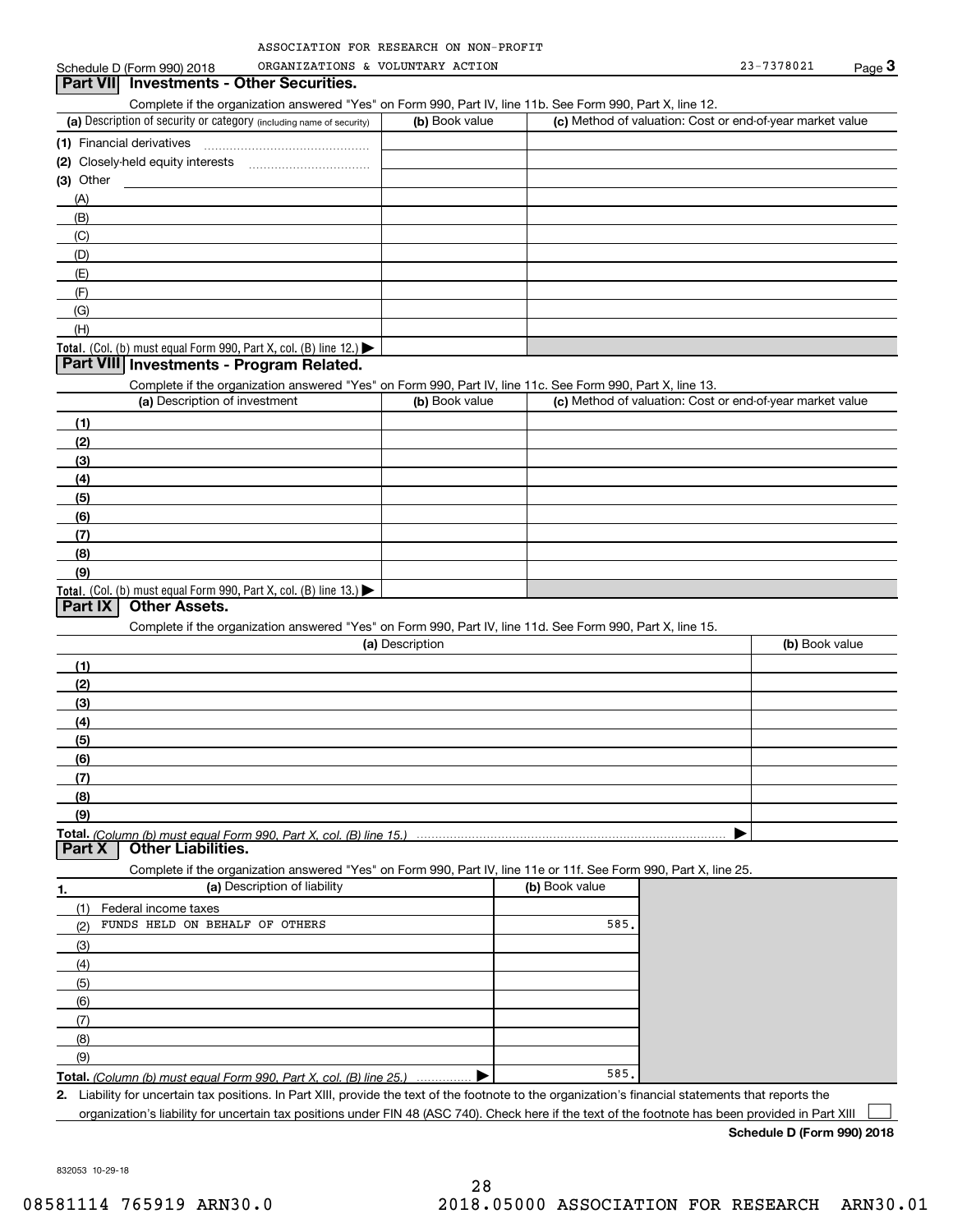ASSOCIATION FOR RESEARCH ON NON-PROFIT ORGANIZATIONS & VOLUNTARY ACTION

Schedule D (Form 990) 2018 — 23-7378021 — Page 3

## Part VII Investments - Other Securities.

Complete if the organization answered "Yes" on Form 990, Part IV, line 11b. See Form 990, Part X, line 12.

| (a) Description of security or category (including name of security) | (b) Book value | (c) Method of valuation: Cost or end-of-year market value |
|---|---|---|
| (1) Financial derivatives | | |
| (2) Closely-held equity interests | | |
| (3) Other | | |
| (A) | | |
| (B) | | |
| (C) | | |
| (D) | | |
| (E) | | |
| (F) | | |
| (G) | | |
| (H) | | |
| **Total.** (Col. (b) must equal Form 990, Part X, col. (B) line 12.) ▶ | | |

## Part VIII Investments - Program Related.

Complete if the organization answered "Yes" on Form 990, Part IV, line 11c. See Form 990, Part X, line 13.

| (a) Description of investment | (b) Book value | (c) Method of valuation: Cost or end-of-year market value |
|---|---|---|
| (1) | | |
| (2) | | |
| (3) | | |
| (4) | | |
| (5) | | |
| (6) | | |
| (7) | | |
| (8) | | |
| (9) | | |
| **Total.** (Col. (b) must equal Form 990, Part X, col. (B) line 13.) ▶ | | |

## Part IX Other Assets.

Complete if the organization answered "Yes" on Form 990, Part IV, line 11d. See Form 990, Part X, line 15.

| (a) Description | (b) Book value |
|---|---|
| (1) | |
| (2) | |
| (3) | |
| (4) | |
| (5) | |
| (6) | |
| (7) | |
| (8) | |
| (9) | |
| **Total.** *(Column (b) must equal Form 990, Part X, col. (B) line 15.)* ▶ | |

## Part X Other Liabilities.

Complete if the organization answered "Yes" on Form 990, Part IV, line 11e or 11f. See Form 990, Part X, line 25.

| 1. (a) Description of liability | (b) Book value |
|---|---|
| (1) Federal income taxes | |
| (2) FUNDS HELD ON BEHALF OF OTHERS | 585. |
| (3) | |
| (4) | |
| (5) | |
| (6) | |
| (7) | |
| (8) | |
| (9) | |
| **Total.** *(Column (b) must equal Form 990, Part X, col. (B) line 25.)* ▶ | 585. |

2. Liability for uncertain tax positions. In Part XIII, provide the text of the footnote to the organization's financial statements that reports the organization's liability for uncertain tax positions under FIN 48 (ASC 740). Check here if the text of the footnote has been provided in Part XIII ☐

**Schedule D (Form 990) 2018**

832053 10-29-18

08581114 765919 ARN30.0 2018.05000 ASSOCIATION FOR RESEARCH ARN30.01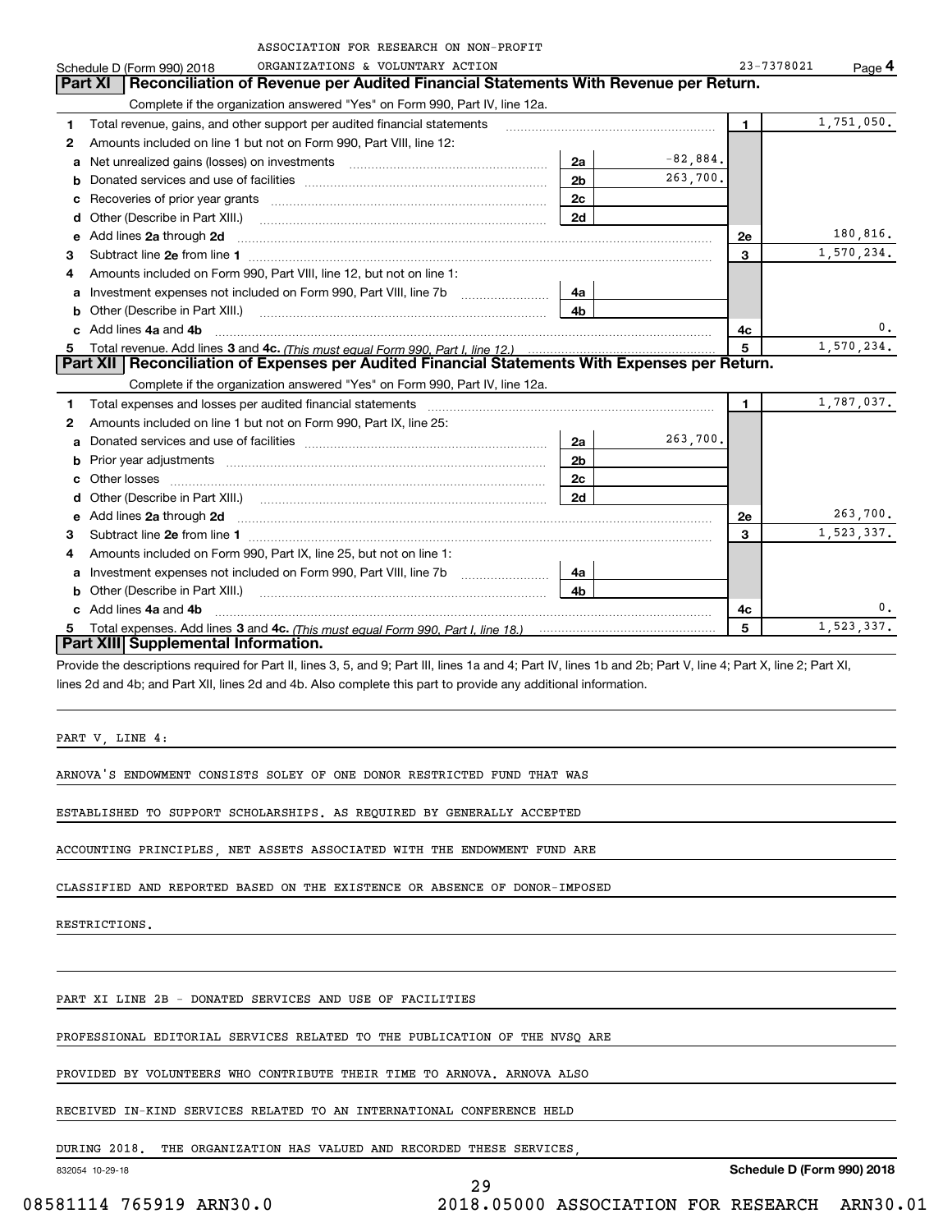ASSOCIATION FOR RESEARCH ON NON-PROFIT ORGANIZATIONS & VOLUNTARY ACTION

Schedule D (Form 990) 2018 — 23-7378021 — Page 4

## Part XI Reconciliation of Revenue per Audited Financial Statements With Revenue per Return.

Complete if the organization answered "Yes" on Form 990, Part IV, line 12a.

| | | | | | |
|---|---|---|---|---|---|
| 1 | Total revenue, gains, and other support per audited financial statements | | | 1 | 1,751,050. |
| 2 | Amounts included on line 1 but not on Form 990, Part VIII, line 12: | | | | |
| a | Net unrealized gains (losses) on investments | 2a | -82,884. | | |
| b | Donated services and use of facilities | 2b | 263,700. | | |
| c | Recoveries of prior year grants | 2c | | | |
| d | Other (Describe in Part XIII.) | 2d | | | |
| e | Add lines 2a through 2d | | | 2e | 180,816. |
| 3 | Subtract line 2e from line 1 | | | 3 | 1,570,234. |
| 4 | Amounts included on Form 990, Part VIII, line 12, but not on line 1: | | | | |
| a | Investment expenses not included on Form 990, Part VIII, line 7b | 4a | | | |
| b | Other (Describe in Part XIII.) | 4b | | | |
| c | Add lines 4a and 4b | | | 4c | 0. |
| 5 | Total revenue. Add lines 3 and 4c. *(This must equal Form 990, Part I, line 12.)* | | | 5 | 1,570,234. |

## Part XII Reconciliation of Expenses per Audited Financial Statements With Expenses per Return.

Complete if the organization answered "Yes" on Form 990, Part IV, line 12a.

| | | | | | |
|---|---|---|---|---|---|
| 1 | Total expenses and losses per audited financial statements | | | 1 | 1,787,037. |
| 2 | Amounts included on line 1 but not on Form 990, Part IX, line 25: | | | | |
| a | Donated services and use of facilities | 2a | 263,700. | | |
| b | Prior year adjustments | 2b | | | |
| c | Other losses | 2c | | | |
| d | Other (Describe in Part XIII.) | 2d | | | |
| e | Add lines 2a through 2d | | | 2e | 263,700. |
| 3 | Subtract line 2e from line 1 | | | 3 | 1,523,337. |
| 4 | Amounts included on Form 990, Part IX, line 25, but not on line 1: | | | | |
| a | Investment expenses not included on Form 990, Part VIII, line 7b | 4a | | | |
| b | Other (Describe in Part XIII.) | 4b | | | |
| c | Add lines 4a and 4b | | | 4c | 0. |
| 5 | Total expenses. Add lines 3 and 4c. *(This must equal Form 990, Part I, line 18.)* | | | 5 | 1,523,337. |

## Part XIII Supplemental Information.

Provide the descriptions required for Part II, lines 3, 5, and 9; Part III, lines 1a and 4; Part IV, lines 1b and 2b; Part V, line 4; Part X, line 2; Part XI, lines 2d and 4b; and Part XII, lines 2d and 4b. Also complete this part to provide any additional information.

PART V, LINE 4:

ARNOVA'S ENDOWMENT CONSISTS SOLEY OF ONE DONOR RESTRICTED FUND THAT WAS ESTABLISHED TO SUPPORT SCHOLARSHIPS. AS REQUIRED BY GENERALLY ACCEPTED ACCOUNTING PRINCIPLES, NET ASSETS ASSOCIATED WITH THE ENDOWMENT FUND ARE CLASSIFIED AND REPORTED BASED ON THE EXISTENCE OR ABSENCE OF DONOR-IMPOSED RESTRICTIONS.

PART XI LINE 2B - DONATED SERVICES AND USE OF FACILITIES

PROFESSIONAL EDITORIAL SERVICES RELATED TO THE PUBLICATION OF THE NVSQ ARE PROVIDED BY VOLUNTEERS WHO CONTRIBUTE THEIR TIME TO ARNOVA. ARNOVA ALSO RECEIVED IN-KIND SERVICES RELATED TO AN INTERNATIONAL CONFERENCE HELD DURING 2018. THE ORGANIZATION HAS VALUED AND RECORDED THESE SERVICES,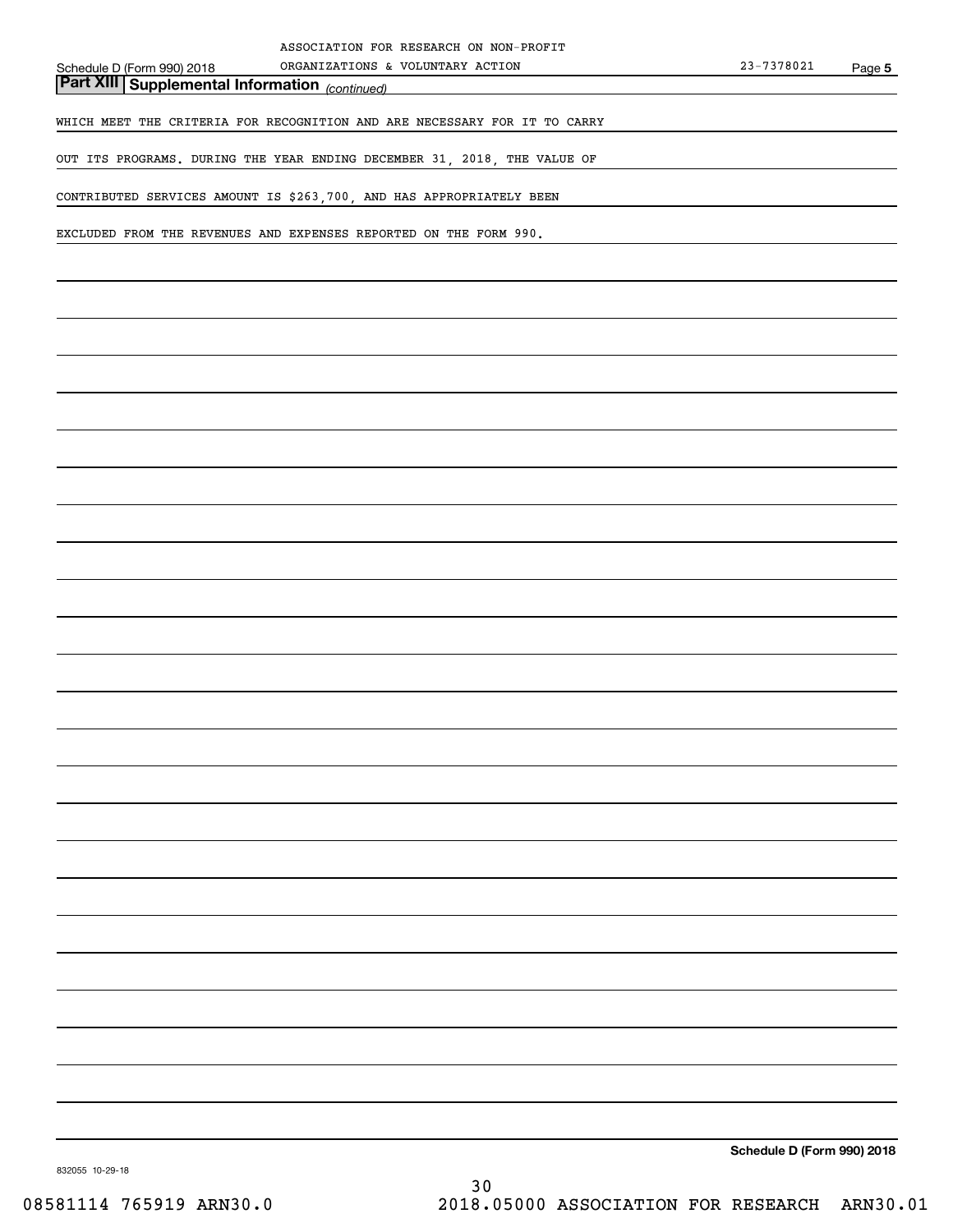## Part XIII Supplemental Information *(continued)*

WHICH MEET THE CRITERIA FOR RECOGNITION AND ARE NECESSARY FOR IT TO CARRY OUT ITS PROGRAMS. DURING THE YEAR ENDING DECEMBER 31, 2018, THE VALUE OF CONTRIBUTED SERVICES AMOUNT IS $263,700, AND HAS APPROPRIATELY BEEN EXCLUDED FROM THE REVENUES AND EXPENSES REPORTED ON THE FORM 990.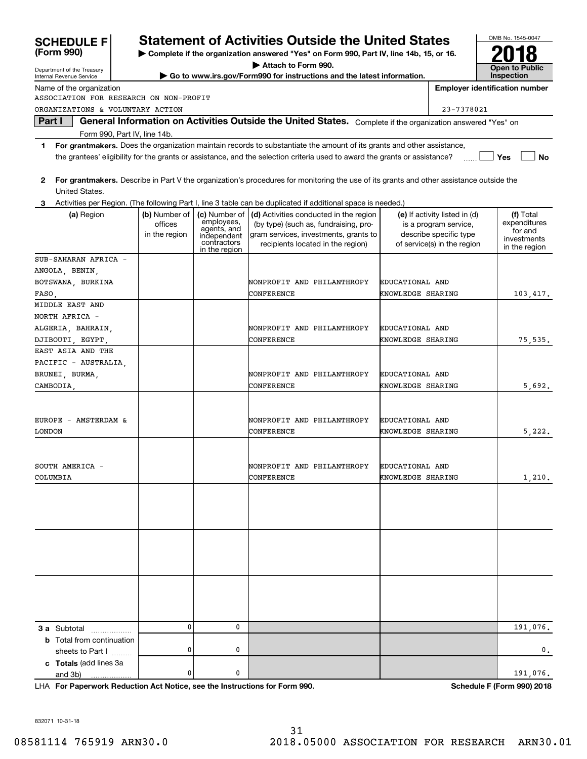# SCHEDULE F (Form 990)

Department of the Treasury
Internal Revenue Service

## Statement of Activities Outside the United States

▶ **Complete if the organization answered "Yes" on Form 990, Part IV, line 14b, 15, or 16.**
▶ **Attach to Form 990.**
▶ **Go to www.irs.gov/Form990 for instructions and the latest information.**

OMB No. 1545-0047

**2018**

**Open to Public Inspection**

Name of the organization: ASSOCIATION FOR RESEARCH ON NON-PROFIT ORGANIZATIONS & VOLUNTARY ACTION

**Employer identification number:** 23-7378021

**Part I** **General Information on Activities Outside the United States.** Complete if the organization answered "Yes" on Form 990, Part IV, line 14b.

**1** **For grantmakers.** Does the organization maintain records to substantiate the amount of its grants and other assistance, the grantees' eligibility for the grants or assistance, and the selection criteria used to award the grants or assistance? ☐ Yes ☐ No

**2** **For grantmakers.** Describe in Part V the organization's procedures for monitoring the use of its grants and other assistance outside the United States.

**3** Activities per Region. (The following Part I, line 3 table can be duplicated if additional space is needed.)

| (a) Region | (b) Number of offices in the region | (c) Number of employees, agents, and independent contractors in the region | (d) Activities conducted in the region (by type) (such as, fundraising, program services, investments, grants to recipients located in the region) | (e) If activity listed in (d) is a program service, describe specific type of service(s) in the region | (f) Total expenditures for and investments in the region |
|---|---|---|---|---|---|
| SUB-SAHARAN AFRICA - ANGOLA, BENIN, BOTSWANA, BURKINA FASO, | | | NONPROFIT AND PHILANTHROPY CONFERENCE | EDUCATIONAL AND KNOWLEDGE SHARING | 103,417. |
| MIDDLE EAST AND NORTH AFRICA - ALGERIA, BAHRAIN, DJIBOUTI, EGYPT, | | | NONPROFIT AND PHILANTHROPY CONFERENCE | EDUCATIONAL AND KNOWLEDGE SHARING | 75,535. |
| EAST ASIA AND THE PACIFIC - AUSTRALIA, BRUNEI, BURMA, CAMBODIA, | | | NONPROFIT AND PHILANTHROPY CONFERENCE | EDUCATIONAL AND KNOWLEDGE SHARING | 5,692. |
| EUROPE - AMSTERDAM & LONDON | | | NONPROFIT AND PHILANTHROPY CONFERENCE | EDUCATIONAL AND KNOWLEDGE SHARING | 5,222. |
| SOUTH AMERICA - COLUMBIA | | | NONPROFIT AND PHILANTHROPY CONFERENCE | EDUCATIONAL AND KNOWLEDGE SHARING | 1,210. |
| | | | | | |
| | | | | | |
| | | | | | |
| **3 a** Subtotal | 0 | 0 | | | 191,076. |
| **b** Total from continuation sheets to Part I | 0 | 0 | | | 0. |
| **c Totals** (add lines 3a and 3b) | 0 | 0 | | | 191,076. |

LHA **For Paperwork Reduction Act Notice, see the Instructions for Form 990.** **Schedule F (Form 990) 2018**

832071 10-31-18

08581114 765919 ARN30.0 2018.05000 ASSOCIATION FOR RESEARCH ARN30.01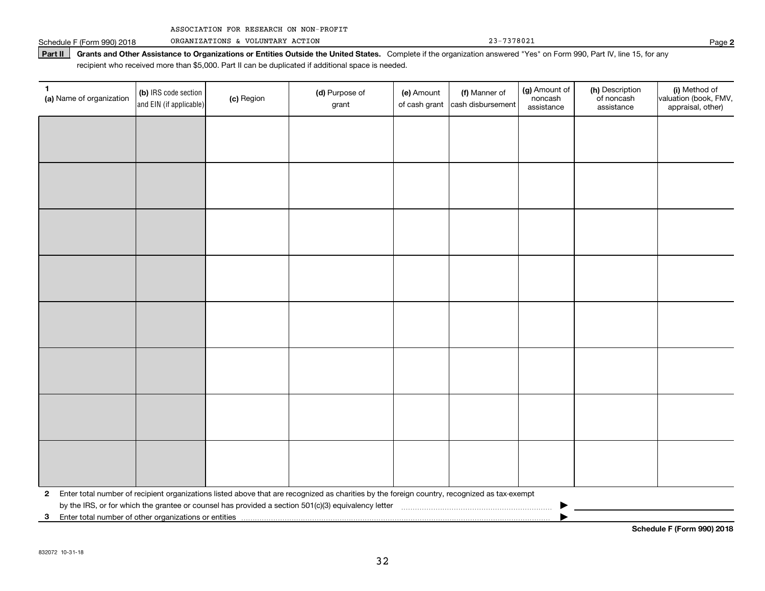ASSOCIATION FOR RESEARCH ON NON-PROFIT ORGANIZATIONS & VOLUNTARY ACTION 23-7378021

**Part II** **Grants and Other Assistance to Organizations or Entities Outside the United States.** Complete if the organization answered "Yes" on Form 990, Part IV, line 15, for any recipient who received more than $5,000. Part II can be duplicated if additional space is needed.

| 1 (a) Name of organization | (b) IRS code section and EIN (if applicable) | (c) Region | (d) Purpose of grant | (e) Amount of cash grant | (f) Manner of cash disbursement | (g) Amount of noncash assistance | (h) Description of noncash assistance | (i) Method of valuation (book, FMV, appraisal, other) |
|---|---|---|---|---|---|---|---|---|
| | | | | | | | | |
| | | | | | | | | |
| | | | | | | | | |
| | | | | | | | | |
| | | | | | | | | |
| | | | | | | | | |
| | | | | | | | | |
| | | | | | | | | |

**2** Enter total number of recipient organizations listed above that are recognized as charities by the foreign country, recognized as tax-exempt by the IRS, or for which the grantee or counsel has provided a section 501(c)(3) equivalency letter ▶

**3** Enter total number of other organizations or entities ▶

**Schedule F (Form 990) 2018**

832072 10-31-18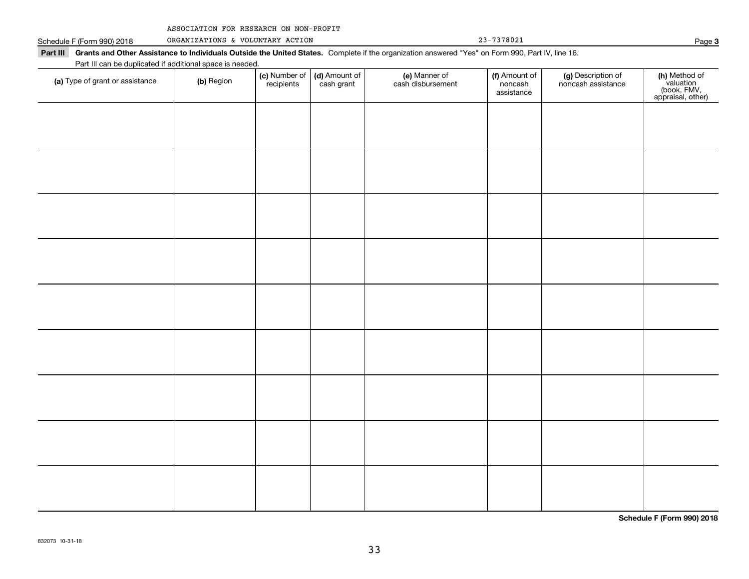ASSOCIATION FOR RESEARCH ON NON-PROFIT

Schedule F (Form 990) 2018 ORGANIZATIONS & VOLUNTARY ACTION 23-7378021 Page **3**

**Part III Grants and Other Assistance to Individuals Outside the United States.** Complete if the organization answered "Yes" on Form 990, Part IV, line 16.

Part III can be duplicated if additional space is needed.

| **(a)** Type of grant or assistance | **(b)** Region | **(c)** Number of recipients | **(d)** Amount of cash grant | **(e)** Manner of cash disbursement | **(f)** Amount of noncash assistance | **(g)** Description of noncash assistance | **(h)** Method of valuation (book, FMV, appraisal, other) |
|---|---|---|---|---|---|---|---|
| | | | | | | | |
| | | | | | | | |
| | | | | | | | |
| | | | | | | | |
| | | | | | | | |
| | | | | | | | |
| | | | | | | | |
| | | | | | | | |
| | | | | | | | |

**Schedule F (Form 990) 2018**

832073 10-31-18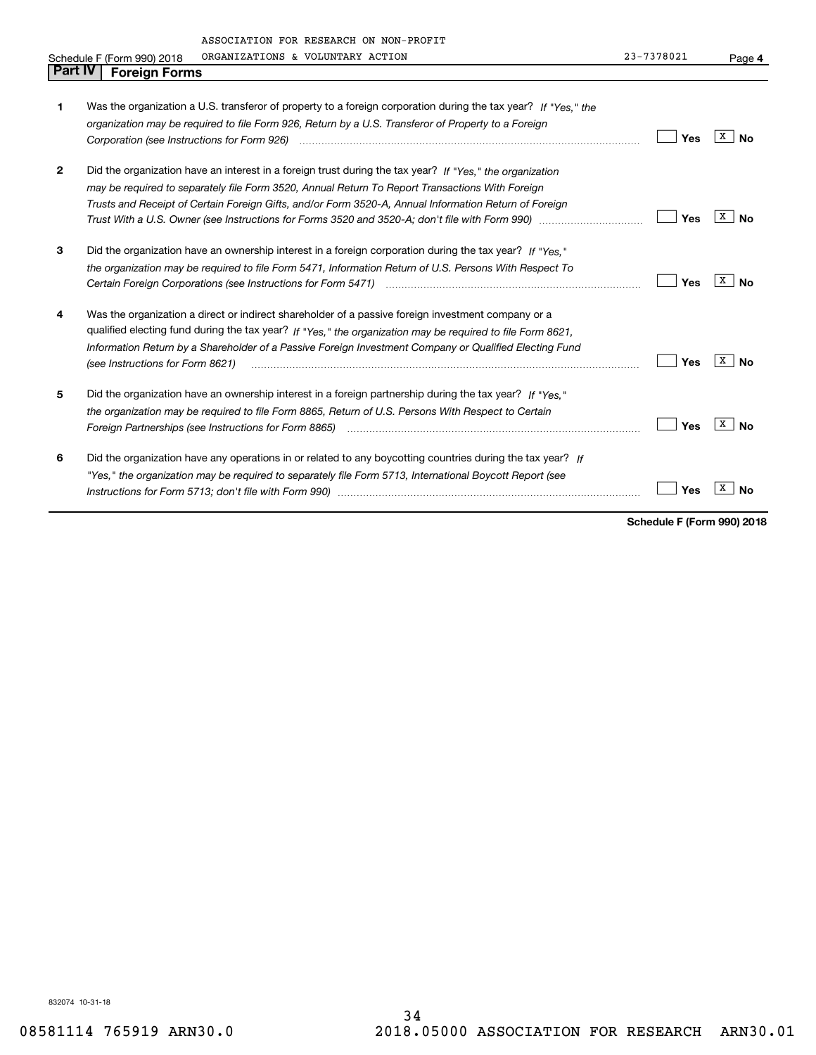ASSOCIATION FOR RESEARCH ON NON-PROFIT ORGANIZATIONS & VOLUNTARY ACTION 23-7378021

## Part IV Foreign Forms

| | | Yes | No |
|---|---|---|---|
| 1 | Was the organization a U.S. transferor of property to a foreign corporation during the tax year? *If "Yes," the organization may be required to file Form 926, Return by a U.S. Transferor of Property to a Foreign Corporation (see Instructions for Form 926)* | | X |
| 2 | Did the organization have an interest in a foreign trust during the tax year? *If "Yes," the organization may be required to separately file Form 3520, Annual Return To Report Transactions With Foreign Trusts and Receipt of Certain Foreign Gifts, and/or Form 3520-A, Annual Information Return of Foreign Trust With a U.S. Owner (see Instructions for Forms 3520 and 3520-A; don't file with Form 990)* | | X |
| 3 | Did the organization have an ownership interest in a foreign corporation during the tax year? *If "Yes," the organization may be required to file Form 5471, Information Return of U.S. Persons With Respect To Certain Foreign Corporations (see Instructions for Form 5471)* | | X |
| 4 | Was the organization a direct or indirect shareholder of a passive foreign investment company or a qualified electing fund during the tax year? *If "Yes," the organization may be required to file Form 8621, Information Return by a Shareholder of a Passive Foreign Investment Company or Qualified Electing Fund (see Instructions for Form 8621)* | | X |
| 5 | Did the organization have an ownership interest in a foreign partnership during the tax year? *If "Yes," the organization may be required to file Form 8865, Return of U.S. Persons With Respect to Certain Foreign Partnerships (see Instructions for Form 8865)* | | X |
| 6 | Did the organization have any operations in or related to any boycotting countries during the tax year? *If "Yes," the organization may be required to separately file Form 5713, International Boycott Report (see Instructions for Form 5713; don't file with Form 990)* | | X |

**Schedule F (Form 990) 2018**

832074 10-31-18

08581114 765919 ARN30.0 2018.05000 ASSOCIATION FOR RESEARCH ARN30.01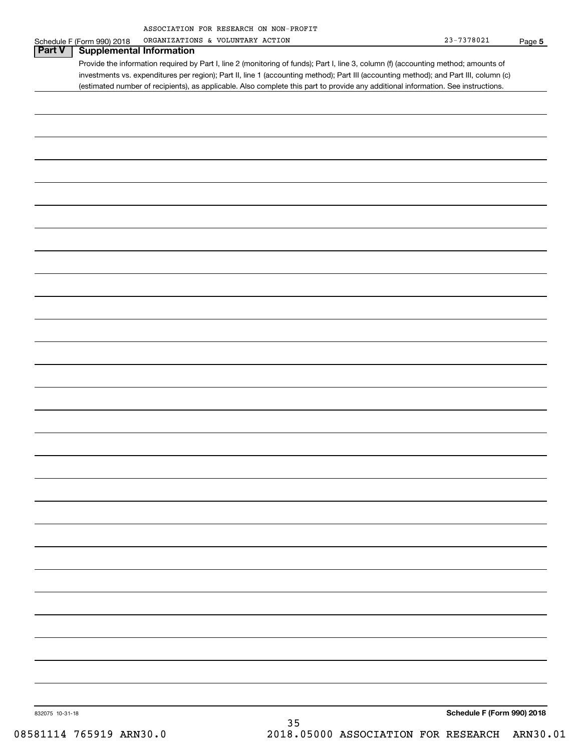ASSOCIATION FOR RESEARCH ON NON-PROFIT ORGANIZATIONS & VOLUNTARY ACTION 23-7378021

Schedule F (Form 990) 2018 Page 5

## Part V Supplemental Information

Provide the information required by Part I, line 2 (monitoring of funds); Part I, line 3, column (f) (accounting method; amounts of investments vs. expenditures per region); Part II, line 1 (accounting method); Part III (accounting method); and Part III, column (c) (estimated number of recipients), as applicable. Also complete this part to provide any additional information. See instructions.

832075 10-31-18

Schedule F (Form 990) 2018

08581114 765919 ARN30.0 2018.05000 ASSOCIATION FOR RESEARCH ARN30.01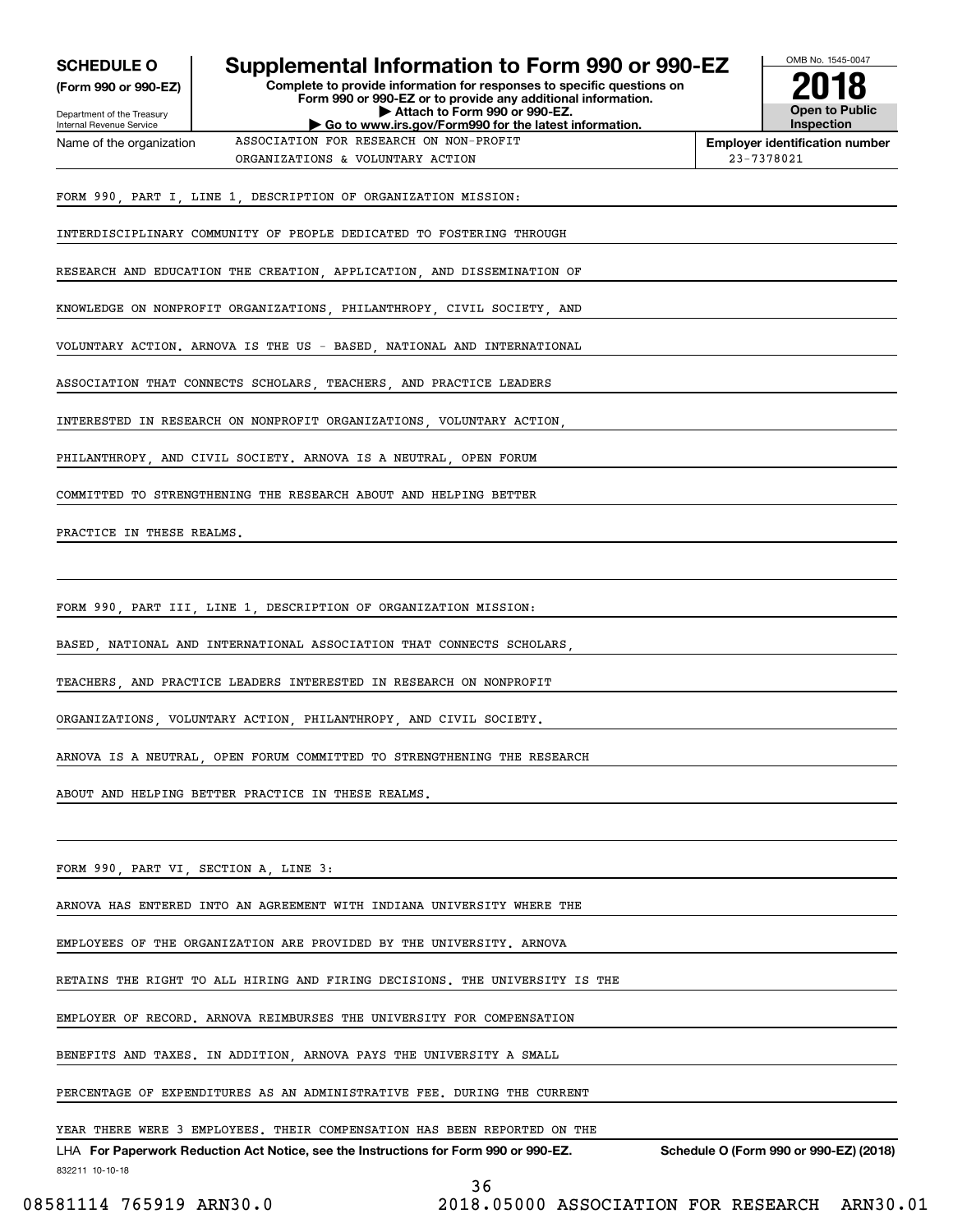**SCHEDULE O**
**(Form 990 or 990-EZ)**

Department of the Treasury
Internal Revenue Service

# Supplemental Information to Form 990 or 990-EZ

**Complete to provide information for responses to specific questions on Form 990 or 990-EZ or to provide any additional information.**
**▶ Attach to Form 990 or 990-EZ.**
**▶ Go to www.irs.gov/Form990 for the latest information.**

OMB No. 1545-0047
**2018**
**Open to Public Inspection**

Name of the organization: ASSOCIATION FOR RESEARCH ON NON-PROFIT ORGANIZATIONS & VOLUNTARY ACTION

**Employer identification number:** 23-7378021

FORM 990, PART I, LINE 1, DESCRIPTION OF ORGANIZATION MISSION:

INTERDISCIPLINARY COMMUNITY OF PEOPLE DEDICATED TO FOSTERING THROUGH RESEARCH AND EDUCATION THE CREATION, APPLICATION, AND DISSEMINATION OF KNOWLEDGE ON NONPROFIT ORGANIZATIONS, PHILANTHROPY, CIVIL SOCIETY, AND VOLUNTARY ACTION. ARNOVA IS THE US - BASED, NATIONAL AND INTERNATIONAL ASSOCIATION THAT CONNECTS SCHOLARS, TEACHERS, AND PRACTICE LEADERS INTERESTED IN RESEARCH ON NONPROFIT ORGANIZATIONS, VOLUNTARY ACTION, PHILANTHROPY, AND CIVIL SOCIETY. ARNOVA IS A NEUTRAL, OPEN FORUM COMMITTED TO STRENGTHENING THE RESEARCH ABOUT AND HELPING BETTER PRACTICE IN THESE REALMS.

FORM 990, PART III, LINE 1, DESCRIPTION OF ORGANIZATION MISSION:

BASED, NATIONAL AND INTERNATIONAL ASSOCIATION THAT CONNECTS SCHOLARS, TEACHERS, AND PRACTICE LEADERS INTERESTED IN RESEARCH ON NONPROFIT ORGANIZATIONS, VOLUNTARY ACTION, PHILANTHROPY, AND CIVIL SOCIETY. ARNOVA IS A NEUTRAL, OPEN FORUM COMMITTED TO STRENGTHENING THE RESEARCH ABOUT AND HELPING BETTER PRACTICE IN THESE REALMS.

FORM 990, PART VI, SECTION A, LINE 3:

ARNOVA HAS ENTERED INTO AN AGREEMENT WITH INDIANA UNIVERSITY WHERE THE EMPLOYEES OF THE ORGANIZATION ARE PROVIDED BY THE UNIVERSITY. ARNOVA RETAINS THE RIGHT TO ALL HIRING AND FIRING DECISIONS. THE UNIVERSITY IS THE EMPLOYER OF RECORD. ARNOVA REIMBURSES THE UNIVERSITY FOR COMPENSATION BENEFITS AND TAXES. IN ADDITION, ARNOVA PAYS THE UNIVERSITY A SMALL PERCENTAGE OF EXPENDITURES AS AN ADMINISTRATIVE FEE. DURING THE CURRENT YEAR THERE WERE 3 EMPLOYEES. THEIR COMPENSATION HAS BEEN REPORTED ON THE

LHA **For Paperwork Reduction Act Notice, see the Instructions for Form 990 or 990-EZ.** **Schedule O (Form 990 or 990-EZ) (2018)**

832211 10-10-18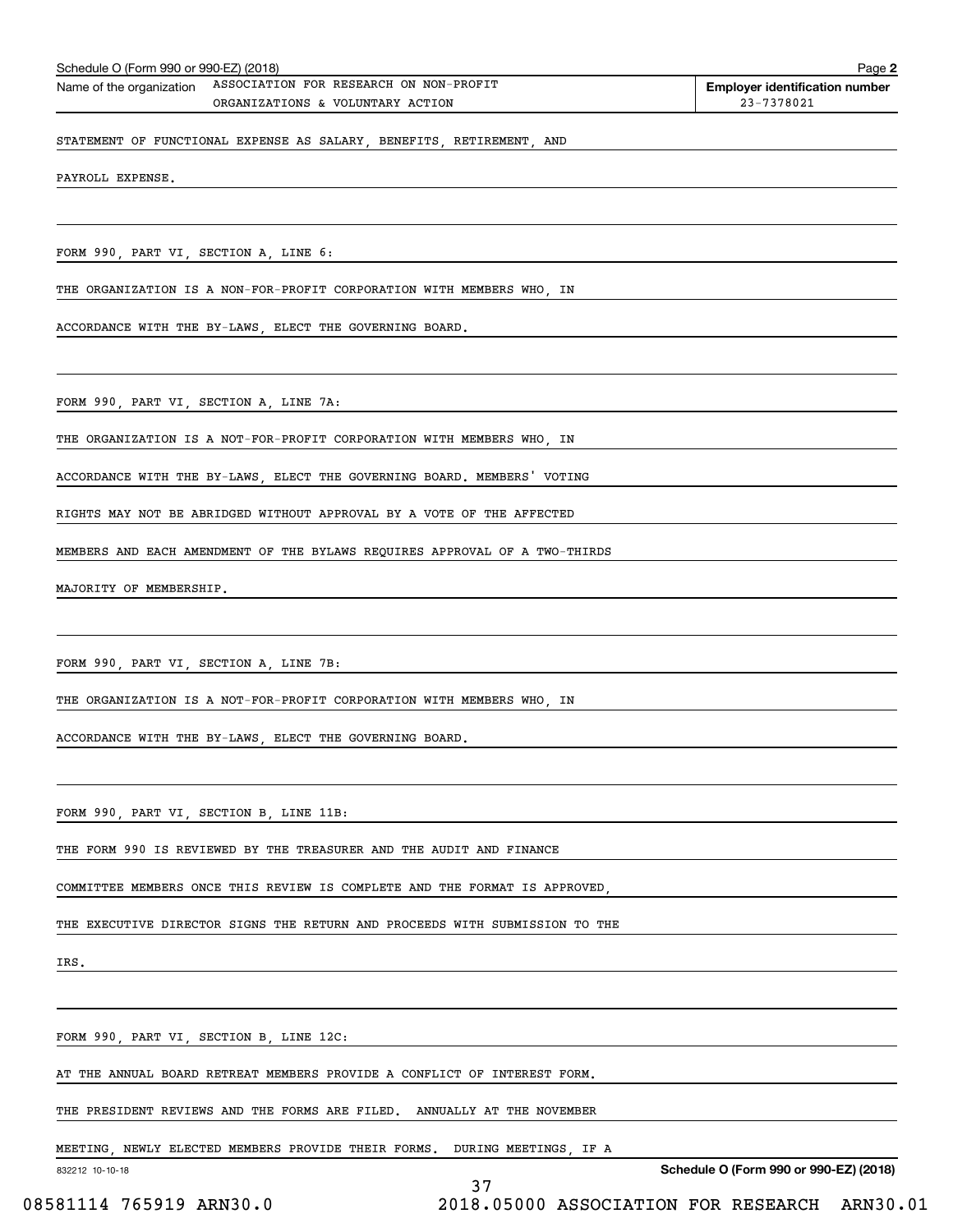Schedule O (Form 990 or 990-EZ) (2018) Page **2**

Name of the organization ASSOCIATION FOR RESEARCH ON NON-PROFIT ORGANIZATIONS & VOLUNTARY ACTION

**Employer identification number** 23-7378021

STATEMENT OF FUNCTIONAL EXPENSE AS SALARY, BENEFITS, RETIREMENT, AND PAYROLL EXPENSE.

FORM 990, PART VI, SECTION A, LINE 6:

THE ORGANIZATION IS A NON-FOR-PROFIT CORPORATION WITH MEMBERS WHO, IN ACCORDANCE WITH THE BY-LAWS, ELECT THE GOVERNING BOARD.

FORM 990, PART VI, SECTION A, LINE 7A:

THE ORGANIZATION IS A NOT-FOR-PROFIT CORPORATION WITH MEMBERS WHO, IN ACCORDANCE WITH THE BY-LAWS, ELECT THE GOVERNING BOARD. MEMBERS' VOTING RIGHTS MAY NOT BE ABRIDGED WITHOUT APPROVAL BY A VOTE OF THE AFFECTED MEMBERS AND EACH AMENDMENT OF THE BYLAWS REQUIRES APPROVAL OF A TWO-THIRDS MAJORITY OF MEMBERSHIP.

FORM 990, PART VI, SECTION A, LINE 7B:

THE ORGANIZATION IS A NOT-FOR-PROFIT CORPORATION WITH MEMBERS WHO, IN ACCORDANCE WITH THE BY-LAWS, ELECT THE GOVERNING BOARD.

FORM 990, PART VI, SECTION B, LINE 11B:

THE FORM 990 IS REVIEWED BY THE TREASURER AND THE AUDIT AND FINANCE COMMITTEE MEMBERS ONCE THIS REVIEW IS COMPLETE AND THE FORMAT IS APPROVED, THE EXECUTIVE DIRECTOR SIGNS THE RETURN AND PROCEEDS WITH SUBMISSION TO THE IRS.

FORM 990, PART VI, SECTION B, LINE 12C:

AT THE ANNUAL BOARD RETREAT MEMBERS PROVIDE A CONFLICT OF INTEREST FORM. THE PRESIDENT REVIEWS AND THE FORMS ARE FILED. ANNUALLY AT THE NOVEMBER MEETING, NEWLY ELECTED MEMBERS PROVIDE THEIR FORMS. DURING MEETINGS, IF A

832212 10-10-18 **Schedule O (Form 990 or 990-EZ) (2018)**

08581114 765919 ARN30.0 2018.05000 ASSOCIATION FOR RESEARCH ARN30.01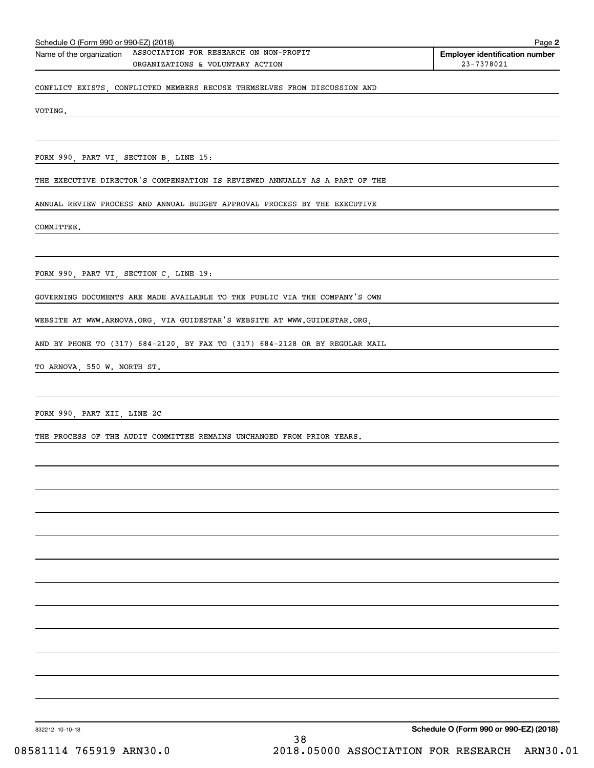Schedule O (Form 990 or 990-EZ) (2018)

| Name of the organization | Employer identification number |
|---|---|
| ASSOCIATION FOR RESEARCH ON NON-PROFIT ORGANIZATIONS & VOLUNTARY ACTION | 23-7378021 |

CONFLICT EXISTS, CONFLICTED MEMBERS RECUSE THEMSELVES FROM DISCUSSION AND VOTING.

FORM 990, PART VI, SECTION B, LINE 15:

THE EXECUTIVE DIRECTOR'S COMPENSATION IS REVIEWED ANNUALLY AS A PART OF THE ANNUAL REVIEW PROCESS AND ANNUAL BUDGET APPROVAL PROCESS BY THE EXECUTIVE COMMITTEE.

FORM 990, PART VI, SECTION C, LINE 19:

GOVERNING DOCUMENTS ARE MADE AVAILABLE TO THE PUBLIC VIA THE COMPANY'S OWN WEBSITE AT WWW.ARNOVA.ORG, VIA GUIDESTAR'S WEBSITE AT WWW.GUIDESTAR.ORG, AND BY PHONE TO (317) 684-2120, BY FAX TO (317) 684-2128 OR BY REGULAR MAIL TO ARNOVA, 550 W. NORTH ST.

FORM 990, PART XII, LINE 2C

THE PROCESS OF THE AUDIT COMMITTEE REMAINS UNCHANGED FROM PRIOR YEARS.

832212 10-10-18

Schedule O (Form 990 or 990-EZ) (2018)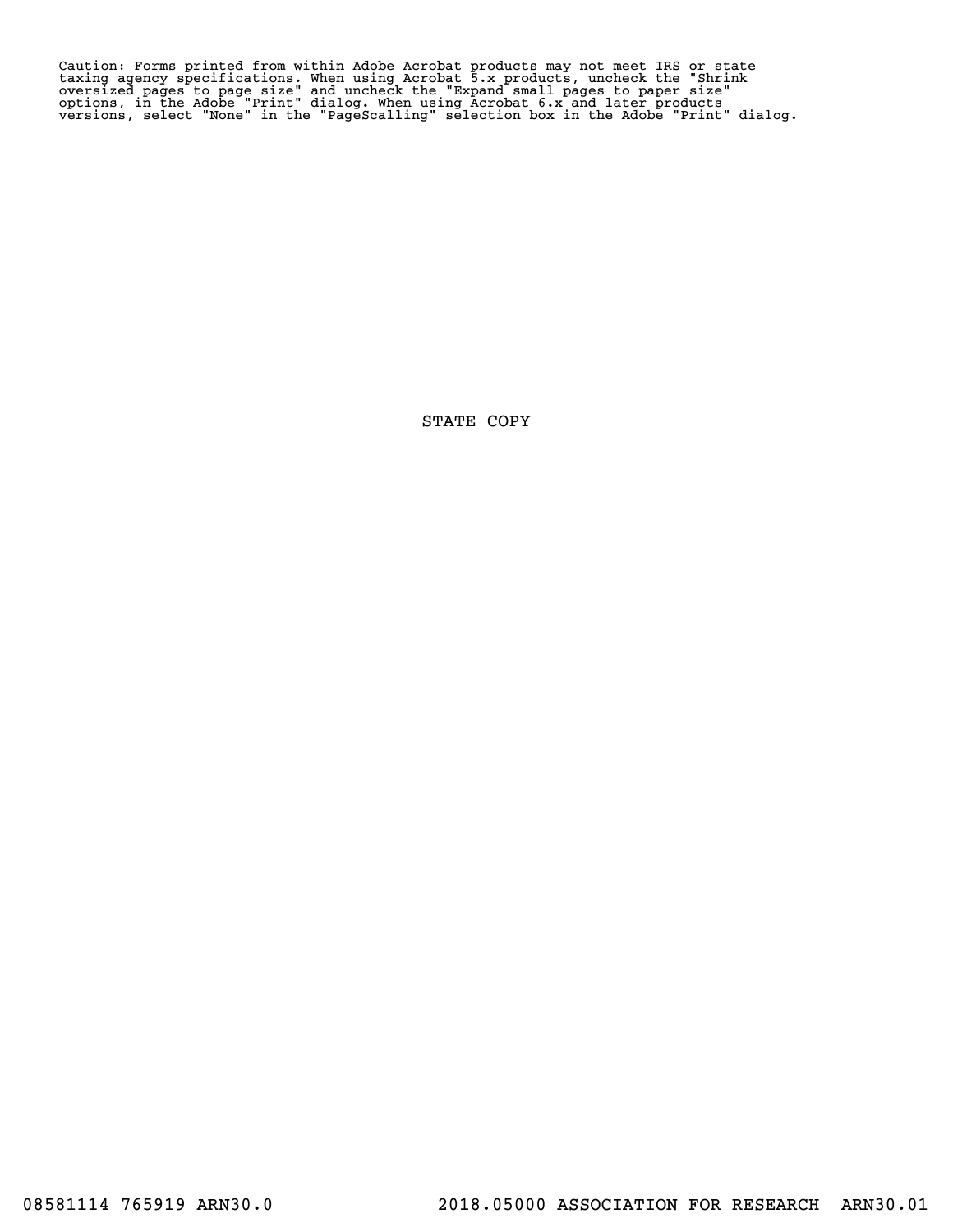Caution: Forms printed from within Adobe Acrobat products may not meet IRS or state taxing agency specifications. When using Acrobat 5.x products, uncheck the "Shrink oversized pages to page size" and uncheck the "Expand small pages to paper size" options, in the Adobe "Print" dialog. When using Acrobat 6.x and later products versions, select "None" in the "PageScalling" selection box in the Adobe "Print" dialog.

STATE COPY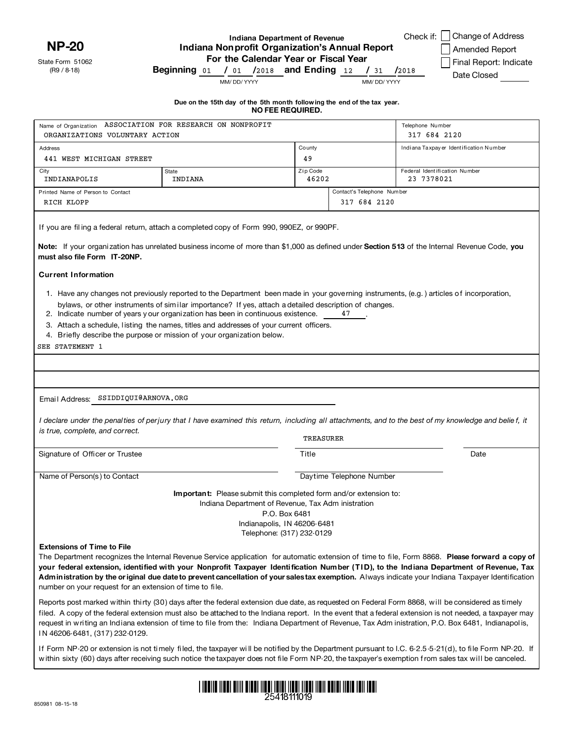**NP-20**

State Form 51062
(R9 / 8-18)

**Indiana Department of Revenue**
**Indiana Nonprofit Organization's Annual Report**
**For the Calendar Year or Fiscal Year**
**Beginning** 01 / 01 /2018 **and Ending** 12 / 31 /2018
MM/ DD/ YYYY MM/ DD/ YYYY

Check if:
- [ ] Change of Address
- [ ] Amended Report
- [ ] Final Report: Indicate Date Closed ______

**Due on the 15th day of the 5th month following the end of the tax year.**
**NO FEE REQUIRED.**

| Name of Organization ASSOCIATION FOR RESEARCH ON NONPROFIT ORGANIZATIONS VOLUNTARY ACTION | | | Telephone Number 317 684 2120 |
|---|---|---|---|
| Address 441 WEST MICHIGAN STREET | | County 49 | Indiana Taxpayer Identification Number |
| City INDIANAPOLIS | State INDIANA | Zip Code 46202 | Federal Identification Number 23 7378021 |
| Printed Name of Person to Contact RICH KLOPP | | Contact's Telephone Number 317 684 2120 | |

If you are filing a federal return, attach a completed copy of Form 990, 990EZ, or 990PF.

**Note:** If your organization has unrelated business income of more than $1,000 as defined under **Section 513** of the Internal Revenue Code, **you must also file Form IT-20NP.**

**Current Information**

1. Have any changes not previously reported to the Department been made in your governing instruments, (e.g.) articles of incorporation, bylaws, or other instruments of similar importance? If yes, attach a detailed description of changes.
2. Indicate number of years your organization has been in continuous existence. 47 .
3. Attach a schedule, listing the names, titles and addresses of your current officers.
4. Briefly describe the purpose or mission of your organization below.

SEE STATEMENT 1

Email Address: SSIDDIQUI@ARNOVA.ORG

*I declare under the penalties of perjury that I have examined this return, including all attachments, and to the best of my knowledge and belief, it is true, complete, and correct.*

| Signature of Officer or Trustee | Title TREASURER | Date |
|---|---|---|
| Name of Person(s) to Contact | Daytime Telephone Number | |

**Important:** Please submit this completed form and/or extension to:
Indiana Department of Revenue, Tax Administration
P.O. Box 6481
Indianapolis, IN 46206-6481
Telephone: (317) 232-0129

**Extensions of Time to File**

The Department recognizes the Internal Revenue Service application for automatic extension of time to file, Form 8868. **Please forward a copy of your federal extension, identified with your Nonprofit Taxpayer Identification Number (TID), to the Indiana Department of Revenue, Tax Administration by the original due date to prevent cancellation of your sales tax exemption.** Always indicate your Indiana Taxpayer Identification number on your request for an extension of time to file.

Reports post marked within thirty (30) days after the federal extension due date, as requested on Federal Form 8868, will be considered as timely filed. A copy of the federal extension must also be attached to the Indiana report. In the event that a federal extension is not needed, a taxpayer may request in writing an Indiana extension of time to file from the: Indiana Department of Revenue, Tax Administration, P.O. Box 6481, Indianapolis, IN 46206-6481, (317) 232-0129.

If Form NP-20 or extension is not timely filed, the taxpayer will be notified by the Department pursuant to I.C. 6-2.5-5-21(d), to file Form NP-20. If within sixty (60) days after receiving such notice the taxpayer does not file Form NP-20, the taxpayer's exemption from sales tax will be canceled.

25418111019

850981 08-15-18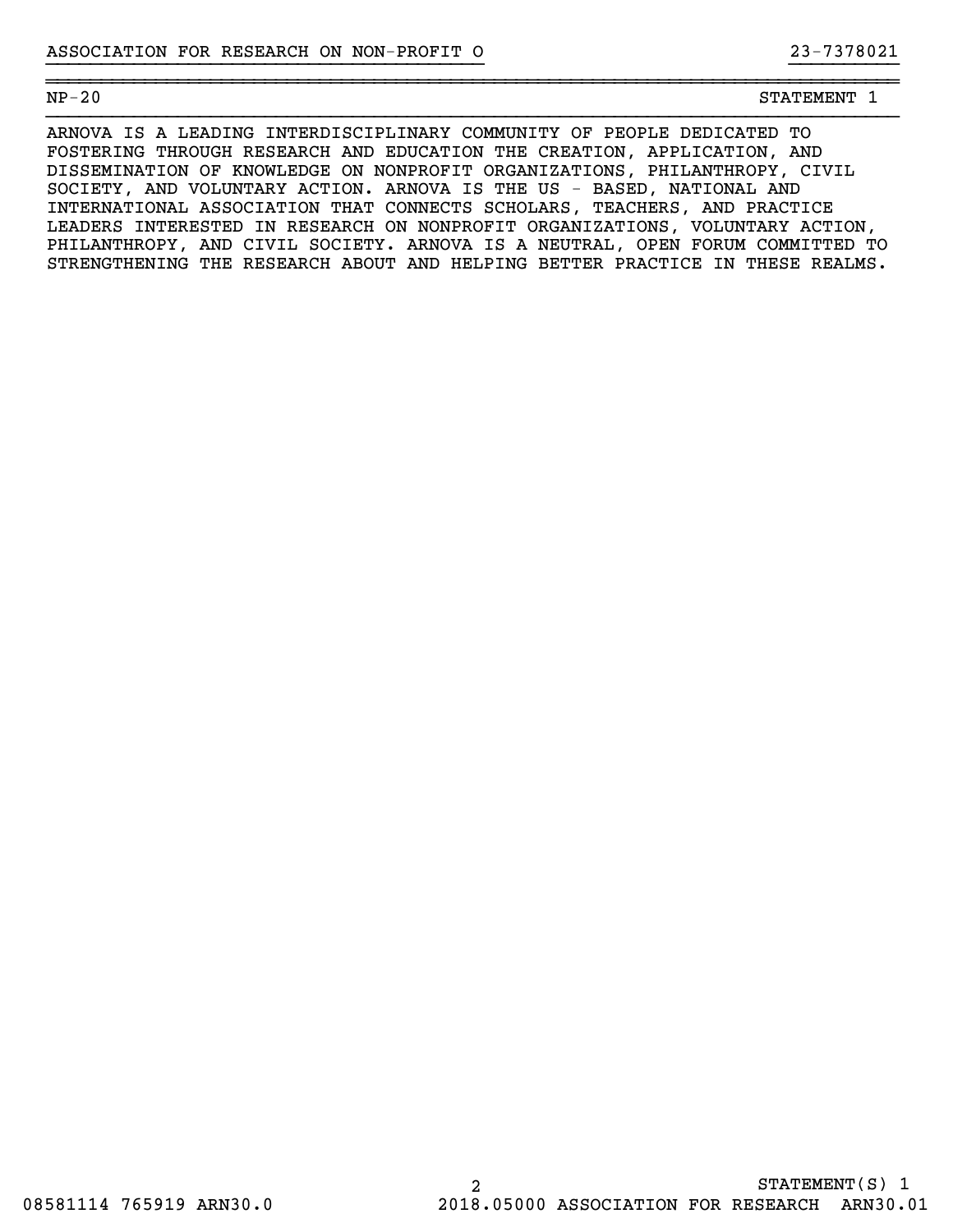| NP-20 | STATEMENT 1 |
| --- | --- |

ARNOVA IS A LEADING INTERDISCIPLINARY COMMUNITY OF PEOPLE DEDICATED TO FOSTERING THROUGH RESEARCH AND EDUCATION THE CREATION, APPLICATION, AND DISSEMINATION OF KNOWLEDGE ON NONPROFIT ORGANIZATIONS, PHILANTHROPY, CIVIL SOCIETY, AND VOLUNTARY ACTION. ARNOVA IS THE US - BASED, NATIONAL AND INTERNATIONAL ASSOCIATION THAT CONNECTS SCHOLARS, TEACHERS, AND PRACTICE LEADERS INTERESTED IN RESEARCH ON NONPROFIT ORGANIZATIONS, VOLUNTARY ACTION, PHILANTHROPY, AND CIVIL SOCIETY. ARNOVA IS A NEUTRAL, OPEN FORUM COMMITTED TO STRENGTHENING THE RESEARCH ABOUT AND HELPING BETTER PRACTICE IN THESE REALMS.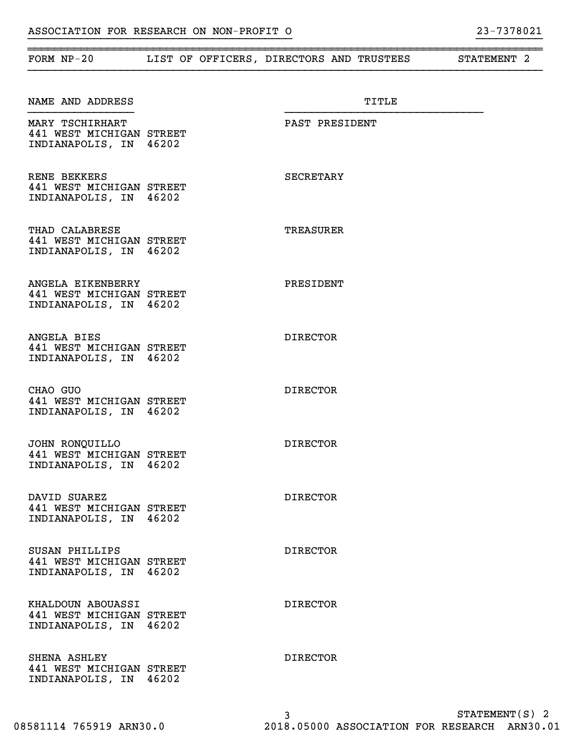ASSOCIATION FOR RESEARCH ON NON-PROFIT O 23-7378021

| FORM NP-20 | LIST OF OFFICERS, DIRECTORS AND TRUSTEES | STATEMENT 2 |
|---|---|---|

| NAME AND ADDRESS | TITLE |
|---|---|
| MARY TSCHIRHART<br>441 WEST MICHIGAN STREET<br>INDIANAPOLIS, IN 46202 | PAST PRESIDENT |
| RENE BEKKERS<br>441 WEST MICHIGAN STREET<br>INDIANAPOLIS, IN 46202 | SECRETARY |
| THAD CALABRESE<br>441 WEST MICHIGAN STREET<br>INDIANAPOLIS, IN 46202 | TREASURER |
| ANGELA EIKENBERRY<br>441 WEST MICHIGAN STREET<br>INDIANAPOLIS, IN 46202 | PRESIDENT |
| ANGELA BIES<br>441 WEST MICHIGAN STREET<br>INDIANAPOLIS, IN 46202 | DIRECTOR |
| CHAO GUO<br>441 WEST MICHIGAN STREET<br>INDIANAPOLIS, IN 46202 | DIRECTOR |
| JOHN RONQUILLO<br>441 WEST MICHIGAN STREET<br>INDIANAPOLIS, IN 46202 | DIRECTOR |
| DAVID SUAREZ<br>441 WEST MICHIGAN STREET<br>INDIANAPOLIS, IN 46202 | DIRECTOR |
| SUSAN PHILLIPS<br>441 WEST MICHIGAN STREET<br>INDIANAPOLIS, IN 46202 | DIRECTOR |
| KHALDOUN ABOUASSI<br>441 WEST MICHIGAN STREET<br>INDIANAPOLIS, IN 46202 | DIRECTOR |
| SHENA ASHLEY<br>441 WEST MICHIGAN STREET<br>INDIANAPOLIS, IN 46202 | DIRECTOR |

STATEMENT(S) 2

08581114 765919 ARN30.0 2018.05000 ASSOCIATION FOR RESEARCH ARN30.01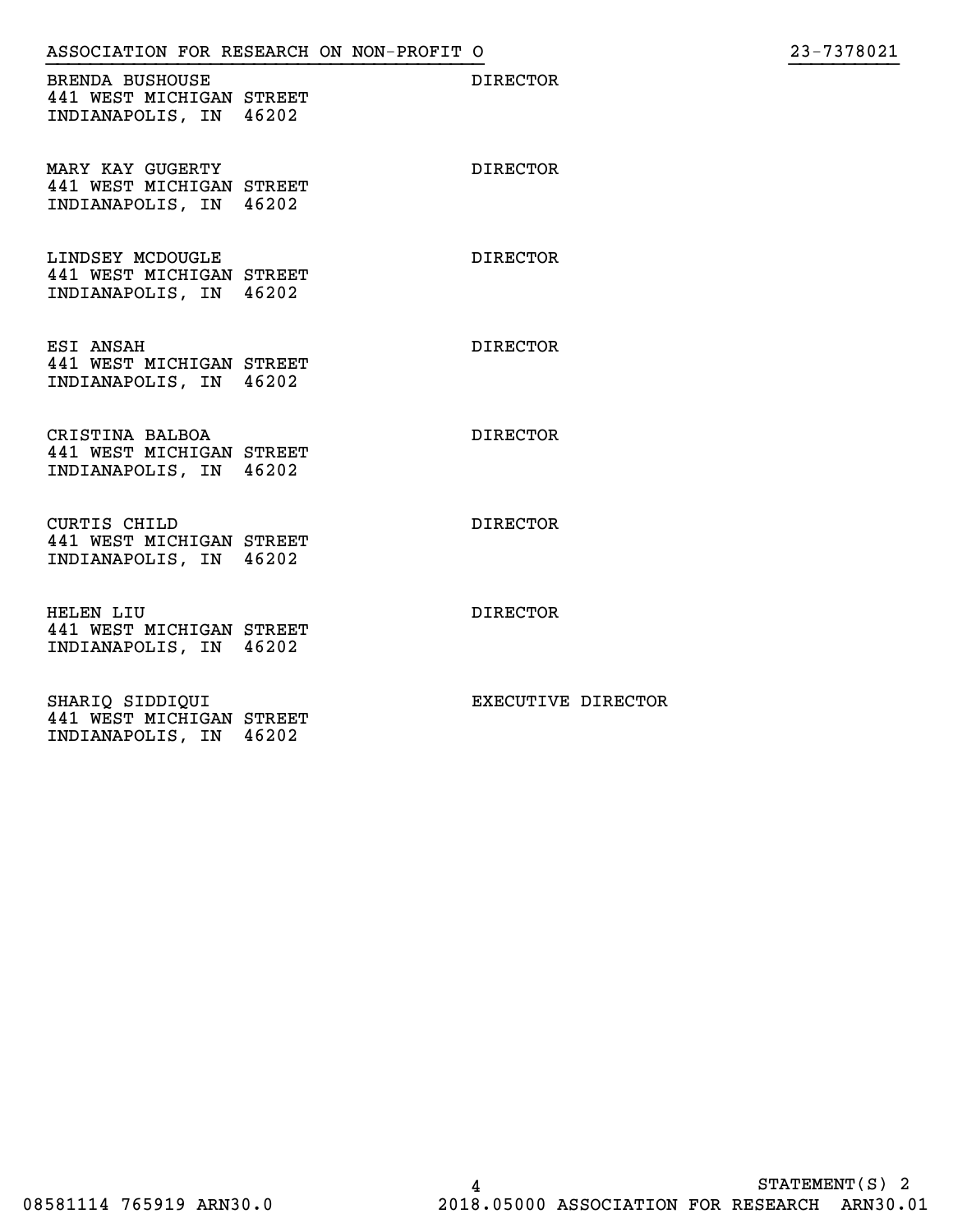| Name and Address | Title |
| --- | --- |
| BRENDA BUSHOUSE<br>441 WEST MICHIGAN STREET<br>INDIANAPOLIS, IN 46202 | DIRECTOR |
| MARY KAY GUGERTY<br>441 WEST MICHIGAN STREET<br>INDIANAPOLIS, IN 46202 | DIRECTOR |
| LINDSEY MCDOUGLE<br>441 WEST MICHIGAN STREET<br>INDIANAPOLIS, IN 46202 | DIRECTOR |
| ESI ANSAH<br>441 WEST MICHIGAN STREET<br>INDIANAPOLIS, IN 46202 | DIRECTOR |
| CRISTINA BALBOA<br>441 WEST MICHIGAN STREET<br>INDIANAPOLIS, IN 46202 | DIRECTOR |
| CURTIS CHILD<br>441 WEST MICHIGAN STREET<br>INDIANAPOLIS, IN 46202 | DIRECTOR |
| HELEN LIU<br>441 WEST MICHIGAN STREET<br>INDIANAPOLIS, IN 46202 | DIRECTOR |
| SHARIQ SIDDIQUI<br>441 WEST MICHIGAN STREET<br>INDIANAPOLIS, IN 46202 | EXECUTIVE DIRECTOR |

STATEMENT(S) 2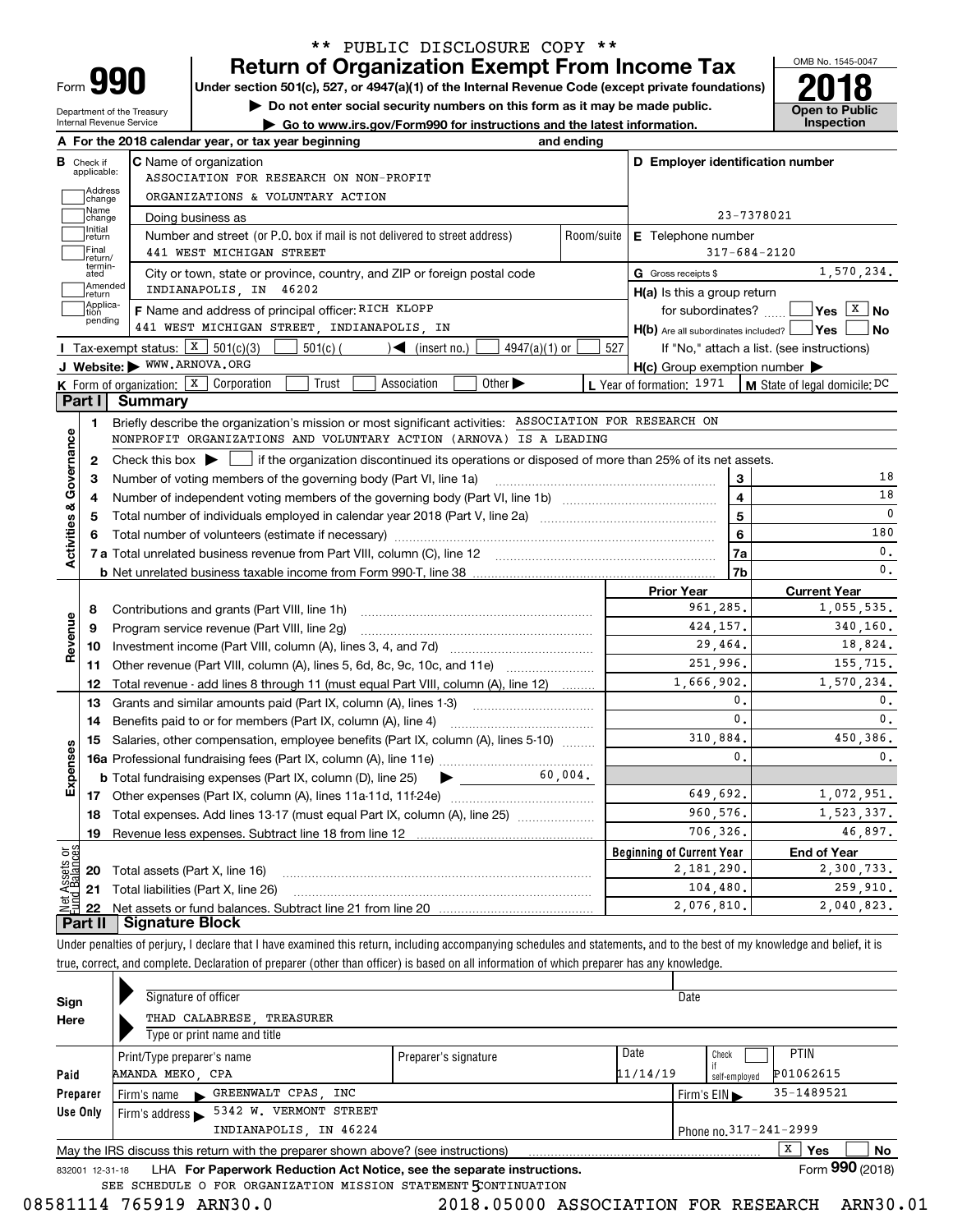** PUBLIC DISCLOSURE COPY **

# Form 990 — Return of Organization Exempt From Income Tax (2018)

Under section 501(c), 527, or 4947(a)(1) of the Internal Revenue Code (except private foundations)

▶ Do not enter social security numbers on this form as it may be made public.

▶ Go to www.irs.gov/Form990 for instructions and the latest information.

Department of the Treasury, Internal Revenue Service — OMB No. 1545-0047 — **Open to Public Inspection**

**A** For the 2018 calendar year, or tax year beginning and ending

**B** Check if applicable: Address change; Name change; Initial return; Final return/terminated; Amended return; Application pending

**C** Name of organization: ASSOCIATION FOR RESEARCH ON NON-PROFIT ORGANIZATIONS & VOLUNTARY ACTION

Doing business as

Number and street (or P.O. box if mail is not delivered to street address): 441 WEST MICHIGAN STREET — Room/suite

City or town, state or province, country, and ZIP or foreign postal code: INDIANAPOLIS, IN 46202

**D** Employer identification number: 23-7378021

**E** Telephone number: 317-684-2120

**G** Gross receipts $ 1,570,234.

**F** Name and address of principal officer: RICH KLOPP, 441 WEST MICHIGAN STREET, INDIANAPOLIS, IN

**H(a)** Is this a group return for subordinates? ☐ Yes ☒ No

**H(b)** Are all subordinates included? ☐ Yes ☐ No — If "No," attach a list. (see instructions)

**H(c)** Group exemption number ▶

**I** Tax-exempt status: ☒ 501(c)(3) ☐ 501(c) ( ) ◀ (insert no.) ☐ 4947(a)(1) or ☐ 527

**J** Website: ▶ WWW.ARNOVA.ORG

**K** Form of organization: ☒ Corporation ☐ Trust ☐ Association ☐ Other ▶

**L** Year of formation: 1971 **M** State of legal domicile: DC

## Part I Summary

**Activities & Governance**

1. Briefly describe the organization's mission or most significant activities: ASSOCIATION FOR RESEARCH ON NONPROFIT ORGANIZATIONS AND VOLUNTARY ACTION (ARNOVA) IS A LEADING
2. Check this box ▶ ☐ if the organization discontinued its operations or disposed of more than 25% of its net assets.

| Line | Description | | Value |
|---|---|---|---|
| 3 | Number of voting members of the governing body (Part VI, line 1a) | 3 | 18 |
| 4 | Number of independent voting members of the governing body (Part VI, line 1b) | 4 | 18 |
| 5 | Total number of individuals employed in calendar year 2018 (Part V, line 2a) | 5 | 0 |
| 6 | Total number of volunteers (estimate if necessary) | 6 | 180 |
| 7a | Total unrelated business revenue from Part VIII, column (C), line 12 | 7a | 0. |
| 7b | Net unrelated business taxable income from Form 990-T, line 38 | 7b | 0. |

| Line | Description | Prior Year | Current Year |
|---|---|---|---|
| **Revenue** | | | |
| 8 | Contributions and grants (Part VIII, line 1h) | 961,285. | 1,055,535. |
| 9 | Program service revenue (Part VIII, line 2g) | 424,157. | 340,160. |
| 10 | Investment income (Part VIII, column (A), lines 3, 4, and 7d) | 29,464. | 18,824. |
| 11 | Other revenue (Part VIII, column (A), lines 5, 6d, 8c, 9c, 10c, and 11e) | 251,996. | 155,715. |
| 12 | Total revenue - add lines 8 through 11 (must equal Part VIII, column (A), line 12) | 1,666,902. | 1,570,234. |
| **Expenses** | | | |
| 13 | Grants and similar amounts paid (Part IX, column (A), lines 1-3) | 0. | 0. |
| 14 | Benefits paid to or for members (Part IX, column (A), line 4) | 0. | 0. |
| 15 | Salaries, other compensation, employee benefits (Part IX, column (A), lines 5-10) | 310,884. | 450,386. |
| 16a | Professional fundraising fees (Part IX, column (A), line 11e) | 0. | 0. |
| b | Total fundraising expenses (Part IX, column (D), line 25) ▶ 60,004. | | |
| 17 | Other expenses (Part IX, column (A), lines 11a-11d, 11f-24e) | 649,692. | 1,072,951. |
| 18 | Total expenses. Add lines 13-17 (must equal Part IX, column (A), line 25) | 960,576. | 1,523,337. |
| 19 | Revenue less expenses. Subtract line 18 from line 12 | 706,326. | 46,897. |

| Line | Net Assets or Fund Balances | Beginning of Current Year | End of Year |
|---|---|---|---|
| 20 | Total assets (Part X, line 16) | 2,181,290. | 2,300,733. |
| 21 | Total liabilities (Part X, line 26) | 104,480. | 259,910. |
| 22 | Net assets or fund balances. Subtract line 21 from line 20 | 2,076,810. | 2,040,823. |

## Part II Signature Block

Under penalties of perjury, I declare that I have examined this return, including accompanying schedules and statements, and to the best of my knowledge and belief, it is true, correct, and complete. Declaration of preparer (other than officer) is based on all information of which preparer has any knowledge.

**Sign Here**

Signature of officer — Date

THAD CALABRESE, TREASURER

Type or print name and title

**Paid Preparer Use Only**

| Print/Type preparer's name | Preparer's signature | Date | Check if self-employed | PTIN |
|---|---|---|---|---|
| AMANDA MEKO, CPA | | 11/14/19 | ☐ | P01062615 |

Firm's name ▶ GREENWALT CPAS, INC — Firm's EIN ▶ 35-1489521

Firm's address ▶ 5342 W. VERMONT STREET, INDIANAPOLIS, IN 46224 — Phone no. 317-241-2999

May the IRS discuss this return with the preparer shown above? (see instructions) ☒ Yes ☐ No

832001 12-31-18 LHA For Paperwork Reduction Act Notice, see the separate instructions. Form **990** (2018)

SEE SCHEDULE O FOR ORGANIZATION MISSION STATEMENT CONTINUATION

08581114 765919 ARN30.0 2018.05000 ASSOCIATION FOR RESEARCH ARN30.01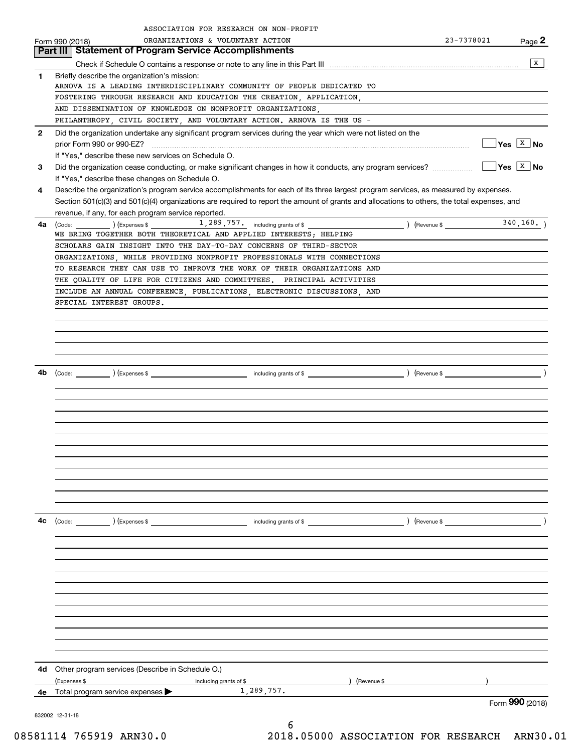ASSOCIATION FOR RESEARCH ON NON-PROFIT ORGANIZATIONS & VOLUNTARY ACTION 23-7378021

Form 990 (2018) Page 2

## Part III Statement of Program Service Accomplishments

Check if Schedule O contains a response or note to any line in this Part III ..... [X]

**1** Briefly describe the organization's mission:

ARNOVA IS A LEADING INTERDISCIPLINARY COMMUNITY OF PEOPLE DEDICATED TO FOSTERING THROUGH RESEARCH AND EDUCATION THE CREATION, APPLICATION, AND DISSEMINATION OF KNOWLEDGE ON NONPROFIT ORGANIZATIONS, PHILANTHROPY, CIVIL SOCIETY, AND VOLUNTARY ACTION. ARNOVA IS THE US -

**2** Did the organization undertake any significant program services during the year which were not listed on the prior Form 990 or 990-EZ? ..... [ ] Yes [X] No

If "Yes," describe these new services on Schedule O.

**3** Did the organization cease conducting, or make significant changes in how it conducts, any program services? ..... [ ] Yes [X] No

If "Yes," describe these changes on Schedule O.

**4** Describe the organization's program service accomplishments for each of its three largest program services, as measured by expenses. Section 501(c)(3) and 501(c)(4) organizations are required to report the amount of grants and allocations to others, the total expenses, and revenue, if any, for each program service reported.

**4a** (Code: ) (Expenses $ 1,289,757. including grants of $ ) (Revenue $ 340,160. )

WE BRING TOGETHER BOTH THEORETICAL AND APPLIED INTERESTS; HELPING SCHOLARS GAIN INSIGHT INTO THE DAY-TO-DAY CONCERNS OF THIRD-SECTOR ORGANIZATIONS, WHILE PROVIDING NONPROFIT PROFESSIONALS WITH CONNECTIONS TO RESEARCH THEY CAN USE TO IMPROVE THE WORK OF THEIR ORGANIZATIONS AND THE QUALITY OF LIFE FOR CITIZENS AND COMMITTEES. PRINCIPAL ACTIVITIES INCLUDE AN ANNUAL CONFERENCE, PUBLICATIONS, ELECTRONIC DISCUSSIONS, AND SPECIAL INTEREST GROUPS.

**4b** (Code: ) (Expenses $ including grants of $ ) (Revenue $ )

**4c** (Code: ) (Expenses $ including grants of $ ) (Revenue $ )

**4d** Other program services (Describe in Schedule O.)

(Expenses $ including grants of $ ) (Revenue $ )

**4e** Total program service expenses ▶ 1,289,757.

Form **990** (2018)

832002 12-31-18

08581114 765919 ARN30.0 2018.05000 ASSOCIATION FOR RESEARCH ARN30.01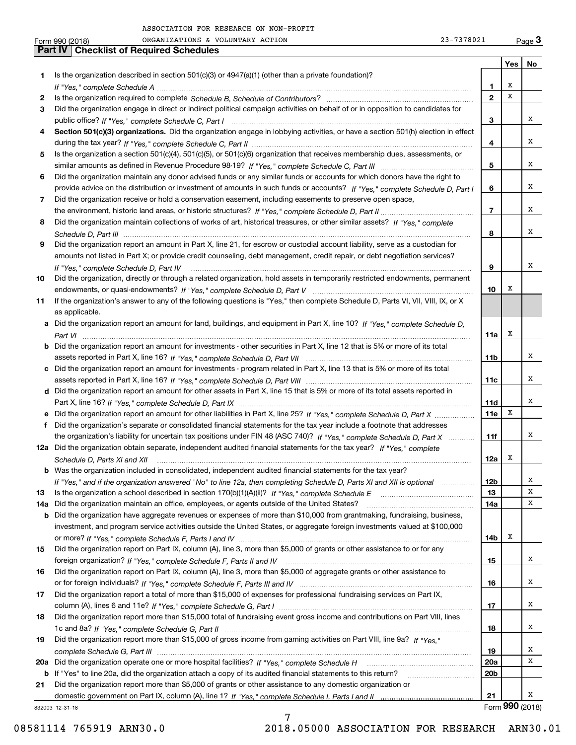ASSOCIATION FOR RESEARCH ON NON-PROFIT

Form 990 (2018) ORGANIZATIONS & VOLUNTARY ACTION 23-7378021 Page 3

## Part IV Checklist of Required Schedules

| | | | Yes | No |
|---|---|---|---|---|
| 1 | Is the organization described in section 501(c)(3) or 4947(a)(1) (other than a private foundation)? *If "Yes," complete Schedule A* | 1 | X | |
| 2 | Is the organization required to complete *Schedule B, Schedule of Contributors*? | 2 | X | |
| 3 | Did the organization engage in direct or indirect political campaign activities on behalf of or in opposition to candidates for public office? *If "Yes," complete Schedule C, Part I* | 3 | | X |
| 4 | **Section 501(c)(3) organizations.** Did the organization engage in lobbying activities, or have a section 501(h) election in effect during the tax year? *If "Yes," complete Schedule C, Part II* | 4 | | X |
| 5 | Is the organization a section 501(c)(4), 501(c)(5), or 501(c)(6) organization that receives membership dues, assessments, or similar amounts as defined in Revenue Procedure 98-19? *If "Yes," complete Schedule C, Part III* | 5 | | X |
| 6 | Did the organization maintain any donor advised funds or any similar funds or accounts for which donors have the right to provide advice on the distribution or investment of amounts in such funds or accounts? *If "Yes," complete Schedule D, Part I* | 6 | | X |
| 7 | Did the organization receive or hold a conservation easement, including easements to preserve open space, the environment, historic land areas, or historic structures? *If "Yes," complete Schedule D, Part II* | 7 | | X |
| 8 | Did the organization maintain collections of works of art, historical treasures, or other similar assets? *If "Yes," complete Schedule D, Part III* | 8 | | X |
| 9 | Did the organization report an amount in Part X, line 21, for escrow or custodial account liability, serve as a custodian for amounts not listed in Part X; or provide credit counseling, debt management, credit repair, or debt negotiation services? *If "Yes," complete Schedule D, Part IV* | 9 | | X |
| 10 | Did the organization, directly or through a related organization, hold assets in temporarily restricted endowments, permanent endowments, or quasi-endowments? *If "Yes," complete Schedule D, Part V* | 10 | X | |
| 11 | If the organization's answer to any of the following questions is "Yes," then complete Schedule D, Parts VI, VII, VIII, IX, or X as applicable. | | | |
| a | Did the organization report an amount for land, buildings, and equipment in Part X, line 10? *If "Yes," complete Schedule D, Part VI* | 11a | X | |
| b | Did the organization report an amount for investments - other securities in Part X, line 12 that is 5% or more of its total assets reported in Part X, line 16? *If "Yes," complete Schedule D, Part VII* | 11b | | X |
| c | Did the organization report an amount for investments - program related in Part X, line 13 that is 5% or more of its total assets reported in Part X, line 16? *If "Yes," complete Schedule D, Part VIII* | 11c | | X |
| d | Did the organization report an amount for other assets in Part X, line 15 that is 5% or more of its total assets reported in Part X, line 16? *If "Yes," complete Schedule D, Part IX* | 11d | | X |
| e | Did the organization report an amount for other liabilities in Part X, line 25? *If "Yes," complete Schedule D, Part X* | 11e | X | |
| f | Did the organization's separate or consolidated financial statements for the tax year include a footnote that addresses the organization's liability for uncertain tax positions under FIN 48 (ASC 740)? *If "Yes," complete Schedule D, Part X* | 11f | | X |
| 12a | Did the organization obtain separate, independent audited financial statements for the tax year? *If "Yes," complete Schedule D, Parts XI and XII* | 12a | X | |
| b | Was the organization included in consolidated, independent audited financial statements for the tax year? *If "Yes," and if the organization answered "No" to line 12a, then completing Schedule D, Parts XI and XII is optional* | 12b | | X |
| 13 | Is the organization a school described in section 170(b)(1)(A)(ii)? *If "Yes," complete Schedule E* | 13 | | X |
| 14a | Did the organization maintain an office, employees, or agents outside of the United States? | 14a | | X |
| b | Did the organization have aggregate revenues or expenses of more than $10,000 from grantmaking, fundraising, business, investment, and program service activities outside the United States, or aggregate foreign investments valued at $100,000 or more? *If "Yes," complete Schedule F, Parts I and IV* | 14b | X | |
| 15 | Did the organization report on Part IX, column (A), line 3, more than $5,000 of grants or other assistance to or for any foreign organization? *If "Yes," complete Schedule F, Parts II and IV* | 15 | | X |
| 16 | Did the organization report on Part IX, column (A), line 3, more than $5,000 of aggregate grants or other assistance to or for foreign individuals? *If "Yes," complete Schedule F, Parts III and IV* | 16 | | X |
| 17 | Did the organization report a total of more than $15,000 of expenses for professional fundraising services on Part IX, column (A), lines 6 and 11e? *If "Yes," complete Schedule G, Part I* | 17 | | X |
| 18 | Did the organization report more than $15,000 total of fundraising event gross income and contributions on Part VIII, lines 1c and 8a? *If "Yes," complete Schedule G, Part II* | 18 | | X |
| 19 | Did the organization report more than $15,000 of gross income from gaming activities on Part VIII, line 9a? *If "Yes," complete Schedule G, Part III* | 19 | | X |
| 20a | Did the organization operate one or more hospital facilities? *If "Yes," complete Schedule H* | 20a | | X |
| b | If "Yes" to line 20a, did the organization attach a copy of its audited financial statements to this return? | 20b | | |
| 21 | Did the organization report more than $5,000 of grants or other assistance to any domestic organization or domestic government on Part IX, column (A), line 1? *If "Yes," complete Schedule I, Parts I and II* | 21 | | X |

832003 12-31-18 Form **990** (2018)

08581114 765919 ARN30.0 2018.05000 ASSOCIATION FOR RESEARCH ARN30.01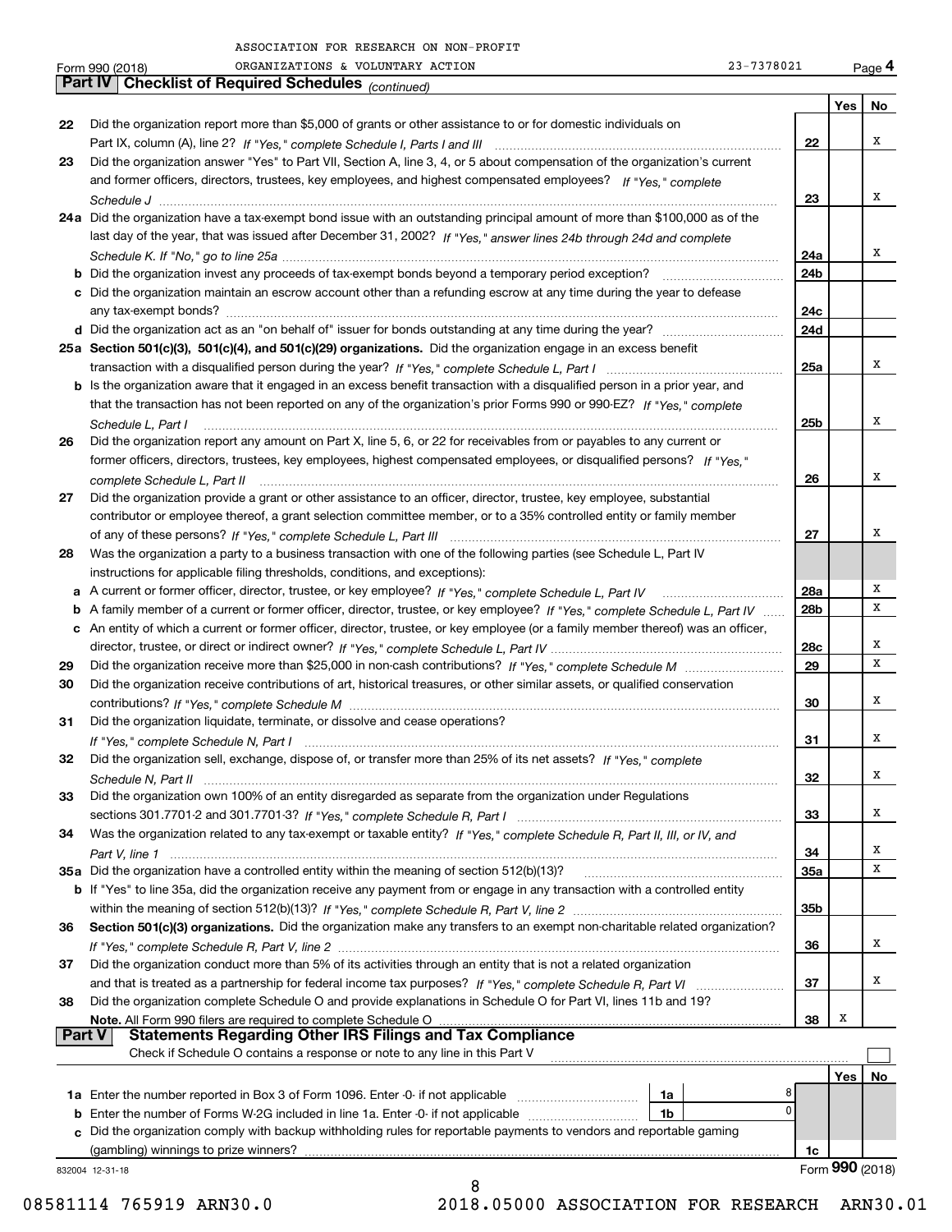ASSOCIATION FOR RESEARCH ON NON-PROFIT ORGANIZATIONS & VOLUNTARY ACTION 23-7378021

Form 990 (2018) Page 4

## Part IV Checklist of Required Schedules *(continued)*

| | | | Yes | No |
|---|---|---|---|---|
| 22 | Did the organization report more than $5,000 of grants or other assistance to or for domestic individuals on Part IX, column (A), line 2? *If "Yes," complete Schedule I, Parts I and III* | 22 | | X |
| 23 | Did the organization answer "Yes" to Part VII, Section A, line 3, 4, or 5 about compensation of the organization's current and former officers, directors, trustees, key employees, and highest compensated employees? *If "Yes," complete Schedule J* | 23 | | X |
| 24a | Did the organization have a tax-exempt bond issue with an outstanding principal amount of more than $100,000 as of the last day of the year, that was issued after December 31, 2002? *If "Yes," answer lines 24b through 24d and complete Schedule K. If "No," go to line 25a* | 24a | | X |
| b | Did the organization invest any proceeds of tax-exempt bonds beyond a temporary period exception? | 24b | | |
| c | Did the organization maintain an escrow account other than a refunding escrow at any time during the year to defease any tax-exempt bonds? | 24c | | |
| d | Did the organization act as an "on behalf of" issuer for bonds outstanding at any time during the year? | 24d | | |
| 25a | **Section 501(c)(3), 501(c)(4), and 501(c)(29) organizations.** Did the organization engage in an excess benefit transaction with a disqualified person during the year? *If "Yes," complete Schedule L, Part I* | 25a | | X |
| b | Is the organization aware that it engaged in an excess benefit transaction with a disqualified person in a prior year, and that the transaction has not been reported on any of the organization's prior Forms 990 or 990-EZ? *If "Yes," complete Schedule L, Part I* | 25b | | X |
| 26 | Did the organization report any amount on Part X, line 5, 6, or 22 for receivables from or payables to any current or former officers, directors, trustees, key employees, highest compensated employees, or disqualified persons? *If "Yes," complete Schedule L, Part II* | 26 | | X |
| 27 | Did the organization provide a grant or other assistance to an officer, director, trustee, key employee, substantial contributor or employee thereof, a grant selection committee member, or to a 35% controlled entity or family member of any of these persons? *If "Yes," complete Schedule L, Part III* | 27 | | X |
| 28 | Was the organization a party to a business transaction with one of the following parties (see Schedule L, Part IV instructions for applicable filing thresholds, conditions, and exceptions): | | | |
| a | A current or former officer, director, trustee, or key employee? *If "Yes," complete Schedule L, Part IV* | 28a | | X |
| b | A family member of a current or former officer, director, trustee, or key employee? *If "Yes," complete Schedule L, Part IV* | 28b | | X |
| c | An entity of which a current or former officer, director, trustee, or key employee (or a family member thereof) was an officer, director, trustee, or direct or indirect owner? *If "Yes," complete Schedule L, Part IV* | 28c | | X |
| 29 | Did the organization receive more than $25,000 in non-cash contributions? *If "Yes," complete Schedule M* | 29 | | X |
| 30 | Did the organization receive contributions of art, historical treasures, or other similar assets, or qualified conservation contributions? *If "Yes," complete Schedule M* | 30 | | X |
| 31 | Did the organization liquidate, terminate, or dissolve and cease operations? *If "Yes," complete Schedule N, Part I* | 31 | | X |
| 32 | Did the organization sell, exchange, dispose of, or transfer more than 25% of its net assets? *If "Yes," complete Schedule N, Part II* | 32 | | X |
| 33 | Did the organization own 100% of an entity disregarded as separate from the organization under Regulations sections 301.7701-2 and 301.7701-3? *If "Yes," complete Schedule R, Part I* | 33 | | X |
| 34 | Was the organization related to any tax-exempt or taxable entity? *If "Yes," complete Schedule R, Part II, III, or IV, and Part V, line 1* | 34 | | X |
| 35a | Did the organization have a controlled entity within the meaning of section 512(b)(13)? | 35a | | X |
| b | If "Yes" to line 35a, did the organization receive any payment from or engage in any transaction with a controlled entity within the meaning of section 512(b)(13)? *If "Yes," complete Schedule R, Part V, line 2* | 35b | | |
| 36 | **Section 501(c)(3) organizations.** Did the organization make any transfers to an exempt non-charitable related organization? *If "Yes," complete Schedule R, Part V, line 2* | 36 | | X |
| 37 | Did the organization conduct more than 5% of its activities through an entity that is not a related organization and that is treated as a partnership for federal income tax purposes? *If "Yes," complete Schedule R, Part VI* | 37 | | X |
| 38 | Did the organization complete Schedule O and provide explanations in Schedule O for Part VI, lines 11b and 19? **Note.** All Form 990 filers are required to complete Schedule O | 38 | X | |

## Part V Statements Regarding Other IRS Filings and Tax Compliance

Check if Schedule O contains a response or note to any line in this Part V ☐

| | | | | | Yes | No |
|---|---|---|---|---|---|---|
| 1a | Enter the number reported in Box 3 of Form 1096. Enter -0- if not applicable | 1a | 8 | | | |
| b | Enter the number of Forms W-2G included in line 1a. Enter -0- if not applicable | 1b | 0 | | | |
| c | Did the organization comply with backup withholding rules for reportable payments to vendors and reportable gaming (gambling) winnings to prize winners? | | | 1c | | |

832004 12-31-18

Form **990** (2018)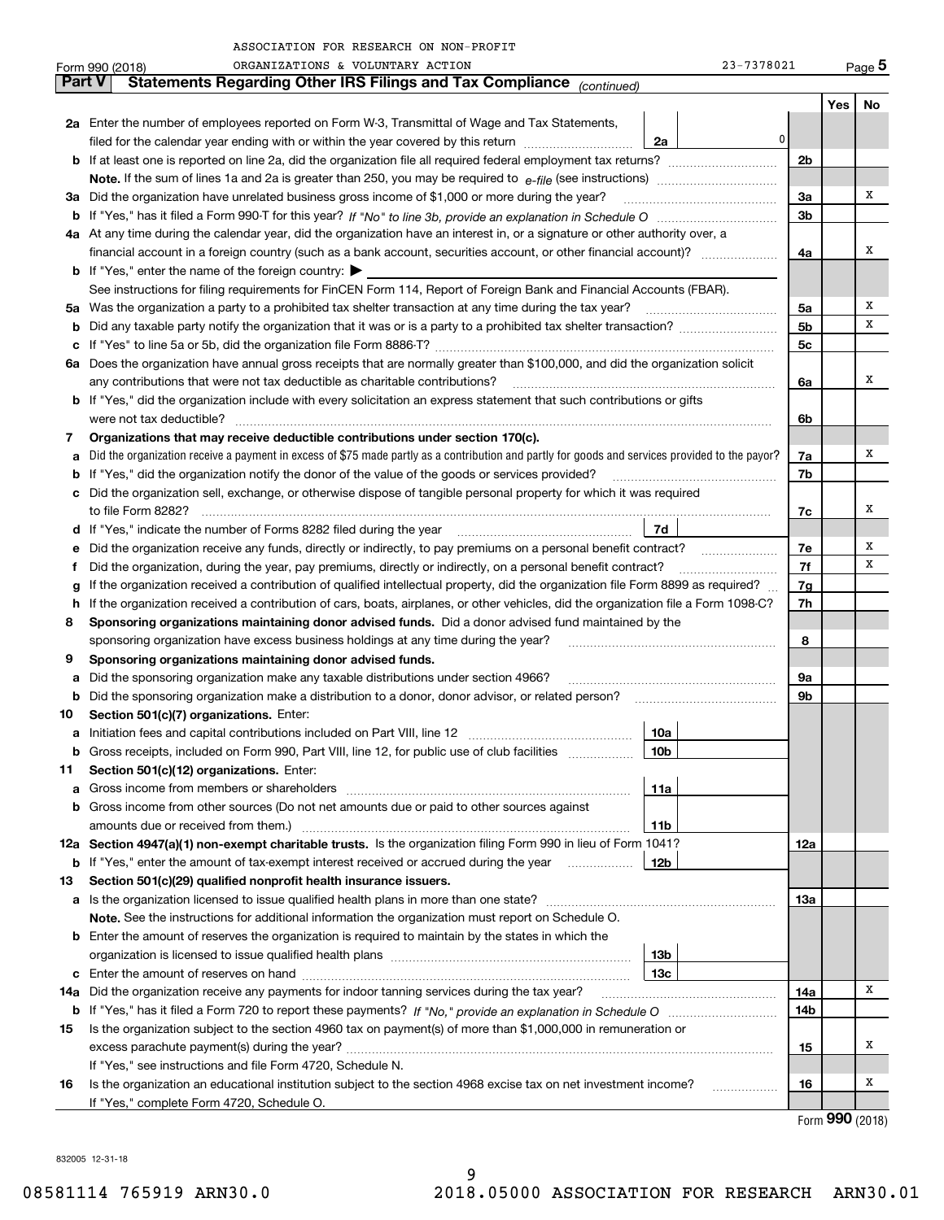ASSOCIATION FOR RESEARCH ON NON-PROFIT ORGANIZATIONS & VOLUNTARY ACTION

Form 990 (2018) 23-7378021 Page 5

## Part V Statements Regarding Other IRS Filings and Tax Compliance *(continued)*

| | | | | Yes | No |
|---|---|---|---|---|---|
| **2a** | Enter the number of employees reported on Form W-3, Transmittal of Wage and Tax Statements, filed for the calendar year ending with or within the year covered by this return | 2a 0 | | | |
| **b** | If at least one is reported on line 2a, did the organization file all required federal employment tax returns? | | 2b | | |
| | **Note.** If the sum of lines 1a and 2a is greater than 250, you may be required to *e-file* (see instructions) | | | | |
| **3a** | Did the organization have unrelated business gross income of $1,000 or more during the year? | | 3a | | X |
| **b** | If "Yes," has it filed a Form 990-T for this year? *If "No" to line 3b, provide an explanation in Schedule O* | | 3b | | |
| **4a** | At any time during the calendar year, did the organization have an interest in, or a signature or other authority over, a financial account in a foreign country (such as a bank account, securities account, or other financial account)? | | 4a | | X |
| **b** | If "Yes," enter the name of the foreign country: ▶ | | | | |
| | See instructions for filing requirements for FinCEN Form 114, Report of Foreign Bank and Financial Accounts (FBAR). | | | | |
| **5a** | Was the organization a party to a prohibited tax shelter transaction at any time during the tax year? | | 5a | | X |
| **b** | Did any taxable party notify the organization that it was or is a party to a prohibited tax shelter transaction? | | 5b | | X |
| **c** | If "Yes" to line 5a or 5b, did the organization file Form 8886-T? | | 5c | | |
| **6a** | Does the organization have annual gross receipts that are normally greater than $100,000, and did the organization solicit any contributions that were not tax deductible as charitable contributions? | | 6a | | X |
| **b** | If "Yes," did the organization include with every solicitation an express statement that such contributions or gifts were not tax deductible? | | 6b | | |
| **7** | **Organizations that may receive deductible contributions under section 170(c).** | | | | |
| **a** | Did the organization receive a payment in excess of $75 made partly as a contribution and partly for goods and services provided to the payor? | | 7a | | X |
| **b** | If "Yes," did the organization notify the donor of the value of the goods or services provided? | | 7b | | |
| **c** | Did the organization sell, exchange, or otherwise dispose of tangible personal property for which it was required to file Form 8282? | | 7c | | X |
| **d** | If "Yes," indicate the number of Forms 8282 filed during the year | 7d | | | |
| **e** | Did the organization receive any funds, directly or indirectly, to pay premiums on a personal benefit contract? | | 7e | | X |
| **f** | Did the organization, during the year, pay premiums, directly or indirectly, on a personal benefit contract? | | 7f | | X |
| **g** | If the organization received a contribution of qualified intellectual property, did the organization file Form 8899 as required? | | 7g | | |
| **h** | If the organization received a contribution of cars, boats, airplanes, or other vehicles, did the organization file a Form 1098-C? | | 7h | | |
| **8** | **Sponsoring organizations maintaining donor advised funds.** Did a donor advised fund maintained by the sponsoring organization have excess business holdings at any time during the year? | | 8 | | |
| **9** | **Sponsoring organizations maintaining donor advised funds.** | | | | |
| **a** | Did the sponsoring organization make any taxable distributions under section 4966? | | 9a | | |
| **b** | Did the sponsoring organization make a distribution to a donor, donor advisor, or related person? | | 9b | | |
| **10** | **Section 501(c)(7) organizations.** Enter: | | | | |
| **a** | Initiation fees and capital contributions included on Part VIII, line 12 | 10a | | | |
| **b** | Gross receipts, included on Form 990, Part VIII, line 12, for public use of club facilities | 10b | | | |
| **11** | **Section 501(c)(12) organizations.** Enter: | | | | |
| **a** | Gross income from members or shareholders | 11a | | | |
| **b** | Gross income from other sources (Do not net amounts due or paid to other sources against amounts due or received from them.) | 11b | | | |
| **12a** | **Section 4947(a)(1) non-exempt charitable trusts.** Is the organization filing Form 990 in lieu of Form 1041? | | 12a | | |
| **b** | If "Yes," enter the amount of tax-exempt interest received or accrued during the year | 12b | | | |
| **13** | **Section 501(c)(29) qualified nonprofit health insurance issuers.** | | | | |
| **a** | Is the organization licensed to issue qualified health plans in more than one state? | | 13a | | |
| | **Note.** See the instructions for additional information the organization must report on Schedule O. | | | | |
| **b** | Enter the amount of reserves the organization is required to maintain by the states in which the organization is licensed to issue qualified health plans | 13b | | | |
| **c** | Enter the amount of reserves on hand | 13c | | | |
| **14a** | Did the organization receive any payments for indoor tanning services during the tax year? | | 14a | | X |
| **b** | If "Yes," has it filed a Form 720 to report these payments? *If "No," provide an explanation in Schedule O* | | 14b | | |
| **15** | Is the organization subject to the section 4960 tax on payment(s) of more than $1,000,000 in remuneration or excess parachute payment(s) during the year? | | 15 | | X |
| | If "Yes," see instructions and file Form 4720, Schedule N. | | | | |
| **16** | Is the organization an educational institution subject to the section 4968 excise tax on net investment income? | | 16 | | X |
| | If "Yes," complete Form 4720, Schedule O. | | | | |

Form **990** (2018)

832005 12-31-18

08581114 765919 ARN30.0 2018.05000 ASSOCIATION FOR RESEARCH ARN30.01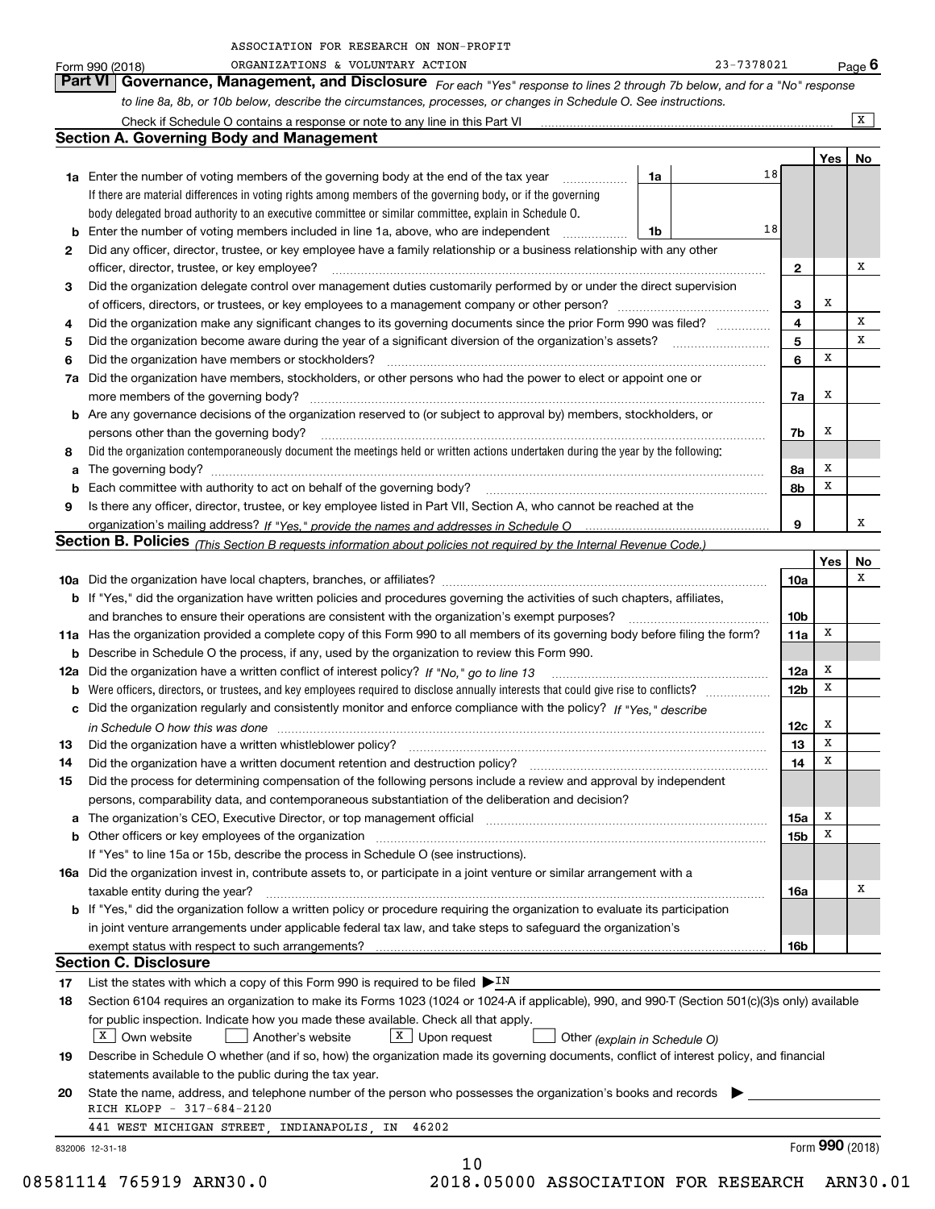ASSOCIATION FOR RESEARCH ON NON-PROFIT ORGANIZATIONS & VOLUNTARY ACTION — 23-7378021

Form 990 (2018) Page **6**

## Part VI Governance, Management, and Disclosure

*For each "Yes" response to lines 2 through 7b below, and for a "No" response to line 8a, 8b, or 10b below, describe the circumstances, processes, or changes in Schedule O. See instructions.*

Check if Schedule O contains a response or note to any line in this Part VI ..... [X]

### Section A. Governing Body and Management

| | | | | Yes | No |
|---|---|---|---|---|---|
| **1a** | Enter the number of voting members of the governing body at the end of the tax year ..... **1a** 18. If there are material differences in voting rights among members of the governing body, or if the governing body delegated broad authority to an executive committee or similar committee, explain in Schedule O. | | | | |
| **b** | Enter the number of voting members included in line 1a, above, who are independent ..... **1b** 18 | | | | |
| **2** | Did any officer, director, trustee, or key employee have a family relationship or a business relationship with any other officer, director, trustee, or key employee? | | **2** | | X |
| **3** | Did the organization delegate control over management duties customarily performed by or under the direct supervision of officers, directors, or trustees, or key employees to a management company or other person? | | **3** | X | |
| **4** | Did the organization make any significant changes to its governing documents since the prior Form 990 was filed? | | **4** | | X |
| **5** | Did the organization become aware during the year of a significant diversion of the organization's assets? | | **5** | | X |
| **6** | Did the organization have members or stockholders? | | **6** | X | |
| **7a** | Did the organization have members, stockholders, or other persons who had the power to elect or appoint one or more members of the governing body? | | **7a** | X | |
| **b** | Are any governance decisions of the organization reserved to (or subject to approval by) members, stockholders, or persons other than the governing body? | | **7b** | X | |
| **8** | Did the organization contemporaneously document the meetings held or written actions undertaken during the year by the following: | | | | |
| **a** | The governing body? | | **8a** | X | |
| **b** | Each committee with authority to act on behalf of the governing body? | | **8b** | X | |
| **9** | Is there any officer, director, trustee, or key employee listed in Part VII, Section A, who cannot be reached at the organization's mailing address? *If "Yes," provide the names and addresses in Schedule O* | | **9** | | X |

### Section B. Policies *(This Section B requests information about policies not required by the Internal Revenue Code.)*

| | | | Yes | No |
|---|---|---|---|---|
| **10a** | Did the organization have local chapters, branches, or affiliates? | **10a** | | X |
| **b** | If "Yes," did the organization have written policies and procedures governing the activities of such chapters, affiliates, and branches to ensure their operations are consistent with the organization's exempt purposes? | **10b** | | |
| **11a** | Has the organization provided a complete copy of this Form 990 to all members of its governing body before filing the form? | **11a** | X | |
| **b** | Describe in Schedule O the process, if any, used by the organization to review this Form 990. | | | |
| **12a** | Did the organization have a written conflict of interest policy? *If "No," go to line 13* | **12a** | X | |
| **b** | Were officers, directors, or trustees, and key employees required to disclose annually interests that could give rise to conflicts? | **12b** | X | |
| **c** | Did the organization regularly and consistently monitor and enforce compliance with the policy? *If "Yes," describe in Schedule O how this was done* | **12c** | X | |
| **13** | Did the organization have a written whistleblower policy? | **13** | X | |
| **14** | Did the organization have a written document retention and destruction policy? | **14** | X | |
| **15** | Did the process for determining compensation of the following persons include a review and approval by independent persons, comparability data, and contemporaneous substantiation of the deliberation and decision? | | | |
| **a** | The organization's CEO, Executive Director, or top management official | **15a** | X | |
| **b** | Other officers or key employees of the organization | **15b** | X | |
| | If "Yes" to line 15a or 15b, describe the process in Schedule O (see instructions). | | | |
| **16a** | Did the organization invest in, contribute assets to, or participate in a joint venture or similar arrangement with a taxable entity during the year? | **16a** | | X |
| **b** | If "Yes," did the organization follow a written policy or procedure requiring the organization to evaluate its participation in joint venture arrangements under applicable federal tax law, and take steps to safeguard the organization's exempt status with respect to such arrangements? | **16b** | | |

### Section C. Disclosure

**17** List the states with which a copy of this Form 990 is required to be filed ▶ IN

**18** Section 6104 requires an organization to make its Forms 1023 (1024 or 1024-A if applicable), 990, and 990-T (Section 501(c)(3)s only) available for public inspection. Indicate how you made these available. Check all that apply.

[X] Own website  [ ] Another's website  [X] Upon request  [ ] Other *(explain in Schedule O)*

**19** Describe in Schedule O whether (and if so, how) the organization made its governing documents, conflict of interest policy, and financial statements available to the public during the tax year.

**20** State the name, address, and telephone number of the person who possesses the organization's books and records ▶

RICH KLOPP - 317-684-2120

441 WEST MICHIGAN STREET, INDIANAPOLIS, IN 46202

832006 12-31-18 Form **990** (2018)

08581114 765919 ARN30.0 2018.05000 ASSOCIATION FOR RESEARCH ARN30.01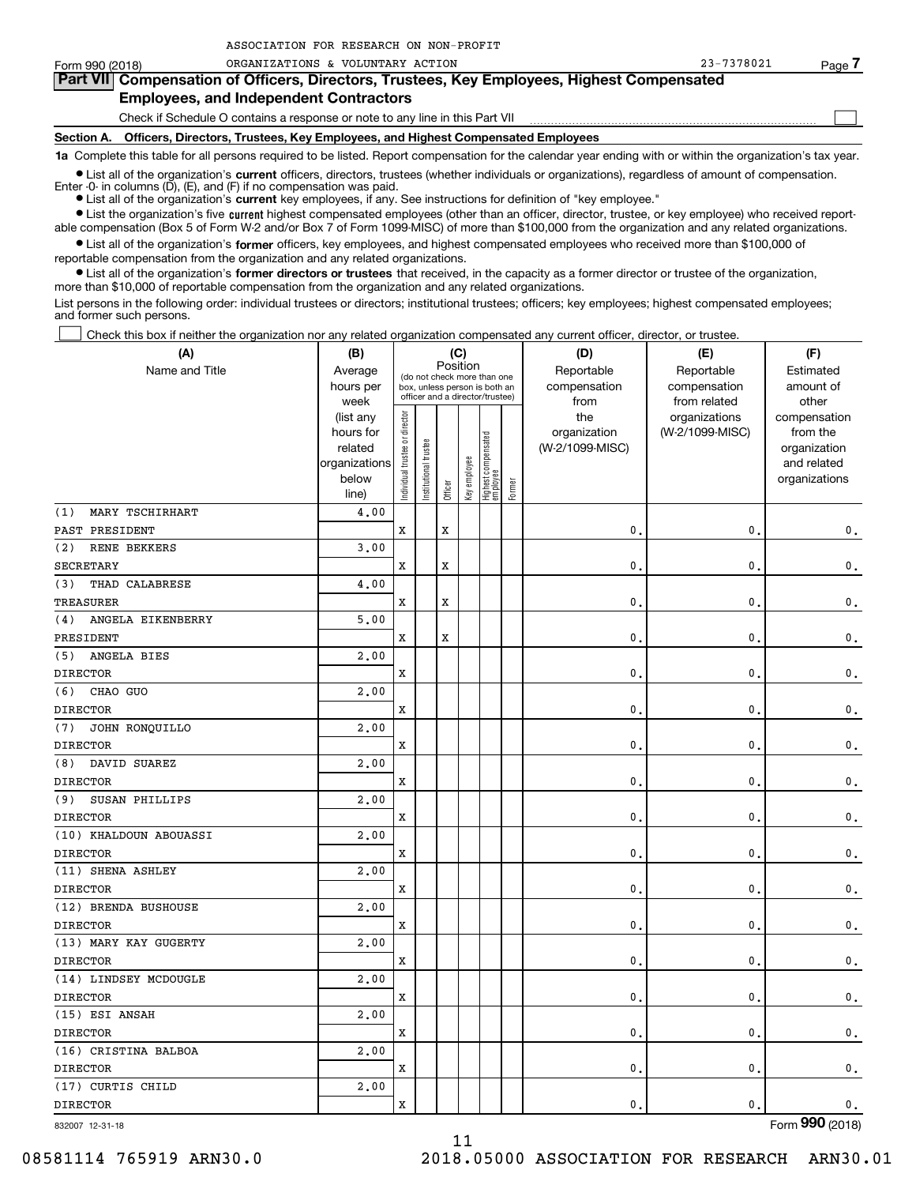ASSOCIATION FOR RESEARCH ON NON-PROFIT ORGANIZATIONS & VOLUNTARY ACTION 23-7378021

Form 990 (2018) Page 7

## Part VII Compensation of Officers, Directors, Trustees, Key Employees, Highest Compensated Employees, and Independent Contractors

Check if Schedule O contains a response or note to any line in this Part VII

### Section A. Officers, Directors, Trustees, Key Employees, and Highest Compensated Employees

**1a** Complete this table for all persons required to be listed. Report compensation for the calendar year ending with or within the organization's tax year.

- List all of the organization's **current** officers, directors, trustees (whether individuals or organizations), regardless of amount of compensation. Enter -0- in columns (D), (E), and (F) if no compensation was paid.
- List all of the organization's **current** key employees, if any. See instructions for definition of "key employee."
- List the organization's five **current** highest compensated employees (other than an officer, director, trustee, or key employee) who received reportable compensation (Box 5 of Form W-2 and/or Box 7 of Form 1099-MISC) of more than $100,000 from the organization and any related organizations.
- List all of the organization's **former** officers, key employees, and highest compensated employees who received more than $100,000 of reportable compensation from the organization and any related organizations.
- List all of the organization's **former directors or trustees** that received, in the capacity as a former director or trustee of the organization, more than $10,000 of reportable compensation from the organization and any related organizations.

List persons in the following order: individual trustees or directors; institutional trustees; officers; key employees; highest compensated employees; and former such persons.

Check this box if neither the organization nor any related organization compensated any current officer, director, or trustee.

| (A) Name and Title | (B) Average hours per week (list any hours for related organizations below line) | (C) Position: Individual trustee or director | Institutional trustee | Officer | Key employee | Highest compensated employee | Former | (D) Reportable compensation from the organization (W-2/1099-MISC) | (E) Reportable compensation from related organizations (W-2/1099-MISC) | (F) Estimated amount of other compensation from the organization and related organizations |
|---|---|---|---|---|---|---|---|---|---|---|
| (1) MARY TSCHIRHART<br>PAST PRESIDENT | 4.00 | X | | X | | | | 0. | 0. | 0. |
| (2) RENE BEKKERS<br>SECRETARY | 3.00 | X | | X | | | | 0. | 0. | 0. |
| (3) THAD CALABRESE<br>TREASURER | 4.00 | X | | X | | | | 0. | 0. | 0. |
| (4) ANGELA EIKENBERRY<br>PRESIDENT | 5.00 | X | | X | | | | 0. | 0. | 0. |
| (5) ANGELA BIES<br>DIRECTOR | 2.00 | X | | | | | | 0. | 0. | 0. |
| (6) CHAO GUO<br>DIRECTOR | 2.00 | X | | | | | | 0. | 0. | 0. |
| (7) JOHN RONQUILLO<br>DIRECTOR | 2.00 | X | | | | | | 0. | 0. | 0. |
| (8) DAVID SUAREZ<br>DIRECTOR | 2.00 | X | | | | | | 0. | 0. | 0. |
| (9) SUSAN PHILLIPS<br>DIRECTOR | 2.00 | X | | | | | | 0. | 0. | 0. |
| (10) KHALDOUN ABOUASSI<br>DIRECTOR | 2.00 | X | | | | | | 0. | 0. | 0. |
| (11) SHENA ASHLEY<br>DIRECTOR | 2.00 | X | | | | | | 0. | 0. | 0. |
| (12) BRENDA BUSHOUSE<br>DIRECTOR | 2.00 | X | | | | | | 0. | 0. | 0. |
| (13) MARY KAY GUGERTY<br>DIRECTOR | 2.00 | X | | | | | | 0. | 0. | 0. |
| (14) LINDSEY MCDOUGLE<br>DIRECTOR | 2.00 | X | | | | | | 0. | 0. | 0. |
| (15) ESI ANSAH<br>DIRECTOR | 2.00 | X | | | | | | 0. | 0. | 0. |
| (16) CRISTINA BALBOA<br>DIRECTOR | 2.00 | X | | | | | | 0. | 0. | 0. |
| (17) CURTIS CHILD<br>DIRECTOR | 2.00 | X | | | | | | 0. | 0. | 0. |

832007 12-31-18 Form 990 (2018)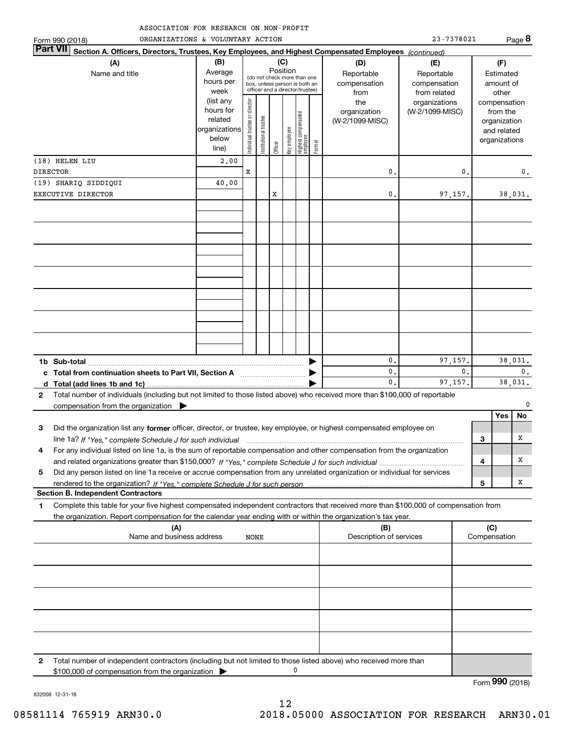ASSOCIATION FOR RESEARCH ON NON-PROFIT ORGANIZATIONS & VOLUNTARY ACTION — 23-7378021

Form 990 (2018) Page **8**

## Part VII Section A. Officers, Directors, Trustees, Key Employees, and Highest Compensated Employees *(continued)*

| (A) Name and title | (B) Average hours per week (list any hours for related organizations below line) | (C) Position: Individual trustee or director | Institutional trustee | Officer | Key employee | Highest compensated employee | Former | (D) Reportable compensation from the organization (W-2/1099-MISC) | (E) Reportable compensation from related organizations (W-2/1099-MISC) | (F) Estimated amount of other compensation from the organization and related organizations |
|---|---|---|---|---|---|---|---|---|---|---|
| (18) HELEN LIU<br>DIRECTOR | 2.00 | X | | | | | | 0. | 0. | 0. |
| (19) SHARIQ SIDDIQUI<br>EXECUTIVE DIRECTOR | 40.00 | | | X | | | | 0. | 97,157. | 38,031. |
| **1b Sub-total** | | | | | | | | 0. | 97,157. | 38,031. |
| **c Total from continuation sheets to Part VII, Section A** | | | | | | | | 0. | 0. | 0. |
| **d Total (add lines 1b and 1c)** | | | | | | | | 0. | 97,157. | 38,031. |

**2** Total number of individuals (including but not limited to those listed above) who received more than $100,000 of reportable compensation from the organization ▶ 0

| | | Yes | No |
|---|---|---|---|
| **3** Did the organization list any **former** officer, director, or trustee, key employee, or highest compensated employee on line 1a? *If "Yes," complete Schedule J for such individual* | 3 | | X |
| **4** For any individual listed on line 1a, is the sum of reportable compensation and other compensation from the organization and related organizations greater than $150,000? *If "Yes," complete Schedule J for such individual* | 4 | | X |
| **5** Did any person listed on line 1a receive or accrue compensation from any unrelated organization or individual for services rendered to the organization? *If "Yes," complete Schedule J for such person* | 5 | | X |

### Section B. Independent Contractors

**1** Complete this table for your five highest compensated independent contractors that received more than $100,000 of compensation from the organization. Report compensation for the calendar year ending with or within the organization's tax year.

| (A) Name and business address | (B) Description of services | (C) Compensation |
|---|---|---|
| NONE | | |

**2** Total number of independent contractors (including but not limited to those listed above) who received more than $100,000 of compensation from the organization ▶ 0

Form **990** (2018)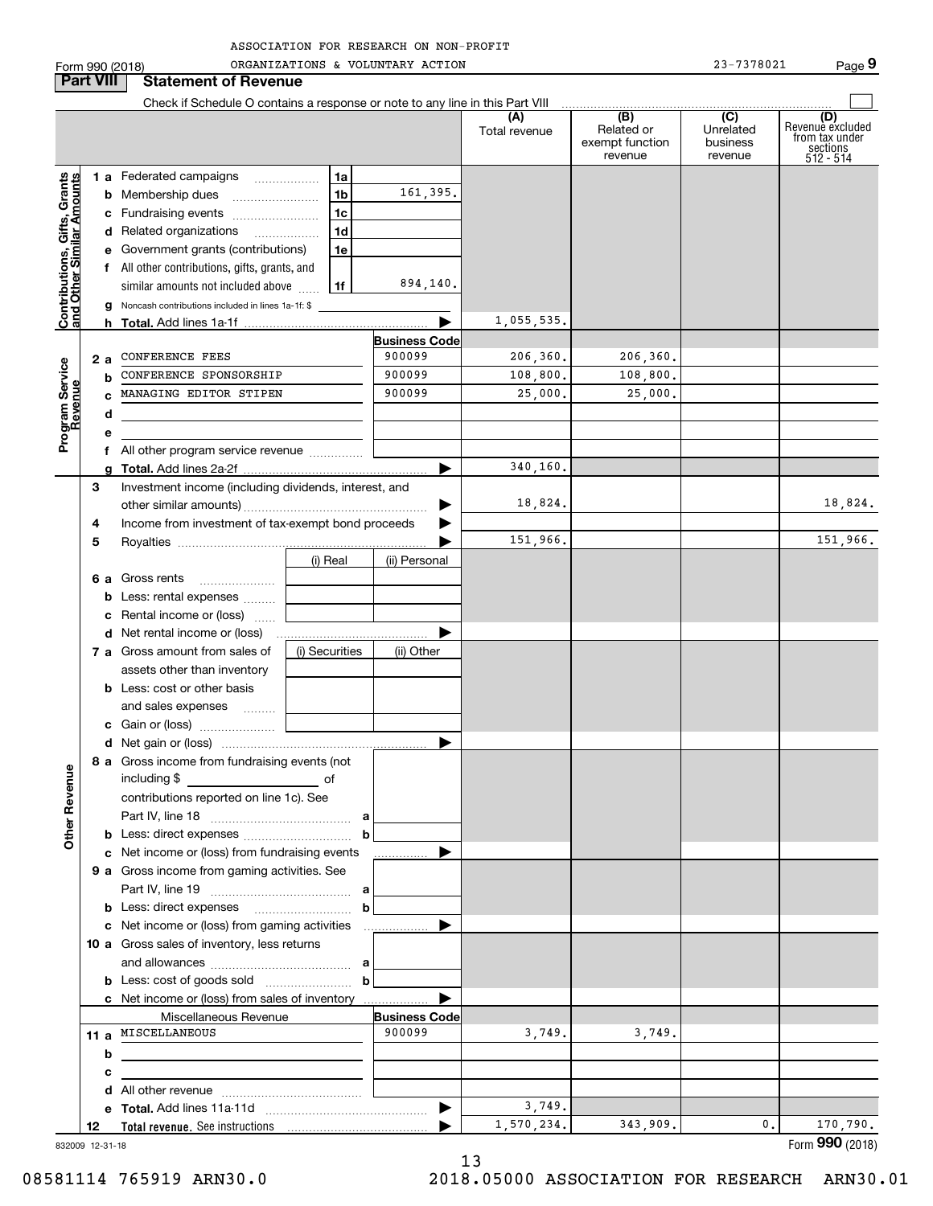ASSOCIATION FOR RESEARCH ON NON-PROFIT ORGANIZATIONS & VOLUNTARY ACTION 23-7378021

Form 990 (2018) Page 9

## Part VIII Statement of Revenue

Check if Schedule O contains a response or note to any line in this Part VIII

| | | | | (A) Total revenue | (B) Related or exempt function revenue | (C) Unrelated business revenue | (D) Revenue excluded from tax under sections 512 - 514 |
|---|---|---|---|---|---|---|---|
| **Contributions, Gifts, Grants and Other Similar Amounts** | 1 a Federated campaigns | 1a | | | | | |
| | b Membership dues | 1b | 161,395. | | | | |
| | c Fundraising events | 1c | | | | | |
| | d Related organizations | 1d | | | | | |
| | e Government grants (contributions) | 1e | | | | | |
| | f All other contributions, gifts, grants, and similar amounts not included above | 1f | 894,140. | | | | |
| | g Noncash contributions included in lines 1a-1f: $ | | | | | | |
| | h **Total.** Add lines 1a-1f | | | 1,055,535. | | | |
| **Program Service Revenue** | | | **Business Code** | | | | |
| | 2 a CONFERENCE FEES | | 900099 | 206,360. | 206,360. | | |
| | b CONFERENCE SPONSORSHIP | | 900099 | 108,800. | 108,800. | | |
| | c MANAGING EDITOR STIPEN | | 900099 | 25,000. | 25,000. | | |
| | d | | | | | | |
| | e | | | | | | |
| | f All other program service revenue | | | | | | |
| | g **Total.** Add lines 2a-2f | | | 340,160. | | | |
| **Other Revenue** | 3 Investment income (including dividends, interest, and other similar amounts) | | | 18,824. | | | 18,824. |
| | 4 Income from investment of tax-exempt bond proceeds | | | | | | |
| | 5 Royalties | | | 151,966. | | | 151,966. |
| | | (i) Real | (ii) Personal | | | | |
| | 6 a Gross rents | | | | | | |
| | b Less: rental expenses | | | | | | |
| | c Rental income or (loss) | | | | | | |
| | d Net rental income or (loss) | | | | | | |
| | 7 a Gross amount from sales of assets other than inventory | (i) Securities | (ii) Other | | | | |
| | b Less: cost or other basis and sales expenses | | | | | | |
| | c Gain or (loss) | | | | | | |
| | d Net gain or (loss) | | | | | | |
| | 8 a Gross income from fundraising events (not including $ of contributions reported on line 1c). See Part IV, line 18 | a | | | | | |
| | b Less: direct expenses | b | | | | | |
| | c Net income or (loss) from fundraising events | | | | | | |
| | 9 a Gross income from gaming activities. See Part IV, line 19 | a | | | | | |
| | b Less: direct expenses | b | | | | | |
| | c Net income or (loss) from gaming activities | | | | | | |
| | 10 a Gross sales of inventory, less returns and allowances | a | | | | | |
| | b Less: cost of goods sold | b | | | | | |
| | c Net income or (loss) from sales of inventory | | | | | | |
| | Miscellaneous Revenue | | **Business Code** | | | | |
| | 11 a MISCELLANEOUS | | 900099 | 3,749. | 3,749. | | |
| | b | | | | | | |
| | c | | | | | | |
| | d All other revenue | | | | | | |
| | e **Total.** Add lines 11a-11d | | | 3,749. | | | |
| | 12 **Total revenue.** See instructions | | | 1,570,234. | 343,909. | 0. | 170,790. |

832009 12-31-18

Form **990** (2018)

08581114 765919 ARN30.0 2018.05000 ASSOCIATION FOR RESEARCH ARN30.01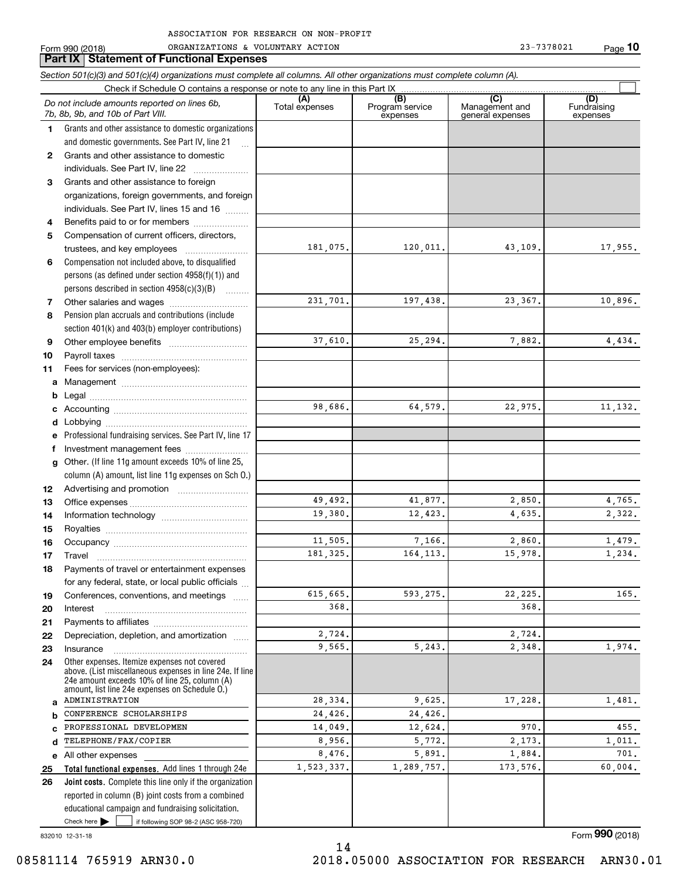ASSOCIATION FOR RESEARCH ON NON-PROFIT

Form 990 (2018) ORGANIZATIONS & VOLUNTARY ACTION 23-7378021 Page **10**

## Part IX Statement of Functional Expenses

*Section 501(c)(3) and 501(c)(4) organizations must complete all columns. All other organizations must complete column (A).*

Check if Schedule O contains a response or note to any line in this Part IX

| | *Do not include amounts reported on lines 6b, 7b, 8b, 9b, and 10b of Part VIII.* | (A) Total expenses | (B) Program service expenses | (C) Management and general expenses | (D) Fundraising expenses |
|---|---|---|---|---|---|
| 1 | Grants and other assistance to domestic organizations and domestic governments. See Part IV, line 21 | | | | |
| 2 | Grants and other assistance to domestic individuals. See Part IV, line 22 | | | | |
| 3 | Grants and other assistance to foreign organizations, foreign governments, and foreign individuals. See Part IV, lines 15 and 16 | | | | |
| 4 | Benefits paid to or for members | | | | |
| 5 | Compensation of current officers, directors, trustees, and key employees | 181,075. | 120,011. | 43,109. | 17,955. |
| 6 | Compensation not included above, to disqualified persons (as defined under section 4958(f)(1)) and persons described in section 4958(c)(3)(B) | | | | |
| 7 | Other salaries and wages | 231,701. | 197,438. | 23,367. | 10,896. |
| 8 | Pension plan accruals and contributions (include section 401(k) and 403(b) employer contributions) | | | | |
| 9 | Other employee benefits | 37,610. | 25,294. | 7,882. | 4,434. |
| 10 | Payroll taxes | | | | |
| 11 | Fees for services (non-employees): | | | | |
| a | Management | | | | |
| b | Legal | | | | |
| c | Accounting | 98,686. | 64,579. | 22,975. | 11,132. |
| d | Lobbying | | | | |
| e | Professional fundraising services. See Part IV, line 17 | | | | |
| f | Investment management fees | | | | |
| g | Other. (If line 11g amount exceeds 10% of line 25, column (A) amount, list line 11g expenses on Sch O.) | | | | |
| 12 | Advertising and promotion | | | | |
| 13 | Office expenses | 49,492. | 41,877. | 2,850. | 4,765. |
| 14 | Information technology | 19,380. | 12,423. | 4,635. | 2,322. |
| 15 | Royalties | | | | |
| 16 | Occupancy | 11,505. | 7,166. | 2,860. | 1,479. |
| 17 | Travel | 181,325. | 164,113. | 15,978. | 1,234. |
| 18 | Payments of travel or entertainment expenses for any federal, state, or local public officials | | | | |
| 19 | Conferences, conventions, and meetings | 615,665. | 593,275. | 22,225. | 165. |
| 20 | Interest | 368. | | 368. | |
| 21 | Payments to affiliates | | | | |
| 22 | Depreciation, depletion, and amortization | 2,724. | | 2,724. | |
| 23 | Insurance | 9,565. | 5,243. | 2,348. | 1,974. |
| 24 | Other expenses. Itemize expenses not covered above. (List miscellaneous expenses in line 24e. If line 24e amount exceeds 10% of line 25, column (A) amount, list line 24e expenses on Schedule O.) | | | | |
| a | ADMINISTRATION | 28,334. | 9,625. | 17,228. | 1,481. |
| b | CONFERENCE SCHOLARSHIPS | 24,426. | 24,426. | | |
| c | PROFESSIONAL DEVELOPMEN | 14,049. | 12,624. | 970. | 455. |
| d | TELEPHONE/FAX/COPIER | 8,956. | 5,772. | 2,173. | 1,011. |
| e | All other expenses | 8,476. | 5,891. | 1,884. | 701. |
| 25 | **Total functional expenses.** Add lines 1 through 24e | 1,523,337. | 1,289,757. | 173,576. | 60,004. |
| 26 | **Joint costs.** Complete this line only if the organization reported in column (B) joint costs from a combined educational campaign and fundraising solicitation. Check here ☐ if following SOP 98-2 (ASC 958-720) | | | | |

832010 12-31-18

Form **990** (2018)

08581114 765919 ARN30.0 2018.05000 ASSOCIATION FOR RESEARCH ARN30.01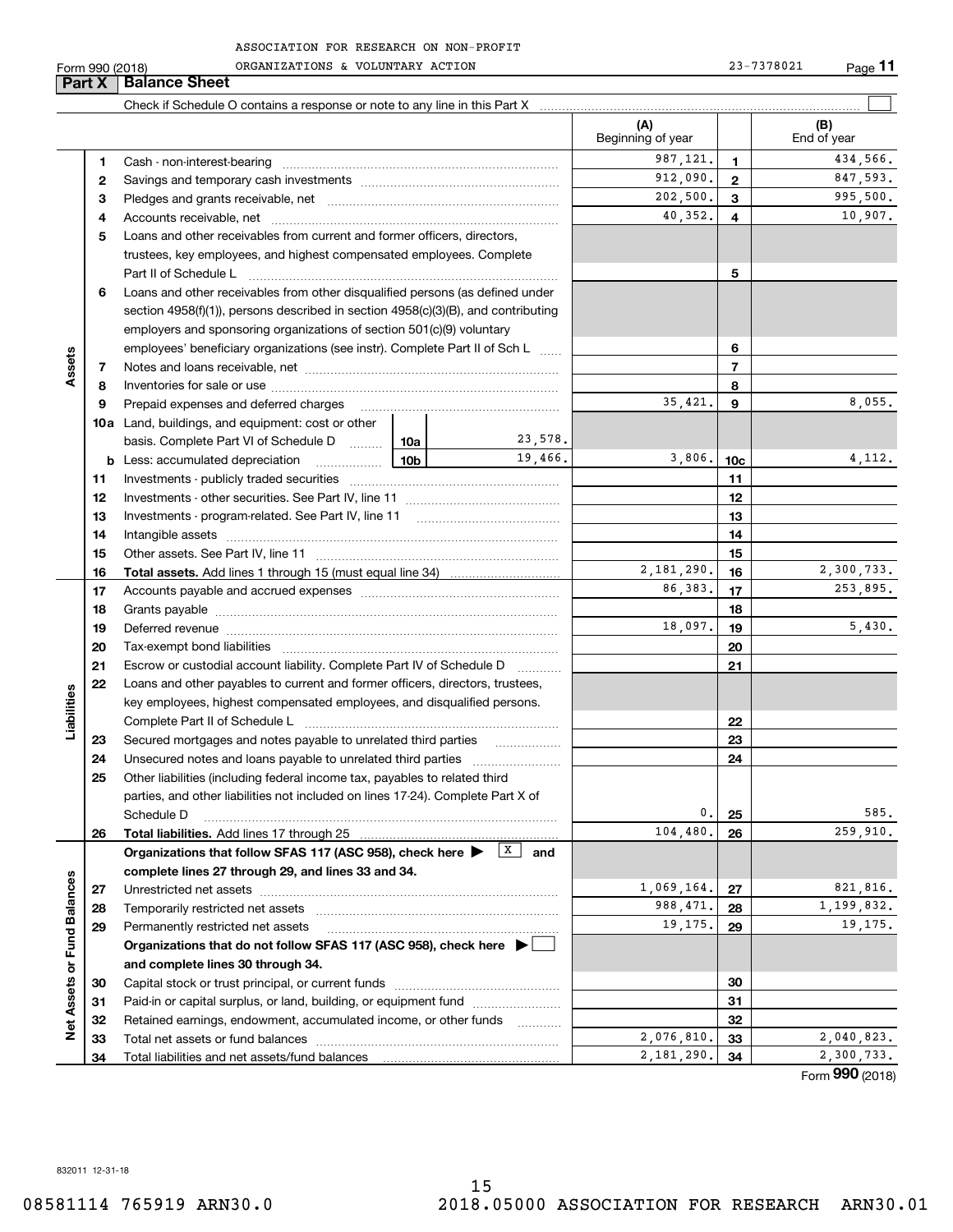ASSOCIATION FOR RESEARCH ON NON-PROFIT ORGANIZATIONS & VOLUNTARY ACTION

Form 990 (2018) 23-7378021

## Part X Balance Sheet

Check if Schedule O contains a response or note to any line in this Part X ☐

| | | Description | | | (A) Beginning of year | | (B) End of year |
|---|---|---|---|---|---|---|---|
| **Assets** | 1 | Cash - non-interest-bearing | | | 987,121. | 1 | 434,566. |
| | 2 | Savings and temporary cash investments | | | 912,090. | 2 | 847,593. |
| | 3 | Pledges and grants receivable, net | | | 202,500. | 3 | 995,500. |
| | 4 | Accounts receivable, net | | | 40,352. | 4 | 10,907. |
| | 5 | Loans and other receivables from current and former officers, directors, trustees, key employees, and highest compensated employees. Complete Part II of Schedule L | | | | 5 | |
| | 6 | Loans and other receivables from other disqualified persons (as defined under section 4958(f)(1)), persons described in section 4958(c)(3)(B), and contributing employers and sponsoring organizations of section 501(c)(9) voluntary employees' beneficiary organizations (see instr). Complete Part II of Sch L | | | | 6 | |
| | 7 | Notes and loans receivable, net | | | | 7 | |
| | 8 | Inventories for sale or use | | | | 8 | |
| | 9 | Prepaid expenses and deferred charges | | | 35,421. | 9 | 8,055. |
| | 10a | Land, buildings, and equipment: cost or other basis. Complete Part VI of Schedule D | 10a | 23,578. | | | |
| | b | Less: accumulated depreciation | 10b | 19,466. | 3,806. | 10c | 4,112. |
| | 11 | Investments - publicly traded securities | | | | 11 | |
| | 12 | Investments - other securities. See Part IV, line 11 | | | | 12 | |
| | 13 | Investments - program-related. See Part IV, line 11 | | | | 13 | |
| | 14 | Intangible assets | | | | 14 | |
| | 15 | Other assets. See Part IV, line 11 | | | | 15 | |
| | 16 | **Total assets.** Add lines 1 through 15 (must equal line 34) | | | 2,181,290. | 16 | 2,300,733. |
| **Liabilities** | 17 | Accounts payable and accrued expenses | | | 86,383. | 17 | 253,895. |
| | 18 | Grants payable | | | | 18 | |
| | 19 | Deferred revenue | | | 18,097. | 19 | 5,430. |
| | 20 | Tax-exempt bond liabilities | | | | 20 | |
| | 21 | Escrow or custodial account liability. Complete Part IV of Schedule D | | | | 21 | |
| | 22 | Loans and other payables to current and former officers, directors, trustees, key employees, highest compensated employees, and disqualified persons. Complete Part II of Schedule L | | | | 22 | |
| | 23 | Secured mortgages and notes payable to unrelated third parties | | | | 23 | |
| | 24 | Unsecured notes and loans payable to unrelated third parties | | | | 24 | |
| | 25 | Other liabilities (including federal income tax, payables to related third parties, and other liabilities not included on lines 17-24). Complete Part X of Schedule D | | | 0. | 25 | 585. |
| | 26 | **Total liabilities.** Add lines 17 through 25 | | | 104,480. | 26 | 259,910. |
| **Net Assets or Fund Balances** | | **Organizations that follow SFAS 117 (ASC 958), check here ▶ ☒ and complete lines 27 through 29, and lines 33 and 34.** | | | | | |
| | 27 | Unrestricted net assets | | | 1,069,164. | 27 | 821,816. |
| | 28 | Temporarily restricted net assets | | | 988,471. | 28 | 1,199,832. |
| | 29 | Permanently restricted net assets | | | 19,175. | 29 | 19,175. |
| | | **Organizations that do not follow SFAS 117 (ASC 958), check here ▶ ☐ and complete lines 30 through 34.** | | | | | |
| | 30 | Capital stock or trust principal, or current funds | | | | 30 | |
| | 31 | Paid-in or capital surplus, or land, building, or equipment fund | | | | 31 | |
| | 32 | Retained earnings, endowment, accumulated income, or other funds | | | | 32 | |
| | 33 | Total net assets or fund balances | | | 2,076,810. | 33 | 2,040,823. |
| | 34 | Total liabilities and net assets/fund balances | | | 2,181,290. | 34 | 2,300,733. |

Form **990** (2018)

832011 12-31-18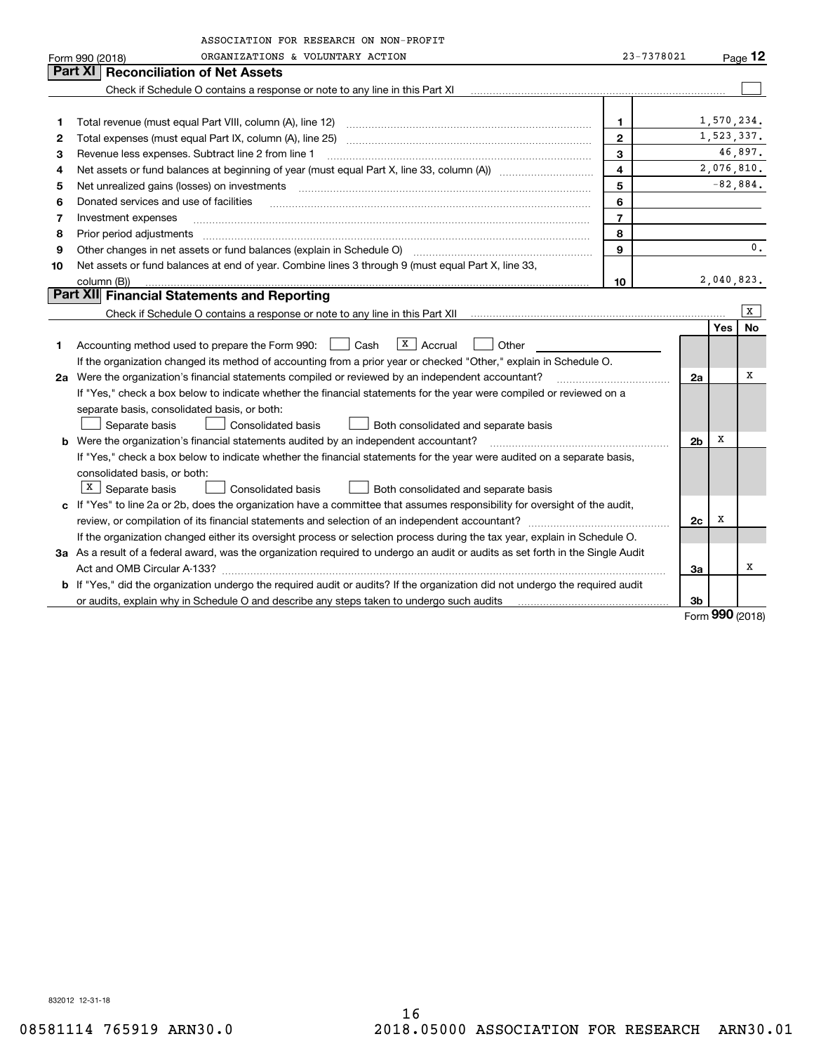ASSOCIATION FOR RESEARCH ON NON-PROFIT ORGANIZATIONS & VOLUNTARY ACTION

Form 990 (2018) 23-7378021 Page 12

## Part XI Reconciliation of Net Assets

Check if Schedule O contains a response or note to any line in this Part XI [ ]

| | | | |
|---|---|---|---|
| 1 | Total revenue (must equal Part VIII, column (A), line 12) | 1 | 1,570,234. |
| 2 | Total expenses (must equal Part IX, column (A), line 25) | 2 | 1,523,337. |
| 3 | Revenue less expenses. Subtract line 2 from line 1 | 3 | 46,897. |
| 4 | Net assets or fund balances at beginning of year (must equal Part X, line 33, column (A)) | 4 | 2,076,810. |
| 5 | Net unrealized gains (losses) on investments | 5 | -82,884. |
| 6 | Donated services and use of facilities | 6 | |
| 7 | Investment expenses | 7 | |
| 8 | Prior period adjustments | 8 | |
| 9 | Other changes in net assets or fund balances (explain in Schedule O) | 9 | 0. |
| 10 | Net assets or fund balances at end of year. Combine lines 3 through 9 (must equal Part X, line 33, column (B)) | 10 | 2,040,823. |

## Part XII Financial Statements and Reporting

Check if Schedule O contains a response or note to any line in this Part XII [X]

| | | | Yes | No |
|---|---|---|---|---|
| 1 | Accounting method used to prepare the Form 990: [ ] Cash [X] Accrual [ ] Other<br>If the organization changed its method of accounting from a prior year or checked "Other," explain in Schedule O. | | | |
| 2a | Were the organization's financial statements compiled or reviewed by an independent accountant?<br>If "Yes," check a box below to indicate whether the financial statements for the year were compiled or reviewed on a separate basis, consolidated basis, or both:<br>[ ] Separate basis [ ] Consolidated basis [ ] Both consolidated and separate basis | 2a | | X |
| b | Were the organization's financial statements audited by an independent accountant?<br>If "Yes," check a box below to indicate whether the financial statements for the year were audited on a separate basis, consolidated basis, or both:<br>[X] Separate basis [ ] Consolidated basis [ ] Both consolidated and separate basis | 2b | X | |
| c | If "Yes" to line 2a or 2b, does the organization have a committee that assumes responsibility for oversight of the audit, review, or compilation of its financial statements and selection of an independent accountant?<br>If the organization changed either its oversight process or selection process during the tax year, explain in Schedule O. | 2c | X | |
| 3a | As a result of a federal award, was the organization required to undergo an audit or audits as set forth in the Single Audit Act and OMB Circular A-133? | 3a | | X |
| b | If "Yes," did the organization undergo the required audit or audits? If the organization did not undergo the required audit or audits, explain in Schedule O and describe any steps taken to undergo such audits | 3b | | |

Form **990** (2018)

832012 12-31-18

08581114 765919 ARN30.0 2018.05000 ASSOCIATION FOR RESEARCH ARN30.01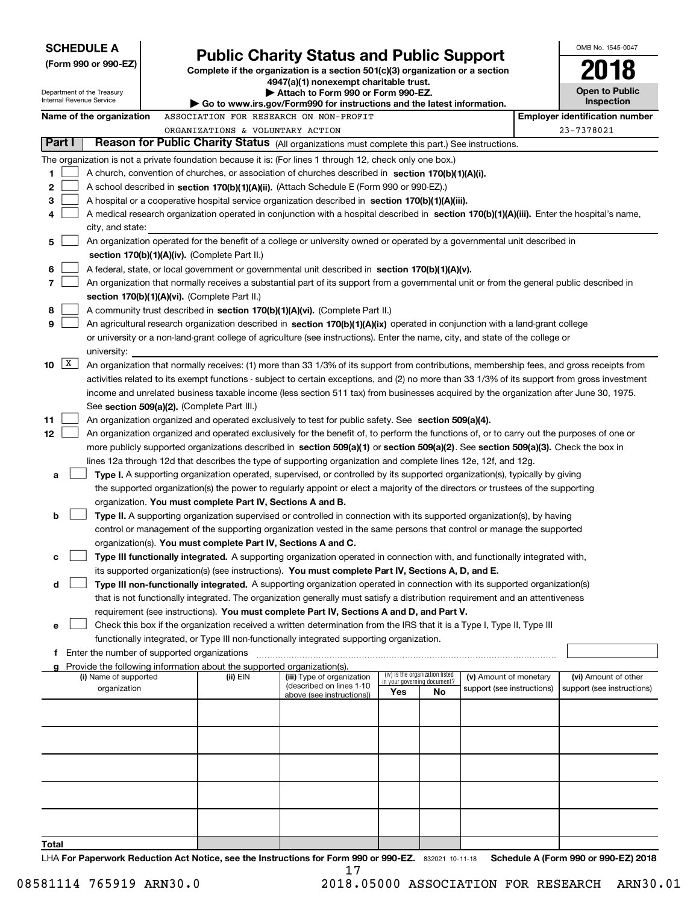**SCHEDULE A**
**(Form 990 or 990-EZ)**

Department of the Treasury
Internal Revenue Service

# Public Charity Status and Public Support

**Complete if the organization is a section 501(c)(3) organization or a section 4947(a)(1) nonexempt charitable trust.**
**▶ Attach to Form 990 or Form 990-EZ.**
**▶ Go to www.irs.gov/Form990 for instructions and the latest information.**

OMB No. 1545-0047
**2018**
**Open to Public Inspection**

**Name of the organization** ASSOCIATION FOR RESEARCH ON NON-PROFIT ORGANIZATIONS & VOLUNTARY ACTION
**Employer identification number** 23-7378021

## Part I — Reason for Public Charity Status (All organizations must complete this part.) See instructions.

The organization is not a private foundation because it is: (For lines 1 through 12, check only one box.)

1. [ ] A church, convention of churches, or association of churches described in **section 170(b)(1)(A)(i).**
2. [ ] A school described in **section 170(b)(1)(A)(ii).** (Attach Schedule E (Form 990 or 990-EZ).)
3. [ ] A hospital or a cooperative hospital service organization described in **section 170(b)(1)(A)(iii).**
4. [ ] A medical research organization operated in conjunction with a hospital described in **section 170(b)(1)(A)(iii).** Enter the hospital's name, city, and state:
5. [ ] An organization operated for the benefit of a college or university owned or operated by a governmental unit described in **section 170(b)(1)(A)(iv).** (Complete Part II.)
6. [ ] A federal, state, or local government or governmental unit described in **section 170(b)(1)(A)(v).**
7. [ ] An organization that normally receives a substantial part of its support from a governmental unit or from the general public described in **section 170(b)(1)(A)(vi).** (Complete Part II.)
8. [ ] A community trust described in **section 170(b)(1)(A)(vi).** (Complete Part II.)
9. [ ] An agricultural research organization described in **section 170(b)(1)(A)(ix)** operated in conjunction with a land-grant college or university or a non-land-grant college of agriculture (see instructions). Enter the name, city, and state of the college or university:
10. [X] An organization that normally receives: (1) more than 33 1/3% of its support from contributions, membership fees, and gross receipts from activities related to its exempt functions - subject to certain exceptions, and (2) no more than 33 1/3% of its support from gross investment income and unrelated business taxable income (less section 511 tax) from businesses acquired by the organization after June 30, 1975. See **section 509(a)(2).** (Complete Part III.)
11. [ ] An organization organized and operated exclusively to test for public safety. See **section 509(a)(4).**
12. [ ] An organization organized and operated exclusively for the benefit of, to perform the functions of, or to carry out the purposes of one or more publicly supported organizations described in **section 509(a)(1)** or **section 509(a)(2)**. See **section 509(a)(3).** Check the box in lines 12a through 12d that describes the type of supporting organization and complete lines 12e, 12f, and 12g.
   - **a** [ ] **Type I.** A supporting organization operated, supervised, or controlled by its supported organization(s), typically by giving the supported organization(s) the power to regularly appoint or elect a majority of the directors or trustees of the supporting organization. **You must complete Part IV, Sections A and B.**
   - **b** [ ] **Type II.** A supporting organization supervised or controlled in connection with its supported organization(s), by having control or management of the supporting organization vested in the same persons that control or manage the supported organization(s). **You must complete Part IV, Sections A and C.**
   - **c** [ ] **Type III functionally integrated.** A supporting organization operated in connection with, and functionally integrated with, its supported organization(s) (see instructions). **You must complete Part IV, Sections A, D, and E.**
   - **d** [ ] **Type III non-functionally integrated.** A supporting organization operated in connection with its supported organization(s) that is not functionally integrated. The organization generally must satisfy a distribution requirement and an attentiveness requirement (see instructions). **You must complete Part IV, Sections A and D, and Part V.**
   - **e** [ ] Check this box if the organization received a written determination from the IRS that it is a Type I, Type II, Type III functionally integrated, or Type III non-functionally integrated supporting organization.
   - **f** Enter the number of supported organizations
   - **g** Provide the following information about the supported organization(s).

| (i) Name of supported organization | (ii) EIN | (iii) Type of organization (described on lines 1-10 above (see instructions)) | (iv) Is the organization listed in your governing document? Yes | No | (v) Amount of monetary support (see instructions) | (vi) Amount of other support (see instructions) |
|---|---|---|---|---|---|---|
| | | | | | | |
| | | | | | | |
| | | | | | | |
| | | | | | | |
| | | | | | | |
| **Total** | | | | | | |

LHA **For Paperwork Reduction Act Notice, see the Instructions for Form 990 or 990-EZ.** 832021 10-11-18 **Schedule A (Form 990 or 990-EZ) 2018**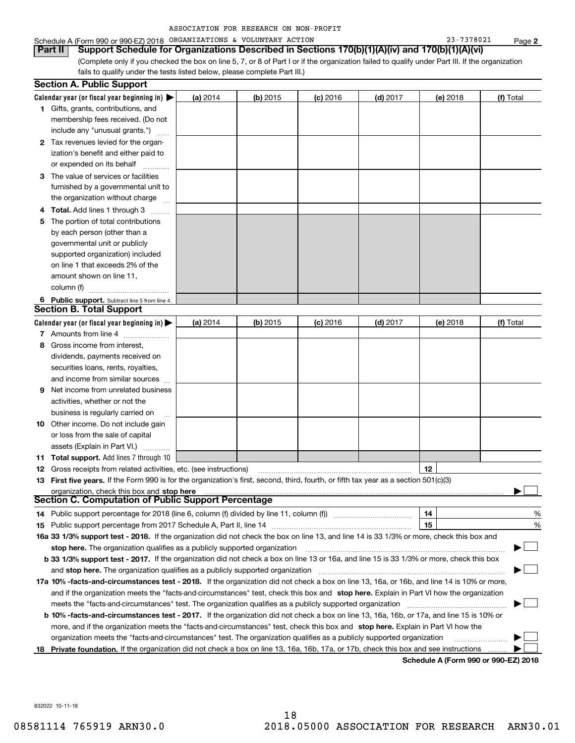ASSOCIATION FOR RESEARCH ON NON-PROFIT

Schedule A (Form 990 or 990-EZ) 2018 ORGANIZATIONS & VOLUNTARY ACTION 23-7378021 Page **2**

**Part II** **Support Schedule for Organizations Described in Sections 170(b)(1)(A)(iv) and 170(b)(1)(A)(vi)**

(Complete only if you checked the box on line 5, 7, or 8 of Part I or if the organization failed to qualify under Part III. If the organization fails to qualify under the tests listed below, please complete Part III.)

## Section A. Public Support

| Calendar year (or fiscal year beginning in) ▶ | (a) 2014 | (b) 2015 | (c) 2016 | (d) 2017 | (e) 2018 | (f) Total |
|---|---|---|---|---|---|---|
| **1** Gifts, grants, contributions, and membership fees received. (Do not include any "unusual grants.") | | | | | | |
| **2** Tax revenues levied for the organization's benefit and either paid to or expended on its behalf | | | | | | |
| **3** The value of services or facilities furnished by a governmental unit to the organization without charge | | | | | | |
| **4** **Total.** Add lines 1 through 3 | | | | | | |
| **5** The portion of total contributions by each person (other than a governmental unit or publicly supported organization) included on line 1 that exceeds 2% of the amount shown on line 11, column (f) | | | | | | |
| **6** **Public support.** Subtract line 5 from line 4. | | | | | | |

## Section B. Total Support

| Calendar year (or fiscal year beginning in) ▶ | (a) 2014 | (b) 2015 | (c) 2016 | (d) 2017 | (e) 2018 | (f) Total |
|---|---|---|---|---|---|---|
| **7** Amounts from line 4 | | | | | | |
| **8** Gross income from interest, dividends, payments received on securities loans, rents, royalties, and income from similar sources | | | | | | |
| **9** Net income from unrelated business activities, whether or not the business is regularly carried on | | | | | | |
| **10** Other income. Do not include gain or loss from the sale of capital assets (Explain in Part VI.) | | | | | | |
| **11** **Total support.** Add lines 7 through 10 | | | | | | |

**12** Gross receipts from related activities, etc. (see instructions) | **12** |

**13** **First five years.** If the Form 990 is for the organization's first, second, third, fourth, or fifth tax year as a section 501(c)(3) organization, check this box and **stop here** ▶ ☐

## Section C. Computation of Public Support Percentage

**14** Public support percentage for 2018 (line 6, column (f) divided by line 11, column (f)) | **14** | %

**15** Public support percentage from 2017 Schedule A, Part II, line 14 | **15** | %

**16a 33 1/3% support test - 2018.** If the organization did not check the box on line 13, and line 14 is 33 1/3% or more, check this box and **stop here.** The organization qualifies as a publicly supported organization ▶ ☐

**b 33 1/3% support test - 2017.** If the organization did not check a box on line 13 or 16a, and line 15 is 33 1/3% or more, check this box and **stop here.** The organization qualifies as a publicly supported organization ▶ ☐

**17a 10% -facts-and-circumstances test - 2018.** If the organization did not check a box on line 13, 16a, or 16b, and line 14 is 10% or more, and if the organization meets the "facts-and-circumstances" test, check this box and **stop here.** Explain in Part VI how the organization meets the "facts-and-circumstances" test. The organization qualifies as a publicly supported organization ▶ ☐

**b 10% -facts-and-circumstances test - 2017.** If the organization did not check a box on line 13, 16a, 16b, or 17a, and line 15 is 10% or more, and if the organization meets the "facts-and-circumstances" test, check this box and **stop here.** Explain in Part VI how the organization meets the "facts-and-circumstances" test. The organization qualifies as a publicly supported organization ▶ ☐

**18** **Private foundation.** If the organization did not check a box on line 13, 16a, 16b, 17a, or 17b, check this box and see instructions ▶ ☐

**Schedule A (Form 990 or 990-EZ) 2018**

832022 10-11-18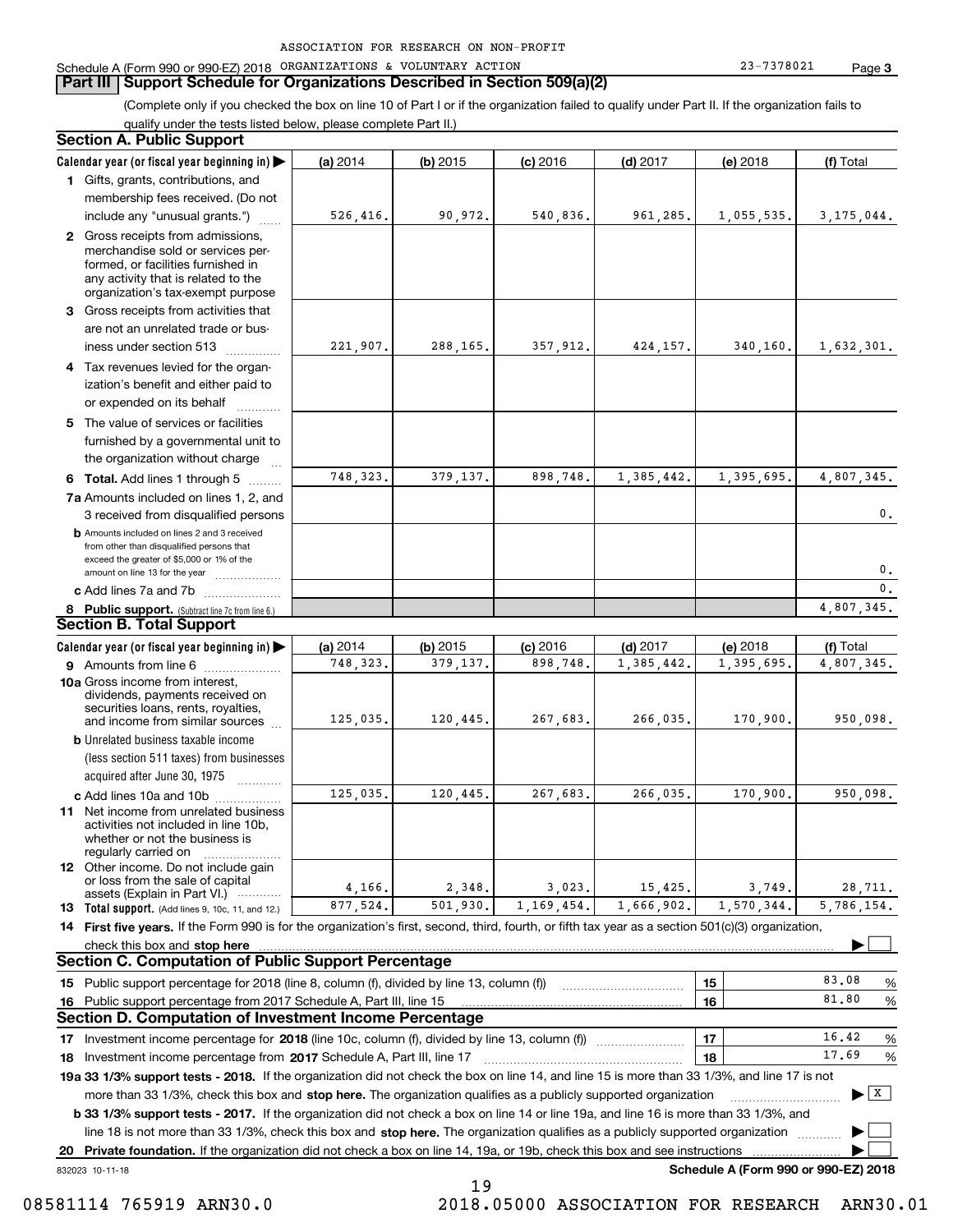ASSOCIATION FOR RESEARCH ON NON-PROFIT

Schedule A (Form 990 or 990-EZ) 2018 ORGANIZATIONS & VOLUNTARY ACTION 23-7378021 Page 3

## Part III Support Schedule for Organizations Described in Section 509(a)(2)

(Complete only if you checked the box on line 10 of Part I or if the organization failed to qualify under Part II. If the organization fails to qualify under the tests listed below, please complete Part II.)

### Section A. Public Support

| Calendar year (or fiscal year beginning in) ▶ | (a) 2014 | (b) 2015 | (c) 2016 | (d) 2017 | (e) 2018 | (f) Total |
|---|---|---|---|---|---|---|
| **1** Gifts, grants, contributions, and membership fees received. (Do not include any "unusual grants.") | 526,416. | 90,972. | 540,836. | 961,285. | 1,055,535. | 3,175,044. |
| **2** Gross receipts from admissions, merchandise sold or services performed, or facilities furnished in any activity that is related to the organization's tax-exempt purpose | | | | | | |
| **3** Gross receipts from activities that are not an unrelated trade or business under section 513 | 221,907. | 288,165. | 357,912. | 424,157. | 340,160. | 1,632,301. |
| **4** Tax revenues levied for the organization's benefit and either paid to or expended on its behalf | | | | | | |
| **5** The value of services or facilities furnished by a governmental unit to the organization without charge | | | | | | |
| **6 Total.** Add lines 1 through 5 | 748,323. | 379,137. | 898,748. | 1,385,442. | 1,395,695. | 4,807,345. |
| **7a** Amounts included on lines 1, 2, and 3 received from disqualified persons | | | | | | 0. |
| **b** Amounts included on lines 2 and 3 received from other than disqualified persons that exceed the greater of $5,000 or 1% of the amount on line 13 for the year | | | | | | 0. |
| **c** Add lines 7a and 7b | | | | | | 0. |
| **8 Public support.** (Subtract line 7c from line 6.) | | | | | | 4,807,345. |

### Section B. Total Support

| Calendar year (or fiscal year beginning in) ▶ | (a) 2014 | (b) 2015 | (c) 2016 | (d) 2017 | (e) 2018 | (f) Total |
|---|---|---|---|---|---|---|
| **9** Amounts from line 6 | 748,323. | 379,137. | 898,748. | 1,385,442. | 1,395,695. | 4,807,345. |
| **10a** Gross income from interest, dividends, payments received on securities loans, rents, royalties, and income from similar sources | 125,035. | 120,445. | 267,683. | 266,035. | 170,900. | 950,098. |
| **b** Unrelated business taxable income (less section 511 taxes) from businesses acquired after June 30, 1975 | | | | | | |
| **c** Add lines 10a and 10b | 125,035. | 120,445. | 267,683. | 266,035. | 170,900. | 950,098. |
| **11** Net income from unrelated business activities not included in line 10b, whether or not the business is regularly carried on | | | | | | |
| **12** Other income. Do not include gain or loss from the sale of capital assets (Explain in Part VI.) | 4,166. | 2,348. | 3,023. | 15,425. | 3,749. | 28,711. |
| **13 Total support.** (Add lines 9, 10c, 11, and 12.) | 877,524. | 501,930. | 1,169,454. | 1,666,902. | 1,570,344. | 5,786,154. |

**14 First five years.** If the Form 990 is for the organization's first, second, third, fourth, or fifth tax year as a section 501(c)(3) organization, check this box and **stop here** ▶ ☐

### Section C. Computation of Public Support Percentage

| | | |
|---|---|---|
| **15** Public support percentage for 2018 (line 8, column (f), divided by line 13, column (f)) | 15 | 83.08 % |
| **16** Public support percentage from 2017 Schedule A, Part III, line 15 | 16 | 81.80 % |

### Section D. Computation of Investment Income Percentage

| | | |
|---|---|---|
| **17** Investment income percentage for **2018** (line 10c, column (f), divided by line 13, column (f)) | 17 | 16.42 % |
| **18** Investment income percentage from **2017** Schedule A, Part III, line 17 | 18 | 17.69 % |

**19a 33 1/3% support tests - 2018.** If the organization did not check the box on line 14, and line 15 is more than 33 1/3%, and line 17 is not more than 33 1/3%, check this box and **stop here.** The organization qualifies as a publicly supported organization ▶ ☒

**b 33 1/3% support tests - 2017.** If the organization did not check a box on line 14 or line 19a, and line 16 is more than 33 1/3%, and line 18 is not more than 33 1/3%, check this box and **stop here.** The organization qualifies as a publicly supported organization ▶ ☐

**20 Private foundation.** If the organization did not check a box on line 14, 19a, or 19b, check this box and see instructions ▶ ☐

832023 10-11-18 **Schedule A (Form 990 or 990-EZ) 2018**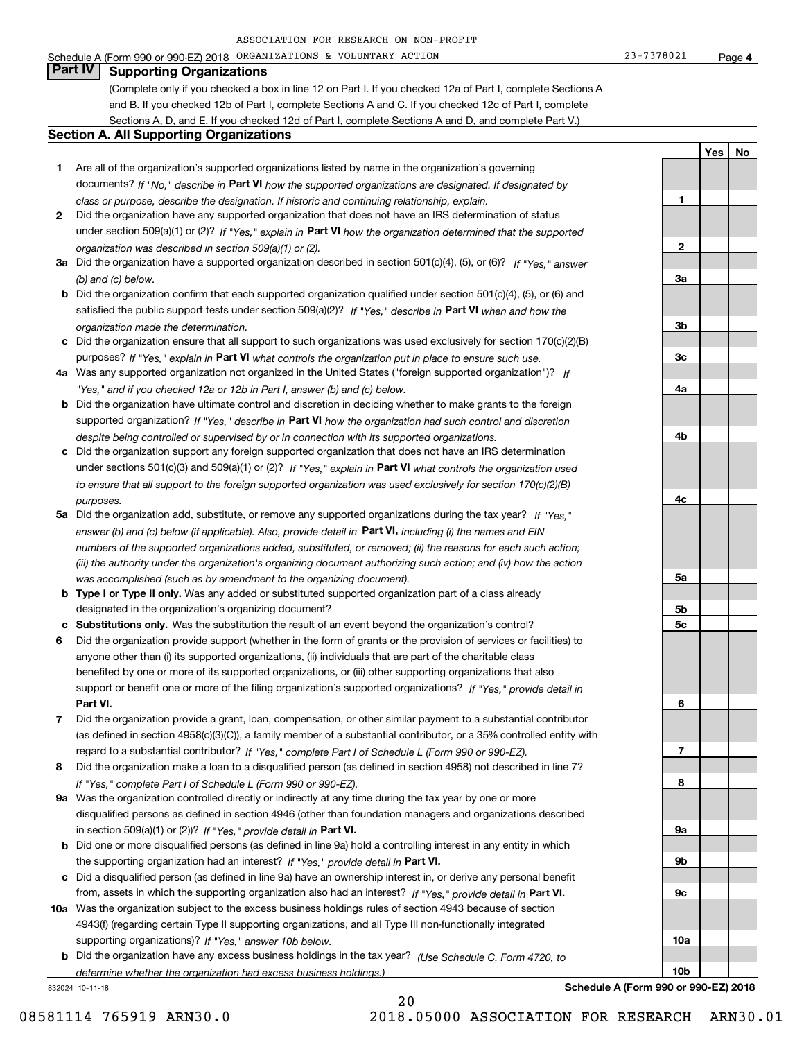ASSOCIATION FOR RESEARCH ON NON-PROFIT ORGANIZATIONS & VOLUNTARY ACTION 23-7378021

## Part IV Supporting Organizations

(Complete only if you checked a box in line 12 on Part I. If you checked 12a of Part I, complete Sections A and B. If you checked 12b of Part I, complete Sections A and C. If you checked 12c of Part I, complete Sections A, D, and E. If you checked 12d of Part I, complete Sections A and D, and complete Part V.)

### Section A. All Supporting Organizations

| | | Line | Yes | No |
|---|---|---|---|---|
| **1** | Are all of the organization's supported organizations listed by name in the organization's governing documents? *If "No," describe in* **Part VI** *how the supported organizations are designated. If designated by class or purpose, describe the designation. If historic and continuing relationship, explain.* | 1 | | |
| **2** | Did the organization have any supported organization that does not have an IRS determination of status under section 509(a)(1) or (2)? *If "Yes," explain in* **Part VI** *how the organization determined that the supported organization was described in section 509(a)(1) or (2).* | 2 | | |
| **3a** | Did the organization have a supported organization described in section 501(c)(4), (5), or (6)? *If "Yes," answer (b) and (c) below.* | 3a | | |
| **b** | Did the organization confirm that each supported organization qualified under section 501(c)(4), (5), or (6) and satisfied the public support tests under section 509(a)(2)? *If "Yes," describe in* **Part VI** *when and how the organization made the determination.* | 3b | | |
| **c** | Did the organization ensure that all support to such organizations was used exclusively for section 170(c)(2)(B) purposes? *If "Yes," explain in* **Part VI** *what controls the organization put in place to ensure such use.* | 3c | | |
| **4a** | Was any supported organization not organized in the United States ("foreign supported organization")? *If "Yes," and if you checked 12a or 12b in Part I, answer (b) and (c) below.* | 4a | | |
| **b** | Did the organization have ultimate control and discretion in deciding whether to make grants to the foreign supported organization? *If "Yes," describe in* **Part VI** *how the organization had such control and discretion despite being controlled or supervised by or in connection with its supported organizations.* | 4b | | |
| **c** | Did the organization support any foreign supported organization that does not have an IRS determination under sections 501(c)(3) and 509(a)(1) or (2)? *If "Yes," explain in* **Part VI** *what controls the organization used to ensure that all support to the foreign supported organization was used exclusively for section 170(c)(2)(B) purposes.* | 4c | | |
| **5a** | Did the organization add, substitute, or remove any supported organizations during the tax year? *If "Yes," answer (b) and (c) below (if applicable). Also, provide detail in* **Part VI,** *including (i) the names and EIN numbers of the supported organizations added, substituted, or removed; (ii) the reasons for each such action; (iii) the authority under the organization's organizing document authorizing such action; and (iv) how the action was accomplished (such as by amendment to the organizing document).* | 5a | | |
| **b** | **Type I or Type II only.** Was any added or substituted supported organization part of a class already designated in the organization's organizing document? | 5b | | |
| **c** | **Substitutions only.** Was the substitution the result of an event beyond the organization's control? | 5c | | |
| **6** | Did the organization provide support (whether in the form of grants or the provision of services or facilities) to anyone other than (i) its supported organizations, (ii) individuals that are part of the charitable class benefited by one or more of its supported organizations, or (iii) other supporting organizations that also support or benefit one or more of the filing organization's supported organizations? *If "Yes," provide detail in* **Part VI.** | 6 | | |
| **7** | Did the organization provide a grant, loan, compensation, or other similar payment to a substantial contributor (as defined in section 4958(c)(3)(C)), a family member of a substantial contributor, or a 35% controlled entity with regard to a substantial contributor? *If "Yes," complete Part I of Schedule L (Form 990 or 990-EZ).* | 7 | | |
| **8** | Did the organization make a loan to a disqualified person (as defined in section 4958) not described in line 7? *If "Yes," complete Part I of Schedule L (Form 990 or 990-EZ).* | 8 | | |
| **9a** | Was the organization controlled directly or indirectly at any time during the tax year by one or more disqualified persons as defined in section 4946 (other than foundation managers and organizations described in section 509(a)(1) or (2))? *If "Yes," provide detail in* **Part VI.** | 9a | | |
| **b** | Did one or more disqualified persons (as defined in line 9a) hold a controlling interest in any entity in which the supporting organization had an interest? *If "Yes," provide detail in* **Part VI.** | 9b | | |
| **c** | Did a disqualified person (as defined in line 9a) have an ownership interest in, or derive any personal benefit from, assets in which the supporting organization also had an interest? *If "Yes," provide detail in* **Part VI.** | 9c | | |
| **10a** | Was the organization subject to the excess business holdings rules of section 4943 because of section 4943(f) (regarding certain Type II supporting organizations, and all Type III non-functionally integrated supporting organizations)? *If "Yes," answer 10b below.* | 10a | | |
| **b** | Did the organization have any excess business holdings in the tax year? *(Use Schedule C, Form 4720, to determine whether the organization had excess business holdings.)* | 10b | | |

**Schedule A (Form 990 or 990-EZ) 2018**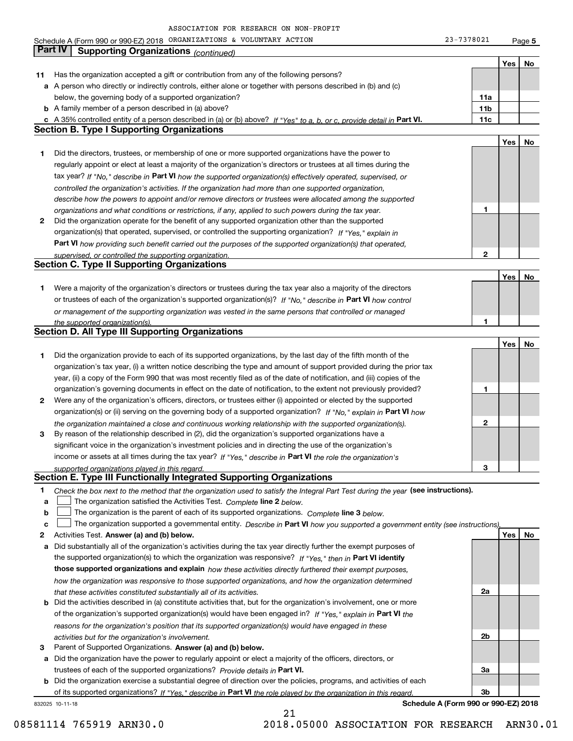ASSOCIATION FOR RESEARCH ON NON-PROFIT

Schedule A (Form 990 or 990-EZ) 2018 ORGANIZATIONS & VOLUNTARY ACTION 23-7378021 Page **5**

## Part IV Supporting Organizations *(continued)*

| | | | Yes | No |
|---|---|---|---|---|
| **11** | Has the organization accepted a gift or contribution from any of the following persons? | | | |
| **a** | A person who directly or indirectly controls, either alone or together with persons described in (b) and (c) below, the governing body of a supported organization? | **11a** | | |
| **b** | A family member of a person described in (a) above? | **11b** | | |
| **c** | A 35% controlled entity of a person described in (a) or (b) above? *If "Yes" to a, b, or c, provide detail in* **Part VI.** | **11c** | | |

### Section B. Type I Supporting Organizations

| | | | Yes | No |
|---|---|---|---|---|
| **1** | Did the directors, trustees, or membership of one or more supported organizations have the power to regularly appoint or elect at least a majority of the organization's directors or trustees at all times during the tax year? *If "No," describe in* **Part VI** *how the supported organization(s) effectively operated, supervised, or controlled the organization's activities. If the organization had more than one supported organization, describe how the powers to appoint and/or remove directors or trustees were allocated among the supported organizations and what conditions or restrictions, if any, applied to such powers during the tax year.* | **1** | | |
| **2** | Did the organization operate for the benefit of any supported organization other than the supported organization(s) that operated, supervised, or controlled the supporting organization? *If "Yes," explain in* **Part VI** *how providing such benefit carried out the purposes of the supported organization(s) that operated, supervised, or controlled the supporting organization.* | **2** | | |

### Section C. Type II Supporting Organizations

| | | | Yes | No |
|---|---|---|---|---|
| **1** | Were a majority of the organization's directors or trustees during the tax year also a majority of the directors or trustees of each of the organization's supported organization(s)? *If "No," describe in* **Part VI** *how control or management of the supporting organization was vested in the same persons that controlled or managed the supported organization(s).* | **1** | | |

### Section D. All Type III Supporting Organizations

| | | | Yes | No |
|---|---|---|---|---|
| **1** | Did the organization provide to each of its supported organizations, by the last day of the fifth month of the organization's tax year, (i) a written notice describing the type and amount of support provided during the prior tax year, (ii) a copy of the Form 990 that was most recently filed as of the date of notification, and (iii) copies of the organization's governing documents in effect on the date of notification, to the extent not previously provided? | **1** | | |
| **2** | Were any of the organization's officers, directors, or trustees either (i) appointed or elected by the supported organization(s) or (ii) serving on the governing body of a supported organization? *If "No," explain in* **Part VI** *how the organization maintained a close and continuous working relationship with the supported organization(s).* | **2** | | |
| **3** | By reason of the relationship described in (2), did the organization's supported organizations have a significant voice in the organization's investment policies and in directing the use of the organization's income or assets at all times during the tax year? *If "Yes," describe in* **Part VI** *the role the organization's supported organizations played in this regard.* | **3** | | |

### Section E. Type III Functionally Integrated Supporting Organizations

**1** *Check the box next to the method that the organization used to satisfy the Integral Part Test during the year* **(see instructions).**

- **a** ☐ The organization satisfied the Activities Test. *Complete* **line 2** *below.*
- **b** ☐ The organization is the parent of each of its supported organizations. *Complete* **line 3** *below.*
- **c** ☐ The organization supported a governmental entity. *Describe in* **Part VI** *how you supported a government entity (see instructions).*

| | | | Yes | No |
|---|---|---|---|---|
| **2** | Activities Test. **Answer (a) and (b) below.** | | | |
| **a** | Did substantially all of the organization's activities during the tax year directly further the exempt purposes of the supported organization(s) to which the organization was responsive? *If "Yes," then in* **Part VI identify those supported organizations and explain** *how these activities directly furthered their exempt purposes, how the organization was responsive to those supported organizations, and how the organization determined that these activities constituted substantially all of its activities.* | **2a** | | |
| **b** | Did the activities described in (a) constitute activities that, but for the organization's involvement, one or more of the organization's supported organization(s) would have been engaged in? *If "Yes," explain in* **Part VI** *the reasons for the organization's position that its supported organization(s) would have engaged in these activities but for the organization's involvement.* | **2b** | | |
| **3** | Parent of Supported Organizations. **Answer (a) and (b) below.** | | | |
| **a** | Did the organization have the power to regularly appoint or elect a majority of the officers, directors, or trustees of each of the supported organizations? *Provide details in* **Part VI.** | **3a** | | |
| **b** | Did the organization exercise a substantial degree of direction over the policies, programs, and activities of each of its supported organizations? *If "Yes," describe in* **Part VI** *the role played by the organization in this regard.* | **3b** | | |

832025 10-11-18 **Schedule A (Form 990 or 990-EZ) 2018**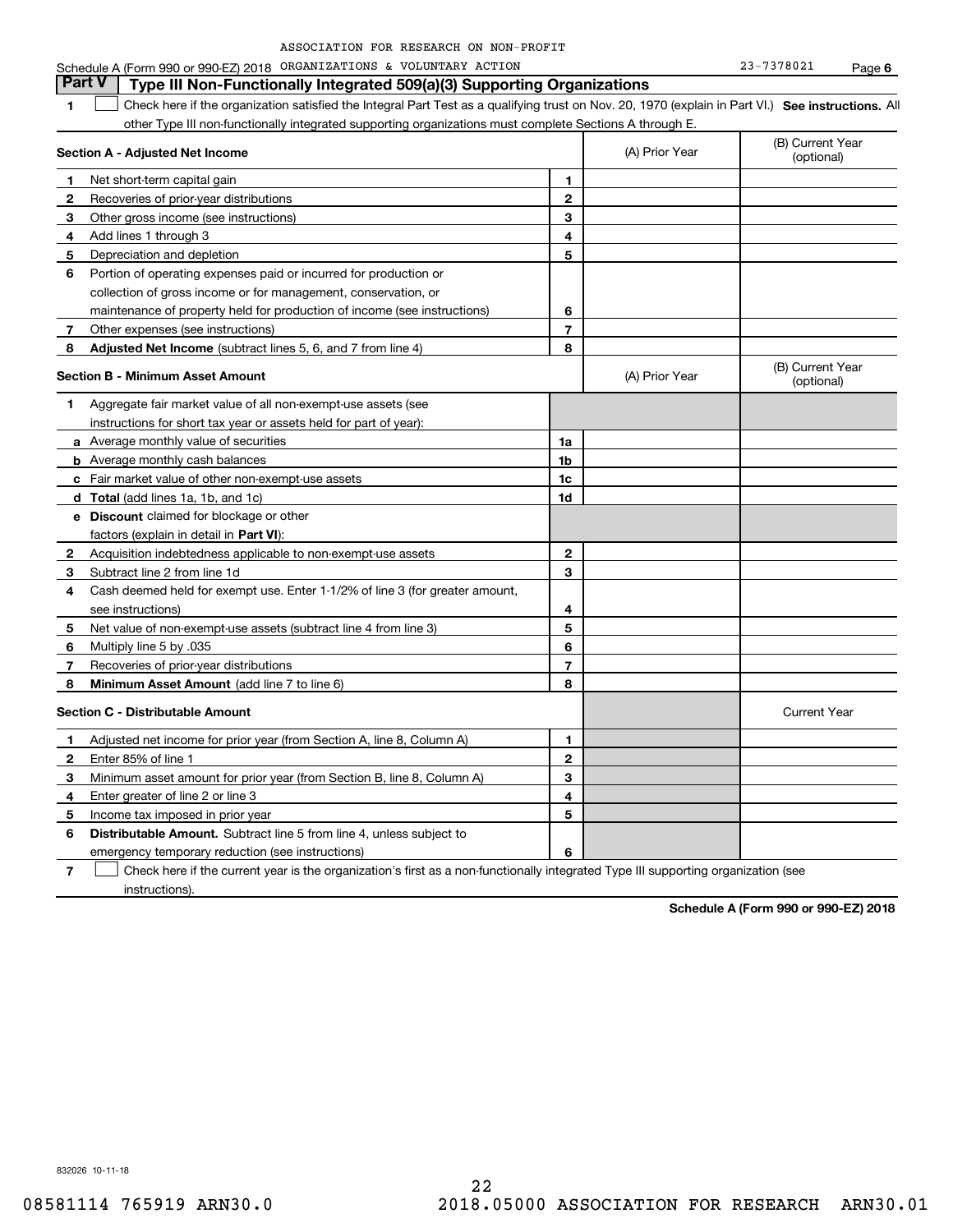ASSOCIATION FOR RESEARCH ON NON-PROFIT

Schedule A (Form 990 or 990-EZ) 2018 ORGANIZATIONS & VOLUNTARY ACTION 23-7378021 Page **6**

## Part V Type III Non-Functionally Integrated 509(a)(3) Supporting Organizations

**1** ☐ Check here if the organization satisfied the Integral Part Test as a qualifying trust on Nov. 20, 1970 (explain in Part VI.) **See instructions.** All other Type III non-functionally integrated supporting organizations must complete Sections A through E.

| **Section A - Adjusted Net Income** | | (A) Prior Year | (B) Current Year (optional) |
|---|---|---|---|
| **1** Net short-term capital gain | **1** | | |
| **2** Recoveries of prior-year distributions | **2** | | |
| **3** Other gross income (see instructions) | **3** | | |
| **4** Add lines 1 through 3 | **4** | | |
| **5** Depreciation and depletion | **5** | | |
| **6** Portion of operating expenses paid or incurred for production or collection of gross income or for management, conservation, or maintenance of property held for production of income (see instructions) | **6** | | |
| **7** Other expenses (see instructions) | **7** | | |
| **8** **Adjusted Net Income** (subtract lines 5, 6, and 7 from line 4) | **8** | | |

| **Section B - Minimum Asset Amount** | | (A) Prior Year | (B) Current Year (optional) |
|---|---|---|---|
| **1** Aggregate fair market value of all non-exempt-use assets (see instructions for short tax year or assets held for part of year): | | | |
| **a** Average monthly value of securities | **1a** | | |
| **b** Average monthly cash balances | **1b** | | |
| **c** Fair market value of other non-exempt-use assets | **1c** | | |
| **d** **Total** (add lines 1a, 1b, and 1c) | **1d** | | |
| **e** **Discount** claimed for blockage or other factors (explain in detail in **Part VI**): | | | |
| **2** Acquisition indebtedness applicable to non-exempt-use assets | **2** | | |
| **3** Subtract line 2 from line 1d | **3** | | |
| **4** Cash deemed held for exempt use. Enter 1-1/2% of line 3 (for greater amount, see instructions) | **4** | | |
| **5** Net value of non-exempt-use assets (subtract line 4 from line 3) | **5** | | |
| **6** Multiply line 5 by .035 | **6** | | |
| **7** Recoveries of prior-year distributions | **7** | | |
| **8** **Minimum Asset Amount** (add line 7 to line 6) | **8** | | |

| **Section C - Distributable Amount** | | | Current Year |
|---|---|---|---|
| **1** Adjusted net income for prior year (from Section A, line 8, Column A) | **1** | | |
| **2** Enter 85% of line 1 | **2** | | |
| **3** Minimum asset amount for prior year (from Section B, line 8, Column A) | **3** | | |
| **4** Enter greater of line 2 or line 3 | **4** | | |
| **5** Income tax imposed in prior year | **5** | | |
| **6** **Distributable Amount.** Subtract line 5 from line 4, unless subject to emergency temporary reduction (see instructions) | **6** | | |

**7** ☐ Check here if the current year is the organization's first as a non-functionally integrated Type III supporting organization (see instructions).

**Schedule A (Form 990 or 990-EZ) 2018**

832026 10-11-18

08581114 765919 ARN30.0 2018.05000 ASSOCIATION FOR RESEARCH ARN30.01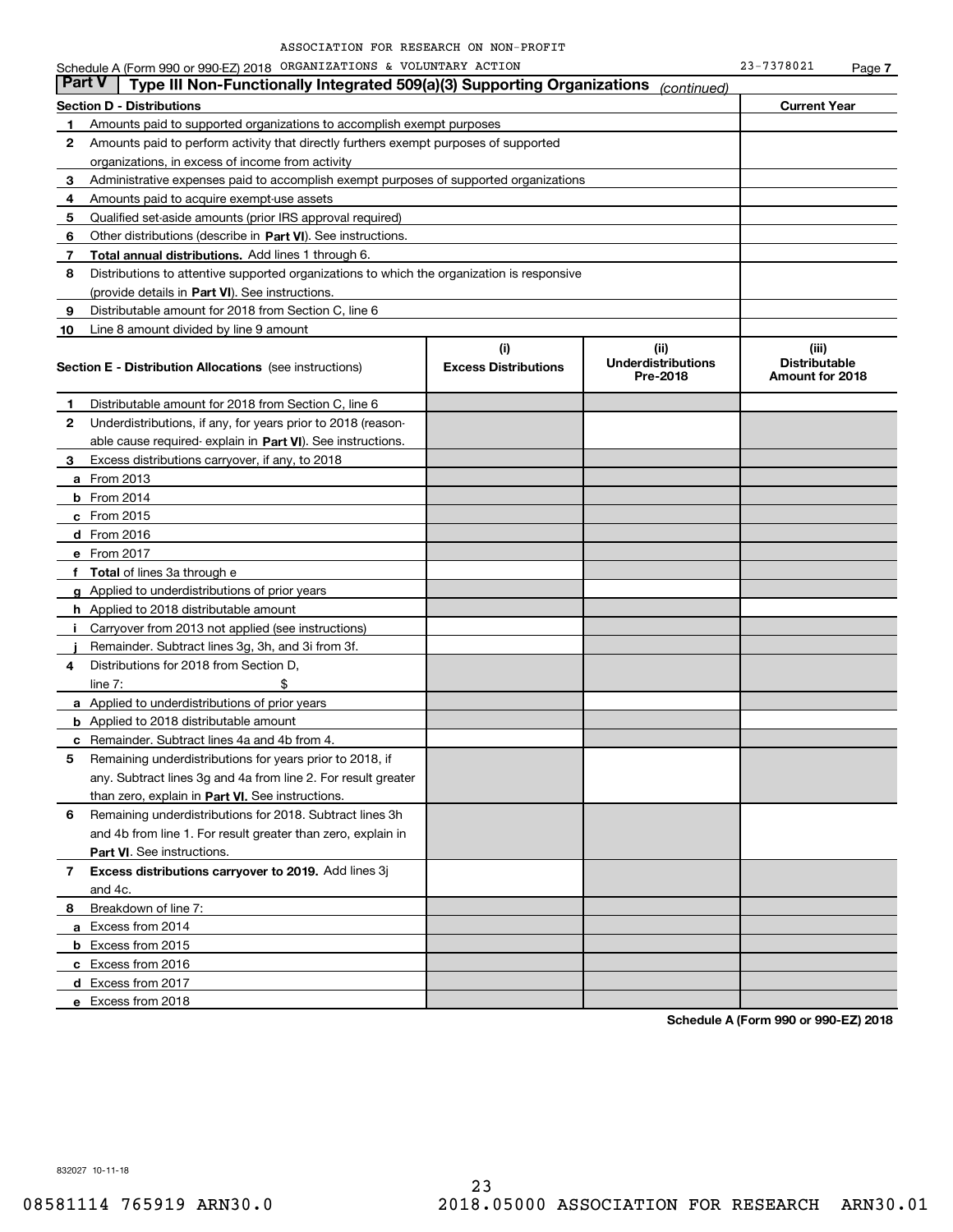ASSOCIATION FOR RESEARCH ON NON-PROFIT

Schedule A (Form 990 or 990-EZ) 2018 ORGANIZATIONS & VOLUNTARY ACTION 23-7378021 Page 7

## Part V | Type III Non-Functionally Integrated 509(a)(3) Supporting Organizations *(continued)*

| Section D - Distributions | | Current Year |
|---|---|---|
| 1 | Amounts paid to supported organizations to accomplish exempt purposes | |
| 2 | Amounts paid to perform activity that directly furthers exempt purposes of supported organizations, in excess of income from activity | |
| 3 | Administrative expenses paid to accomplish exempt purposes of supported organizations | |
| 4 | Amounts paid to acquire exempt-use assets | |
| 5 | Qualified set-aside amounts (prior IRS approval required) | |
| 6 | Other distributions (describe in **Part VI**). See instructions. | |
| 7 | **Total annual distributions.** Add lines 1 through 6. | |
| 8 | Distributions to attentive supported organizations to which the organization is responsive (provide details in **Part VI**). See instructions. | |
| 9 | Distributable amount for 2018 from Section C, line 6 | |
| 10 | Line 8 amount divided by line 9 amount | |

| | Section E - Distribution Allocations (see instructions) | (i) Excess Distributions | (ii) Underdistributions Pre-2018 | (iii) Distributable Amount for 2018 |
|---|---|---|---|---|
| 1 | Distributable amount for 2018 from Section C, line 6 | | | |
| 2 | Underdistributions, if any, for years prior to 2018 (reasonable cause required- explain in **Part VI**). See instructions. | | | |
| 3 | Excess distributions carryover, if any, to 2018 | | | |
| a | From 2013 | | | |
| b | From 2014 | | | |
| c | From 2015 | | | |
| d | From 2016 | | | |
| e | From 2017 | | | |
| f | **Total** of lines 3a through e | | | |
| g | Applied to underdistributions of prior years | | | |
| h | Applied to 2018 distributable amount | | | |
| i | Carryover from 2013 not applied (see instructions) | | | |
| j | Remainder. Subtract lines 3g, 3h, and 3i from 3f. | | | |
| 4 | Distributions for 2018 from Section D, line 7: $ | | | |
| a | Applied to underdistributions of prior years | | | |
| b | Applied to 2018 distributable amount | | | |
| c | Remainder. Subtract lines 4a and 4b from 4. | | | |
| 5 | Remaining underdistributions for years prior to 2018, if any. Subtract lines 3g and 4a from line 2. For result greater than zero, explain in **Part VI.** See instructions. | | | |
| 6 | Remaining underdistributions for 2018. Subtract lines 3h and 4b from line 1. For result greater than zero, explain in **Part VI**. See instructions. | | | |
| 7 | **Excess distributions carryover to 2019.** Add lines 3j and 4c. | | | |
| 8 | Breakdown of line 7: | | | |
| a | Excess from 2014 | | | |
| b | Excess from 2015 | | | |
| c | Excess from 2016 | | | |
| d | Excess from 2017 | | | |
| e | Excess from 2018 | | | |

**Schedule A (Form 990 or 990-EZ) 2018**

832027 10-11-18

08581114 765919 ARN30.0 2018.05000 ASSOCIATION FOR RESEARCH ARN30.01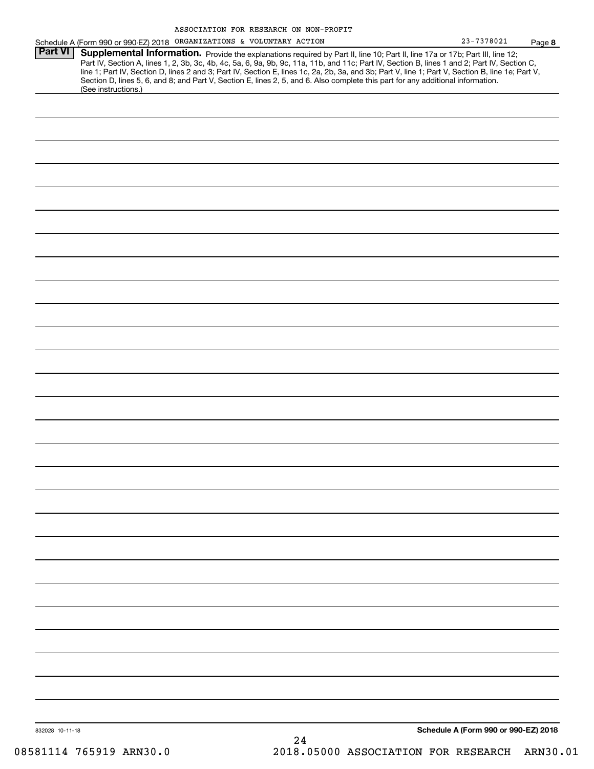ASSOCIATION FOR RESEARCH ON NON-PROFIT ORGANIZATIONS & VOLUNTARY ACTION 23-7378021

Schedule A (Form 990 or 990-EZ) 2018 Page **8**

## Part VI Supplemental Information.

Provide the explanations required by Part II, line 10; Part II, line 17a or 17b; Part III, line 12; Part IV, Section A, lines 1, 2, 3b, 3c, 4b, 4c, 5a, 6, 9a, 9b, 9c, 11a, 11b, and 11c; Part IV, Section B, lines 1 and 2; Part IV, Section C, line 1; Part IV, Section D, lines 2 and 3; Part IV, Section E, lines 1c, 2a, 2b, 3a, and 3b; Part V, line 1; Part V, Section B, line 1e; Part V, Section D, lines 5, 6, and 8; and Part V, Section E, lines 2, 5, and 6. Also complete this part for any additional information. (See instructions.)

832028 10-11-18

**Schedule A (Form 990 or 990-EZ) 2018**

08581114 765919 ARN30.0 2018.05000 ASSOCIATION FOR RESEARCH ARN30.01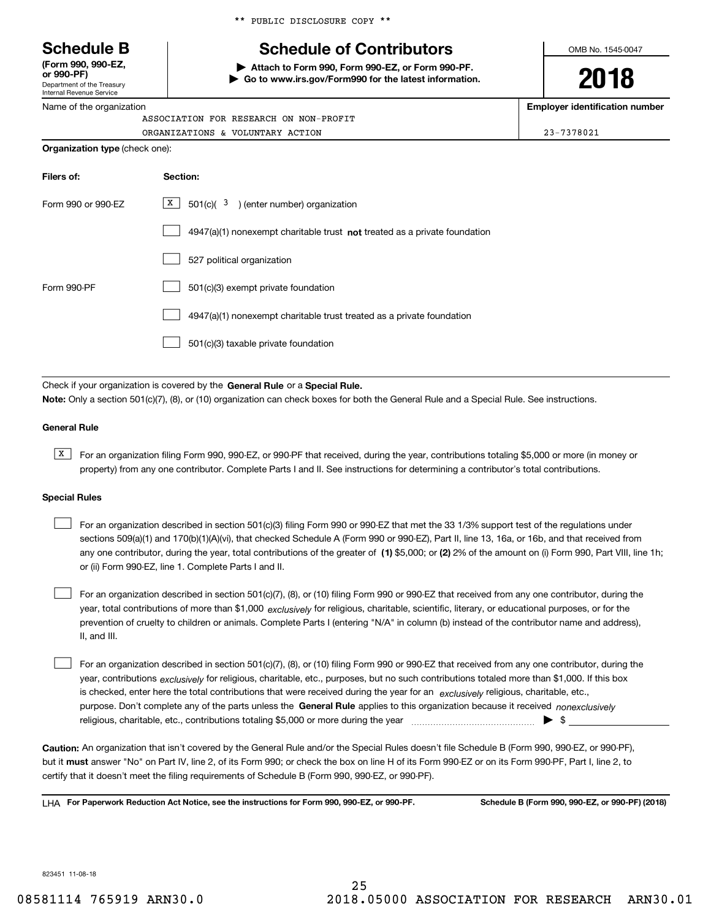\*\* PUBLIC DISCLOSURE COPY \*\*

# Schedule B

**(Form 990, 990-EZ, or 990-PF)**

Department of the Treasury
Internal Revenue Service

## Schedule of Contributors

▶ **Attach to Form 990, Form 990-EZ, or Form 990-PF.**
▶ **Go to www.irs.gov/Form990 for the latest information.**

OMB No. 1545-0047

**2018**

| Name of the organization | Employer identification number |
|---|---|
| ASSOCIATION FOR RESEARCH ON NON-PROFIT ORGANIZATIONS & VOLUNTARY ACTION | 23-7378021 |

**Organization type** (check one):

| Filers of: | Section: |
|---|---|
| Form 990 or 990-EZ | [X] 501(c)( 3 ) (enter number) organization |
| | [ ] 4947(a)(1) nonexempt charitable trust **not** treated as a private foundation |
| | [ ] 527 political organization |
| Form 990-PF | [ ] 501(c)(3) exempt private foundation |
| | [ ] 4947(a)(1) nonexempt charitable trust treated as a private foundation |
| | [ ] 501(c)(3) taxable private foundation |

Check if your organization is covered by the **General Rule** or a **Special Rule.**

**Note:** Only a section 501(c)(7), (8), or (10) organization can check boxes for both the General Rule and a Special Rule. See instructions.

### General Rule

[X] For an organization filing Form 990, 990-EZ, or 990-PF that received, during the year, contributions totaling $5,000 or more (in money or property) from any one contributor. Complete Parts I and II. See instructions for determining a contributor's total contributions.

### Special Rules

[ ] For an organization described in section 501(c)(3) filing Form 990 or 990-EZ that met the 33 1/3% support test of the regulations under sections 509(a)(1) and 170(b)(1)(A)(vi), that checked Schedule A (Form 990 or 990-EZ), Part II, line 13, 16a, or 16b, and that received from any one contributor, during the year, total contributions of the greater of **(1)** $5,000; or **(2)** 2% of the amount on (i) Form 990, Part VIII, line 1h; or (ii) Form 990-EZ, line 1. Complete Parts I and II.

[ ] For an organization described in section 501(c)(7), (8), or (10) filing Form 990 or 990-EZ that received from any one contributor, during the year, total contributions of more than $1,000 *exclusively* for religious, charitable, scientific, literary, or educational purposes, or for the prevention of cruelty to children or animals. Complete Parts I (entering "N/A" in column (b) instead of the contributor name and address), II, and III.

[ ] For an organization described in section 501(c)(7), (8), or (10) filing Form 990 or 990-EZ that received from any one contributor, during the year, contributions *exclusively* for religious, charitable, etc., purposes, but no such contributions totaled more than $1,000. If this box is checked, enter here the total contributions that were received during the year for an *exclusively* religious, charitable, etc., purpose. Don't complete any of the parts unless the **General Rule** applies to this organization because it received *nonexclusively* religious, charitable, etc., contributions totaling $5,000 or more during the year ▶ $

**Caution:** An organization that isn't covered by the General Rule and/or the Special Rules doesn't file Schedule B (Form 990, 990-EZ, or 990-PF), but it **must** answer "No" on Part IV, line 2, of its Form 990; or check the box on line H of its Form 990-EZ or on its Form 990-PF, Part I, line 2, to certify that it doesn't meet the filing requirements of Schedule B (Form 990, 990-EZ, or 990-PF).

LHA **For Paperwork Reduction Act Notice, see the instructions for Form 990, 990-EZ, or 990-PF.** **Schedule B (Form 990, 990-EZ, or 990-PF) (2018)**

823451 11-08-18

08581114 765919 ARN30.0 2018.05000 ASSOCIATION FOR RESEARCH ARN30.01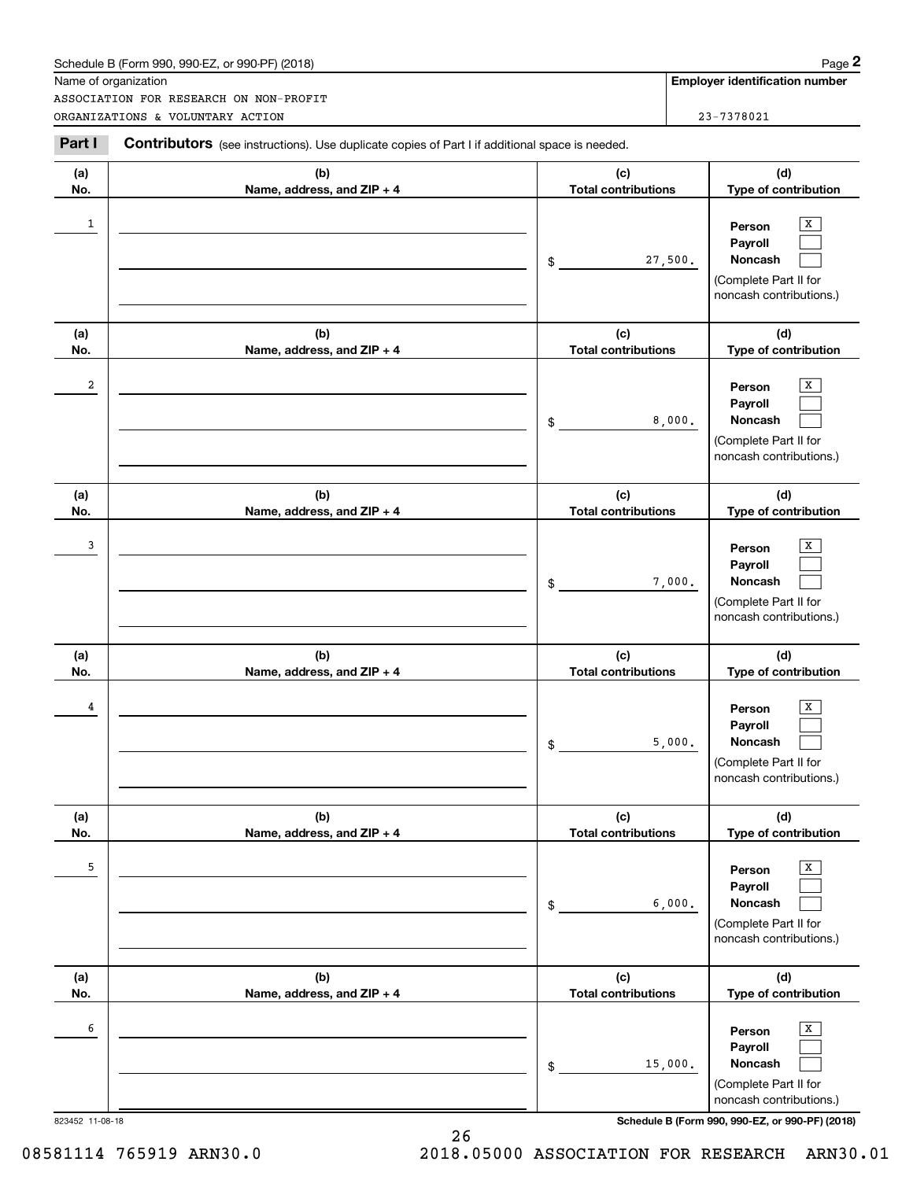Schedule B (Form 990, 990-EZ, or 990-PF) (2018)

Name of organization: ASSOCIATION FOR RESEARCH ON NON-PROFIT ORGANIZATIONS & VOLUNTARY ACTION

**Employer identification number:** 23-7378021

**Part I** **Contributors** (see instructions). Use duplicate copies of Part I if additional space is needed.

| (a) No. | (b) Name, address, and ZIP + 4 | (c) Total contributions | (d) Type of contribution |
|---|---|---|---|
| 1 | | $ 27,500. | Person [X] Payroll [ ] Noncash [ ] (Complete Part II for noncash contributions.) |
| 2 | | $ 8,000. | Person [X] Payroll [ ] Noncash [ ] (Complete Part II for noncash contributions.) |
| 3 | | $ 7,000. | Person [X] Payroll [ ] Noncash [ ] (Complete Part II for noncash contributions.) |
| 4 | | $ 5,000. | Person [X] Payroll [ ] Noncash [ ] (Complete Part II for noncash contributions.) |
| 5 | | $ 6,000. | Person [X] Payroll [ ] Noncash [ ] (Complete Part II for noncash contributions.) |
| 6 | | $ 15,000. | Person [X] Payroll [ ] Noncash [ ] (Complete Part II for noncash contributions.) |

823452 11-08-18

Schedule B (Form 990, 990-EZ, or 990-PF) (2018)

08581114 765919 ARN30.0 2018.05000 ASSOCIATION FOR RESEARCH ARN30.01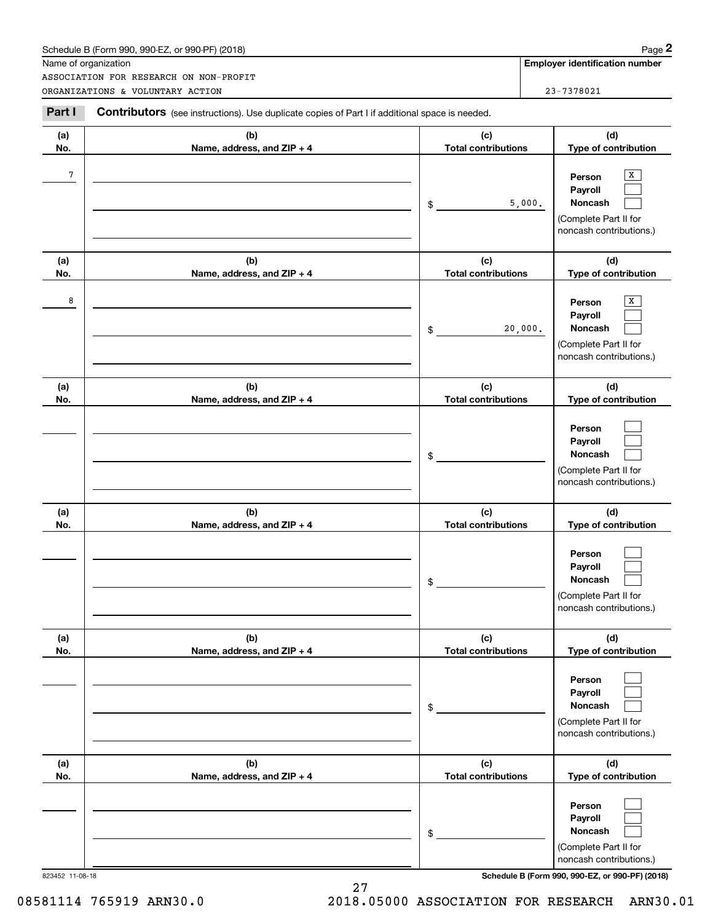Schedule B (Form 990, 990-EZ, or 990-PF) (2018)

Name of organization: ASSOCIATION FOR RESEARCH ON NON-PROFIT ORGANIZATIONS & VOLUNTARY ACTION

**Employer identification number:** 23-7378021

**Part I** **Contributors** (see instructions). Use duplicate copies of Part I if additional space is needed.

| (a) No. | (b) Name, address, and ZIP + 4 | (c) Total contributions | (d) Type of contribution |
|---|---|---|---|
| 7 | | $ 5,000. | Person [X] Payroll [ ] Noncash [ ] (Complete Part II for noncash contributions.) |
| 8 | | $ 20,000. | Person [X] Payroll [ ] Noncash [ ] (Complete Part II for noncash contributions.) |
| | | $ | Person [ ] Payroll [ ] Noncash [ ] (Complete Part II for noncash contributions.) |
| | | $ | Person [ ] Payroll [ ] Noncash [ ] (Complete Part II for noncash contributions.) |
| | | $ | Person [ ] Payroll [ ] Noncash [ ] (Complete Part II for noncash contributions.) |
| | | $ | Person [ ] Payroll [ ] Noncash [ ] (Complete Part II for noncash contributions.) |

823452 11-08-18

Schedule B (Form 990, 990-EZ, or 990-PF) (2018)

08581114 765919 ARN30.0 2018.05000 ASSOCIATION FOR RESEARCH ARN30.01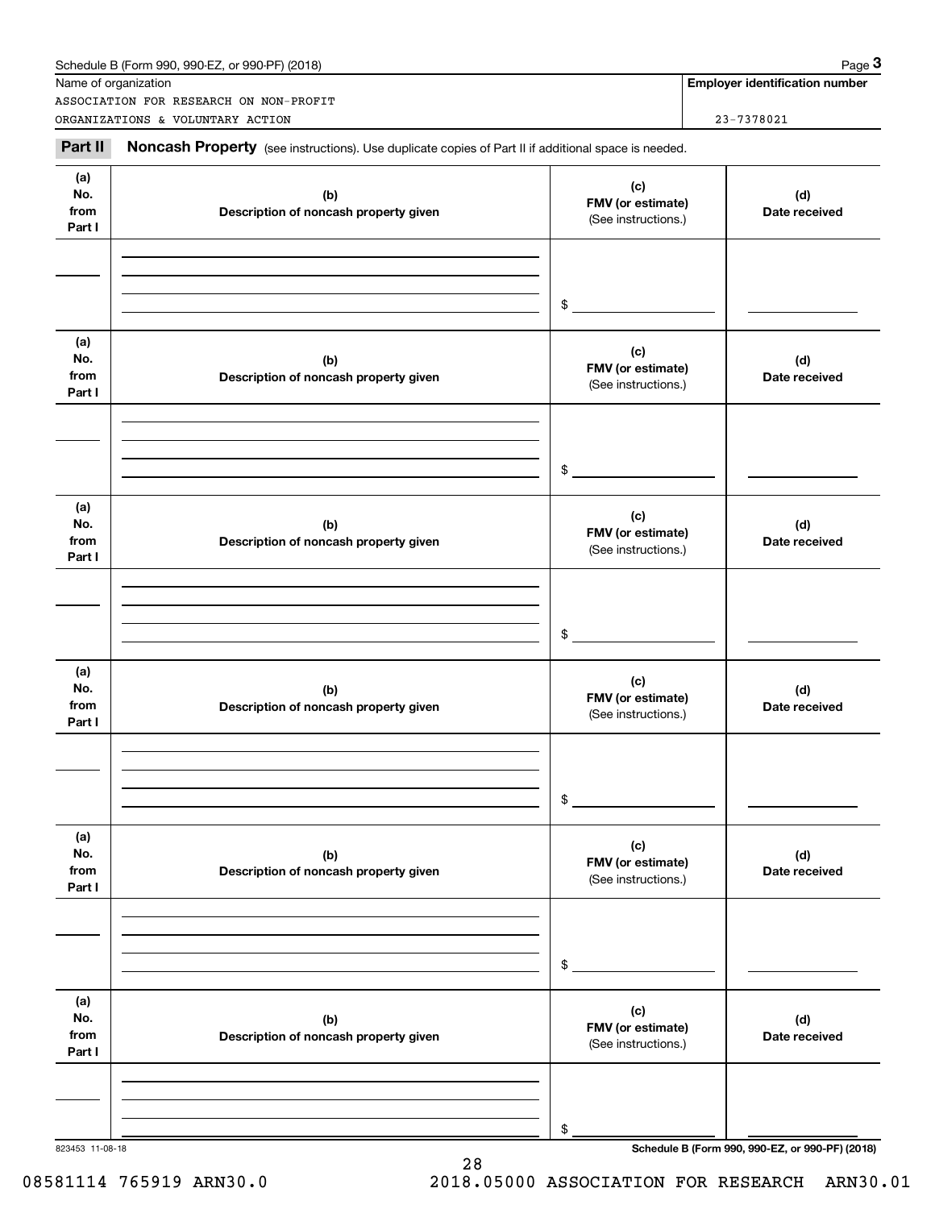Schedule B (Form 990, 990-EZ, or 990-PF) (2018)

| Name of organization | Employer identification number |
| --- | --- |
| ASSOCIATION FOR RESEARCH ON NON-PROFIT ORGANIZATIONS & VOLUNTARY ACTION | 23-7378021 |

**Part II** **Noncash Property** (see instructions). Use duplicate copies of Part II if additional space is needed.

| (a) No. from Part I | (b) Description of noncash property given | (c) FMV (or estimate) (See instructions.) | (d) Date received |
| --- | --- | --- | --- |
| | | $ | |

| (a) No. from Part I | (b) Description of noncash property given | (c) FMV (or estimate) (See instructions.) | (d) Date received |
| --- | --- | --- | --- |
| | | $ | |

| (a) No. from Part I | (b) Description of noncash property given | (c) FMV (or estimate) (See instructions.) | (d) Date received |
| --- | --- | --- | --- |
| | | $ | |

| (a) No. from Part I | (b) Description of noncash property given | (c) FMV (or estimate) (See instructions.) | (d) Date received |
| --- | --- | --- | --- |
| | | $ | |

| (a) No. from Part I | (b) Description of noncash property given | (c) FMV (or estimate) (See instructions.) | (d) Date received |
| --- | --- | --- | --- |
| | | $ | |

| (a) No. from Part I | (b) Description of noncash property given | (c) FMV (or estimate) (See instructions.) | (d) Date received |
| --- | --- | --- | --- |
| | | $ | |

823453 11-08-18

Schedule B (Form 990, 990-EZ, or 990-PF) (2018)

08581114 765919 ARN30.0 2018.05000 ASSOCIATION FOR RESEARCH ARN30.01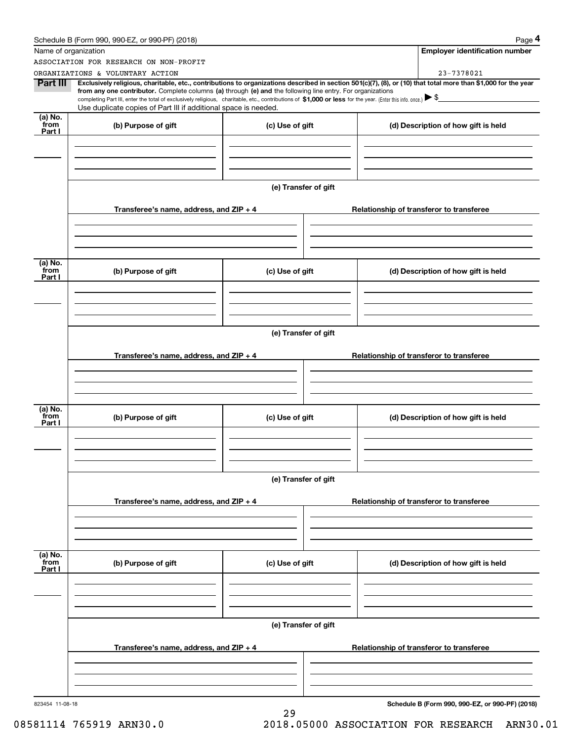Name of organization

ASSOCIATION FOR RESEARCH ON NON-PROFIT ORGANIZATIONS & VOLUNTARY ACTION

**Employer identification number**

23-7378021

**Part III** **Exclusively religious, charitable, etc., contributions to organizations described in section 501(c)(7), (8), or (10) that total more than $1,000 for the year from any one contributor.** Complete columns **(a)** through **(e) and** the following line entry. For organizations completing Part III, enter the total of exclusively religious, charitable, etc., contributions of **$1,000 or less** for the year. (Enter this info. once.) ▶ $

Use duplicate copies of Part III if additional space is needed.

| (a) No. from Part I | (b) Purpose of gift | (c) Use of gift | (d) Description of how gift is held |
|---|---|---|---|
| | | | |

**(e) Transfer of gift**

| Transferee's name, address, and ZIP + 4 | Relationship of transferor to transferee |
|---|---|
| | |

| (a) No. from Part I | (b) Purpose of gift | (c) Use of gift | (d) Description of how gift is held |
|---|---|---|---|
| | | | |

**(e) Transfer of gift**

| Transferee's name, address, and ZIP + 4 | Relationship of transferor to transferee |
|---|---|
| | |

| (a) No. from Part I | (b) Purpose of gift | (c) Use of gift | (d) Description of how gift is held |
|---|---|---|---|
| | | | |

**(e) Transfer of gift**

| Transferee's name, address, and ZIP + 4 | Relationship of transferor to transferee |
|---|---|
| | |

| (a) No. from Part I | (b) Purpose of gift | (c) Use of gift | (d) Description of how gift is held |
|---|---|---|---|
| | | | |

**(e) Transfer of gift**

| Transferee's name, address, and ZIP + 4 | Relationship of transferor to transferee |
|---|---|
| | |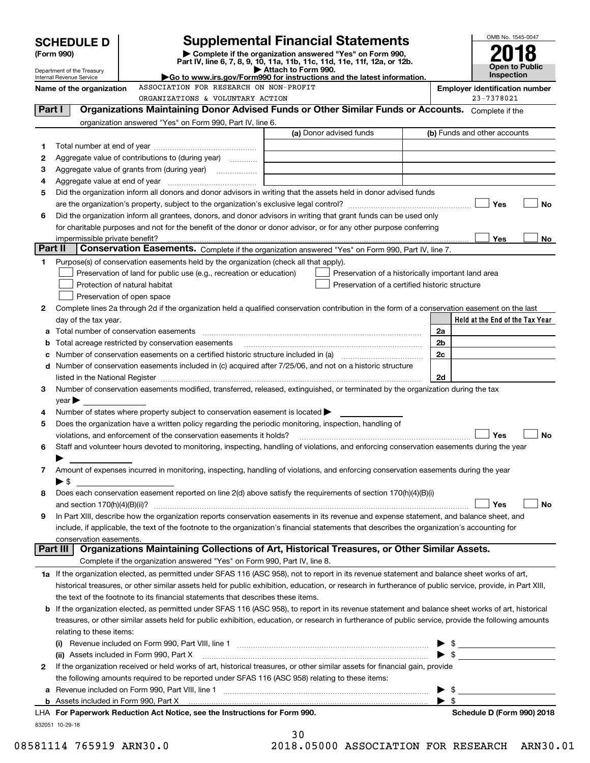# SCHEDULE D (Form 990)

Department of the Treasury
Internal Revenue Service

## Supplemental Financial Statements

▶ Complete if the organization answered "Yes" on Form 990, Part IV, line 6, 7, 8, 9, 10, 11a, 11b, 11c, 11d, 11e, 11f, 12a, or 12b.
▶ Attach to Form 990.
▶Go to www.irs.gov/Form990 for instructions and the latest information.

OMB No. 1545-0047

**2018**

**Open to Public Inspection**

**Name of the organization**: ASSOCIATION FOR RESEARCH ON NON-PROFIT ORGANIZATIONS & VOLUNTARY ACTION

**Employer identification number**: 23-7378021

## Part I Organizations Maintaining Donor Advised Funds or Other Similar Funds or Accounts.

Complete if the organization answered "Yes" on Form 990, Part IV, line 6.

| | | (a) Donor advised funds | (b) Funds and other accounts |
|---|---|---|---|
| 1 | Total number at end of year | | |
| 2 | Aggregate value of contributions to (during year) | | |
| 3 | Aggregate value of grants from (during year) | | |
| 4 | Aggregate value at end of year | | |

5 Did the organization inform all donors and donor advisors in writing that the assets held in donor advised funds are the organization's property, subject to the organization's exclusive legal control? ☐ Yes ☐ No

6 Did the organization inform all grantees, donors, and donor advisors in writing that grant funds can be used only for charitable purposes and not for the benefit of the donor or donor advisor, or for any other purpose conferring impermissible private benefit? ☐ Yes ☐ No

## Part II Conservation Easements.

Complete if the organization answered "Yes" on Form 990, Part IV, line 7.

1 Purpose(s) of conservation easements held by the organization (check all that apply).

- ☐ Preservation of land for public use (e.g., recreation or education)
- ☐ Protection of natural habitat
- ☐ Preservation of open space
- ☐ Preservation of a historically important land area
- ☐ Preservation of a certified historic structure

2 Complete lines 2a through 2d if the organization held a qualified conservation contribution in the form of a conservation easement on the last day of the tax year.

| | | | Held at the End of the Tax Year |
|---|---|---|---|
| a | Total number of conservation easements | 2a | |
| b | Total acreage restricted by conservation easements | 2b | |
| c | Number of conservation easements on a certified historic structure included in (a) | 2c | |
| d | Number of conservation easements included in (c) acquired after 7/25/06, and not on a historic structure listed in the National Register | 2d | |

3 Number of conservation easements modified, transferred, released, extinguished, or terminated by the organization during the tax year ▶

4 Number of states where property subject to conservation easement is located ▶

5 Does the organization have a written policy regarding the periodic monitoring, inspection, handling of violations, and enforcement of the conservation easements it holds? ☐ Yes ☐ No

6 Staff and volunteer hours devoted to monitoring, inspecting, handling of violations, and enforcing conservation easements during the year ▶

7 Amount of expenses incurred in monitoring, inspecting, handling of violations, and enforcing conservation easements during the year ▶ $

8 Does each conservation easement reported on line 2(d) above satisfy the requirements of section 170(h)(4)(B)(i) and section 170(h)(4)(B)(ii)? ☐ Yes ☐ No

9 In Part XIII, describe how the organization reports conservation easements in its revenue and expense statement, and balance sheet, and include, if applicable, the text of the footnote to the organization's financial statements that describes the organization's accounting for conservation easements.

## Part III Organizations Maintaining Collections of Art, Historical Treasures, or Other Similar Assets.

Complete if the organization answered "Yes" on Form 990, Part IV, line 8.

1a If the organization elected, as permitted under SFAS 116 (ASC 958), not to report in its revenue statement and balance sheet works of art, historical treasures, or other similar assets held for public exhibition, education, or research in furtherance of public service, provide, in Part XIII, the text of the footnote to its financial statements that describes these items.

b If the organization elected, as permitted under SFAS 116 (ASC 958), to report in its revenue statement and balance sheet works of art, historical treasures, or other similar assets held for public exhibition, education, or research in furtherance of public service, provide the following amounts relating to these items:

(i) Revenue included on Form 990, Part VIII, line 1 ▶ $

(ii) Assets included in Form 990, Part X ▶ $

2 If the organization received or held works of art, historical treasures, or other similar assets for financial gain, provide the following amounts required to be reported under SFAS 116 (ASC 958) relating to these items:

a Revenue included on Form 990, Part VIII, line 1 ▶ $

b Assets included in Form 990, Part X ▶ $

LHA For Paperwork Reduction Act Notice, see the Instructions for Form 990. Schedule D (Form 990) 2018

832051 10-29-18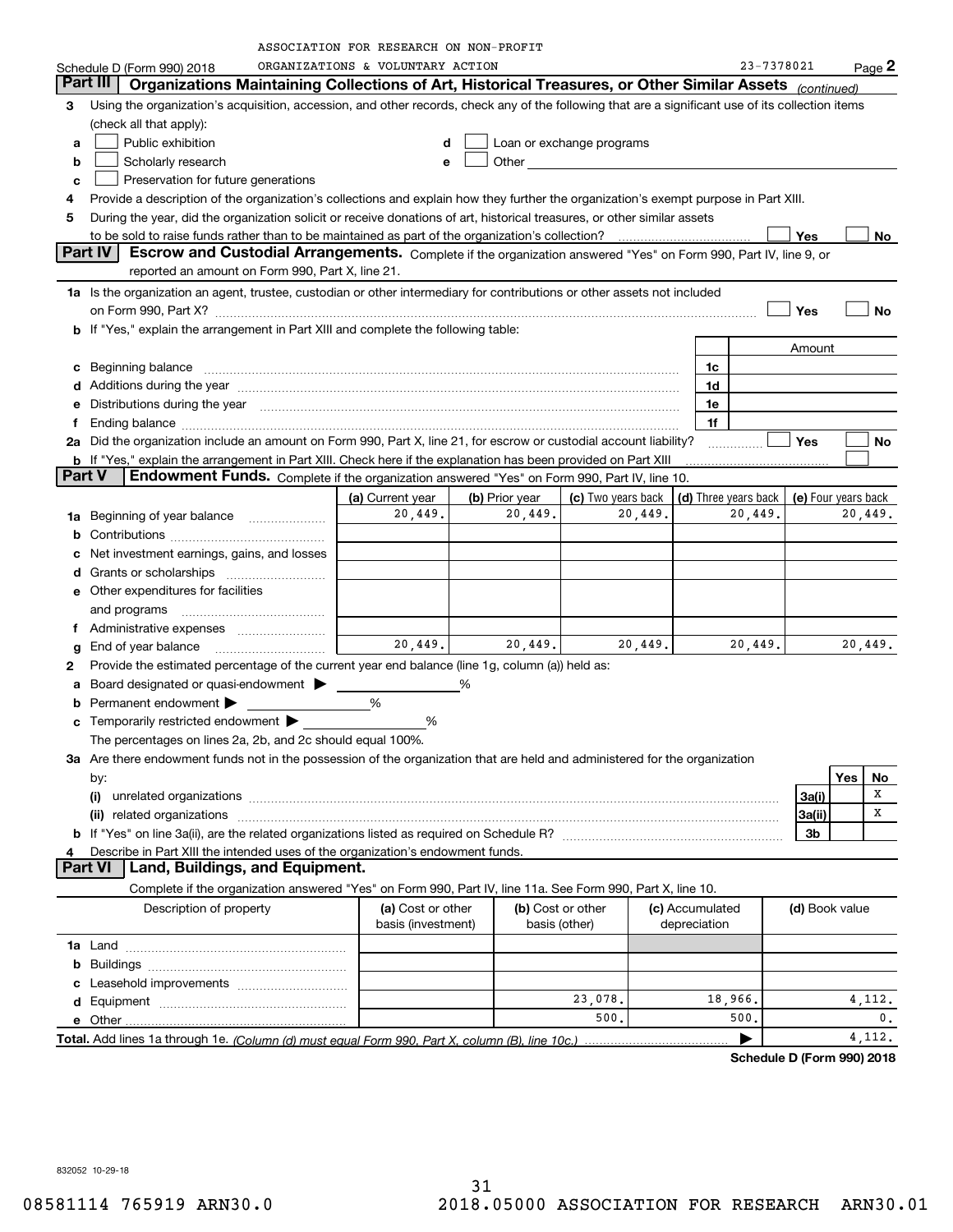ASSOCIATION FOR RESEARCH ON NON-PROFIT ORGANIZATIONS & VOLUNTARY ACTION

Schedule D (Form 990) 2018 — 23-7378021 — Page 2

## Part III — Organizations Maintaining Collections of Art, Historical Treasures, or Other Similar Assets *(continued)*

**3** Using the organization's acquisition, accession, and other records, check any of the following that are a significant use of its collection items (check all that apply):

- **a** ☐ Public exhibition
- **b** ☐ Scholarly research
- **c** ☐ Preservation for future generations
- **d** ☐ Loan or exchange programs
- **e** ☐ Other

**4** Provide a description of the organization's collections and explain how they further the organization's exempt purpose in Part XIII.

**5** During the year, did the organization solicit or receive donations of art, historical treasures, or other similar assets to be sold to raise funds rather than to be maintained as part of the organization's collection? ☐ Yes ☐ No

## Part IV — Escrow and Custodial Arrangements.

Complete if the organization answered "Yes" on Form 990, Part IV, line 9, or reported an amount on Form 990, Part X, line 21.

**1a** Is the organization an agent, trustee, custodian or other intermediary for contributions or other assets not included on Form 990, Part X? ☐ Yes ☐ No

**b** If "Yes," explain the arrangement in Part XIII and complete the following table:

| | | Amount |
|---|---|---|
| **c** Beginning balance | 1c | |
| **d** Additions during the year | 1d | |
| **e** Distributions during the year | 1e | |
| **f** Ending balance | 1f | |

**2a** Did the organization include an amount on Form 990, Part X, line 21, for escrow or custodial account liability? ☐ Yes ☐ No

**b** If "Yes," explain the arrangement in Part XIII. Check here if the explanation has been provided on Part XIII ☐

## Part V — Endowment Funds.

Complete if the organization answered "Yes" on Form 990, Part IV, line 10.

| | (a) Current year | (b) Prior year | (c) Two years back | (d) Three years back | (e) Four years back |
|---|---|---|---|---|---|
| **1a** Beginning of year balance | 20,449. | 20,449. | 20,449. | 20,449. | 20,449. |
| **b** Contributions | | | | | |
| **c** Net investment earnings, gains, and losses | | | | | |
| **d** Grants or scholarships | | | | | |
| **e** Other expenditures for facilities and programs | | | | | |
| **f** Administrative expenses | | | | | |
| **g** End of year balance | 20,449. | 20,449. | 20,449. | 20,449. | 20,449. |

**2** Provide the estimated percentage of the current year end balance (line 1g, column (a)) held as:

- **a** Board designated or quasi-endowment ▶ _____ %
- **b** Permanent endowment ▶ _____ %
- **c** Temporarily restricted endowment ▶ _____ %

The percentages on lines 2a, 2b, and 2c should equal 100%.

**3a** Are there endowment funds not in the possession of the organization that are held and administered for the organization by:

| | | Yes | No |
|---|---|---|---|
| **(i)** unrelated organizations | 3a(i) | | X |
| **(ii)** related organizations | 3a(ii) | | X |
| **b** If "Yes" on line 3a(ii), are the related organizations listed as required on Schedule R? | 3b | | |

**4** Describe in Part XIII the intended uses of the organization's endowment funds.

## Part VI — Land, Buildings, and Equipment.

Complete if the organization answered "Yes" on Form 990, Part IV, line 11a. See Form 990, Part X, line 10.

| Description of property | (a) Cost or other basis (investment) | (b) Cost or other basis (other) | (c) Accumulated depreciation | (d) Book value |
|---|---|---|---|---|
| **1a** Land | | | | |
| **b** Buildings | | | | |
| **c** Leasehold improvements | | | | |
| **d** Equipment | | 23,078. | 18,966. | 4,112. |
| **e** Other | | 500. | 500. | 0. |
| **Total.** Add lines 1a through 1e. *(Column (d) must equal Form 990, Part X, column (B), line 10c.)* | | | ▶ | 4,112. |

**Schedule D (Form 990) 2018**

832052 10-29-18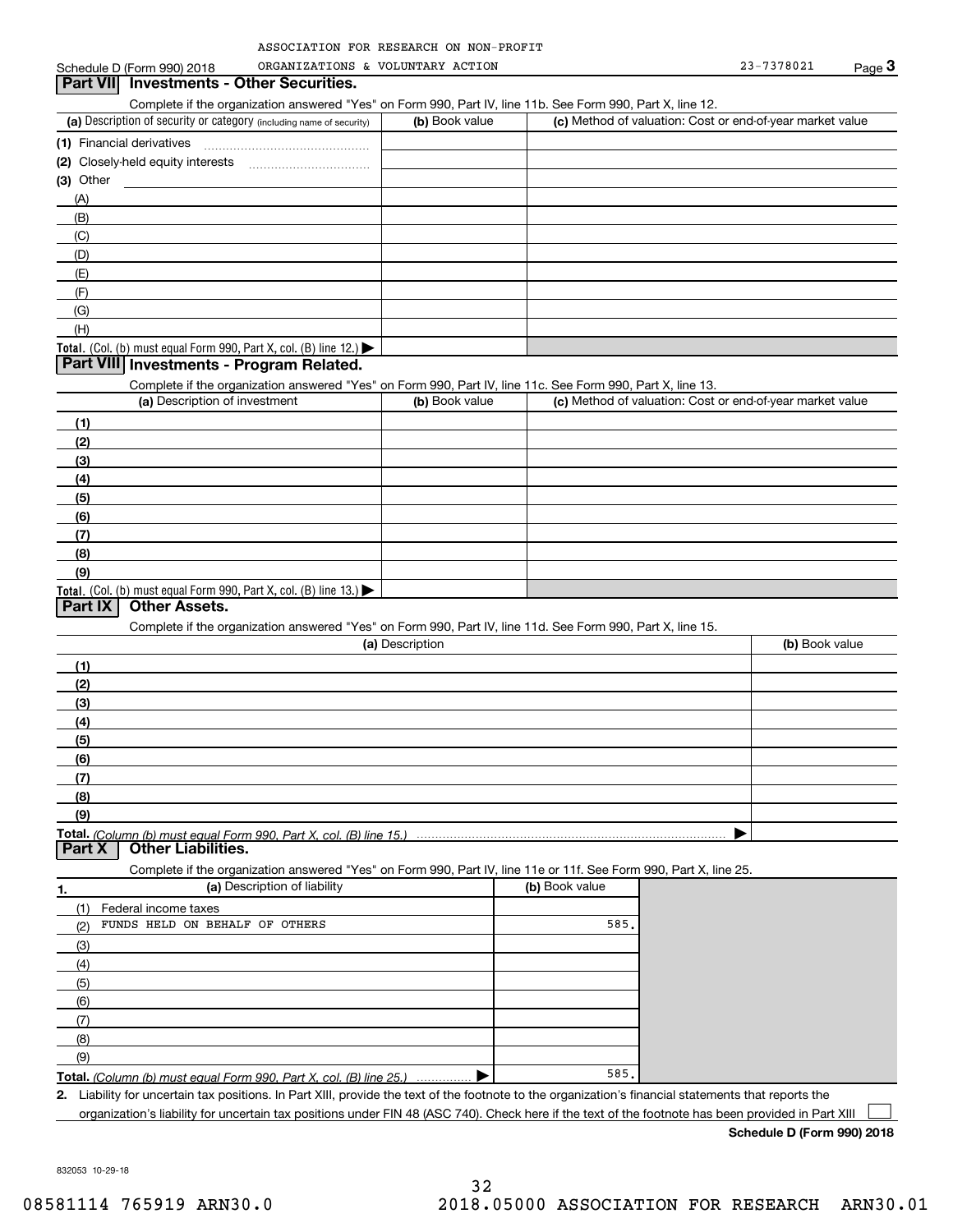ASSOCIATION FOR RESEARCH ON NON-PROFIT ORGANIZATIONS & VOLUNTARY ACTION — 23-7378021

Schedule D (Form 990) 2018

## Part VII Investments - Other Securities.

Complete if the organization answered "Yes" on Form 990, Part IV, line 11b. See Form 990, Part X, line 12.

| (a) Description of security or category (including name of security) | (b) Book value | (c) Method of valuation: Cost or end-of-year market value |
|---|---|---|
| (1) Financial derivatives | | |
| (2) Closely-held equity interests | | |
| (3) Other | | |
| (A) | | |
| (B) | | |
| (C) | | |
| (D) | | |
| (E) | | |
| (F) | | |
| (G) | | |
| (H) | | |
| **Total.** (Col. (b) must equal Form 990, Part X, col. (B) line 12.) ▶ | | |

## Part VIII Investments - Program Related.

Complete if the organization answered "Yes" on Form 990, Part IV, line 11c. See Form 990, Part X, line 13.

| (a) Description of investment | (b) Book value | (c) Method of valuation: Cost or end-of-year market value |
|---|---|---|
| (1) | | |
| (2) | | |
| (3) | | |
| (4) | | |
| (5) | | |
| (6) | | |
| (7) | | |
| (8) | | |
| (9) | | |
| **Total.** (Col. (b) must equal Form 990, Part X, col. (B) line 13.) ▶ | | |

## Part IX Other Assets.

Complete if the organization answered "Yes" on Form 990, Part IV, line 11d. See Form 990, Part X, line 15.

| (a) Description | (b) Book value |
|---|---|
| (1) | |
| (2) | |
| (3) | |
| (4) | |
| (5) | |
| (6) | |
| (7) | |
| (8) | |
| (9) | |
| **Total.** *(Column (b) must equal Form 990, Part X, col. (B) line 15.)* ▶ | |

## Part X Other Liabilities.

Complete if the organization answered "Yes" on Form 990, Part IV, line 11e or 11f. See Form 990, Part X, line 25.

| 1. (a) Description of liability | (b) Book value |
|---|---|
| (1) Federal income taxes | |
| (2) FUNDS HELD ON BEHALF OF OTHERS | 585. |
| (3) | |
| (4) | |
| (5) | |
| (6) | |
| (7) | |
| (8) | |
| (9) | |
| **Total.** *(Column (b) must equal Form 990, Part X, col. (B) line 25.)* ▶ | 585. |

**2.** Liability for uncertain tax positions. In Part XIII, provide the text of the footnote to the organization's financial statements that reports the organization's liability for uncertain tax positions under FIN 48 (ASC 740). Check here if the text of the footnote has been provided in Part XIII ☐

**Schedule D (Form 990) 2018**

832053 10-29-18

08581114 765919 ARN30.0 2018.05000 ASSOCIATION FOR RESEARCH ARN30.01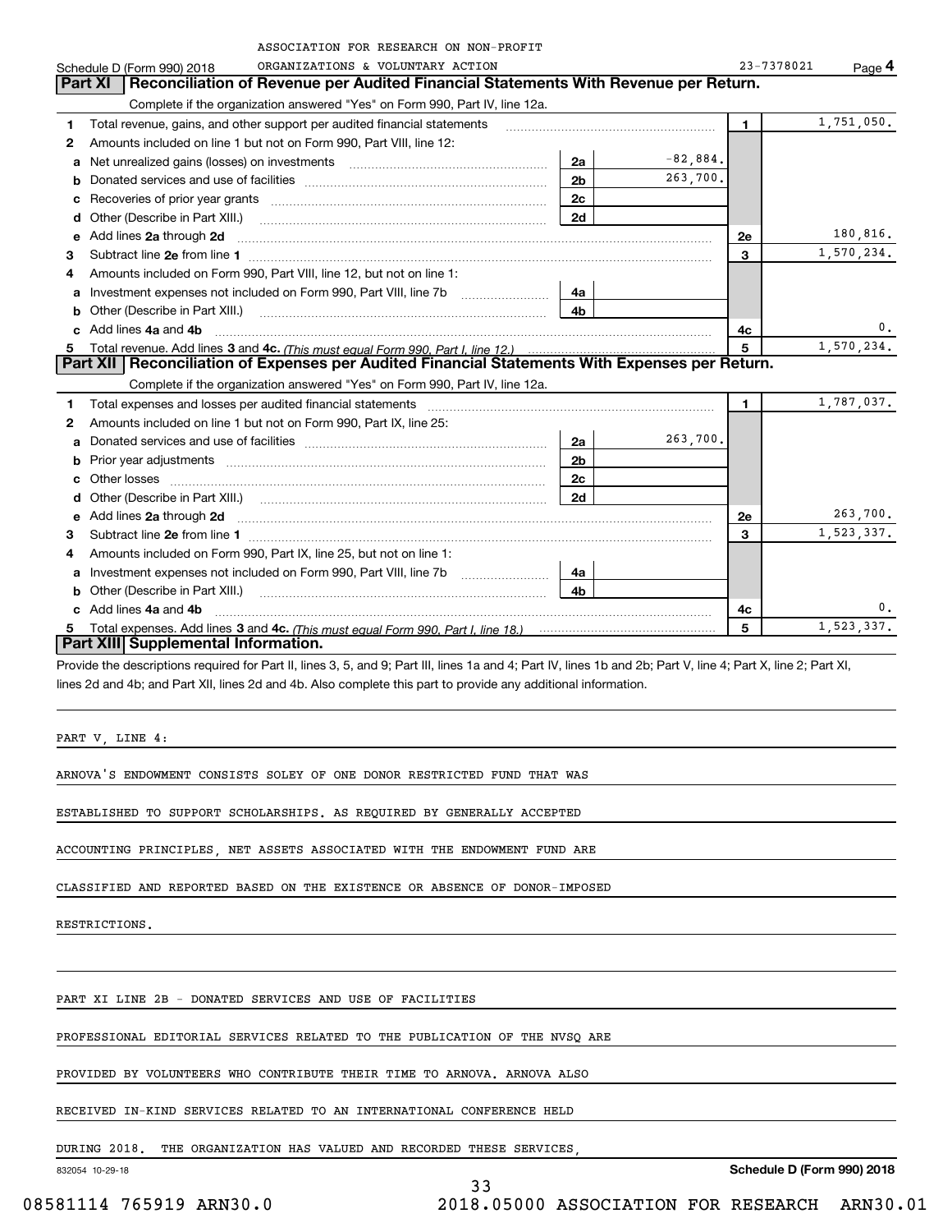ASSOCIATION FOR RESEARCH ON NON-PROFIT ORGANIZATIONS & VOLUNTARY ACTION — 23-7378021

Schedule D (Form 990) 2018 — Page 4

## Part XI Reconciliation of Revenue per Audited Financial Statements With Revenue per Return.

Complete if the organization answered "Yes" on Form 990, Part IV, line 12a.

| | | | | | |
|---|---|---|---|---|---|
| 1 | Total revenue, gains, and other support per audited financial statements | | | 1 | 1,751,050. |
| 2 | Amounts included on line 1 but not on Form 990, Part VIII, line 12: | | | | |
| a | Net unrealized gains (losses) on investments | 2a | -82,884. | | |
| b | Donated services and use of facilities | 2b | 263,700. | | |
| c | Recoveries of prior year grants | 2c | | | |
| d | Other (Describe in Part XIII.) | 2d | | | |
| e | Add lines 2a through 2d | | | 2e | 180,816. |
| 3 | Subtract line 2e from line 1 | | | 3 | 1,570,234. |
| 4 | Amounts included on Form 990, Part VIII, line 12, but not on line 1: | | | | |
| a | Investment expenses not included on Form 990, Part VIII, line 7b | 4a | | | |
| b | Other (Describe in Part XIII.) | 4b | | | |
| c | Add lines 4a and 4b | | | 4c | 0. |
| 5 | Total revenue. Add lines 3 and 4c. *(This must equal Form 990, Part I, line 12.)* | | | 5 | 1,570,234. |

## Part XII Reconciliation of Expenses per Audited Financial Statements With Expenses per Return.

Complete if the organization answered "Yes" on Form 990, Part IV, line 12a.

| | | | | | |
|---|---|---|---|---|---|
| 1 | Total expenses and losses per audited financial statements | | | 1 | 1,787,037. |
| 2 | Amounts included on line 1 but not on Form 990, Part IX, line 25: | | | | |
| a | Donated services and use of facilities | 2a | 263,700. | | |
| b | Prior year adjustments | 2b | | | |
| c | Other losses | 2c | | | |
| d | Other (Describe in Part XIII.) | 2d | | | |
| e | Add lines 2a through 2d | | | 2e | 263,700. |
| 3 | Subtract line 2e from line 1 | | | 3 | 1,523,337. |
| 4 | Amounts included on Form 990, Part IX, line 25, but not on line 1: | | | | |
| a | Investment expenses not included on Form 990, Part VIII, line 7b | 4a | | | |
| b | Other (Describe in Part XIII.) | 4b | | | |
| c | Add lines 4a and 4b | | | 4c | 0. |
| 5 | Total expenses. Add lines 3 and 4c. *(This must equal Form 990, Part I, line 18.)* | | | 5 | 1,523,337. |

## Part XIII Supplemental Information.

Provide the descriptions required for Part II, lines 3, 5, and 9; Part III, lines 1a and 4; Part IV, lines 1b and 2b; Part V, line 4; Part X, line 2; Part XI, lines 2d and 4b; and Part XII, lines 2d and 4b. Also complete this part to provide any additional information.

PART V, LINE 4:

ARNOVA'S ENDOWMENT CONSISTS SOLEY OF ONE DONOR RESTRICTED FUND THAT WAS ESTABLISHED TO SUPPORT SCHOLARSHIPS. AS REQUIRED BY GENERALLY ACCEPTED ACCOUNTING PRINCIPLES, NET ASSETS ASSOCIATED WITH THE ENDOWMENT FUND ARE CLASSIFIED AND REPORTED BASED ON THE EXISTENCE OR ABSENCE OF DONOR-IMPOSED RESTRICTIONS.

PART XI LINE 2B - DONATED SERVICES AND USE OF FACILITIES

PROFESSIONAL EDITORIAL SERVICES RELATED TO THE PUBLICATION OF THE NVSQ ARE PROVIDED BY VOLUNTEERS WHO CONTRIBUTE THEIR TIME TO ARNOVA. ARNOVA ALSO RECEIVED IN-KIND SERVICES RELATED TO AN INTERNATIONAL CONFERENCE HELD DURING 2018. THE ORGANIZATION HAS VALUED AND RECORDED THESE SERVICES,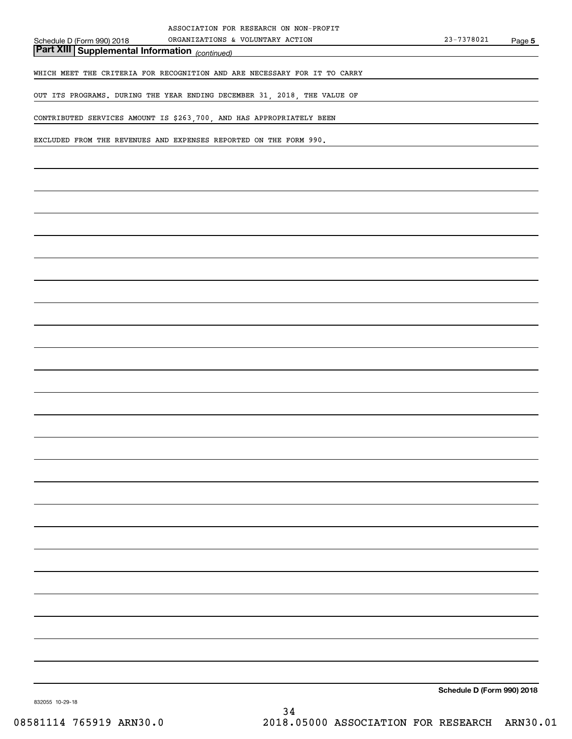## Part XIII | Supplemental Information *(continued)*

WHICH MEET THE CRITERIA FOR RECOGNITION AND ARE NECESSARY FOR IT TO CARRY

OUT ITS PROGRAMS. DURING THE YEAR ENDING DECEMBER 31, 2018, THE VALUE OF

CONTRIBUTED SERVICES AMOUNT IS $263,700, AND HAS APPROPRIATELY BEEN

EXCLUDED FROM THE REVENUES AND EXPENSES REPORTED ON THE FORM 990.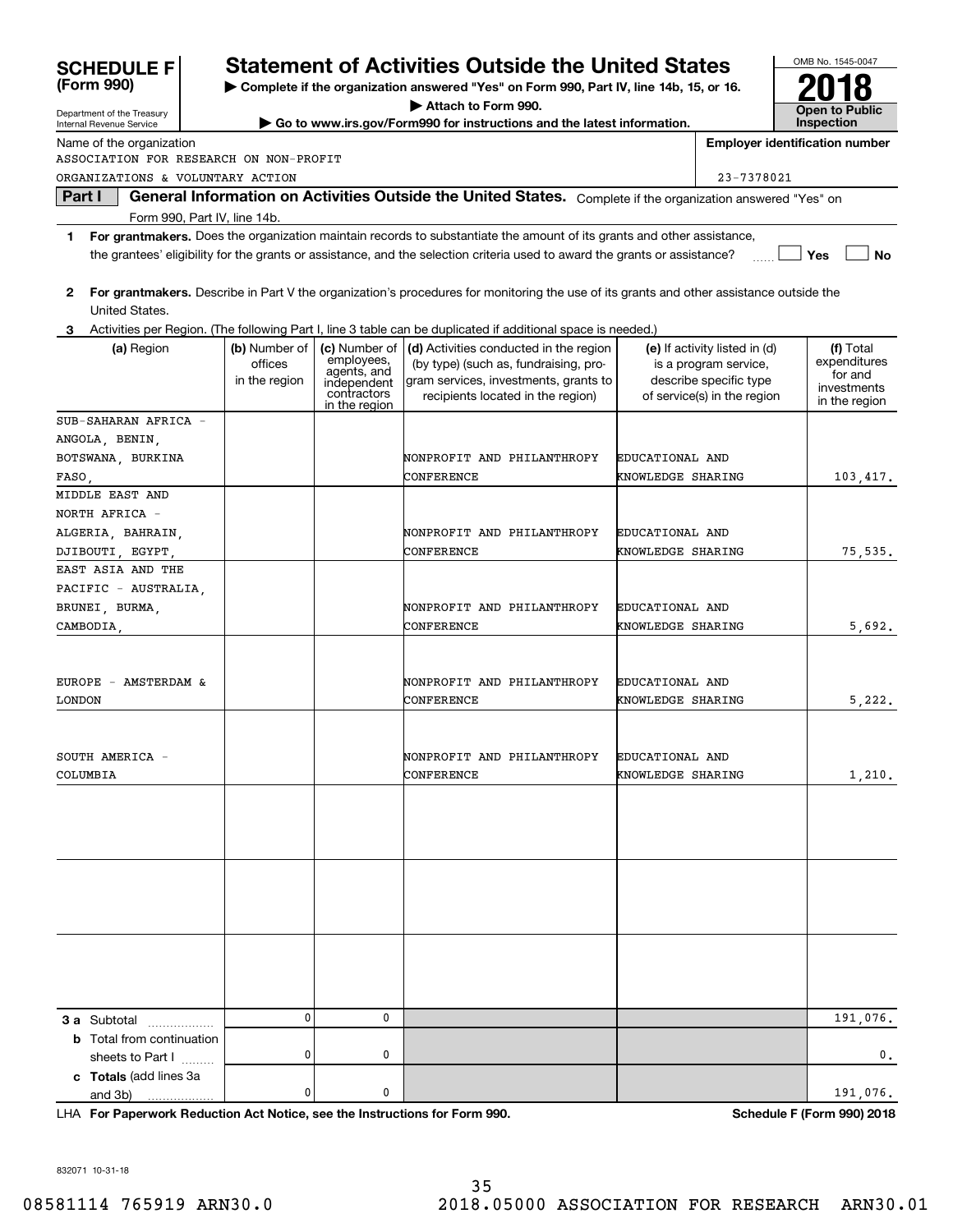**SCHEDULE F (Form 990)**

Department of the Treasury
Internal Revenue Service

# Statement of Activities Outside the United States

▶ Complete if the organization answered "Yes" on Form 990, Part IV, line 14b, 15, or 16.
▶ Attach to Form 990.
▶ Go to www.irs.gov/Form990 for instructions and the latest information.

OMB No. 1545-0047

**2018**

**Open to Public Inspection**

Name of the organization: ASSOCIATION FOR RESEARCH ON NON-PROFIT ORGANIZATIONS & VOLUNTARY ACTION

Employer identification number: 23-7378021

**Part I — General Information on Activities Outside the United States.** Complete if the organization answered "Yes" on Form 990, Part IV, line 14b.

1 **For grantmakers.** Does the organization maintain records to substantiate the amount of its grants and other assistance, the grantees' eligibility for the grants or assistance, and the selection criteria used to award the grants or assistance? ☐ Yes ☐ No

2 **For grantmakers.** Describe in Part V the organization's procedures for monitoring the use of its grants and other assistance outside the United States.

3 Activities per Region. (The following Part I, line 3 table can be duplicated if additional space is needed.)

| (a) Region | (b) Number of offices in the region | (c) Number of employees, agents, and independent contractors in the region | (d) Activities conducted in the region (by type) (such as, fundraising, program services, investments, grants to recipients located in the region) | (e) If activity listed in (d) is a program service, describe specific type of service(s) in the region | (f) Total expenditures for and investments in the region |
|---|---|---|---|---|---|
| SUB-SAHARAN AFRICA - ANGOLA, BENIN, BOTSWANA, BURKINA FASO, | | | NONPROFIT AND PHILANTHROPY CONFERENCE | EDUCATIONAL AND KNOWLEDGE SHARING | 103,417. |
| MIDDLE EAST AND NORTH AFRICA - ALGERIA, BAHRAIN, DJIBOUTI, EGYPT, | | | NONPROFIT AND PHILANTHROPY CONFERENCE | EDUCATIONAL AND KNOWLEDGE SHARING | 75,535. |
| EAST ASIA AND THE PACIFIC - AUSTRALIA, BRUNEI, BURMA, CAMBODIA, | | | NONPROFIT AND PHILANTHROPY CONFERENCE | EDUCATIONAL AND KNOWLEDGE SHARING | 5,692. |
| EUROPE - AMSTERDAM & LONDON | | | NONPROFIT AND PHILANTHROPY CONFERENCE | EDUCATIONAL AND KNOWLEDGE SHARING | 5,222. |
| SOUTH AMERICA - COLUMBIA | | | NONPROFIT AND PHILANTHROPY CONFERENCE | EDUCATIONAL AND KNOWLEDGE SHARING | 1,210. |
| | | | | | |
| | | | | | |
| | | | | | |
| **3 a** Subtotal | 0 | 0 | | | 191,076. |
| **b** Total from continuation sheets to Part I | 0 | 0 | | | 0. |
| **c Totals** (add lines 3a and 3b) | 0 | 0 | | | 191,076. |

LHA **For Paperwork Reduction Act Notice, see the Instructions for Form 990.** **Schedule F (Form 990) 2018**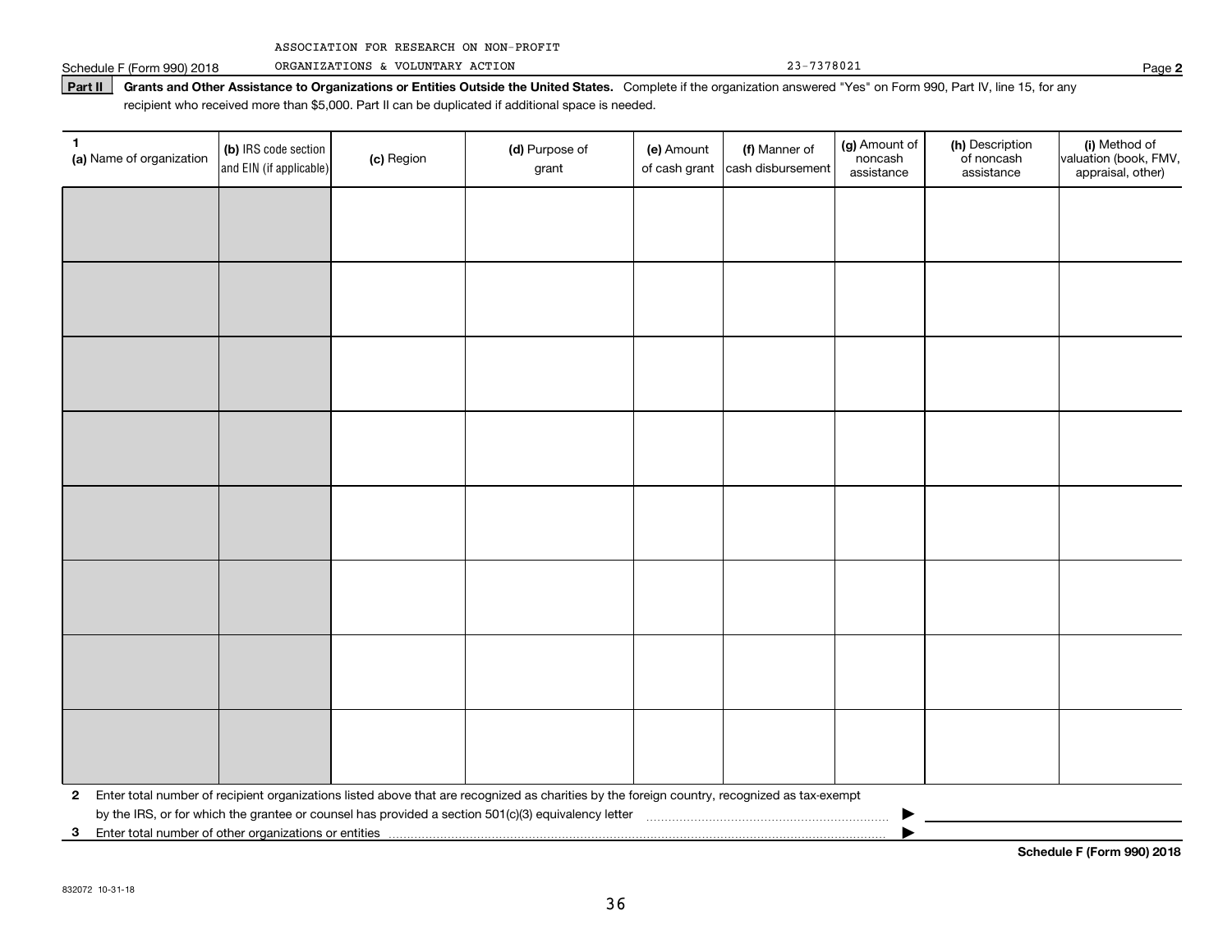ASSOCIATION FOR RESEARCH ON NON-PROFIT ORGANIZATIONS & VOLUNTARY ACTION 23-7378021

**Part II** **Grants and Other Assistance to Organizations or Entities Outside the United States.** Complete if the organization answered "Yes" on Form 990, Part IV, line 15, for any recipient who received more than $5,000. Part II can be duplicated if additional space is needed.

| 1 (a) Name of organization | (b) IRS code section and EIN (if applicable) | (c) Region | (d) Purpose of grant | (e) Amount of cash grant | (f) Manner of cash disbursement | (g) Amount of noncash assistance | (h) Description of noncash assistance | (i) Method of valuation (book, FMV, appraisal, other) |
|---|---|---|---|---|---|---|---|---|
| | | | | | | | | |
| | | | | | | | | |
| | | | | | | | | |
| | | | | | | | | |
| | | | | | | | | |
| | | | | | | | | |
| | | | | | | | | |
| | | | | | | | | |

**2** Enter total number of recipient organizations listed above that are recognized as charities by the foreign country, recognized as tax-exempt by the IRS, or for which the grantee or counsel has provided a section 501(c)(3) equivalency letter ▶

**3** Enter total number of other organizations or entities ▶

**Schedule F (Form 990) 2018**

832072 10-31-18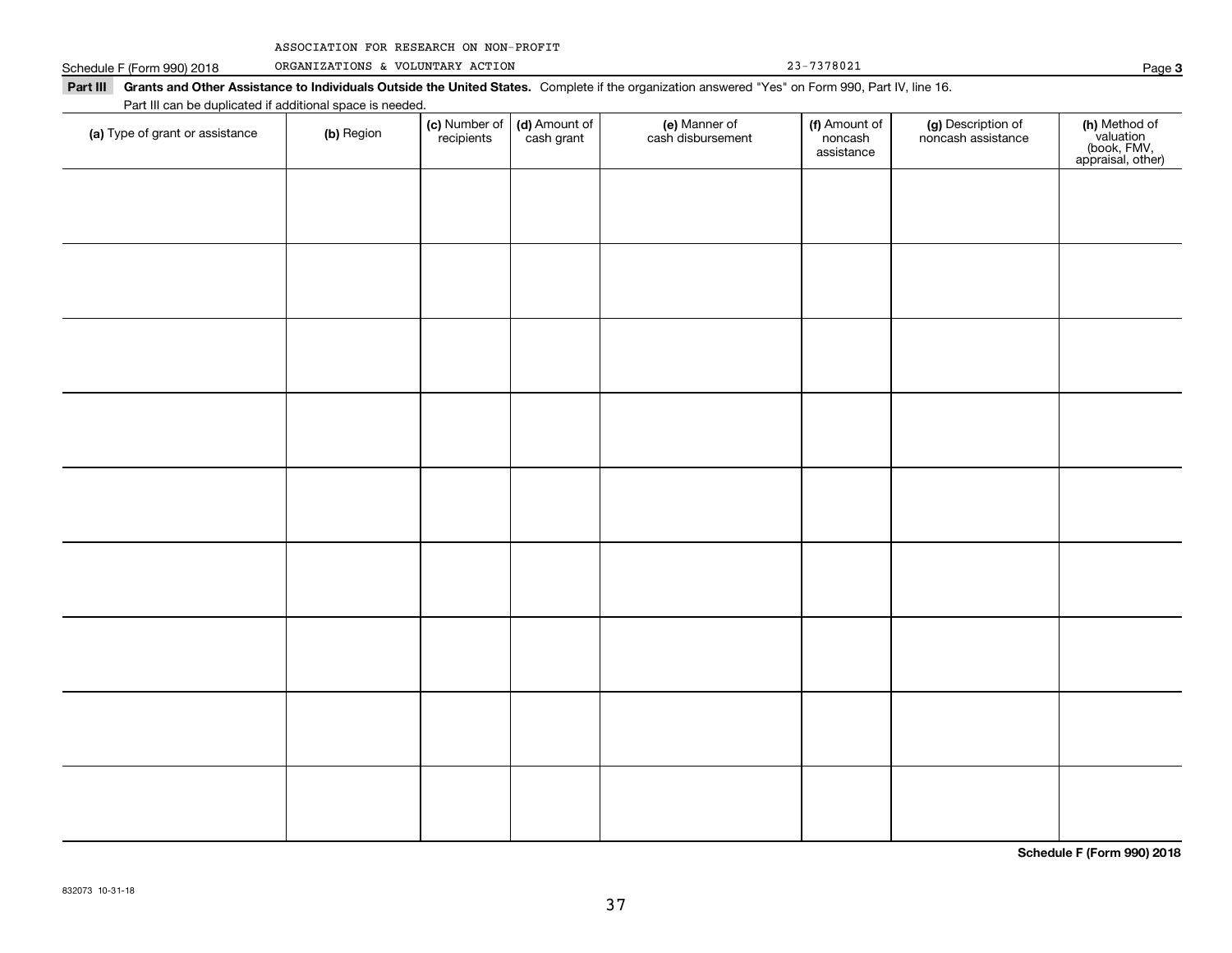ASSOCIATION FOR RESEARCH ON NON-PROFIT ORGANIZATIONS & VOLUNTARY ACTION 23-7378021

Schedule F (Form 990) 2018

**Part III Grants and Other Assistance to Individuals Outside the United States.** Complete if the organization answered "Yes" on Form 990, Part IV, line 16.

Part III can be duplicated if additional space is needed.

| (a) Type of grant or assistance | (b) Region | (c) Number of recipients | (d) Amount of cash grant | (e) Manner of cash disbursement | (f) Amount of noncash assistance | (g) Description of noncash assistance | (h) Method of valuation (book, FMV, appraisal, other) |
|---|---|---|---|---|---|---|---|
| | | | | | | | |
| | | | | | | | |
| | | | | | | | |
| | | | | | | | |
| | | | | | | | |
| | | | | | | | |
| | | | | | | | |
| | | | | | | | |
| | | | | | | | |

**Schedule F (Form 990) 2018**

832073 10-31-18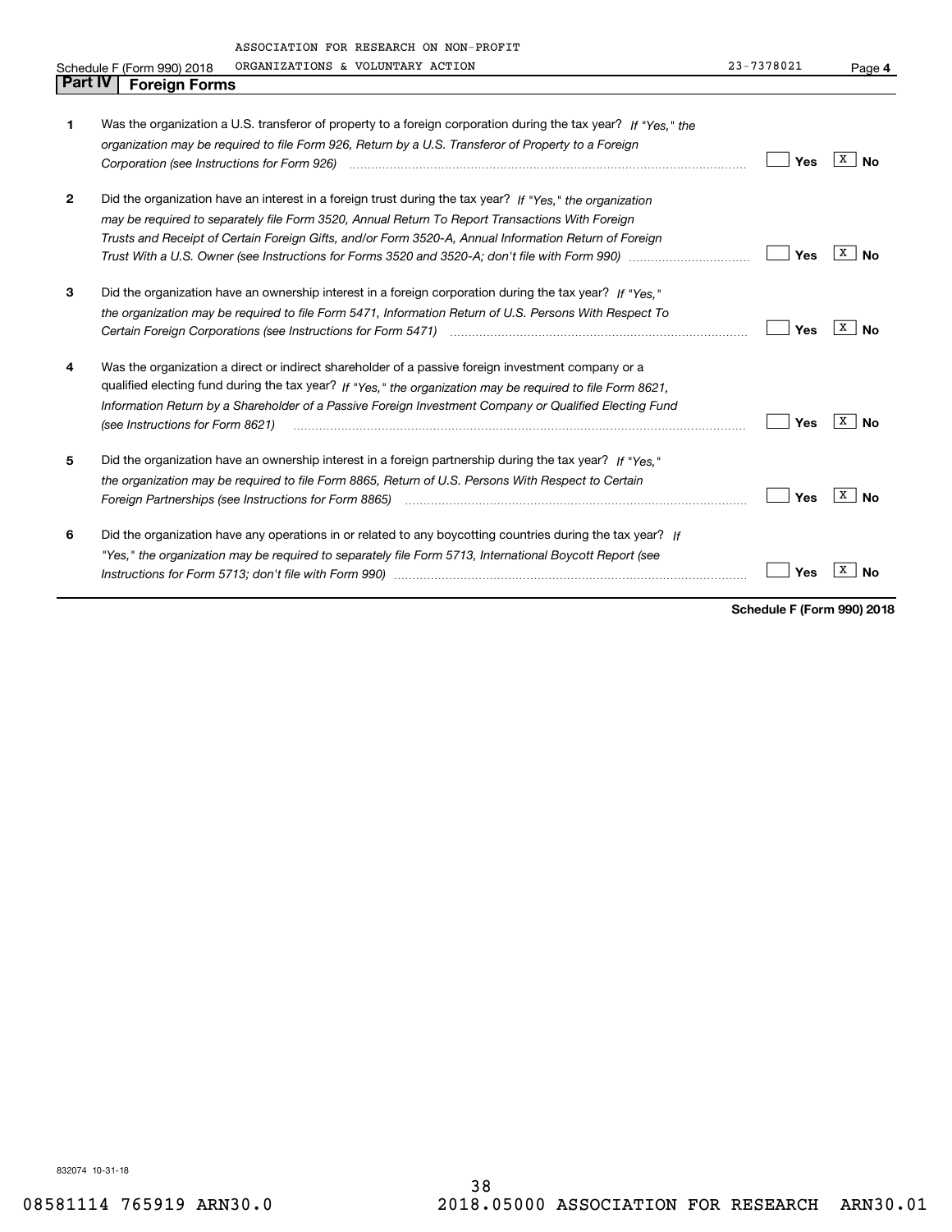ASSOCIATION FOR RESEARCH ON NON-PROFIT ORGANIZATIONS & VOLUNTARY ACTION 23-7378021

Schedule F (Form 990) 2018 Page 4

## Part IV Foreign Forms

| | | Yes | No |
|---|---|---|---|
| 1 | Was the organization a U.S. transferor of property to a foreign corporation during the tax year? *If "Yes," the organization may be required to file Form 926, Return by a U.S. Transferor of Property to a Foreign Corporation (see Instructions for Form 926)* | | X |
| 2 | Did the organization have an interest in a foreign trust during the tax year? *If "Yes," the organization may be required to separately file Form 3520, Annual Return To Report Transactions With Foreign Trusts and Receipt of Certain Foreign Gifts, and/or Form 3520-A, Annual Information Return of Foreign Trust With a U.S. Owner (see Instructions for Forms 3520 and 3520-A; don't file with Form 990)* | | X |
| 3 | Did the organization have an ownership interest in a foreign corporation during the tax year? *If "Yes," the organization may be required to file Form 5471, Information Return of U.S. Persons With Respect To Certain Foreign Corporations (see Instructions for Form 5471)* | | X |
| 4 | Was the organization a direct or indirect shareholder of a passive foreign investment company or a qualified electing fund during the tax year? *If "Yes," the organization may be required to file Form 8621, Information Return by a Shareholder of a Passive Foreign Investment Company or Qualified Electing Fund (see Instructions for Form 8621)* | | X |
| 5 | Did the organization have an ownership interest in a foreign partnership during the tax year? *If "Yes," the organization may be required to file Form 8865, Return of U.S. Persons With Respect to Certain Foreign Partnerships (see Instructions for Form 8865)* | | X |
| 6 | Did the organization have any operations in or related to any boycotting countries during the tax year? *If "Yes," the organization may be required to separately file Form 5713, International Boycott Report (see Instructions for Form 5713; don't file with Form 990)* | | X |

**Schedule F (Form 990) 2018**

832074 10-31-18

08581114 765919 ARN30.0 2018.05000 ASSOCIATION FOR RESEARCH ARN30.01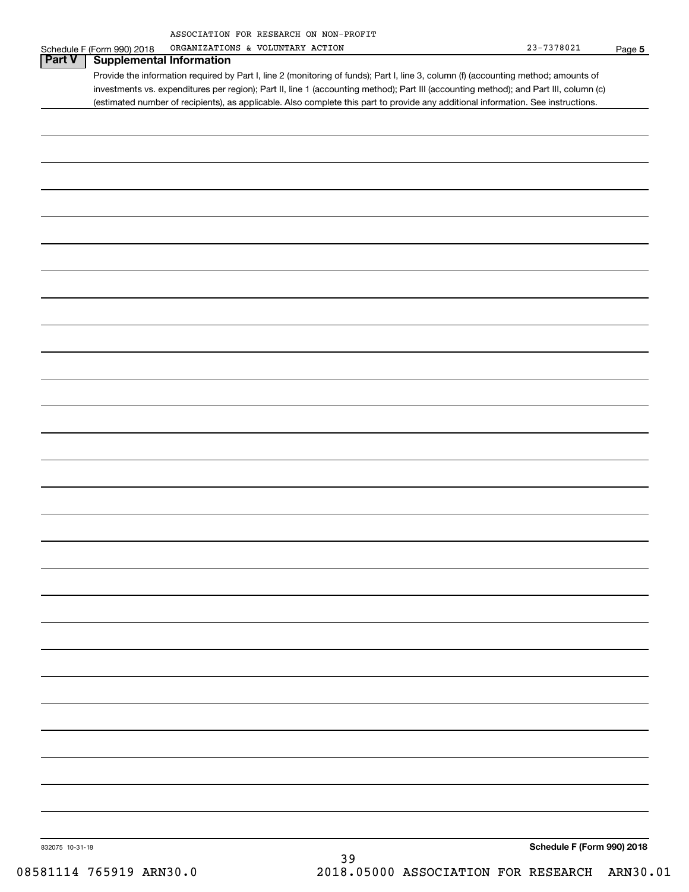ASSOCIATION FOR RESEARCH ON NON-PROFIT ORGANIZATIONS & VOLUNTARY ACTION 23-7378021

Schedule F (Form 990) 2018

## Part V Supplemental Information

Provide the information required by Part I, line 2 (monitoring of funds); Part I, line 3, column (f) (accounting method; amounts of investments vs. expenditures per region); Part II, line 1 (accounting method); Part III (accounting method); and Part III, column (c) (estimated number of recipients), as applicable. Also complete this part to provide any additional information. See instructions.

832075 10-31-18

**Schedule F (Form 990) 2018**

08581114 765919 ARN30.0 2018.05000 ASSOCIATION FOR RESEARCH ARN30.01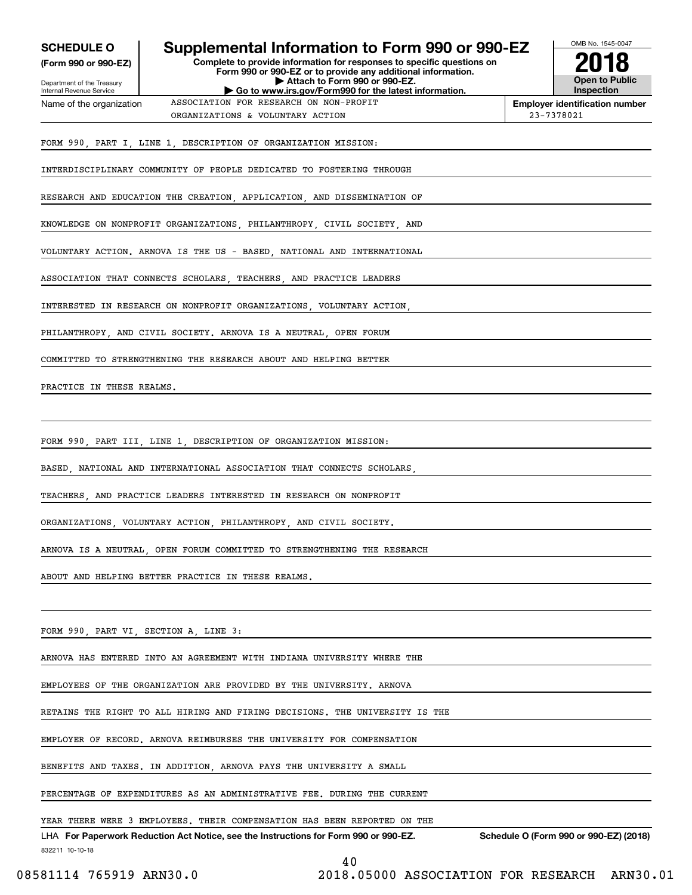**SCHEDULE O**
**(Form 990 or 990-EZ)**

Department of the Treasury
Internal Revenue Service

# Supplemental Information to Form 990 or 990-EZ

**Complete to provide information for responses to specific questions on Form 990 or 990-EZ or to provide any additional information.**
**▶ Attach to Form 990 or 990-EZ.**
**▶ Go to www.irs.gov/Form990 for the latest information.**

OMB No. 1545-0047
**2018**
**Open to Public Inspection**

Name of the organization: ASSOCIATION FOR RESEARCH ON NON-PROFIT ORGANIZATIONS & VOLUNTARY ACTION

**Employer identification number** 23-7378021

FORM 990, PART I, LINE 1, DESCRIPTION OF ORGANIZATION MISSION:

INTERDISCIPLINARY COMMUNITY OF PEOPLE DEDICATED TO FOSTERING THROUGH RESEARCH AND EDUCATION THE CREATION, APPLICATION, AND DISSEMINATION OF KNOWLEDGE ON NONPROFIT ORGANIZATIONS, PHILANTHROPY, CIVIL SOCIETY, AND VOLUNTARY ACTION. ARNOVA IS THE US - BASED, NATIONAL AND INTERNATIONAL ASSOCIATION THAT CONNECTS SCHOLARS, TEACHERS, AND PRACTICE LEADERS INTERESTED IN RESEARCH ON NONPROFIT ORGANIZATIONS, VOLUNTARY ACTION, PHILANTHROPY, AND CIVIL SOCIETY. ARNOVA IS A NEUTRAL, OPEN FORUM COMMITTED TO STRENGTHENING THE RESEARCH ABOUT AND HELPING BETTER PRACTICE IN THESE REALMS.

FORM 990, PART III, LINE 1, DESCRIPTION OF ORGANIZATION MISSION:

BASED, NATIONAL AND INTERNATIONAL ASSOCIATION THAT CONNECTS SCHOLARS, TEACHERS, AND PRACTICE LEADERS INTERESTED IN RESEARCH ON NONPROFIT ORGANIZATIONS, VOLUNTARY ACTION, PHILANTHROPY, AND CIVIL SOCIETY. ARNOVA IS A NEUTRAL, OPEN FORUM COMMITTED TO STRENGTHENING THE RESEARCH ABOUT AND HELPING BETTER PRACTICE IN THESE REALMS.

FORM 990, PART VI, SECTION A, LINE 3:

ARNOVA HAS ENTERED INTO AN AGREEMENT WITH INDIANA UNIVERSITY WHERE THE EMPLOYEES OF THE ORGANIZATION ARE PROVIDED BY THE UNIVERSITY. ARNOVA RETAINS THE RIGHT TO ALL HIRING AND FIRING DECISIONS. THE UNIVERSITY IS THE EMPLOYER OF RECORD. ARNOVA REIMBURSES THE UNIVERSITY FOR COMPENSATION BENEFITS AND TAXES. IN ADDITION, ARNOVA PAYS THE UNIVERSITY A SMALL PERCENTAGE OF EXPENDITURES AS AN ADMINISTRATIVE FEE. DURING THE CURRENT YEAR THERE WERE 3 EMPLOYEES. THEIR COMPENSATION HAS BEEN REPORTED ON THE

LHA **For Paperwork Reduction Act Notice, see the Instructions for Form 990 or 990-EZ.** **Schedule O (Form 990 or 990-EZ) (2018)**

832211 10-10-18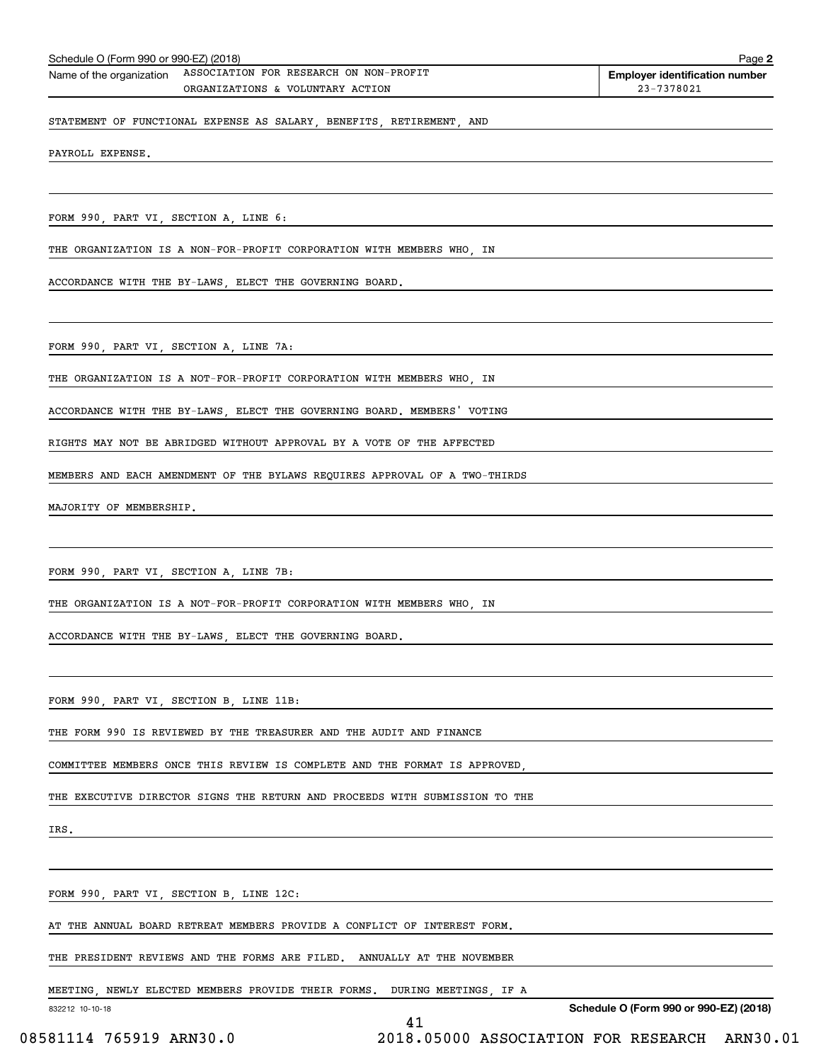Name of the organization: ASSOCIATION FOR RESEARCH ON NON-PROFIT ORGANIZATIONS & VOLUNTARY ACTION

Employer identification number: 23-7378021

STATEMENT OF FUNCTIONAL EXPENSE AS SALARY, BENEFITS, RETIREMENT, AND PAYROLL EXPENSE.

FORM 990, PART VI, SECTION A, LINE 6:

THE ORGANIZATION IS A NON-FOR-PROFIT CORPORATION WITH MEMBERS WHO, IN ACCORDANCE WITH THE BY-LAWS, ELECT THE GOVERNING BOARD.

FORM 990, PART VI, SECTION A, LINE 7A:

THE ORGANIZATION IS A NOT-FOR-PROFIT CORPORATION WITH MEMBERS WHO, IN ACCORDANCE WITH THE BY-LAWS, ELECT THE GOVERNING BOARD. MEMBERS' VOTING RIGHTS MAY NOT BE ABRIDGED WITHOUT APPROVAL BY A VOTE OF THE AFFECTED MEMBERS AND EACH AMENDMENT OF THE BYLAWS REQUIRES APPROVAL OF A TWO-THIRDS MAJORITY OF MEMBERSHIP.

FORM 990, PART VI, SECTION A, LINE 7B:

THE ORGANIZATION IS A NOT-FOR-PROFIT CORPORATION WITH MEMBERS WHO, IN ACCORDANCE WITH THE BY-LAWS, ELECT THE GOVERNING BOARD.

FORM 990, PART VI, SECTION B, LINE 11B:

THE FORM 990 IS REVIEWED BY THE TREASURER AND THE AUDIT AND FINANCE COMMITTEE MEMBERS ONCE THIS REVIEW IS COMPLETE AND THE FORMAT IS APPROVED, THE EXECUTIVE DIRECTOR SIGNS THE RETURN AND PROCEEDS WITH SUBMISSION TO THE IRS.

FORM 990, PART VI, SECTION B, LINE 12C:

AT THE ANNUAL BOARD RETREAT MEMBERS PROVIDE A CONFLICT OF INTEREST FORM. THE PRESIDENT REVIEWS AND THE FORMS ARE FILED. ANNUALLY AT THE NOVEMBER MEETING, NEWLY ELECTED MEMBERS PROVIDE THEIR FORMS. DURING MEETINGS, IF A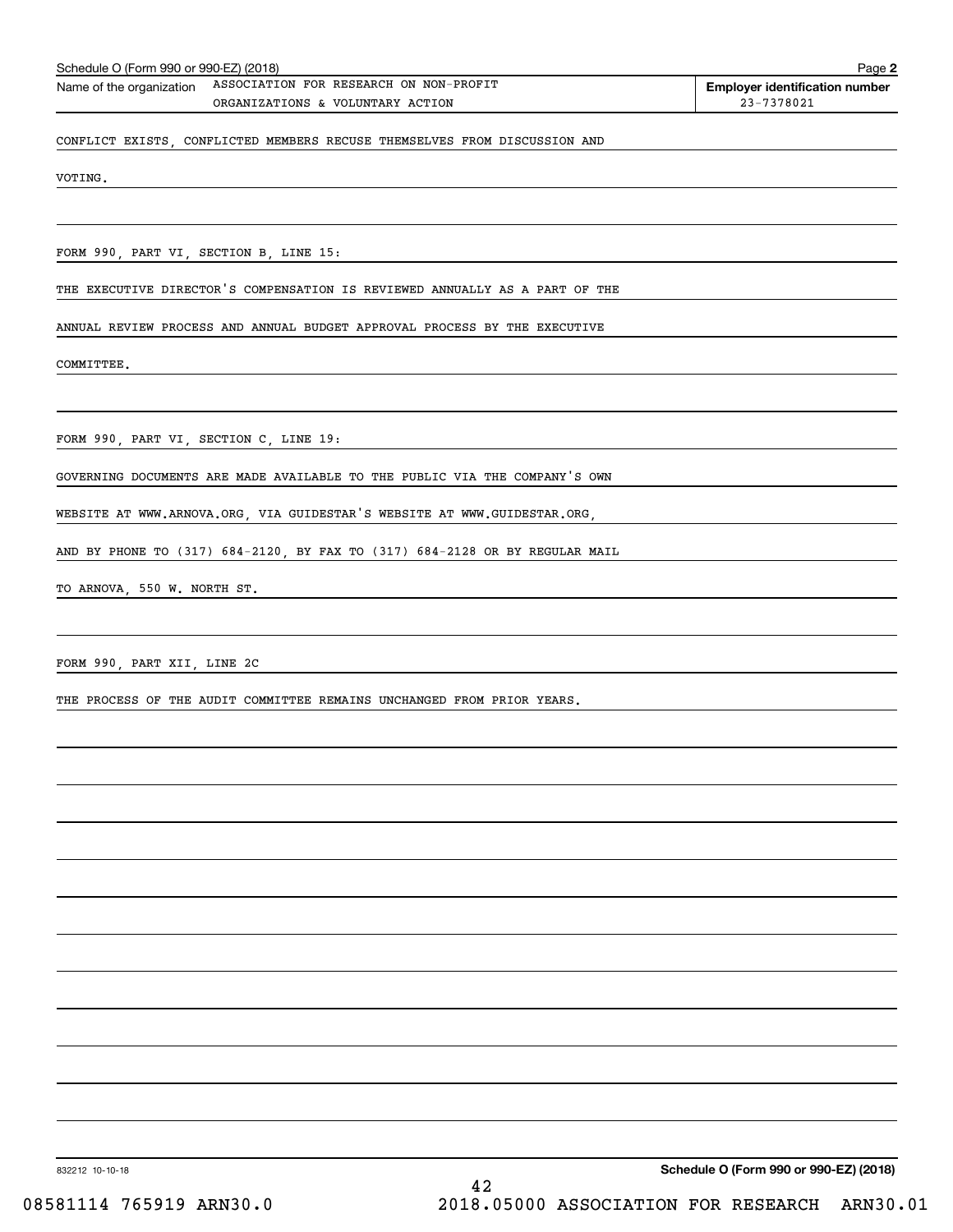Schedule O (Form 990 or 990-EZ) (2018) Page **2**

Name of the organization ASSOCIATION FOR RESEARCH ON NON-PROFIT ORGANIZATIONS & VOLUNTARY ACTION

**Employer identification number** 23-7378021

CONFLICT EXISTS, CONFLICTED MEMBERS RECUSE THEMSELVES FROM DISCUSSION AND VOTING.

FORM 990, PART VI, SECTION B, LINE 15:

THE EXECUTIVE DIRECTOR'S COMPENSATION IS REVIEWED ANNUALLY AS A PART OF THE ANNUAL REVIEW PROCESS AND ANNUAL BUDGET APPROVAL PROCESS BY THE EXECUTIVE COMMITTEE.

FORM 990, PART VI, SECTION C, LINE 19:

GOVERNING DOCUMENTS ARE MADE AVAILABLE TO THE PUBLIC VIA THE COMPANY'S OWN WEBSITE AT WWW.ARNOVA.ORG, VIA GUIDESTAR'S WEBSITE AT WWW.GUIDESTAR.ORG, AND BY PHONE TO (317) 684-2120, BY FAX TO (317) 684-2128 OR BY REGULAR MAIL TO ARNOVA, 550 W. NORTH ST.

FORM 990, PART XII, LINE 2C

THE PROCESS OF THE AUDIT COMMITTEE REMAINS UNCHANGED FROM PRIOR YEARS.

832212 10-10-18

**Schedule O (Form 990 or 990-EZ) (2018)**